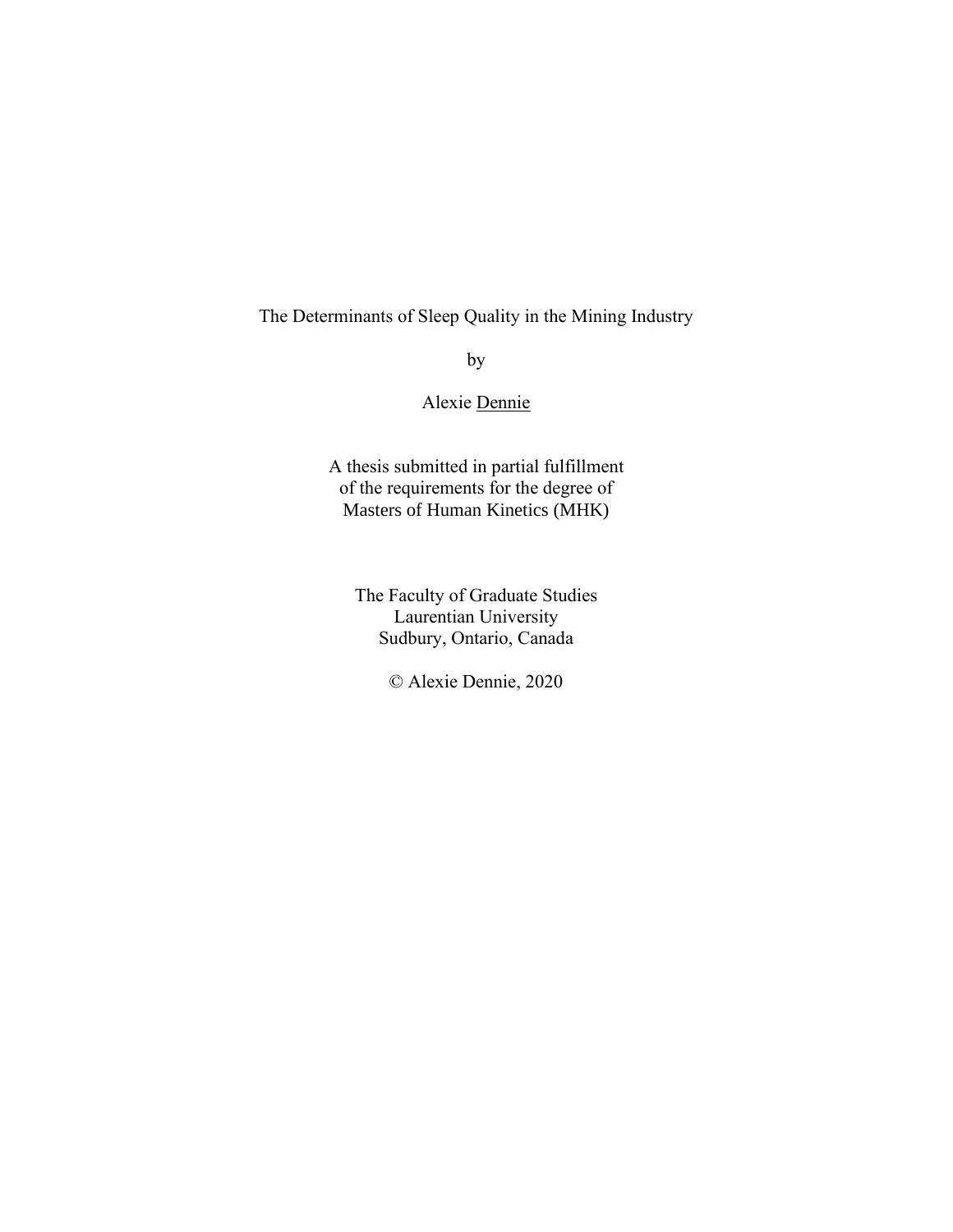# The Determinants of Sleep Quality in the Mining Industry

by

Alexie Dennie

A thesis submitted in partial fulfillment
of the requirements for the degree of
Masters of Human Kinetics (MHK)

The Faculty of Graduate Studies
Laurentian University
Sudbury, Ontario, Canada

© Alexie Dennie, 2020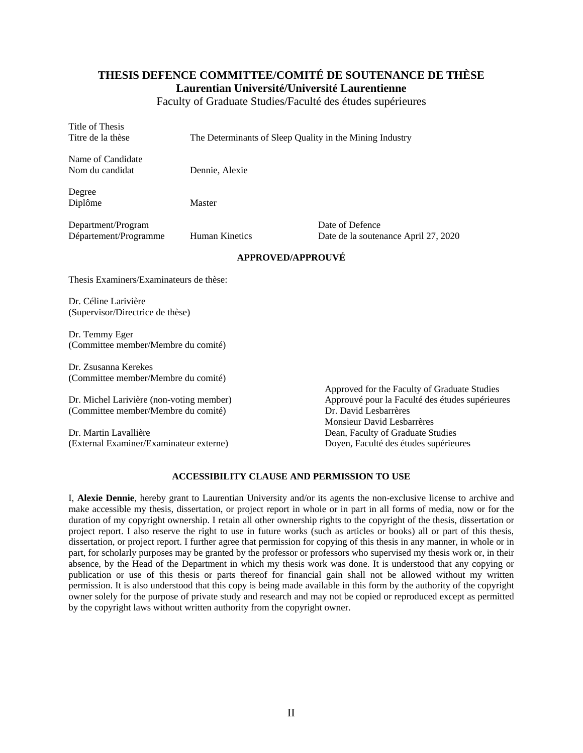# THESIS DEFENCE COMMITTEE/COMITÉ DE SOUTENANCE DE THÈSE

## Laurentian Université/Université Laurentienne

Faculty of Graduate Studies/Faculté des études supérieures

Title of Thesis
Titre de la thèse — The Determinants of Sleep Quality in the Mining Industry

Name of Candidate
Nom du candidat — Dennie, Alexie

Degree
Diplôme — Master

Department/Program
Département/Programme — Human Kinetics

Date of Defence
Date de la soutenance April 27, 2020

**APPROVED/APPROUVÉ**

Thesis Examiners/Examinateurs de thèse:

Dr. Céline Larivière
(Supervisor/Directrice de thèse)

Dr. Temmy Eger
(Committee member/Membre du comité)

Dr. Zsusanna Kerekes
(Committee member/Membre du comité)

Dr. Michel Larivière (non-voting member)
(Committee member/Membre du comité)

Dr. Martin Lavallière
(External Examiner/Examinateur externe)

Approved for the Faculty of Graduate Studies
Approuvé pour la Faculté des études supérieures
Dr. David Lesbarrères
Monsieur David Lesbarrères
Dean, Faculty of Graduate Studies
Doyen, Faculté des études supérieures

**ACCESSIBILITY CLAUSE AND PERMISSION TO USE**

I, **Alexie Dennie**, hereby grant to Laurentian University and/or its agents the non-exclusive license to archive and make accessible my thesis, dissertation, or project report in whole or in part in all forms of media, now or for the duration of my copyright ownership. I retain all other ownership rights to the copyright of the thesis, dissertation or project report. I also reserve the right to use in future works (such as articles or books) all or part of this thesis, dissertation, or project report. I further agree that permission for copying of this thesis in any manner, in whole or in part, for scholarly purposes may be granted by the professor or professors who supervised my thesis work or, in their absence, by the Head of the Department in which my thesis work was done. It is understood that any copying or publication or use of this thesis or parts thereof for financial gain shall not be allowed without my written permission. It is also understood that this copy is being made available in this form by the authority of the copyright owner solely for the purpose of private study and research and may not be copied or reproduced except as permitted by the copyright laws without written authority from the copyright owner.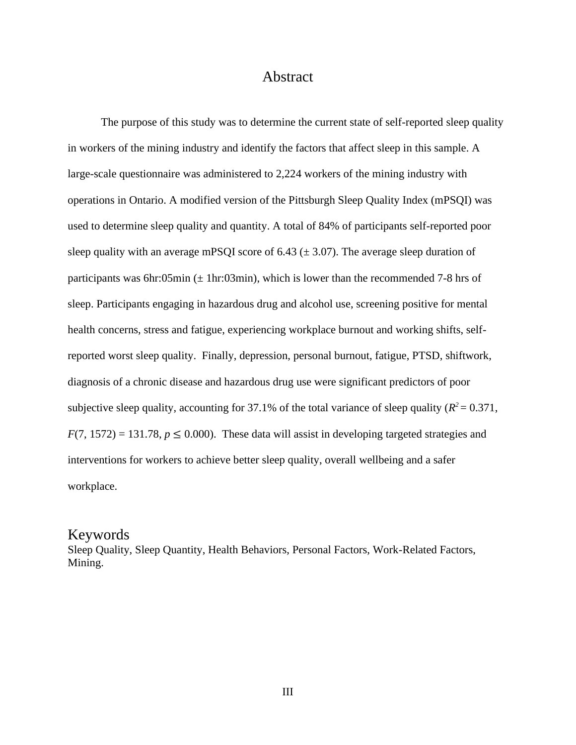# Abstract

The purpose of this study was to determine the current state of self-reported sleep quality in workers of the mining industry and identify the factors that affect sleep in this sample. A large-scale questionnaire was administered to 2,224 workers of the mining industry with operations in Ontario. A modified version of the Pittsburgh Sleep Quality Index (mPSQI) was used to determine sleep quality and quantity. A total of 84% of participants self-reported poor sleep quality with an average mPSQI score of 6.43 (± 3.07). The average sleep duration of participants was 6hr:05min (± 1hr:03min), which is lower than the recommended 7-8 hrs of sleep. Participants engaging in hazardous drug and alcohol use, screening positive for mental health concerns, stress and fatigue, experiencing workplace burnout and working shifts, self-reported worst sleep quality. Finally, depression, personal burnout, fatigue, PTSD, shiftwork, diagnosis of a chronic disease and hazardous drug use were significant predictors of poor subjective sleep quality, accounting for 37.1% of the total variance of sleep quality ($R^2 = 0.371$, $F(7, 1572) = 131.78$, $p \leq 0.000$). These data will assist in developing targeted strategies and interventions for workers to achieve better sleep quality, overall wellbeing and a safer workplace.

## Keywords

Sleep Quality, Sleep Quantity, Health Behaviors, Personal Factors, Work-Related Factors, Mining.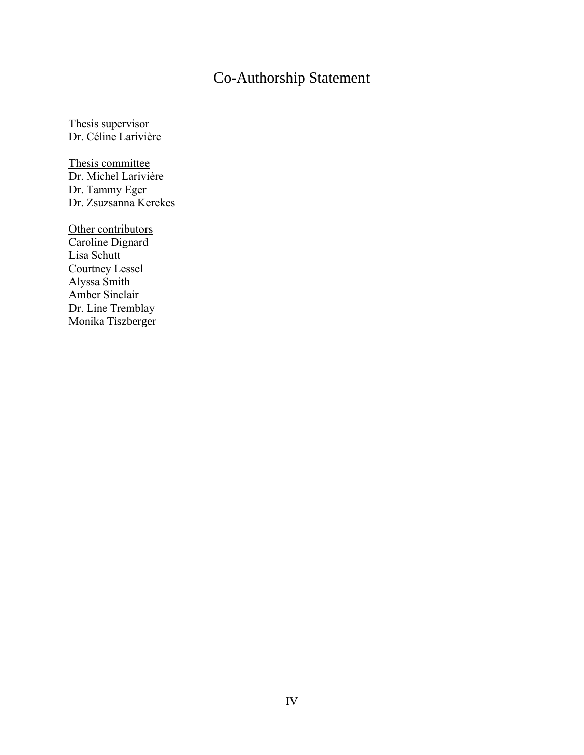# Co-Authorship Statement

<u>Thesis supervisor</u>
Dr. Céline Larivière

<u>Thesis committee</u>
Dr. Michel Larivière
Dr. Tammy Eger
Dr. Zsuzsanna Kerekes

<u>Other contributors</u>
Caroline Dignard
Lisa Schutt
Courtney Lessel
Alyssa Smith
Amber Sinclair
Dr. Line Tremblay
Monika Tiszberger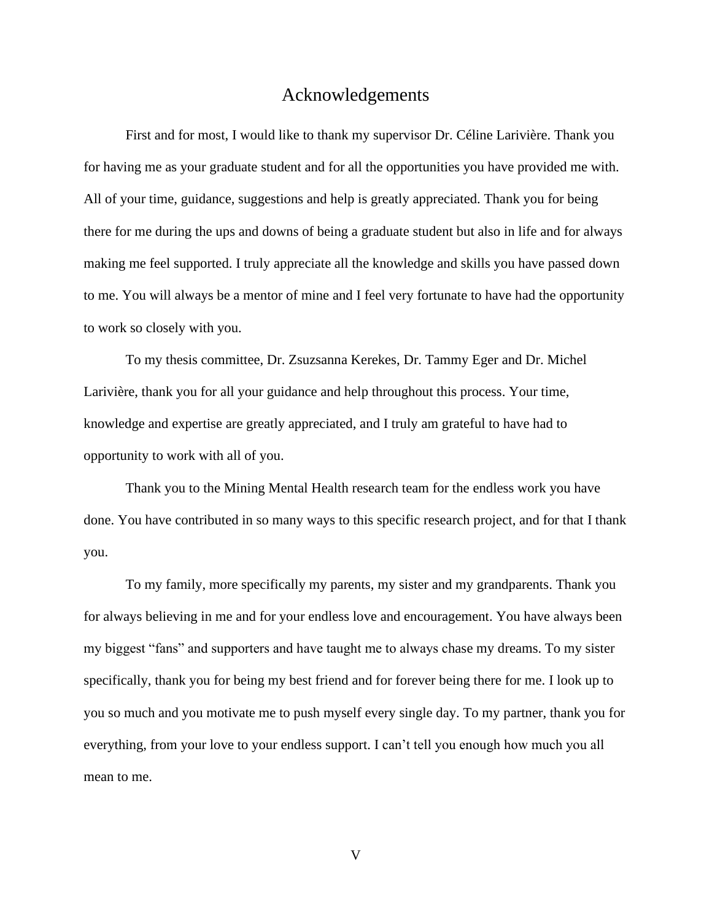# Acknowledgements

First and for most, I would like to thank my supervisor Dr. Céline Larivière. Thank you for having me as your graduate student and for all the opportunities you have provided me with. All of your time, guidance, suggestions and help is greatly appreciated. Thank you for being there for me during the ups and downs of being a graduate student but also in life and for always making me feel supported. I truly appreciate all the knowledge and skills you have passed down to me. You will always be a mentor of mine and I feel very fortunate to have had the opportunity to work so closely with you.

To my thesis committee, Dr. Zsuzsanna Kerekes, Dr. Tammy Eger and Dr. Michel Larivière, thank you for all your guidance and help throughout this process. Your time, knowledge and expertise are greatly appreciated, and I truly am grateful to have had to opportunity to work with all of you.

Thank you to the Mining Mental Health research team for the endless work you have done. You have contributed in so many ways to this specific research project, and for that I thank you.

To my family, more specifically my parents, my sister and my grandparents. Thank you for always believing in me and for your endless love and encouragement. You have always been my biggest "fans" and supporters and have taught me to always chase my dreams. To my sister specifically, thank you for being my best friend and for forever being there for me. I look up to you so much and you motivate me to push myself every single day. To my partner, thank you for everything, from your love to your endless support. I can't tell you enough how much you all mean to me.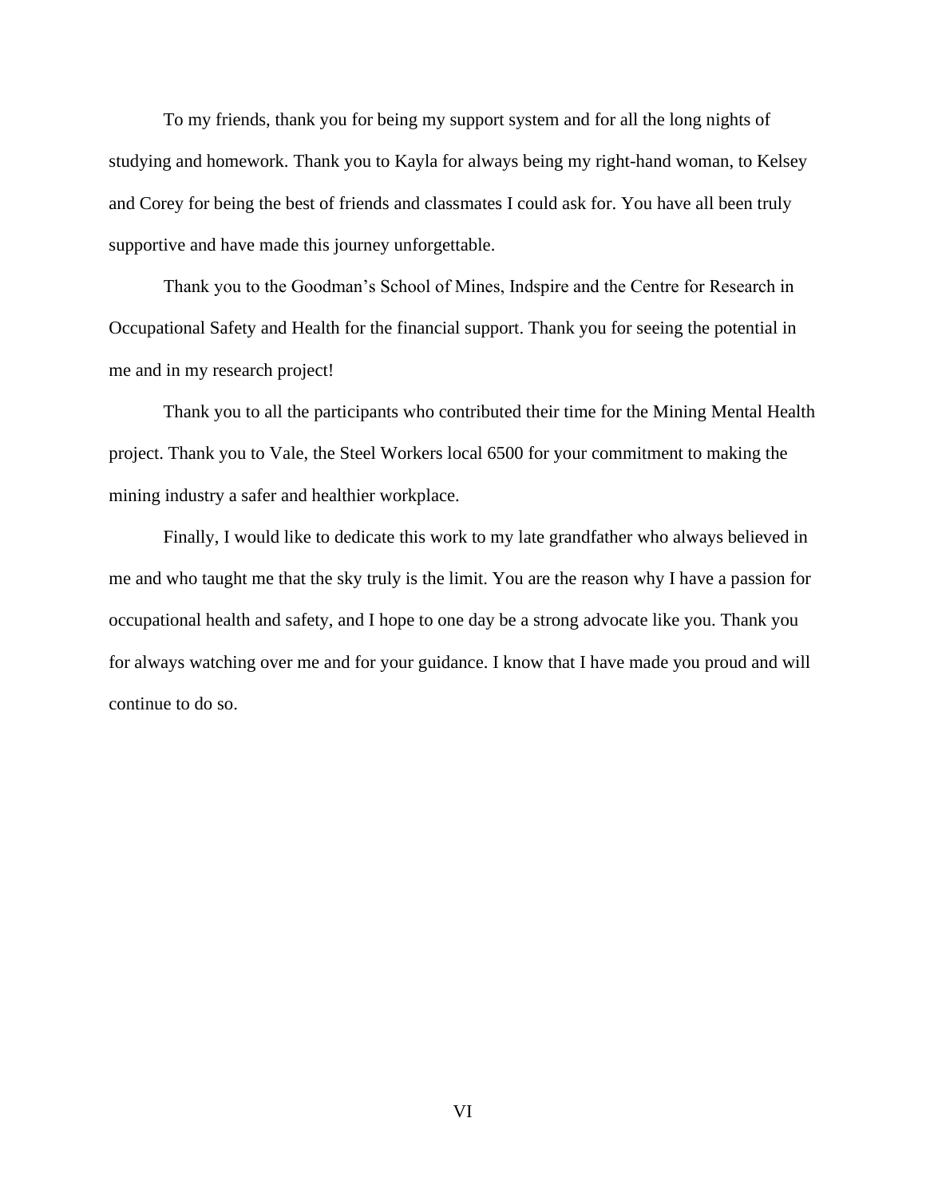To my friends, thank you for being my support system and for all the long nights of studying and homework. Thank you to Kayla for always being my right-hand woman, to Kelsey and Corey for being the best of friends and classmates I could ask for. You have all been truly supportive and have made this journey unforgettable.

Thank you to the Goodman's School of Mines, Indspire and the Centre for Research in Occupational Safety and Health for the financial support. Thank you for seeing the potential in me and in my research project!

Thank you to all the participants who contributed their time for the Mining Mental Health project. Thank you to Vale, the Steel Workers local 6500 for your commitment to making the mining industry a safer and healthier workplace.

Finally, I would like to dedicate this work to my late grandfather who always believed in me and who taught me that the sky truly is the limit. You are the reason why I have a passion for occupational health and safety, and I hope to one day be a strong advocate like you. Thank you for always watching over me and for your guidance. I know that I have made you proud and will continue to do so.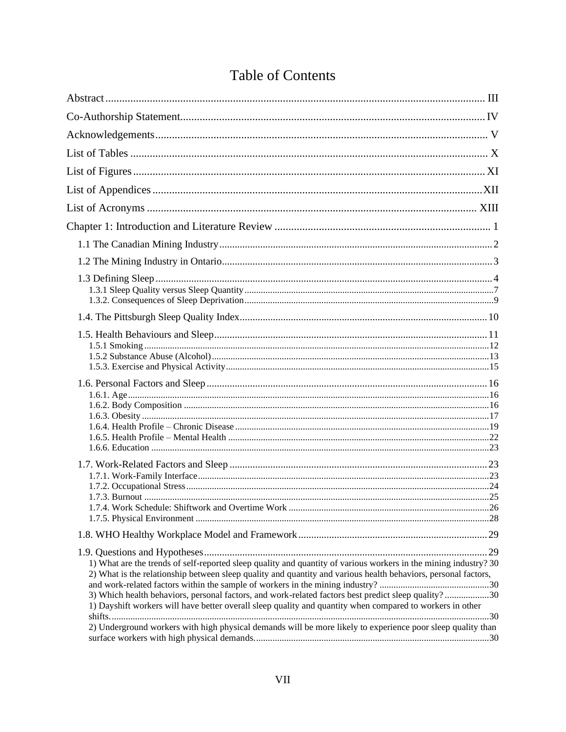# Table of Contents

Abstract .......... III

Co-Authorship Statement .......... IV

Acknowledgements .......... V

List of Tables .......... X

List of Figures .......... XI

List of Appendices .......... XII

List of Acronyms .......... XIII

Chapter 1: Introduction and Literature Review .......... 1

- 1.1 The Canadian Mining Industry .......... 2
- 1.2 The Mining Industry in Ontario .......... 3
- 1.3 Defining Sleep .......... 4
  - 1.3.1 Sleep Quality versus Sleep Quantity .......... 7
  - 1.3.2. Consequences of Sleep Deprivation .......... 9
- 1.4. The Pittsburgh Sleep Quality Index .......... 10
- 1.5. Health Behaviours and Sleep .......... 11
  - 1.5.1 Smoking .......... 12
  - 1.5.2 Substance Abuse (Alcohol) .......... 13
  - 1.5.3. Exercise and Physical Activity .......... 15
- 1.6. Personal Factors and Sleep .......... 16
  - 1.6.1. Age .......... 16
  - 1.6.2. Body Composition .......... 16
  - 1.6.3. Obesity .......... 17
  - 1.6.4. Health Profile – Chronic Disease .......... 19
  - 1.6.5. Health Profile – Mental Health .......... 22
  - 1.6.6. Education .......... 23
- 1.7. Work-Related Factors and Sleep .......... 23
  - 1.7.1. Work-Family Interface .......... 23
  - 1.7.2. Occupational Stress .......... 24
  - 1.7.3. Burnout .......... 25
  - 1.7.4. Work Schedule: Shiftwork and Overtime Work .......... 26
  - 1.7.5. Physical Environment .......... 28
- 1.8. WHO Healthy Workplace Model and Framework .......... 29
- 1.9. Questions and Hypotheses .......... 29
  - 1) What are the trends of self-reported sleep quality and quantity of various workers in the mining industry? 30
  - 2) What is the relationship between sleep quality and quantity and various health behaviors, personal factors, and work-related factors within the sample of workers in the mining industry? .......... 30
  - 3) Which health behaviors, personal factors, and work-related factors best predict sleep quality? .......... 30
  - 1) Dayshift workers will have better overall sleep quality and quantity when compared to workers in other shifts. .......... 30
  - 2) Underground workers with high physical demands will be more likely to experience poor sleep quality than surface workers with high physical demands. .......... 30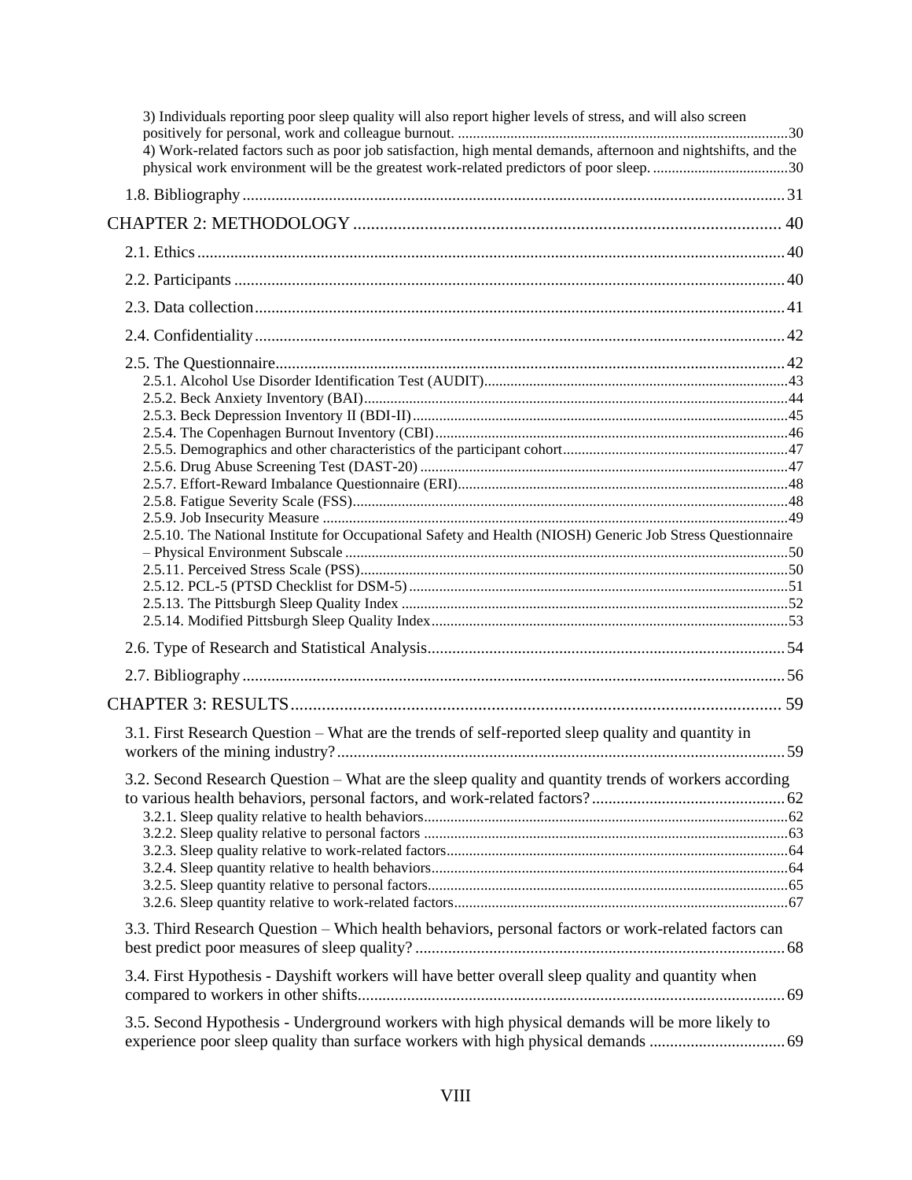3) Individuals reporting poor sleep quality will also report higher levels of stress, and will also screen positively for personal, work and colleague burnout. ....... 30

4) Work-related factors such as poor job satisfaction, high mental demands, afternoon and nightshifts, and the physical work environment will be the greatest work-related predictors of poor sleep. ....... 30

1.8. Bibliography ....... 31

CHAPTER 2: METHODOLOGY ....... 40

2.1. Ethics ....... 40

2.2. Participants ....... 40

2.3. Data collection ....... 41

2.4. Confidentiality ....... 42

2.5. The Questionnaire ....... 42

2.5.1. Alcohol Use Disorder Identification Test (AUDIT) ....... 43

2.5.2. Beck Anxiety Inventory (BAI) ....... 44

2.5.3. Beck Depression Inventory II (BDI-II) ....... 45

2.5.4. The Copenhagen Burnout Inventory (CBI) ....... 46

2.5.5. Demographics and other characteristics of the participant cohort ....... 47

2.5.6. Drug Abuse Screening Test (DAST-20) ....... 47

2.5.7. Effort-Reward Imbalance Questionnaire (ERI) ....... 48

2.5.8. Fatigue Severity Scale (FSS) ....... 48

2.5.9. Job Insecurity Measure ....... 49

2.5.10. The National Institute for Occupational Safety and Health (NIOSH) Generic Job Stress Questionnaire – Physical Environment Subscale ....... 50

2.5.11. Perceived Stress Scale (PSS) ....... 50

2.5.12. PCL-5 (PTSD Checklist for DSM-5) ....... 51

2.5.13. The Pittsburgh Sleep Quality Index ....... 52

2.5.14. Modified Pittsburgh Sleep Quality Index ....... 53

2.6. Type of Research and Statistical Analysis ....... 54

2.7. Bibliography ....... 56

CHAPTER 3: RESULTS ....... 59

3.1. First Research Question – What are the trends of self-reported sleep quality and quantity in workers of the mining industry? ....... 59

3.2. Second Research Question – What are the sleep quality and quantity trends of workers according to various health behaviors, personal factors, and work-related factors? ....... 62

3.2.1. Sleep quality relative to health behaviors ....... 62

3.2.2. Sleep quality relative to personal factors ....... 63

3.2.3. Sleep quality relative to work-related factors ....... 64

3.2.4. Sleep quantity relative to health behaviors ....... 64

3.2.5. Sleep quantity relative to personal factors ....... 65

3.2.6. Sleep quantity relative to work-related factors ....... 67

3.3. Third Research Question – Which health behaviors, personal factors or work-related factors can best predict poor measures of sleep quality? ....... 68

3.4. First Hypothesis - Dayshift workers will have better overall sleep quality and quantity when compared to workers in other shifts ....... 69

3.5. Second Hypothesis - Underground workers with high physical demands will be more likely to experience poor sleep quality than surface workers with high physical demands ....... 69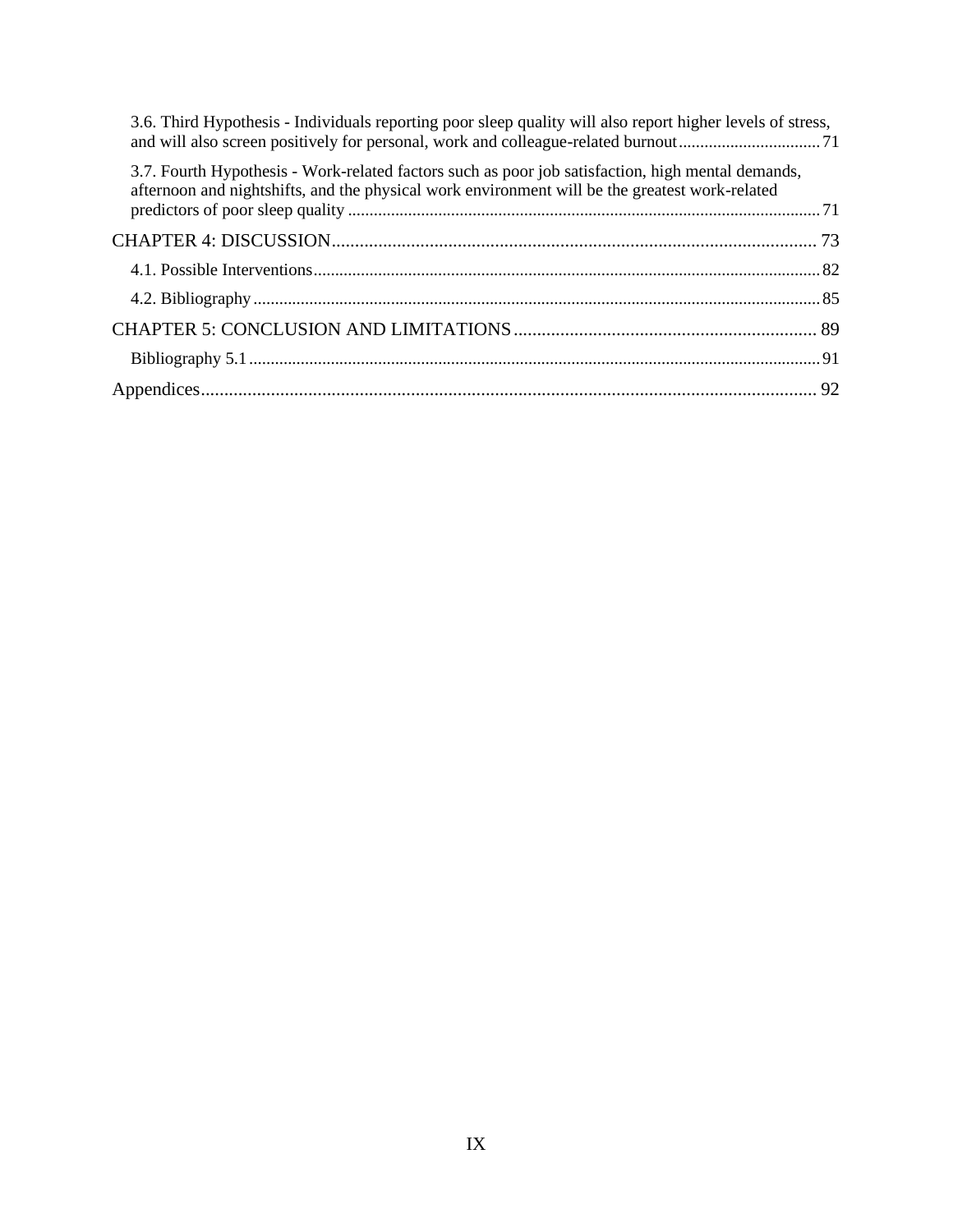3.6. Third Hypothesis - Individuals reporting poor sleep quality will also report higher levels of stress, and will also screen positively for personal, work and colleague-related burnout ..... 71

3.7. Fourth Hypothesis - Work-related factors such as poor job satisfaction, high mental demands, afternoon and nightshifts, and the physical work environment will be the greatest work-related predictors of poor sleep quality ..... 71

CHAPTER 4: DISCUSSION ..... 73

4.1. Possible Interventions ..... 82

4.2. Bibliography ..... 85

CHAPTER 5: CONCLUSION AND LIMITATIONS ..... 89

Bibliography 5.1 ..... 91

Appendices ..... 92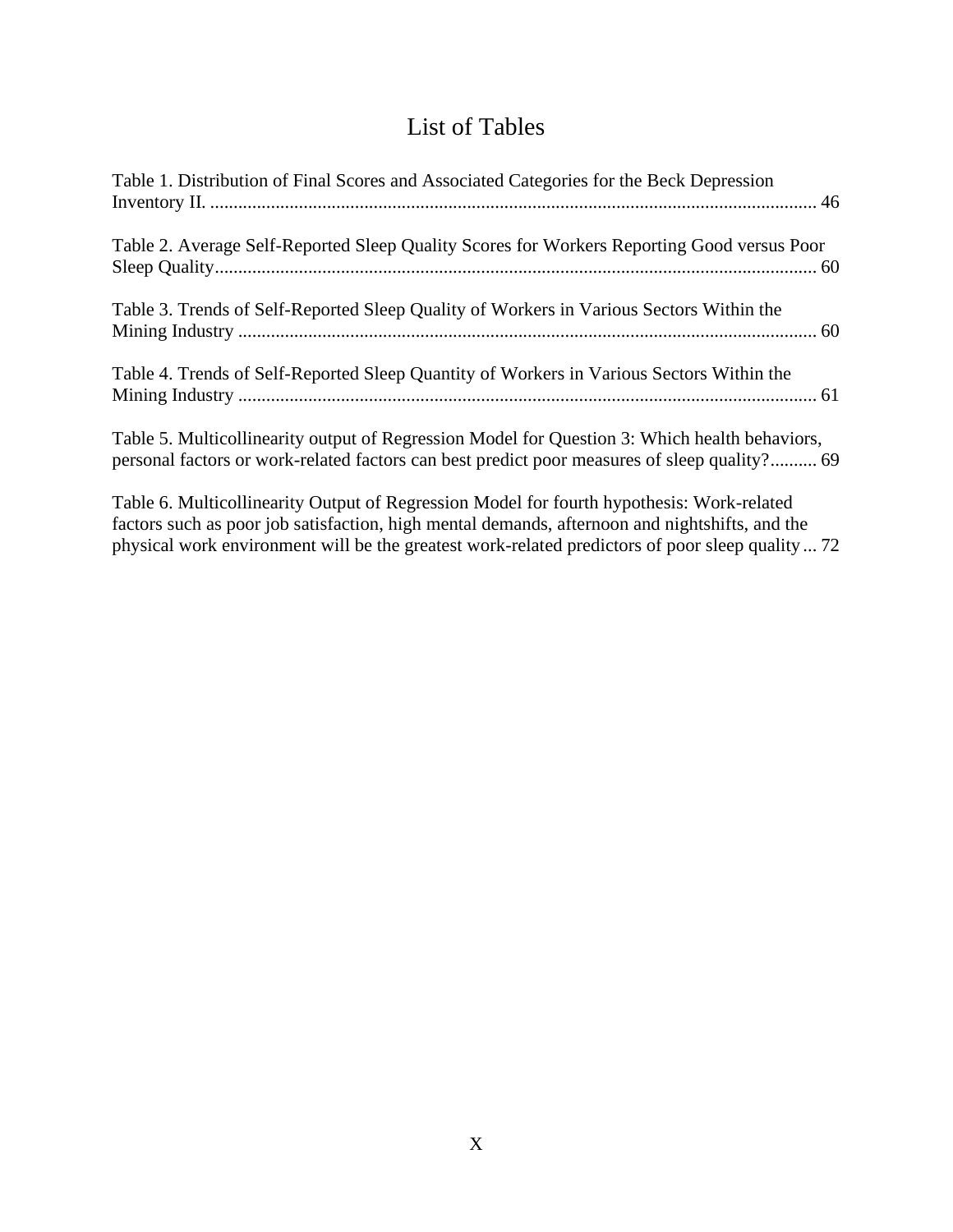# List of Tables

Table 1. Distribution of Final Scores and Associated Categories for the Beck Depression Inventory II. .................................................................................................................................. 46

Table 2. Average Self-Reported Sleep Quality Scores for Workers Reporting Good versus Poor Sleep Quality................................................................................................................................ 60

Table 3. Trends of Self-Reported Sleep Quality of Workers in Various Sectors Within the Mining Industry .......................................................................................................................... 60

Table 4. Trends of Self-Reported Sleep Quantity of Workers in Various Sectors Within the Mining Industry ........................................................................................................................... 61

Table 5. Multicollinearity output of Regression Model for Question 3: Which health behaviors, personal factors or work-related factors can best predict poor measures of sleep quality?.......... 69

Table 6. Multicollinearity Output of Regression Model for fourth hypothesis: Work-related factors such as poor job satisfaction, high mental demands, afternoon and nightshifts, and the physical work environment will be the greatest work-related predictors of poor sleep quality ... 72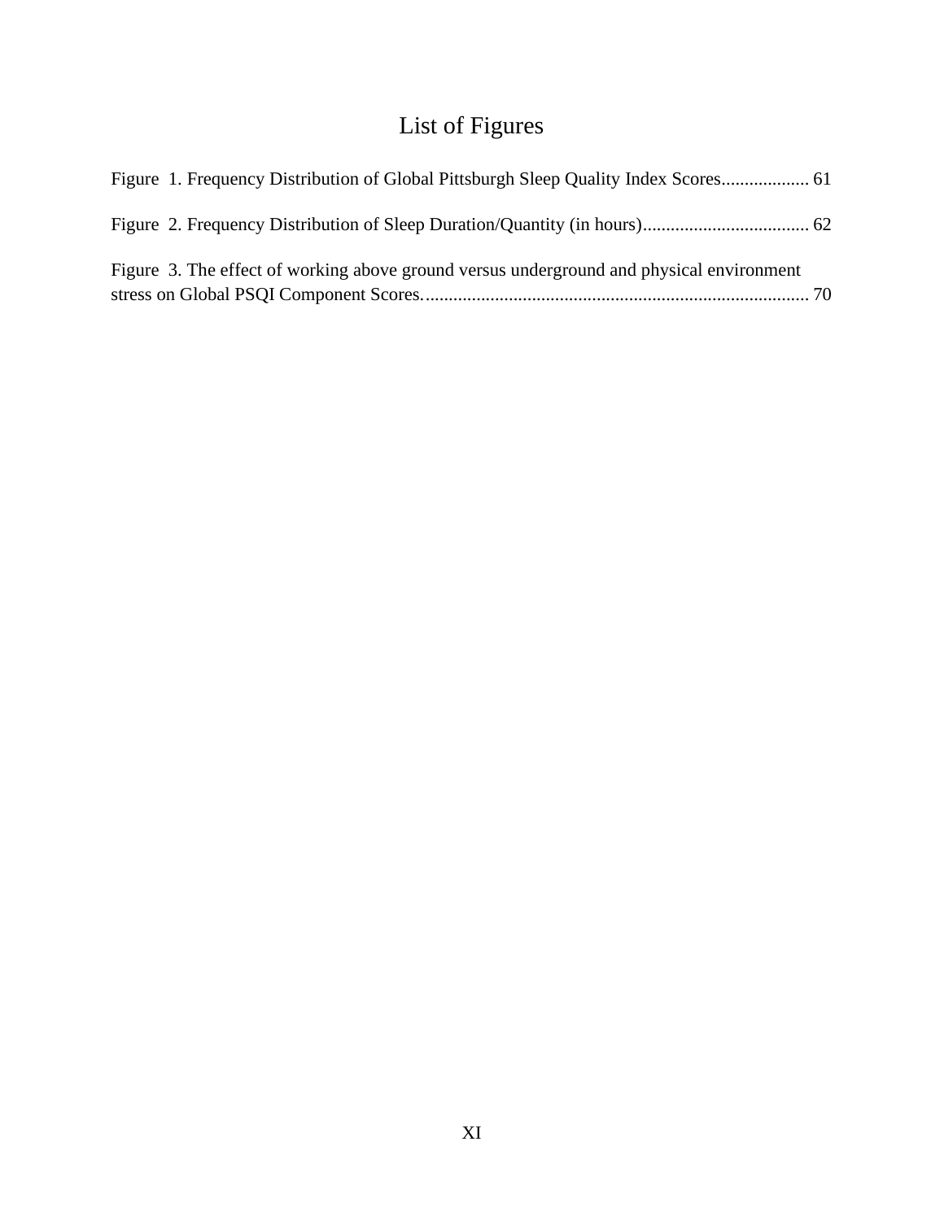# List of Figures

Figure 1. Frequency Distribution of Global Pittsburgh Sleep Quality Index Scores................... 61

Figure 2. Frequency Distribution of Sleep Duration/Quantity (in hours).................................... 62

Figure 3. The effect of working above ground versus underground and physical environment stress on Global PSQI Component Scores.................................................................................. 70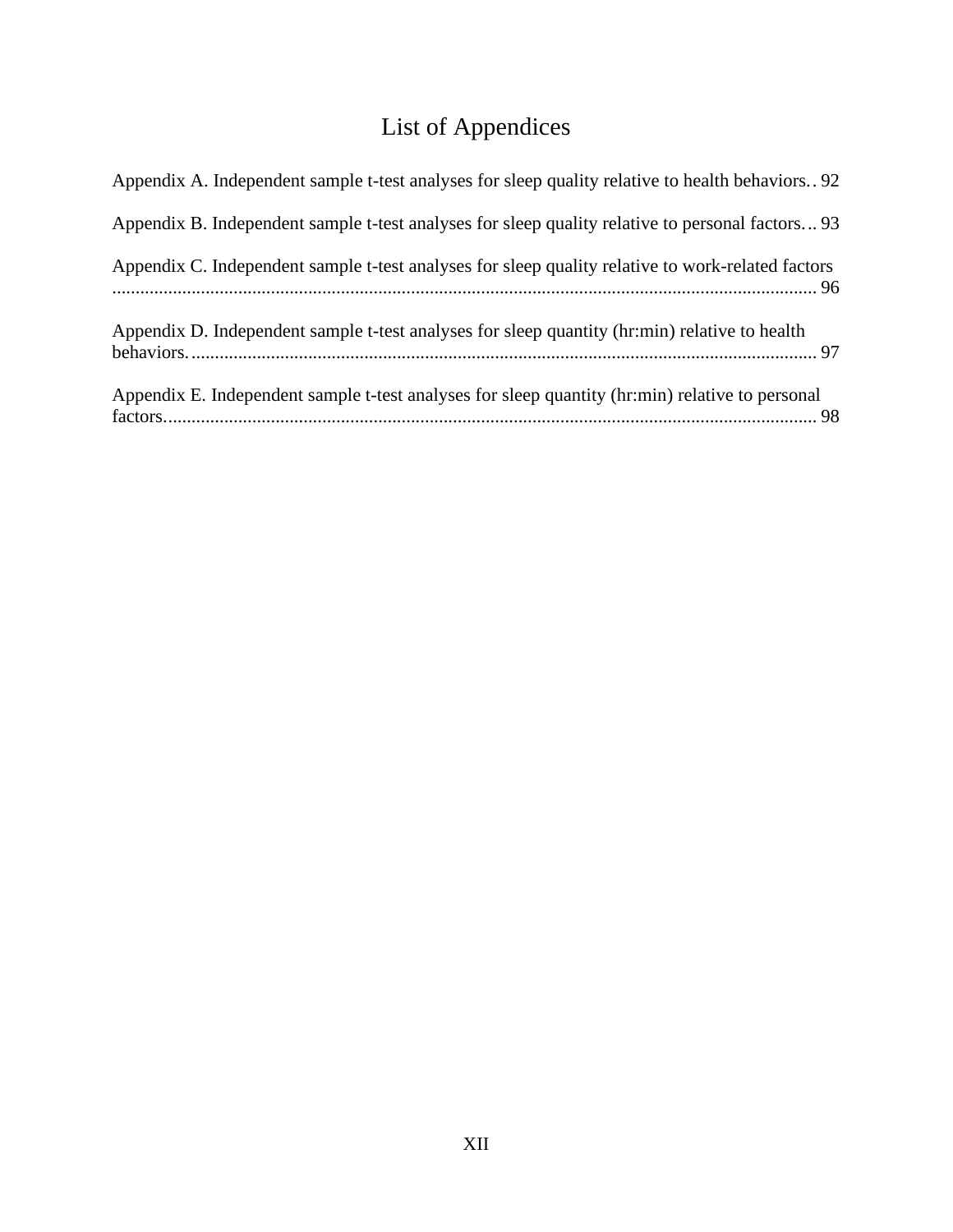# List of Appendices

Appendix A. Independent sample t-test analyses for sleep quality relative to health behaviors .. 92

Appendix B. Independent sample t-test analyses for sleep quality relative to personal factors ... 93

Appendix C. Independent sample t-test analyses for sleep quality relative to work-related factors ..... 96

Appendix D. Independent sample t-test analyses for sleep quantity (hr:min) relative to health behaviors. ..... 97

Appendix E. Independent sample t-test analyses for sleep quantity (hr:min) relative to personal factors. ..... 98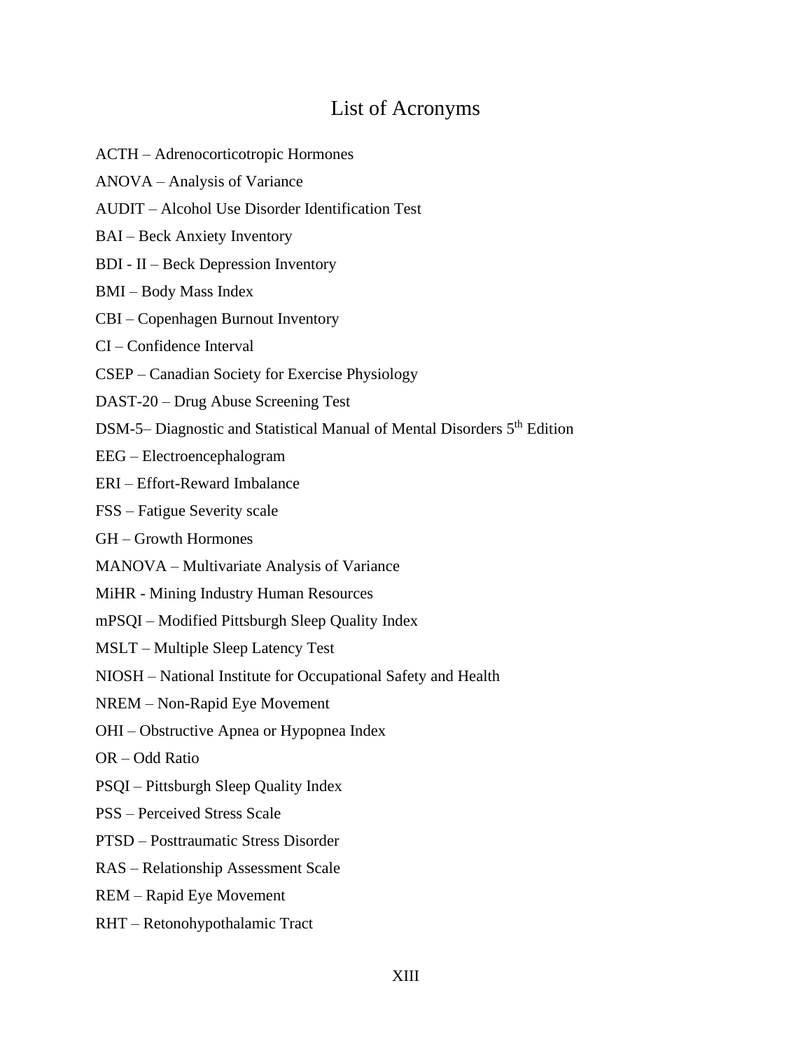# List of Acronyms

ACTH – Adrenocorticotropic Hormones

ANOVA – Analysis of Variance

AUDIT – Alcohol Use Disorder Identification Test

BAI – Beck Anxiety Inventory

BDI - II – Beck Depression Inventory

BMI – Body Mass Index

CBI – Copenhagen Burnout Inventory

CI – Confidence Interval

CSEP – Canadian Society for Exercise Physiology

DAST-20 – Drug Abuse Screening Test

DSM-5– Diagnostic and Statistical Manual of Mental Disorders 5th Edition

EEG – Electroencephalogram

ERI – Effort-Reward Imbalance

FSS – Fatigue Severity scale

GH – Growth Hormones

MANOVA – Multivariate Analysis of Variance

MiHR - Mining Industry Human Resources

mPSQI – Modified Pittsburgh Sleep Quality Index

MSLT – Multiple Sleep Latency Test

NIOSH – National Institute for Occupational Safety and Health

NREM – Non-Rapid Eye Movement

OHI – Obstructive Apnea or Hypopnea Index

OR – Odd Ratio

PSQI – Pittsburgh Sleep Quality Index

PSS – Perceived Stress Scale

PTSD – Posttraumatic Stress Disorder

RAS – Relationship Assessment Scale

REM – Rapid Eye Movement

RHT – Retonohypothalamic Tract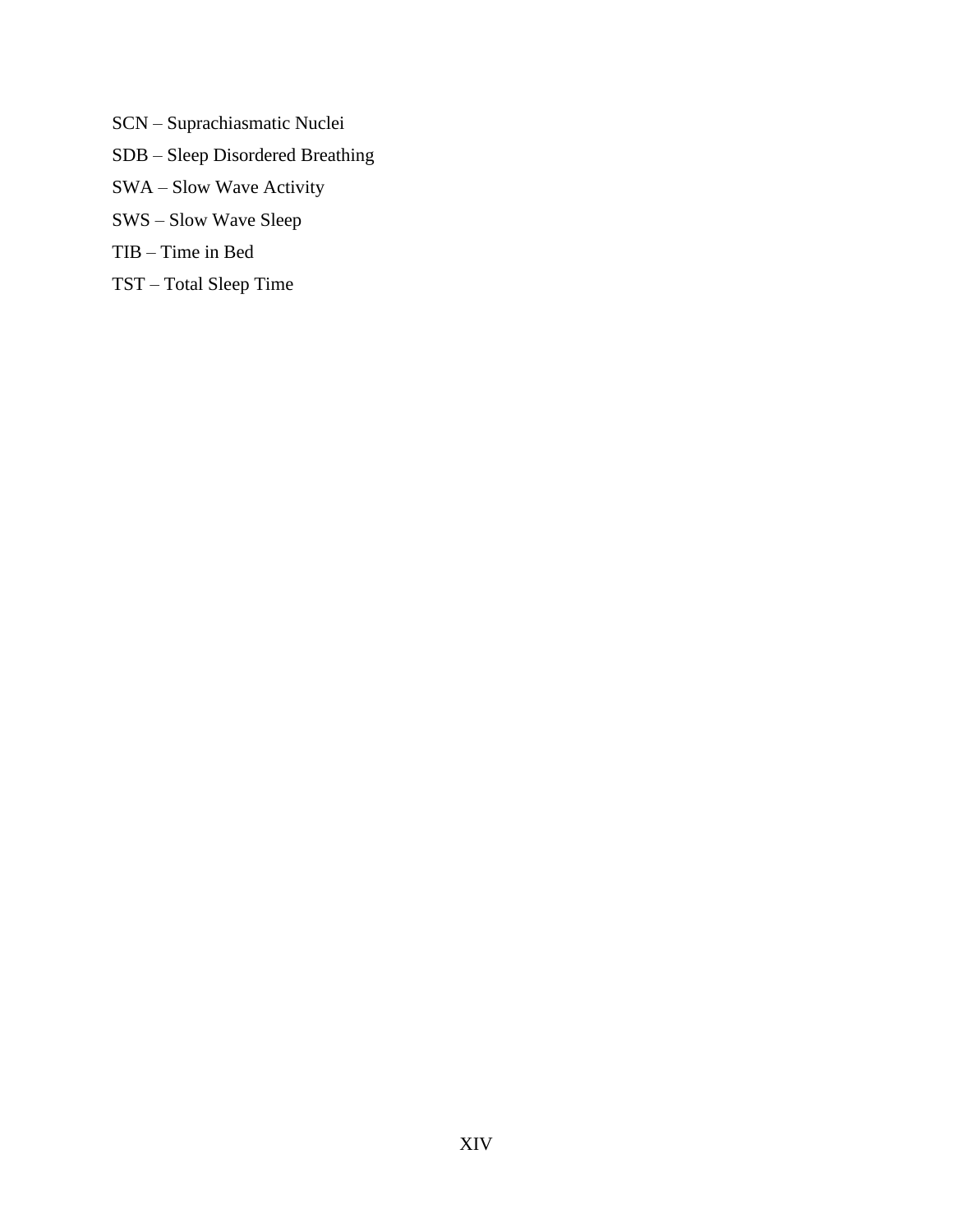SCN – Suprachiasmatic Nuclei

SDB – Sleep Disordered Breathing

SWA – Slow Wave Activity

SWS – Slow Wave Sleep

TIB – Time in Bed

TST – Total Sleep Time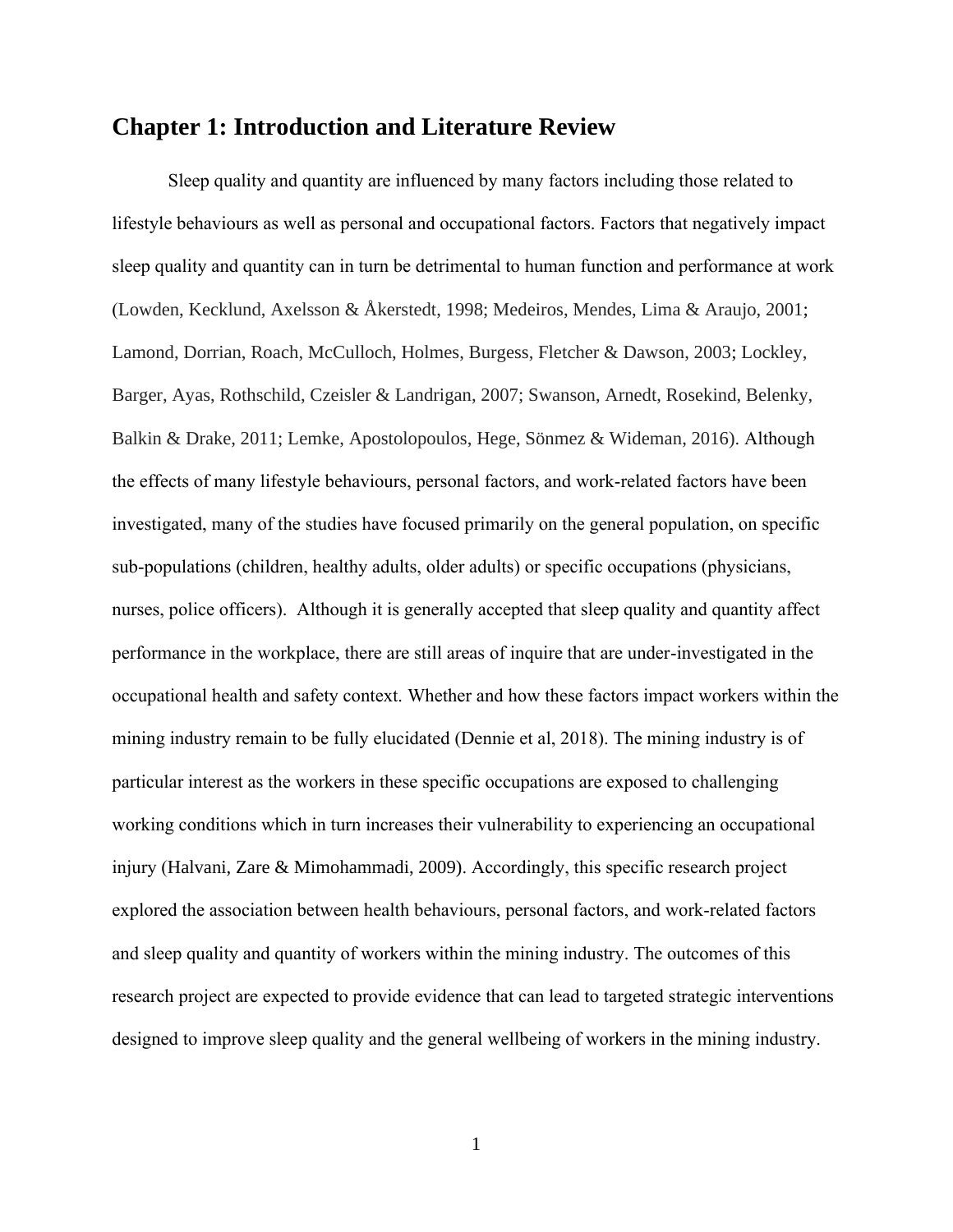# Chapter 1: Introduction and Literature Review

Sleep quality and quantity are influenced by many factors including those related to lifestyle behaviours as well as personal and occupational factors. Factors that negatively impact sleep quality and quantity can in turn be detrimental to human function and performance at work (Lowden, Kecklund, Axelsson & Åkerstedt, 1998; Medeiros, Mendes, Lima & Araujo, 2001; Lamond, Dorrian, Roach, McCulloch, Holmes, Burgess, Fletcher & Dawson, 2003; Lockley, Barger, Ayas, Rothschild, Czeisler & Landrigan, 2007; Swanson, Arnedt, Rosekind, Belenky, Balkin & Drake, 2011; Lemke, Apostolopoulos, Hege, Sönmez & Wideman, 2016). Although the effects of many lifestyle behaviours, personal factors, and work-related factors have been investigated, many of the studies have focused primarily on the general population, on specific sub-populations (children, healthy adults, older adults) or specific occupations (physicians, nurses, police officers). Although it is generally accepted that sleep quality and quantity affect performance in the workplace, there are still areas of inquire that are under-investigated in the occupational health and safety context. Whether and how these factors impact workers within the mining industry remain to be fully elucidated (Dennie et al, 2018). The mining industry is of particular interest as the workers in these specific occupations are exposed to challenging working conditions which in turn increases their vulnerability to experiencing an occupational injury (Halvani, Zare & Mimohammadi, 2009). Accordingly, this specific research project explored the association between health behaviours, personal factors, and work-related factors and sleep quality and quantity of workers within the mining industry. The outcomes of this research project are expected to provide evidence that can lead to targeted strategic interventions designed to improve sleep quality and the general wellbeing of workers in the mining industry.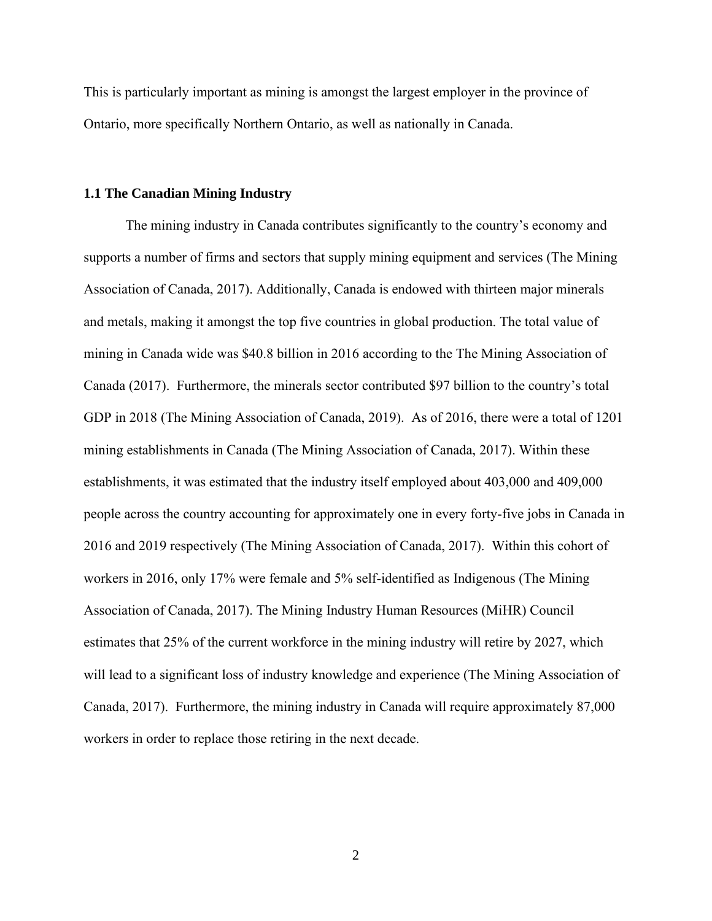This is particularly important as mining is amongst the largest employer in the province of Ontario, more specifically Northern Ontario, as well as nationally in Canada.

### 1.1 The Canadian Mining Industry

The mining industry in Canada contributes significantly to the country's economy and supports a number of firms and sectors that supply mining equipment and services (The Mining Association of Canada, 2017). Additionally, Canada is endowed with thirteen major minerals and metals, making it amongst the top five countries in global production. The total value of mining in Canada wide was $40.8 billion in 2016 according to the The Mining Association of Canada (2017). Furthermore, the minerals sector contributed $97 billion to the country's total GDP in 2018 (The Mining Association of Canada, 2019). As of 2016, there were a total of 1201 mining establishments in Canada (The Mining Association of Canada, 2017). Within these establishments, it was estimated that the industry itself employed about 403,000 and 409,000 people across the country accounting for approximately one in every forty-five jobs in Canada in 2016 and 2019 respectively (The Mining Association of Canada, 2017). Within this cohort of workers in 2016, only 17% were female and 5% self-identified as Indigenous (The Mining Association of Canada, 2017). The Mining Industry Human Resources (MiHR) Council estimates that 25% of the current workforce in the mining industry will retire by 2027, which will lead to a significant loss of industry knowledge and experience (The Mining Association of Canada, 2017). Furthermore, the mining industry in Canada will require approximately 87,000 workers in order to replace those retiring in the next decade.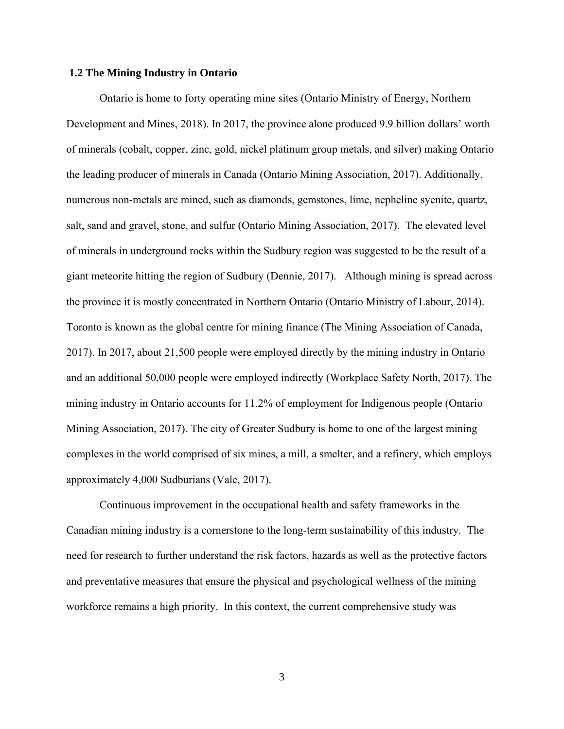## 1.2 The Mining Industry in Ontario

Ontario is home to forty operating mine sites (Ontario Ministry of Energy, Northern Development and Mines, 2018). In 2017, the province alone produced 9.9 billion dollars' worth of minerals (cobalt, copper, zinc, gold, nickel platinum group metals, and silver) making Ontario the leading producer of minerals in Canada (Ontario Mining Association, 2017). Additionally, numerous non-metals are mined, such as diamonds, gemstones, lime, nepheline syenite, quartz, salt, sand and gravel, stone, and sulfur (Ontario Mining Association, 2017). The elevated level of minerals in underground rocks within the Sudbury region was suggested to be the result of a giant meteorite hitting the region of Sudbury (Dennie, 2017). Although mining is spread across the province it is mostly concentrated in Northern Ontario (Ontario Ministry of Labour, 2014). Toronto is known as the global centre for mining finance (The Mining Association of Canada, 2017). In 2017, about 21,500 people were employed directly by the mining industry in Ontario and an additional 50,000 people were employed indirectly (Workplace Safety North, 2017). The mining industry in Ontario accounts for 11.2% of employment for Indigenous people (Ontario Mining Association, 2017). The city of Greater Sudbury is home to one of the largest mining complexes in the world comprised of six mines, a mill, a smelter, and a refinery, which employs approximately 4,000 Sudburians (Vale, 2017).

Continuous improvement in the occupational health and safety frameworks in the Canadian mining industry is a cornerstone to the long-term sustainability of this industry. The need for research to further understand the risk factors, hazards as well as the protective factors and preventative measures that ensure the physical and psychological wellness of the mining workforce remains a high priority. In this context, the current comprehensive study was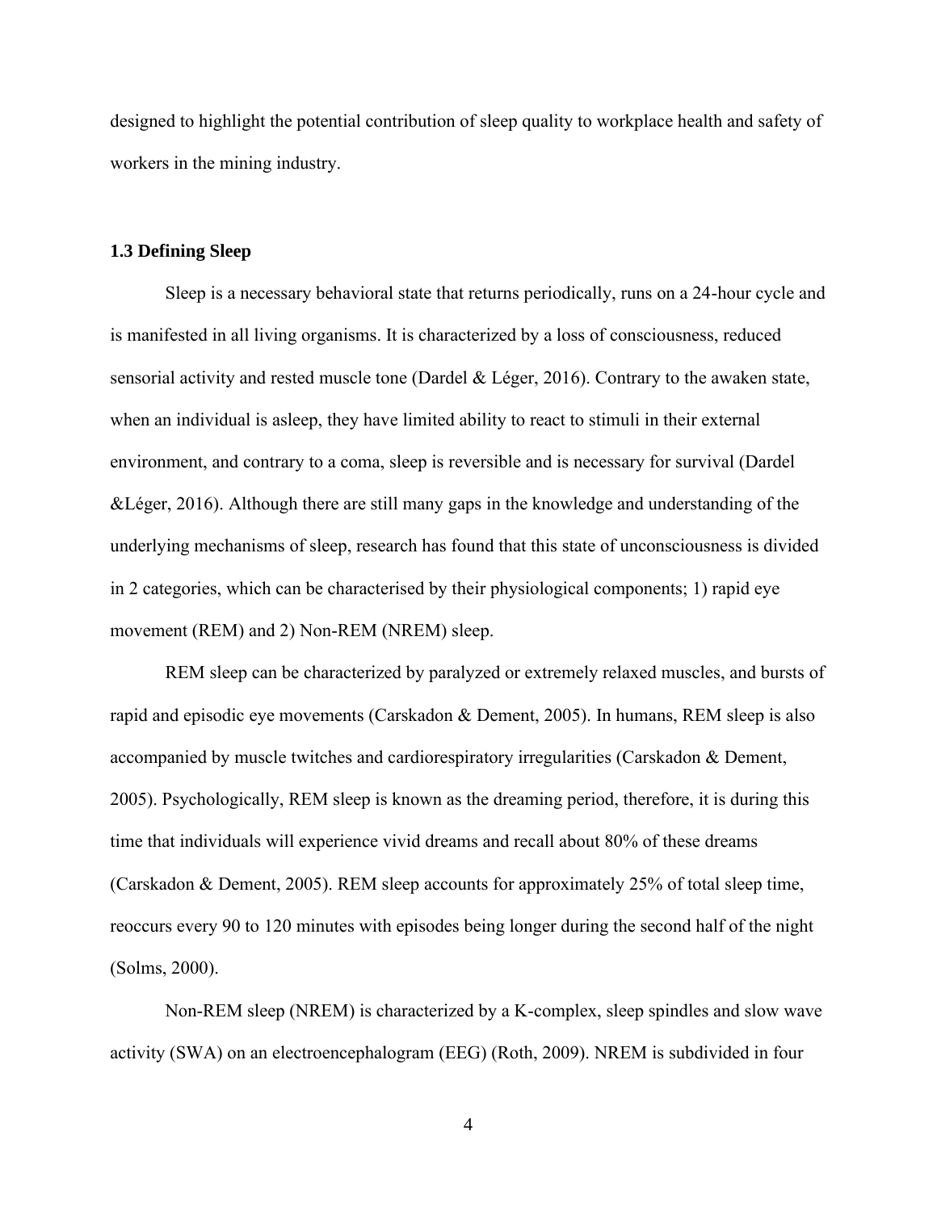designed to highlight the potential contribution of sleep quality to workplace health and safety of workers in the mining industry.

### 1.3 Defining Sleep

Sleep is a necessary behavioral state that returns periodically, runs on a 24-hour cycle and is manifested in all living organisms. It is characterized by a loss of consciousness, reduced sensorial activity and rested muscle tone (Dardel & Léger, 2016). Contrary to the awaken state, when an individual is asleep, they have limited ability to react to stimuli in their external environment, and contrary to a coma, sleep is reversible and is necessary for survival (Dardel &Léger, 2016). Although there are still many gaps in the knowledge and understanding of the underlying mechanisms of sleep, research has found that this state of unconsciousness is divided in 2 categories, which can be characterised by their physiological components; 1) rapid eye movement (REM) and 2) Non-REM (NREM) sleep.

REM sleep can be characterized by paralyzed or extremely relaxed muscles, and bursts of rapid and episodic eye movements (Carskadon & Dement, 2005). In humans, REM sleep is also accompanied by muscle twitches and cardiorespiratory irregularities (Carskadon & Dement, 2005). Psychologically, REM sleep is known as the dreaming period, therefore, it is during this time that individuals will experience vivid dreams and recall about 80% of these dreams (Carskadon & Dement, 2005). REM sleep accounts for approximately 25% of total sleep time, reoccurs every 90 to 120 minutes with episodes being longer during the second half of the night (Solms, 2000).

Non-REM sleep (NREM) is characterized by a K-complex, sleep spindles and slow wave activity (SWA) on an electroencephalogram (EEG) (Roth, 2009). NREM is subdivided in four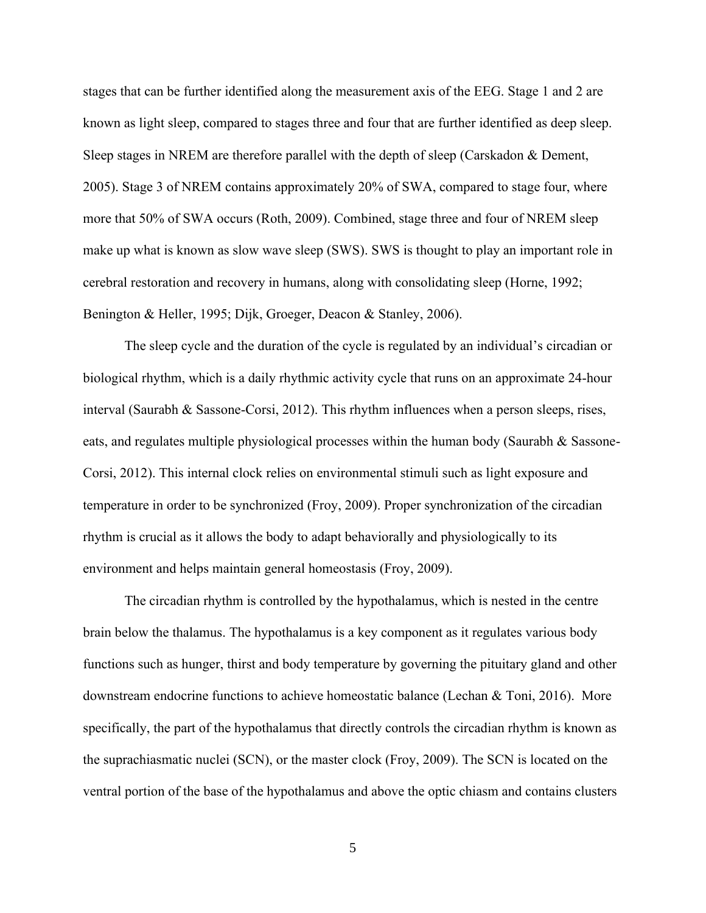stages that can be further identified along the measurement axis of the EEG. Stage 1 and 2 are known as light sleep, compared to stages three and four that are further identified as deep sleep. Sleep stages in NREM are therefore parallel with the depth of sleep (Carskadon & Dement, 2005). Stage 3 of NREM contains approximately 20% of SWA, compared to stage four, where more that 50% of SWA occurs (Roth, 2009). Combined, stage three and four of NREM sleep make up what is known as slow wave sleep (SWS). SWS is thought to play an important role in cerebral restoration and recovery in humans, along with consolidating sleep (Horne, 1992; Benington & Heller, 1995; Dijk, Groeger, Deacon & Stanley, 2006).

The sleep cycle and the duration of the cycle is regulated by an individual's circadian or biological rhythm, which is a daily rhythmic activity cycle that runs on an approximate 24-hour interval (Saurabh & Sassone-Corsi, 2012). This rhythm influences when a person sleeps, rises, eats, and regulates multiple physiological processes within the human body (Saurabh & Sassone-Corsi, 2012). This internal clock relies on environmental stimuli such as light exposure and temperature in order to be synchronized (Froy, 2009). Proper synchronization of the circadian rhythm is crucial as it allows the body to adapt behaviorally and physiologically to its environment and helps maintain general homeostasis (Froy, 2009).

The circadian rhythm is controlled by the hypothalamus, which is nested in the centre brain below the thalamus. The hypothalamus is a key component as it regulates various body functions such as hunger, thirst and body temperature by governing the pituitary gland and other downstream endocrine functions to achieve homeostatic balance (Lechan & Toni, 2016). More specifically, the part of the hypothalamus that directly controls the circadian rhythm is known as the suprachiasmatic nuclei (SCN), or the master clock (Froy, 2009). The SCN is located on the ventral portion of the base of the hypothalamus and above the optic chiasm and contains clusters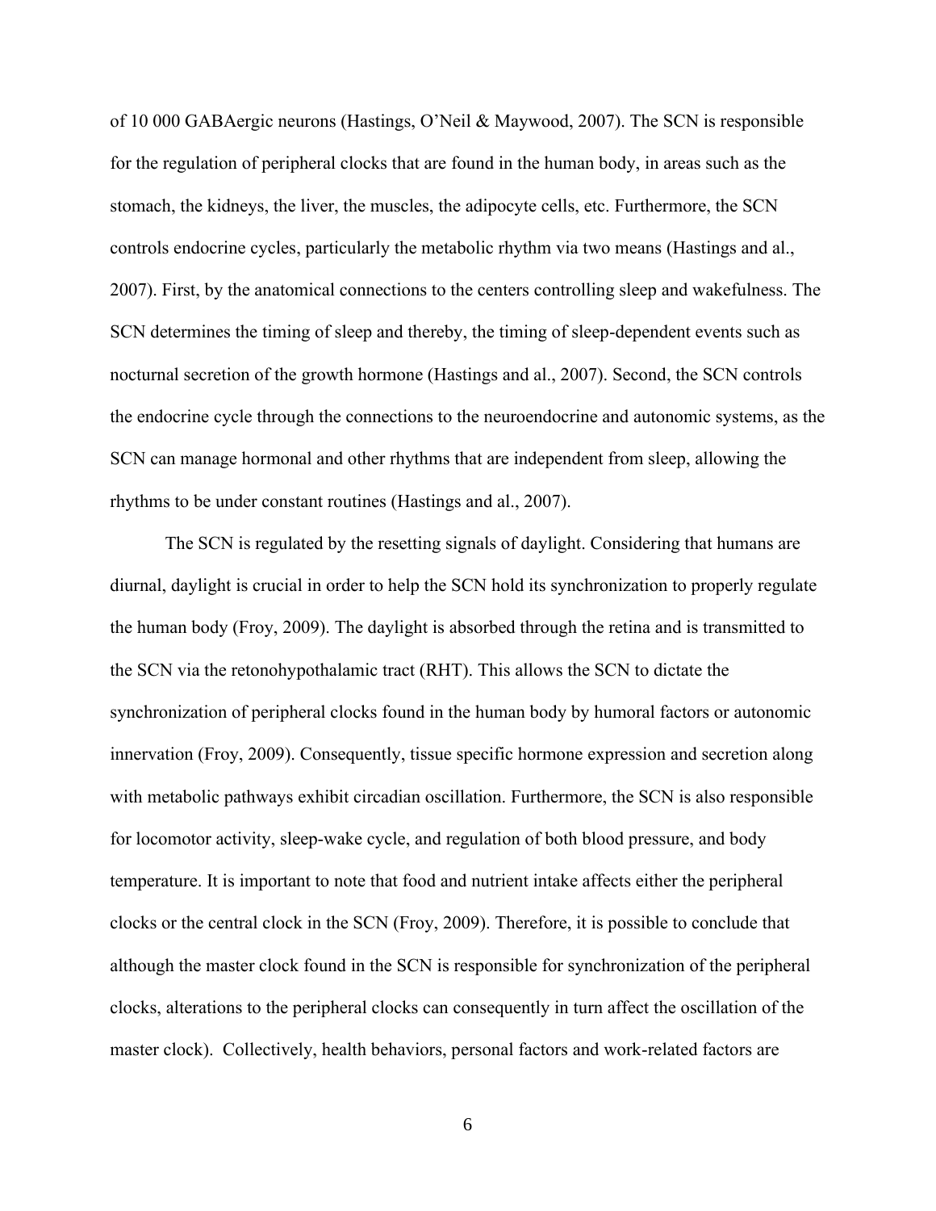of 10 000 GABAergic neurons (Hastings, O'Neil & Maywood, 2007). The SCN is responsible for the regulation of peripheral clocks that are found in the human body, in areas such as the stomach, the kidneys, the liver, the muscles, the adipocyte cells, etc. Furthermore, the SCN controls endocrine cycles, particularly the metabolic rhythm via two means (Hastings and al., 2007). First, by the anatomical connections to the centers controlling sleep and wakefulness. The SCN determines the timing of sleep and thereby, the timing of sleep-dependent events such as nocturnal secretion of the growth hormone (Hastings and al., 2007). Second, the SCN controls the endocrine cycle through the connections to the neuroendocrine and autonomic systems, as the SCN can manage hormonal and other rhythms that are independent from sleep, allowing the rhythms to be under constant routines (Hastings and al., 2007).

The SCN is regulated by the resetting signals of daylight. Considering that humans are diurnal, daylight is crucial in order to help the SCN hold its synchronization to properly regulate the human body (Froy, 2009). The daylight is absorbed through the retina and is transmitted to the SCN via the retonohypothalamic tract (RHT). This allows the SCN to dictate the synchronization of peripheral clocks found in the human body by humoral factors or autonomic innervation (Froy, 2009). Consequently, tissue specific hormone expression and secretion along with metabolic pathways exhibit circadian oscillation. Furthermore, the SCN is also responsible for locomotor activity, sleep-wake cycle, and regulation of both blood pressure, and body temperature. It is important to note that food and nutrient intake affects either the peripheral clocks or the central clock in the SCN (Froy, 2009). Therefore, it is possible to conclude that although the master clock found in the SCN is responsible for synchronization of the peripheral clocks, alterations to the peripheral clocks can consequently in turn affect the oscillation of the master clock). Collectively, health behaviors, personal factors and work-related factors are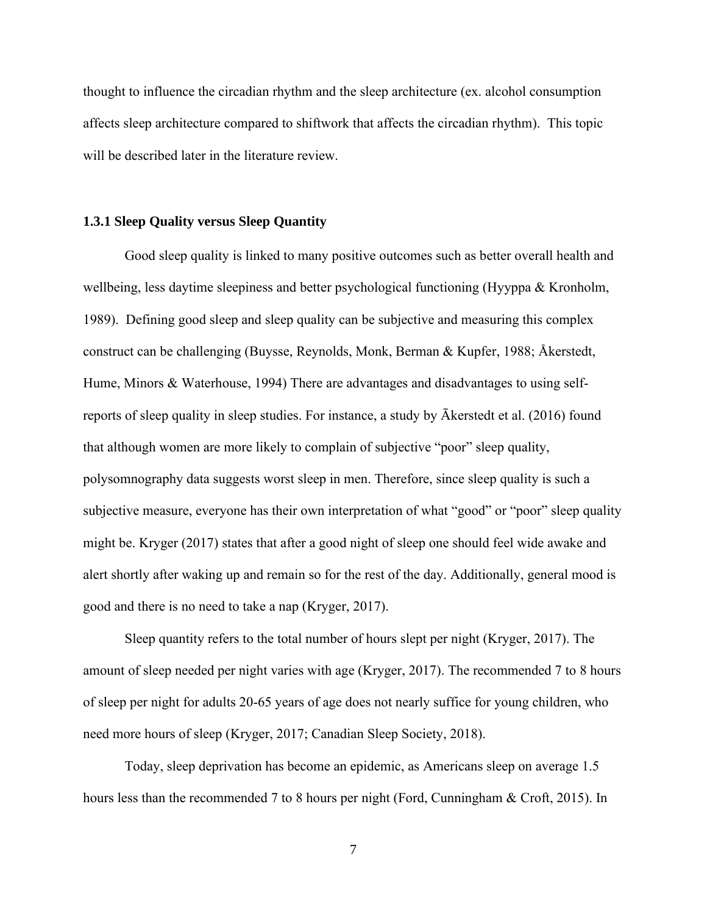thought to influence the circadian rhythm and the sleep architecture (ex. alcohol consumption affects sleep architecture compared to shiftwork that affects the circadian rhythm). This topic will be described later in the literature review.

### 1.3.1 Sleep Quality versus Sleep Quantity

Good sleep quality is linked to many positive outcomes such as better overall health and wellbeing, less daytime sleepiness and better psychological functioning (Hyyppa & Kronholm, 1989). Defining good sleep and sleep quality can be subjective and measuring this complex construct can be challenging (Buysse, Reynolds, Monk, Berman & Kupfer, 1988; Åkerstedt, Hume, Minors & Waterhouse, 1994) There are advantages and disadvantages to using self-reports of sleep quality in sleep studies. For instance, a study by Ākerstedt et al. (2016) found that although women are more likely to complain of subjective "poor" sleep quality, polysomnography data suggests worst sleep in men. Therefore, since sleep quality is such a subjective measure, everyone has their own interpretation of what "good" or "poor" sleep quality might be. Kryger (2017) states that after a good night of sleep one should feel wide awake and alert shortly after waking up and remain so for the rest of the day. Additionally, general mood is good and there is no need to take a nap (Kryger, 2017).

Sleep quantity refers to the total number of hours slept per night (Kryger, 2017). The amount of sleep needed per night varies with age (Kryger, 2017). The recommended 7 to 8 hours of sleep per night for adults 20-65 years of age does not nearly suffice for young children, who need more hours of sleep (Kryger, 2017; Canadian Sleep Society, 2018).

Today, sleep deprivation has become an epidemic, as Americans sleep on average 1.5 hours less than the recommended 7 to 8 hours per night (Ford, Cunningham & Croft, 2015). In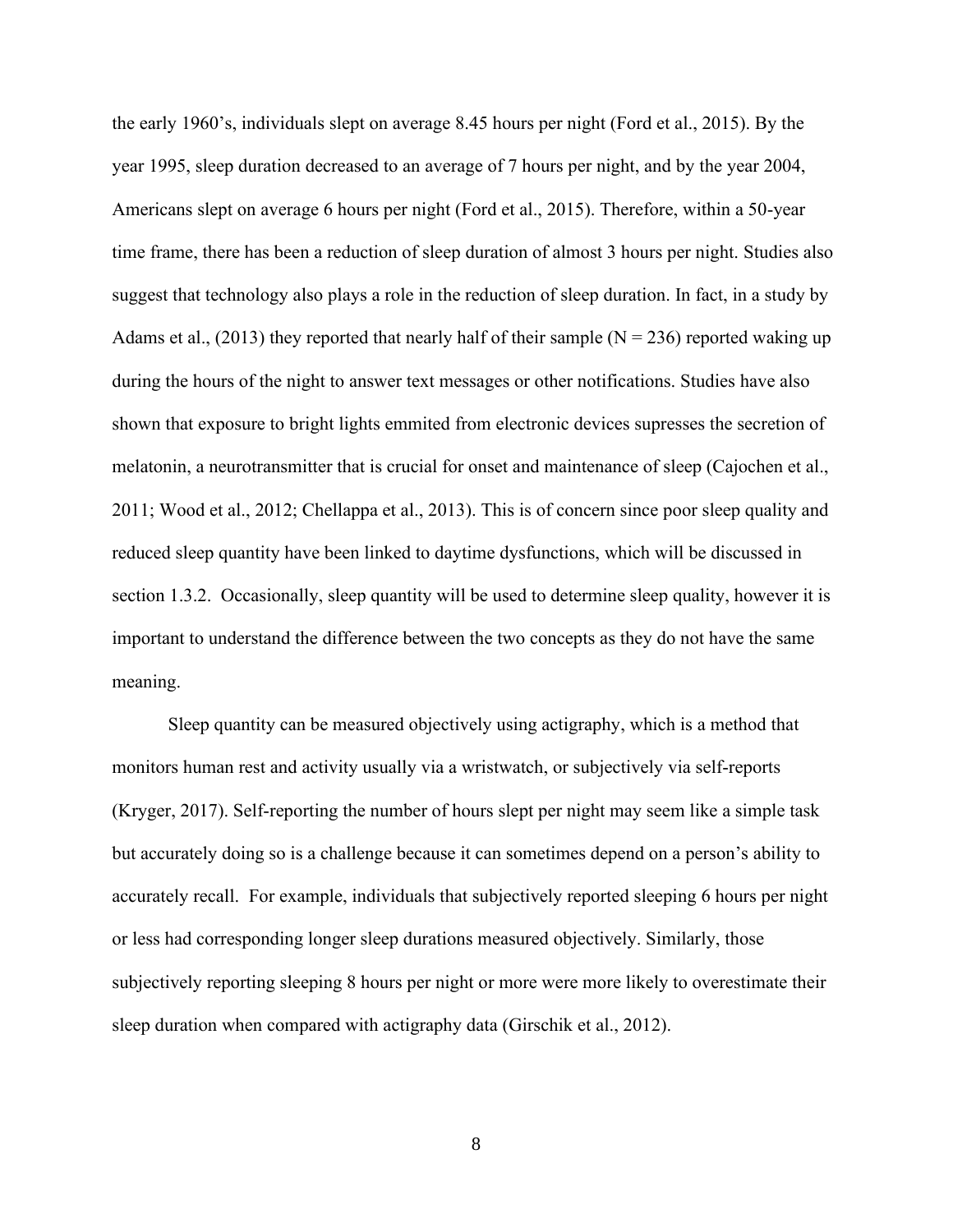the early 1960's, individuals slept on average 8.45 hours per night (Ford et al., 2015). By the year 1995, sleep duration decreased to an average of 7 hours per night, and by the year 2004, Americans slept on average 6 hours per night (Ford et al., 2015). Therefore, within a 50-year time frame, there has been a reduction of sleep duration of almost 3 hours per night. Studies also suggest that technology also plays a role in the reduction of sleep duration. In fact, in a study by Adams et al., (2013) they reported that nearly half of their sample (N = 236) reported waking up during the hours of the night to answer text messages or other notifications. Studies have also shown that exposure to bright lights emmited from electronic devices supresses the secretion of melatonin, a neurotransmitter that is crucial for onset and maintenance of sleep (Cajochen et al., 2011; Wood et al., 2012; Chellappa et al., 2013). This is of concern since poor sleep quality and reduced sleep quantity have been linked to daytime dysfunctions, which will be discussed in section 1.3.2. Occasionally, sleep quantity will be used to determine sleep quality, however it is important to understand the difference between the two concepts as they do not have the same meaning.

Sleep quantity can be measured objectively using actigraphy, which is a method that monitors human rest and activity usually via a wristwatch, or subjectively via self-reports (Kryger, 2017). Self-reporting the number of hours slept per night may seem like a simple task but accurately doing so is a challenge because it can sometimes depend on a person's ability to accurately recall. For example, individuals that subjectively reported sleeping 6 hours per night or less had corresponding longer sleep durations measured objectively. Similarly, those subjectively reporting sleeping 8 hours per night or more were more likely to overestimate their sleep duration when compared with actigraphy data (Girschik et al., 2012).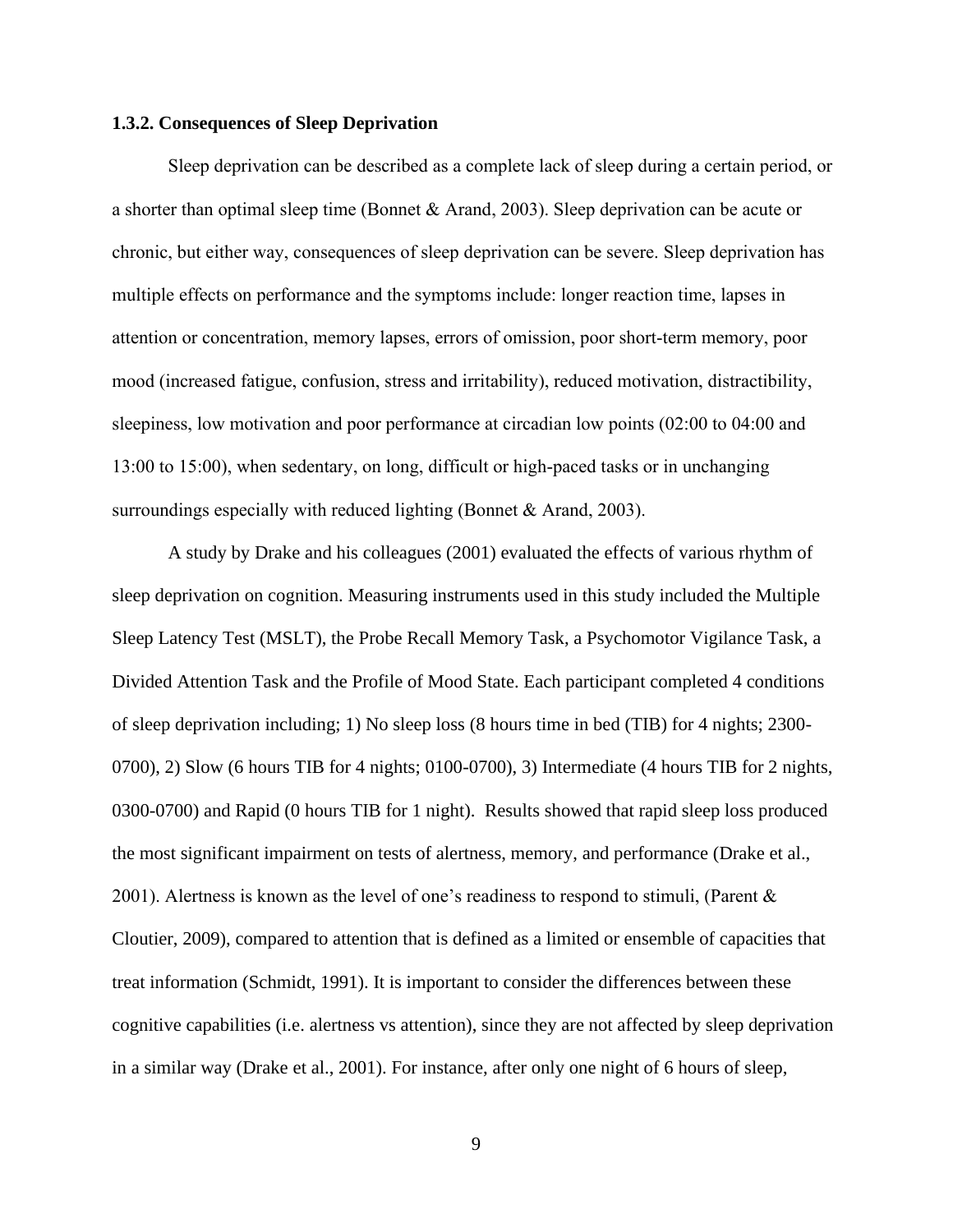### 1.3.2. Consequences of Sleep Deprivation

Sleep deprivation can be described as a complete lack of sleep during a certain period, or a shorter than optimal sleep time (Bonnet & Arand, 2003). Sleep deprivation can be acute or chronic, but either way, consequences of sleep deprivation can be severe. Sleep deprivation has multiple effects on performance and the symptoms include: longer reaction time, lapses in attention or concentration, memory lapses, errors of omission, poor short-term memory, poor mood (increased fatigue, confusion, stress and irritability), reduced motivation, distractibility, sleepiness, low motivation and poor performance at circadian low points (02:00 to 04:00 and 13:00 to 15:00), when sedentary, on long, difficult or high-paced tasks or in unchanging surroundings especially with reduced lighting (Bonnet & Arand, 2003).

A study by Drake and his colleagues (2001) evaluated the effects of various rhythm of sleep deprivation on cognition. Measuring instruments used in this study included the Multiple Sleep Latency Test (MSLT), the Probe Recall Memory Task, a Psychomotor Vigilance Task, a Divided Attention Task and the Profile of Mood State. Each participant completed 4 conditions of sleep deprivation including; 1) No sleep loss (8 hours time in bed (TIB) for 4 nights; 2300-0700), 2) Slow (6 hours TIB for 4 nights; 0100-0700), 3) Intermediate (4 hours TIB for 2 nights, 0300-0700) and Rapid (0 hours TIB for 1 night). Results showed that rapid sleep loss produced the most significant impairment on tests of alertness, memory, and performance (Drake et al., 2001). Alertness is known as the level of one's readiness to respond to stimuli, (Parent & Cloutier, 2009), compared to attention that is defined as a limited or ensemble of capacities that treat information (Schmidt, 1991). It is important to consider the differences between these cognitive capabilities (i.e. alertness vs attention), since they are not affected by sleep deprivation in a similar way (Drake et al., 2001). For instance, after only one night of 6 hours of sleep,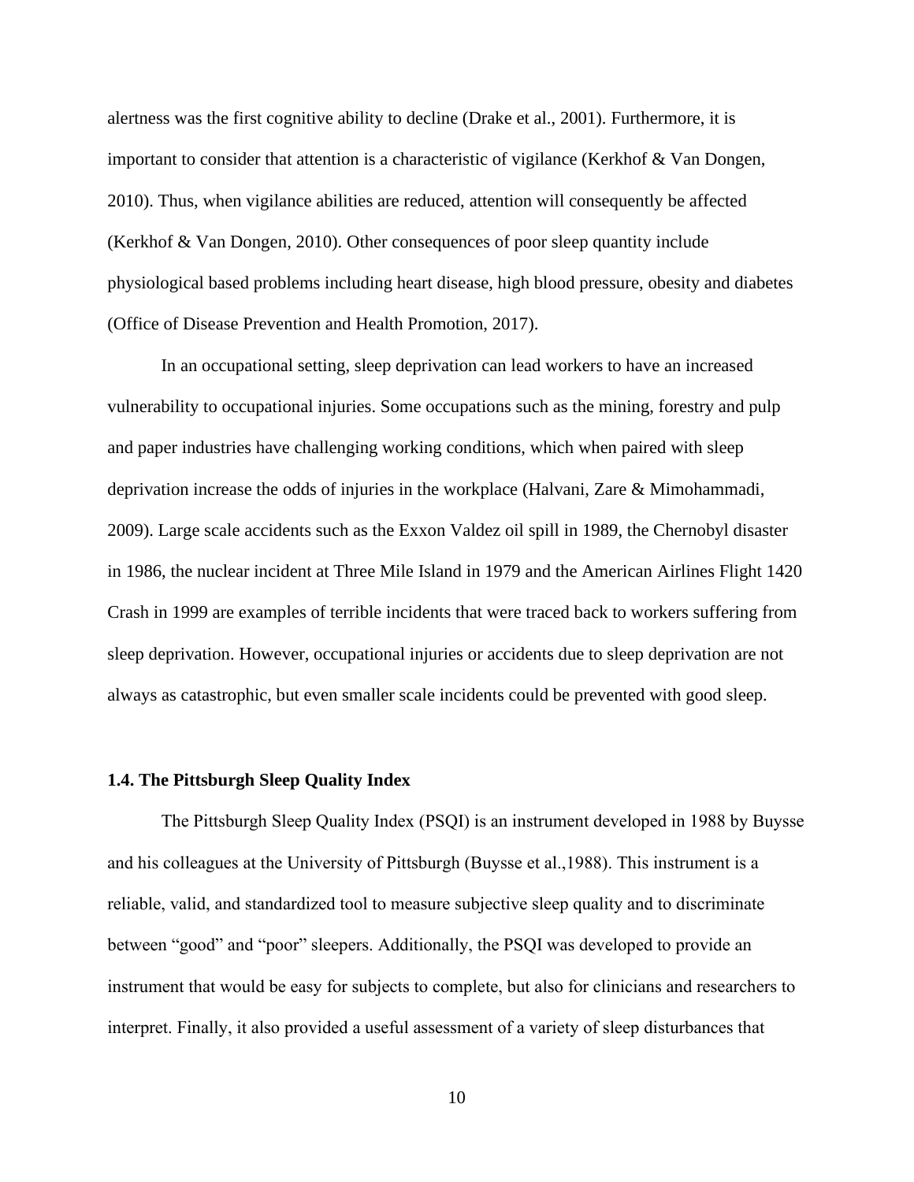alertness was the first cognitive ability to decline (Drake et al., 2001). Furthermore, it is important to consider that attention is a characteristic of vigilance (Kerkhof & Van Dongen, 2010). Thus, when vigilance abilities are reduced, attention will consequently be affected (Kerkhof & Van Dongen, 2010). Other consequences of poor sleep quantity include physiological based problems including heart disease, high blood pressure, obesity and diabetes (Office of Disease Prevention and Health Promotion, 2017).

In an occupational setting, sleep deprivation can lead workers to have an increased vulnerability to occupational injuries. Some occupations such as the mining, forestry and pulp and paper industries have challenging working conditions, which when paired with sleep deprivation increase the odds of injuries in the workplace (Halvani, Zare & Mimohammadi, 2009). Large scale accidents such as the Exxon Valdez oil spill in 1989, the Chernobyl disaster in 1986, the nuclear incident at Three Mile Island in 1979 and the American Airlines Flight 1420 Crash in 1999 are examples of terrible incidents that were traced back to workers suffering from sleep deprivation. However, occupational injuries or accidents due to sleep deprivation are not always as catastrophic, but even smaller scale incidents could be prevented with good sleep.

### 1.4. The Pittsburgh Sleep Quality Index

The Pittsburgh Sleep Quality Index (PSQI) is an instrument developed in 1988 by Buysse and his colleagues at the University of Pittsburgh (Buysse et al.,1988). This instrument is a reliable, valid, and standardized tool to measure subjective sleep quality and to discriminate between "good" and "poor" sleepers. Additionally, the PSQI was developed to provide an instrument that would be easy for subjects to complete, but also for clinicians and researchers to interpret. Finally, it also provided a useful assessment of a variety of sleep disturbances that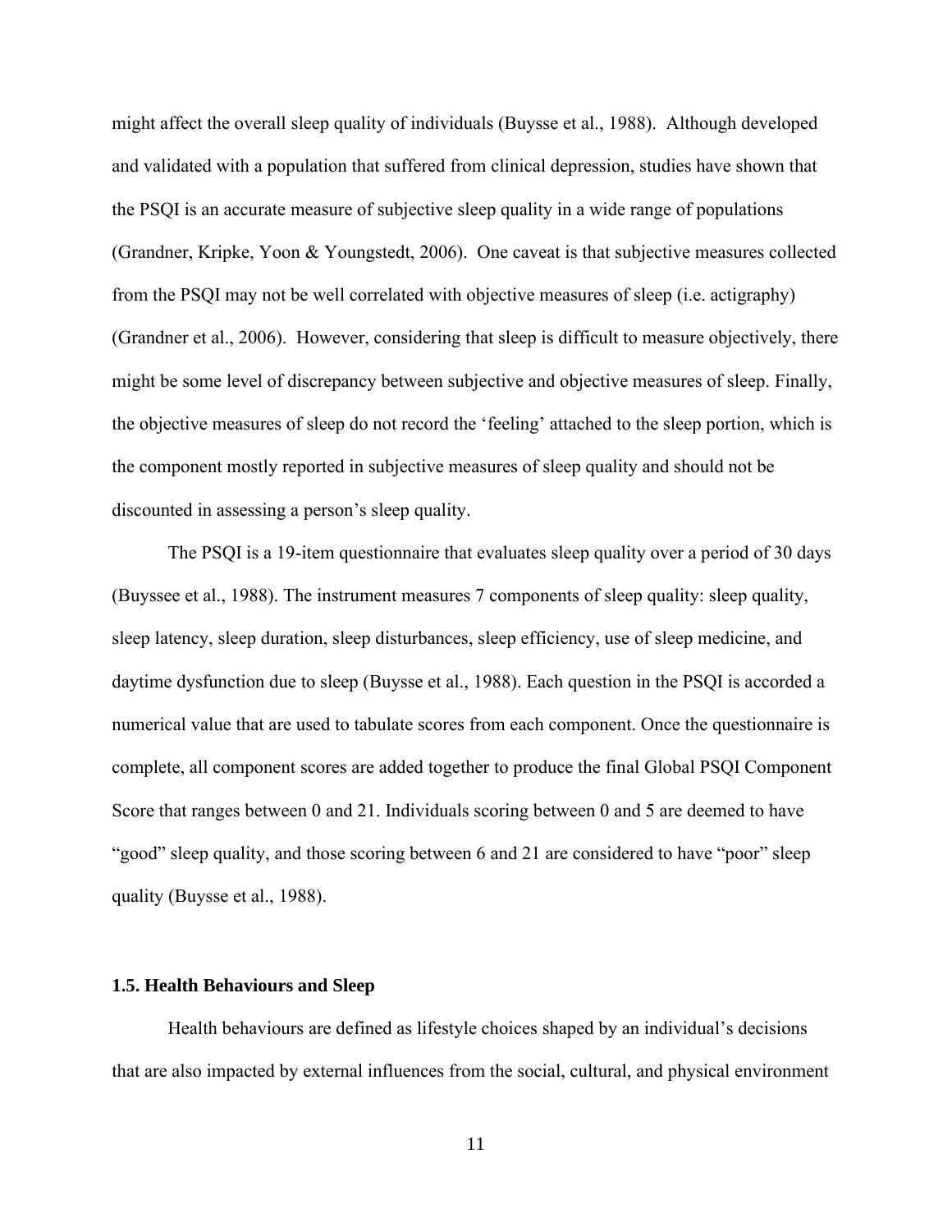might affect the overall sleep quality of individuals (Buysse et al., 1988). Although developed and validated with a population that suffered from clinical depression, studies have shown that the PSQI is an accurate measure of subjective sleep quality in a wide range of populations (Grandner, Kripke, Yoon & Youngstedt, 2006). One caveat is that subjective measures collected from the PSQI may not be well correlated with objective measures of sleep (i.e. actigraphy) (Grandner et al., 2006). However, considering that sleep is difficult to measure objectively, there might be some level of discrepancy between subjective and objective measures of sleep. Finally, the objective measures of sleep do not record the 'feeling' attached to the sleep portion, which is the component mostly reported in subjective measures of sleep quality and should not be discounted in assessing a person's sleep quality.

The PSQI is a 19-item questionnaire that evaluates sleep quality over a period of 30 days (Buyssee et al., 1988). The instrument measures 7 components of sleep quality: sleep quality, sleep latency, sleep duration, sleep disturbances, sleep efficiency, use of sleep medicine, and daytime dysfunction due to sleep (Buysse et al., 1988). Each question in the PSQI is accorded a numerical value that are used to tabulate scores from each component. Once the questionnaire is complete, all component scores are added together to produce the final Global PSQI Component Score that ranges between 0 and 21. Individuals scoring between 0 and 5 are deemed to have "good" sleep quality, and those scoring between 6 and 21 are considered to have "poor" sleep quality (Buysse et al., 1988).

### 1.5. Health Behaviours and Sleep

Health behaviours are defined as lifestyle choices shaped by an individual's decisions that are also impacted by external influences from the social, cultural, and physical environment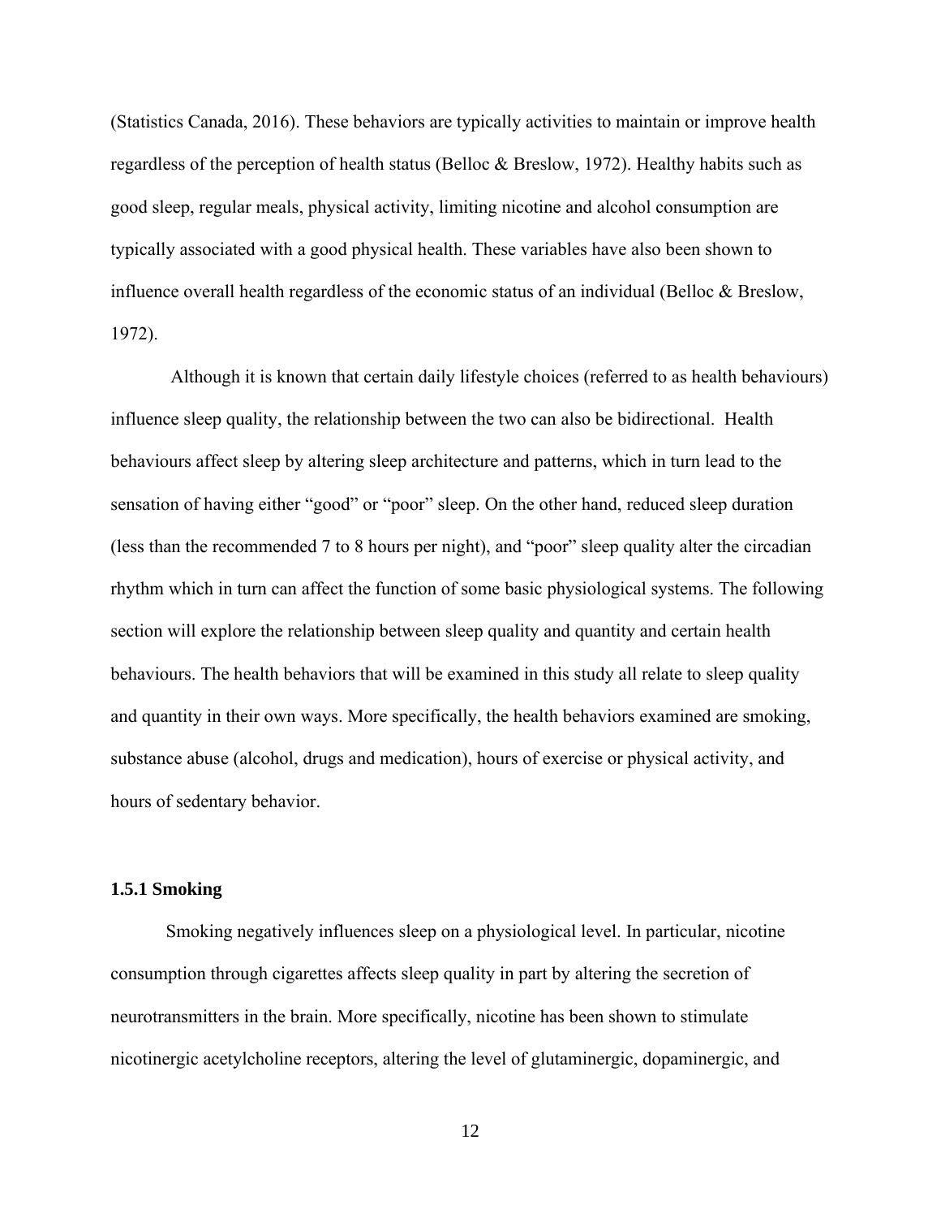(Statistics Canada, 2016). These behaviors are typically activities to maintain or improve health regardless of the perception of health status (Belloc & Breslow, 1972). Healthy habits such as good sleep, regular meals, physical activity, limiting nicotine and alcohol consumption are typically associated with a good physical health. These variables have also been shown to influence overall health regardless of the economic status of an individual (Belloc & Breslow, 1972).

Although it is known that certain daily lifestyle choices (referred to as health behaviours) influence sleep quality, the relationship between the two can also be bidirectional. Health behaviours affect sleep by altering sleep architecture and patterns, which in turn lead to the sensation of having either "good" or "poor" sleep. On the other hand, reduced sleep duration (less than the recommended 7 to 8 hours per night), and "poor" sleep quality alter the circadian rhythm which in turn can affect the function of some basic physiological systems. The following section will explore the relationship between sleep quality and quantity and certain health behaviours. The health behaviors that will be examined in this study all relate to sleep quality and quantity in their own ways. More specifically, the health behaviors examined are smoking, substance abuse (alcohol, drugs and medication), hours of exercise or physical activity, and hours of sedentary behavior.

### 1.5.1 Smoking

Smoking negatively influences sleep on a physiological level. In particular, nicotine consumption through cigarettes affects sleep quality in part by altering the secretion of neurotransmitters in the brain. More specifically, nicotine has been shown to stimulate nicotinergic acetylcholine receptors, altering the level of glutaminergic, dopaminergic, and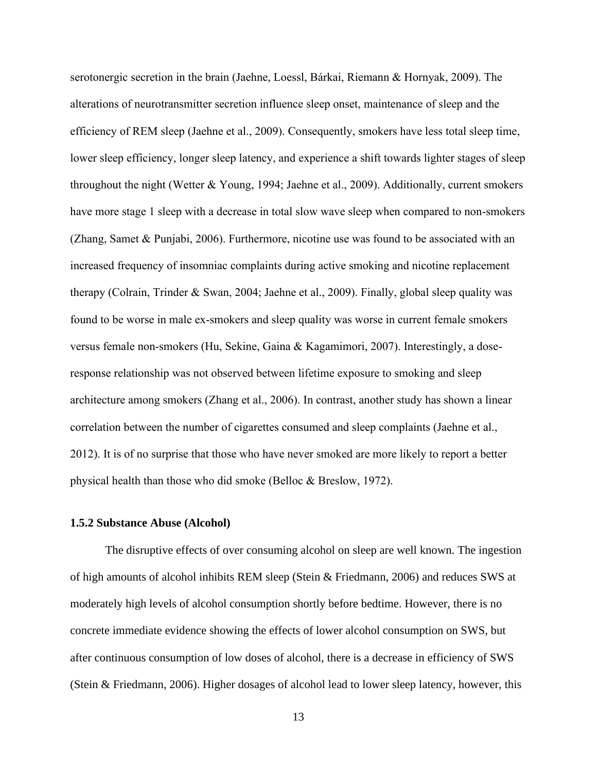serotonergic secretion in the brain (Jaehne, Loessl, Bárkai, Riemann & Hornyak, 2009). The alterations of neurotransmitter secretion influence sleep onset, maintenance of sleep and the efficiency of REM sleep (Jaehne et al., 2009). Consequently, smokers have less total sleep time, lower sleep efficiency, longer sleep latency, and experience a shift towards lighter stages of sleep throughout the night (Wetter & Young, 1994; Jaehne et al., 2009). Additionally, current smokers have more stage 1 sleep with a decrease in total slow wave sleep when compared to non-smokers (Zhang, Samet & Punjabi, 2006). Furthermore, nicotine use was found to be associated with an increased frequency of insomniac complaints during active smoking and nicotine replacement therapy (Colrain, Trinder & Swan, 2004; Jaehne et al., 2009). Finally, global sleep quality was found to be worse in male ex-smokers and sleep quality was worse in current female smokers versus female non-smokers (Hu, Sekine, Gaina & Kagamimori, 2007). Interestingly, a dose-response relationship was not observed between lifetime exposure to smoking and sleep architecture among smokers (Zhang et al., 2006). In contrast, another study has shown a linear correlation between the number of cigarettes consumed and sleep complaints (Jaehne et al., 2012). It is of no surprise that those who have never smoked are more likely to report a better physical health than those who did smoke (Belloc & Breslow, 1972).

### 1.5.2 Substance Abuse (Alcohol)

The disruptive effects of over consuming alcohol on sleep are well known. The ingestion of high amounts of alcohol inhibits REM sleep (Stein & Friedmann, 2006) and reduces SWS at moderately high levels of alcohol consumption shortly before bedtime. However, there is no concrete immediate evidence showing the effects of lower alcohol consumption on SWS, but after continuous consumption of low doses of alcohol, there is a decrease in efficiency of SWS (Stein & Friedmann, 2006). Higher dosages of alcohol lead to lower sleep latency, however, this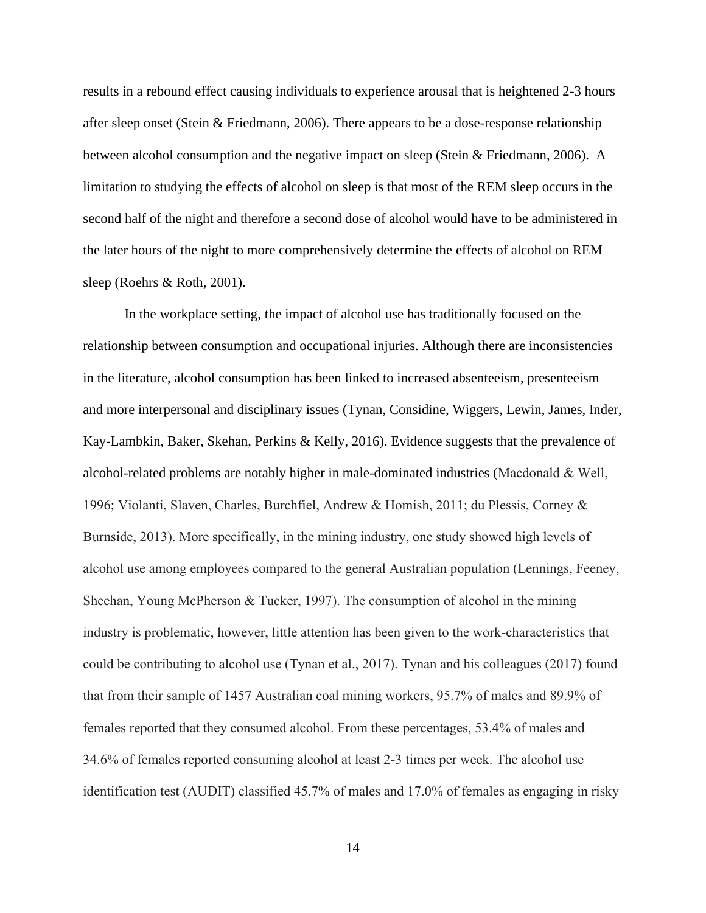results in a rebound effect causing individuals to experience arousal that is heightened 2-3 hours after sleep onset (Stein & Friedmann, 2006). There appears to be a dose-response relationship between alcohol consumption and the negative impact on sleep (Stein & Friedmann, 2006). A limitation to studying the effects of alcohol on sleep is that most of the REM sleep occurs in the second half of the night and therefore a second dose of alcohol would have to be administered in the later hours of the night to more comprehensively determine the effects of alcohol on REM sleep (Roehrs & Roth, 2001).

In the workplace setting, the impact of alcohol use has traditionally focused on the relationship between consumption and occupational injuries. Although there are inconsistencies in the literature, alcohol consumption has been linked to increased absenteeism, presenteeism and more interpersonal and disciplinary issues (Tynan, Considine, Wiggers, Lewin, James, Inder, Kay-Lambkin, Baker, Skehan, Perkins & Kelly, 2016). Evidence suggests that the prevalence of alcohol-related problems are notably higher in male-dominated industries (Macdonald & Well, 1996; Violanti, Slaven, Charles, Burchfiel, Andrew & Homish, 2011; du Plessis, Corney & Burnside, 2013). More specifically, in the mining industry, one study showed high levels of alcohol use among employees compared to the general Australian population (Lennings, Feeney, Sheehan, Young McPherson & Tucker, 1997). The consumption of alcohol in the mining industry is problematic, however, little attention has been given to the work-characteristics that could be contributing to alcohol use (Tynan et al., 2017). Tynan and his colleagues (2017) found that from their sample of 1457 Australian coal mining workers, 95.7% of males and 89.9% of females reported that they consumed alcohol. From these percentages, 53.4% of males and 34.6% of females reported consuming alcohol at least 2-3 times per week. The alcohol use identification test (AUDIT) classified 45.7% of males and 17.0% of females as engaging in risky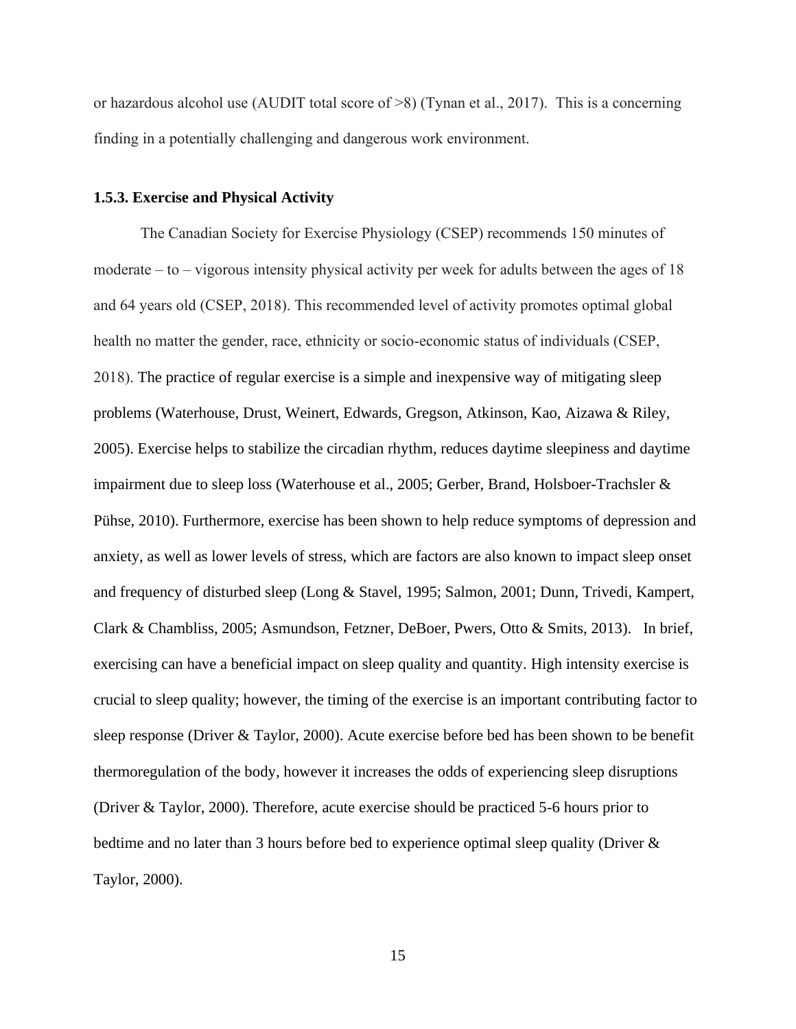or hazardous alcohol use (AUDIT total score of >8) (Tynan et al., 2017). This is a concerning finding in a potentially challenging and dangerous work environment.

### 1.5.3. Exercise and Physical Activity

The Canadian Society for Exercise Physiology (CSEP) recommends 150 minutes of moderate – to – vigorous intensity physical activity per week for adults between the ages of 18 and 64 years old (CSEP, 2018). This recommended level of activity promotes optimal global health no matter the gender, race, ethnicity or socio-economic status of individuals (CSEP, 2018). The practice of regular exercise is a simple and inexpensive way of mitigating sleep problems (Waterhouse, Drust, Weinert, Edwards, Gregson, Atkinson, Kao, Aizawa & Riley, 2005). Exercise helps to stabilize the circadian rhythm, reduces daytime sleepiness and daytime impairment due to sleep loss (Waterhouse et al., 2005; Gerber, Brand, Holsboer-Trachsler & Pühse, 2010). Furthermore, exercise has been shown to help reduce symptoms of depression and anxiety, as well as lower levels of stress, which are factors are also known to impact sleep onset and frequency of disturbed sleep (Long & Stavel, 1995; Salmon, 2001; Dunn, Trivedi, Kampert, Clark & Chambliss, 2005; Asmundson, Fetzner, DeBoer, Pwers, Otto & Smits, 2013). In brief, exercising can have a beneficial impact on sleep quality and quantity. High intensity exercise is crucial to sleep quality; however, the timing of the exercise is an important contributing factor to sleep response (Driver & Taylor, 2000). Acute exercise before bed has been shown to be benefit thermoregulation of the body, however it increases the odds of experiencing sleep disruptions (Driver & Taylor, 2000). Therefore, acute exercise should be practiced 5-6 hours prior to bedtime and no later than 3 hours before bed to experience optimal sleep quality (Driver & Taylor, 2000).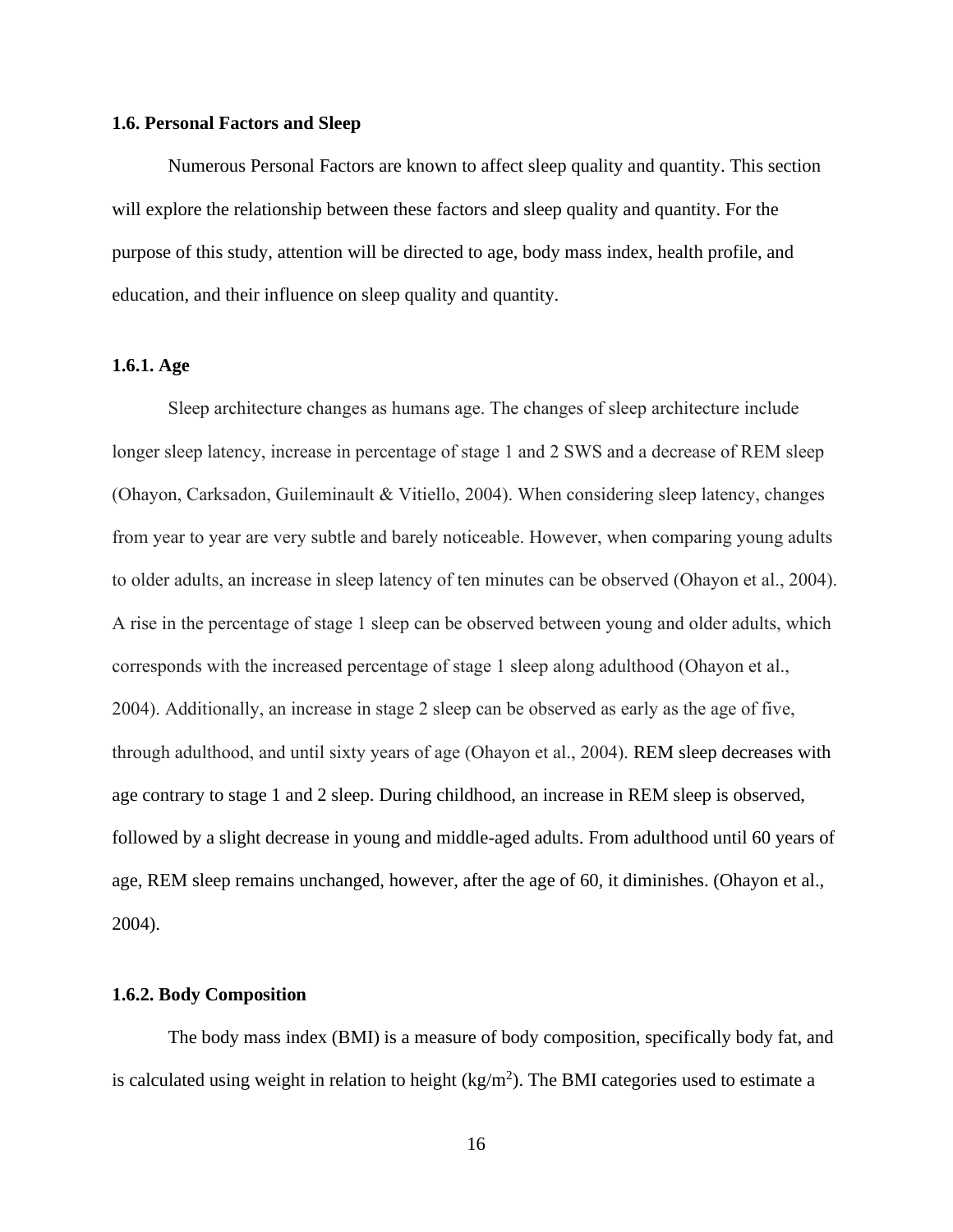### 1.6. Personal Factors and Sleep

Numerous Personal Factors are known to affect sleep quality and quantity. This section will explore the relationship between these factors and sleep quality and quantity. For the purpose of this study, attention will be directed to age, body mass index, health profile, and education, and their influence on sleep quality and quantity.

#### 1.6.1. Age

Sleep architecture changes as humans age. The changes of sleep architecture include longer sleep latency, increase in percentage of stage 1 and 2 SWS and a decrease of REM sleep (Ohayon, Carksadon, Guileminault & Vitiello, 2004). When considering sleep latency, changes from year to year are very subtle and barely noticeable. However, when comparing young adults to older adults, an increase in sleep latency of ten minutes can be observed (Ohayon et al., 2004). A rise in the percentage of stage 1 sleep can be observed between young and older adults, which corresponds with the increased percentage of stage 1 sleep along adulthood (Ohayon et al., 2004). Additionally, an increase in stage 2 sleep can be observed as early as the age of five, through adulthood, and until sixty years of age (Ohayon et al., 2004). REM sleep decreases with age contrary to stage 1 and 2 sleep. During childhood, an increase in REM sleep is observed, followed by a slight decrease in young and middle-aged adults. From adulthood until 60 years of age, REM sleep remains unchanged, however, after the age of 60, it diminishes. (Ohayon et al., 2004).

#### 1.6.2. Body Composition

The body mass index (BMI) is a measure of body composition, specifically body fat, and is calculated using weight in relation to height ($kg/m^2$). The BMI categories used to estimate a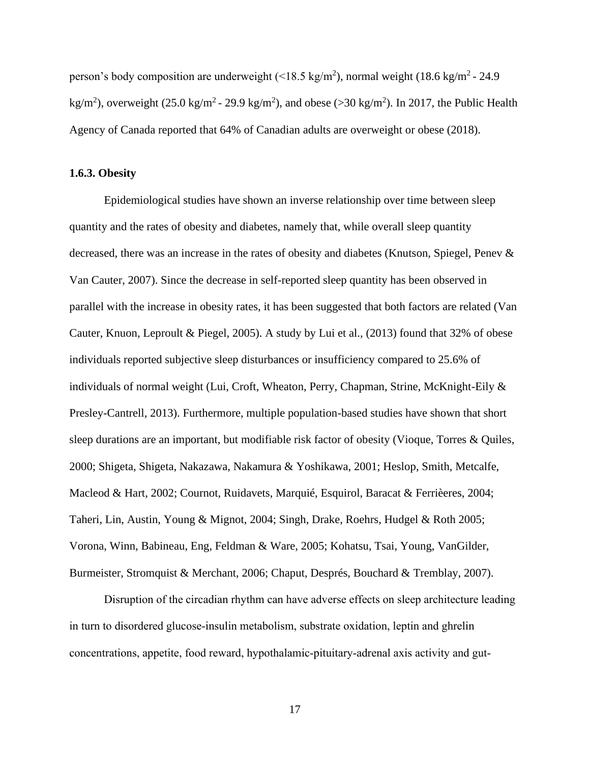person's body composition are underweight (<18.5 kg/m$^2$), normal weight (18.6 kg/m$^2$ - 24.9 kg/m$^2$), overweight (25.0 kg/m$^2$ - 29.9 kg/m$^2$), and obese (>30 kg/m$^2$). In 2017, the Public Health Agency of Canada reported that 64% of Canadian adults are overweight or obese (2018).

### 1.6.3. Obesity

Epidemiological studies have shown an inverse relationship over time between sleep quantity and the rates of obesity and diabetes, namely that, while overall sleep quantity decreased, there was an increase in the rates of obesity and diabetes (Knutson, Spiegel, Penev & Van Cauter, 2007). Since the decrease in self-reported sleep quantity has been observed in parallel with the increase in obesity rates, it has been suggested that both factors are related (Van Cauter, Knuon, Leproult & Piegel, 2005). A study by Lui et al., (2013) found that 32% of obese individuals reported subjective sleep disturbances or insufficiency compared to 25.6% of individuals of normal weight (Lui, Croft, Wheaton, Perry, Chapman, Strine, McKnight-Eily & Presley-Cantrell, 2013). Furthermore, multiple population-based studies have shown that short sleep durations are an important, but modifiable risk factor of obesity (Vioque, Torres & Quiles, 2000; Shigeta, Shigeta, Nakazawa, Nakamura & Yoshikawa, 2001; Heslop, Smith, Metcalfe, Macleod & Hart, 2002; Cournot, Ruidavets, Marquié, Esquirol, Baracat & Ferrièeres, 2004; Taheri, Lin, Austin, Young & Mignot, 2004; Singh, Drake, Roehrs, Hudgel & Roth 2005; Vorona, Winn, Babineau, Eng, Feldman & Ware, 2005; Kohatsu, Tsai, Young, VanGilder, Burmeister, Stromquist & Merchant, 2006; Chaput, Després, Bouchard & Tremblay, 2007).

Disruption of the circadian rhythm can have adverse effects on sleep architecture leading in turn to disordered glucose-insulin metabolism, substrate oxidation, leptin and ghrelin concentrations, appetite, food reward, hypothalamic-pituitary-adrenal axis activity and gut-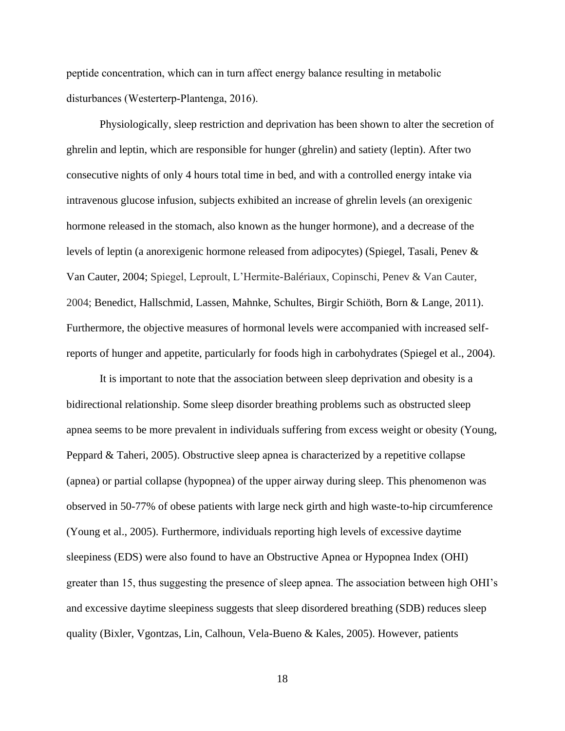peptide concentration, which can in turn affect energy balance resulting in metabolic disturbances (Westerterp-Plantenga, 2016).

Physiologically, sleep restriction and deprivation has been shown to alter the secretion of ghrelin and leptin, which are responsible for hunger (ghrelin) and satiety (leptin). After two consecutive nights of only 4 hours total time in bed, and with a controlled energy intake via intravenous glucose infusion, subjects exhibited an increase of ghrelin levels (an orexigenic hormone released in the stomach, also known as the hunger hormone), and a decrease of the levels of leptin (a anorexigenic hormone released from adipocytes) (Spiegel, Tasali, Penev & Van Cauter, 2004; Spiegel, Leproult, L'Hermite-Balériaux, Copinschi, Penev & Van Cauter, 2004; Benedict, Hallschmid, Lassen, Mahnke, Schultes, Birgir Schiöth, Born & Lange, 2011). Furthermore, the objective measures of hormonal levels were accompanied with increased self-reports of hunger and appetite, particularly for foods high in carbohydrates (Spiegel et al., 2004).

It is important to note that the association between sleep deprivation and obesity is a bidirectional relationship. Some sleep disorder breathing problems such as obstructed sleep apnea seems to be more prevalent in individuals suffering from excess weight or obesity (Young, Peppard & Taheri, 2005). Obstructive sleep apnea is characterized by a repetitive collapse (apnea) or partial collapse (hypopnea) of the upper airway during sleep. This phenomenon was observed in 50-77% of obese patients with large neck girth and high waste-to-hip circumference (Young et al., 2005). Furthermore, individuals reporting high levels of excessive daytime sleepiness (EDS) were also found to have an Obstructive Apnea or Hypopnea Index (OHI) greater than 15, thus suggesting the presence of sleep apnea. The association between high OHI's and excessive daytime sleepiness suggests that sleep disordered breathing (SDB) reduces sleep quality (Bixler, Vgontzas, Lin, Calhoun, Vela-Bueno & Kales, 2005). However, patients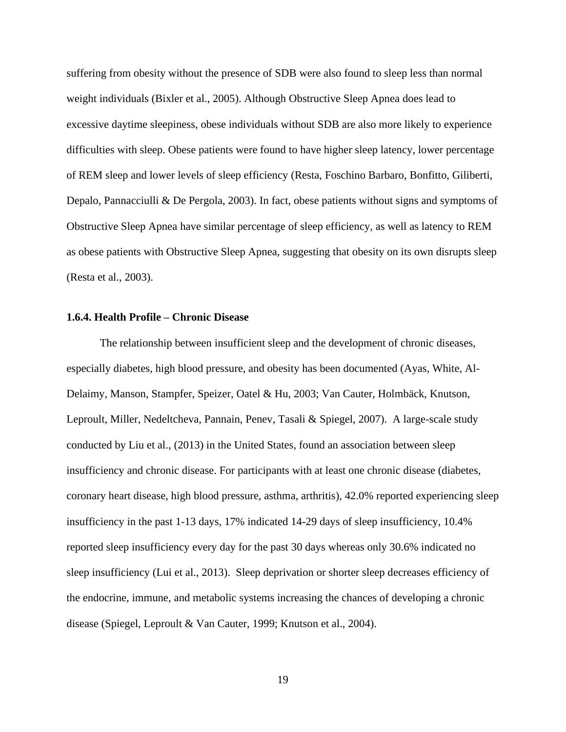suffering from obesity without the presence of SDB were also found to sleep less than normal weight individuals (Bixler et al., 2005). Although Obstructive Sleep Apnea does lead to excessive daytime sleepiness, obese individuals without SDB are also more likely to experience difficulties with sleep. Obese patients were found to have higher sleep latency, lower percentage of REM sleep and lower levels of sleep efficiency (Resta, Foschino Barbaro, Bonfitto, Giliberti, Depalo, Pannacciulli & De Pergola, 2003). In fact, obese patients without signs and symptoms of Obstructive Sleep Apnea have similar percentage of sleep efficiency, as well as latency to REM as obese patients with Obstructive Sleep Apnea, suggesting that obesity on its own disrupts sleep (Resta et al., 2003).

### 1.6.4. Health Profile – Chronic Disease

The relationship between insufficient sleep and the development of chronic diseases, especially diabetes, high blood pressure, and obesity has been documented (Ayas, White, Al-Delaimy, Manson, Stampfer, Speizer, Oatel & Hu, 2003; Van Cauter, Holmbäck, Knutson, Leproult, Miller, Nedeltcheva, Pannain, Penev, Tasali & Spiegel, 2007). A large-scale study conducted by Liu et al., (2013) in the United States, found an association between sleep insufficiency and chronic disease. For participants with at least one chronic disease (diabetes, coronary heart disease, high blood pressure, asthma, arthritis), 42.0% reported experiencing sleep insufficiency in the past 1-13 days, 17% indicated 14-29 days of sleep insufficiency, 10.4% reported sleep insufficiency every day for the past 30 days whereas only 30.6% indicated no sleep insufficiency (Lui et al., 2013). Sleep deprivation or shorter sleep decreases efficiency of the endocrine, immune, and metabolic systems increasing the chances of developing a chronic disease (Spiegel, Leproult & Van Cauter, 1999; Knutson et al., 2004).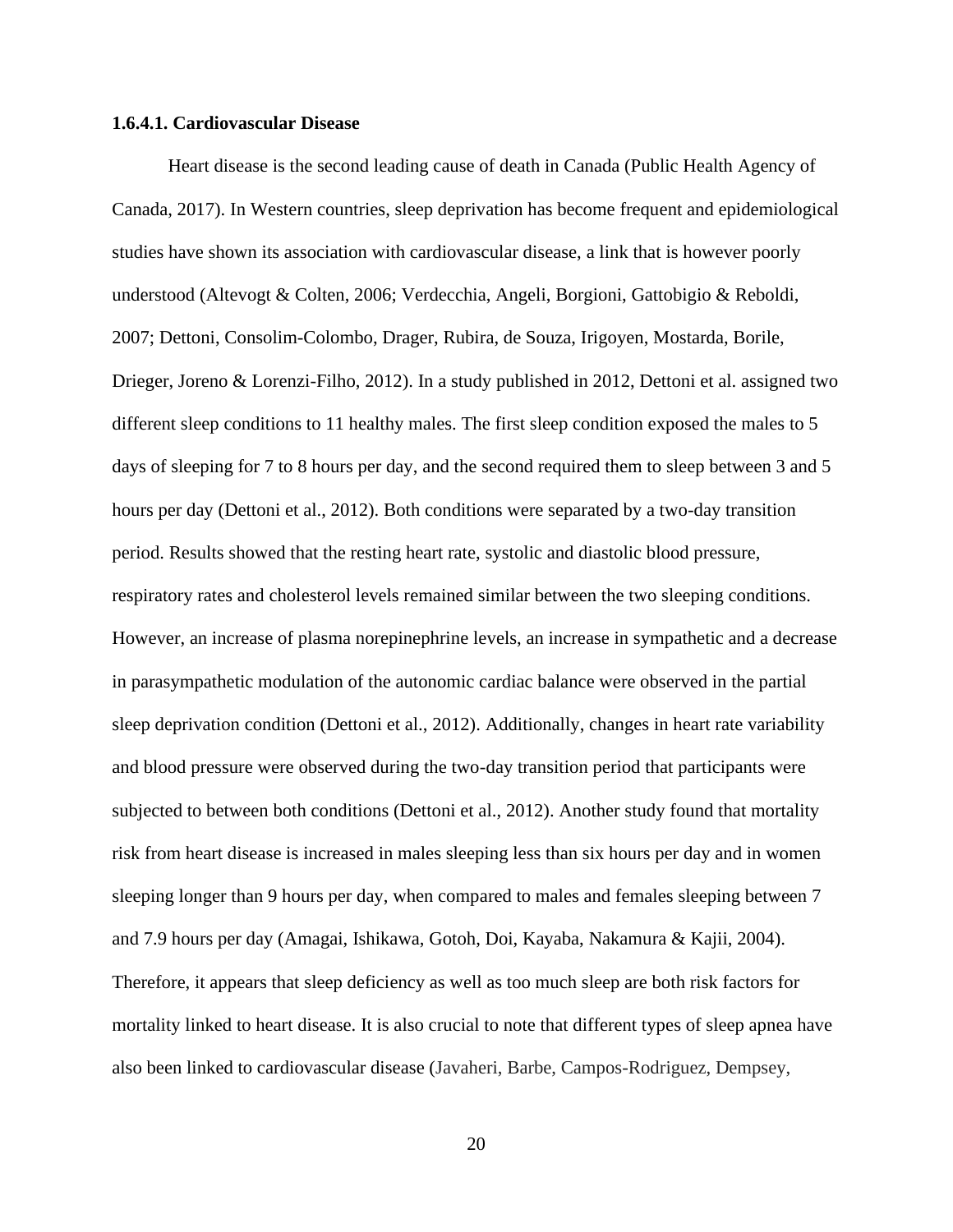#### 1.6.4.1. Cardiovascular Disease

Heart disease is the second leading cause of death in Canada (Public Health Agency of Canada, 2017). In Western countries, sleep deprivation has become frequent and epidemiological studies have shown its association with cardiovascular disease, a link that is however poorly understood (Altevogt & Colten, 2006; Verdecchia, Angeli, Borgioni, Gattobigio & Reboldi, 2007; Dettoni, Consolim-Colombo, Drager, Rubira, de Souza, Irigoyen, Mostarda, Borile, Drieger, Joreno & Lorenzi-Filho, 2012). In a study published in 2012, Dettoni et al. assigned two different sleep conditions to 11 healthy males. The first sleep condition exposed the males to 5 days of sleeping for 7 to 8 hours per day, and the second required them to sleep between 3 and 5 hours per day (Dettoni et al., 2012). Both conditions were separated by a two-day transition period. Results showed that the resting heart rate, systolic and diastolic blood pressure, respiratory rates and cholesterol levels remained similar between the two sleeping conditions. However, an increase of plasma norepinephrine levels, an increase in sympathetic and a decrease in parasympathetic modulation of the autonomic cardiac balance were observed in the partial sleep deprivation condition (Dettoni et al., 2012). Additionally, changes in heart rate variability and blood pressure were observed during the two-day transition period that participants were subjected to between both conditions (Dettoni et al., 2012). Another study found that mortality risk from heart disease is increased in males sleeping less than six hours per day and in women sleeping longer than 9 hours per day, when compared to males and females sleeping between 7 and 7.9 hours per day (Amagai, Ishikawa, Gotoh, Doi, Kayaba, Nakamura & Kajii, 2004). Therefore, it appears that sleep deficiency as well as too much sleep are both risk factors for mortality linked to heart disease. It is also crucial to note that different types of sleep apnea have also been linked to cardiovascular disease (Javaheri, Barbe, Campos-Rodriguez, Dempsey,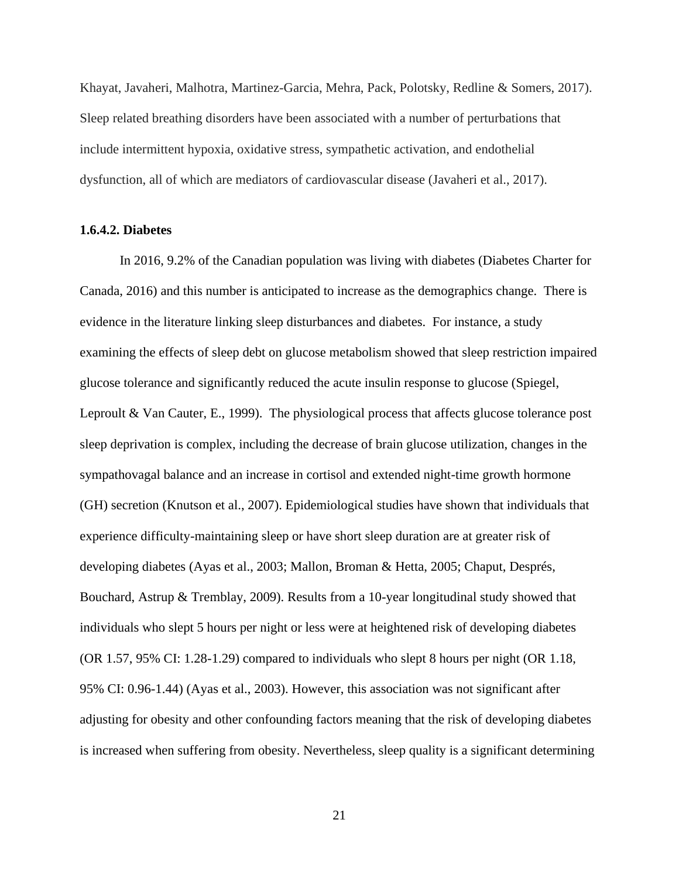Khayat, Javaheri, Malhotra, Martinez-Garcia, Mehra, Pack, Polotsky, Redline & Somers, 2017). Sleep related breathing disorders have been associated with a number of perturbations that include intermittent hypoxia, oxidative stress, sympathetic activation, and endothelial dysfunction, all of which are mediators of cardiovascular disease (Javaheri et al., 2017).

#### 1.6.4.2. Diabetes

In 2016, 9.2% of the Canadian population was living with diabetes (Diabetes Charter for Canada, 2016) and this number is anticipated to increase as the demographics change. There is evidence in the literature linking sleep disturbances and diabetes. For instance, a study examining the effects of sleep debt on glucose metabolism showed that sleep restriction impaired glucose tolerance and significantly reduced the acute insulin response to glucose (Spiegel, Leproult & Van Cauter, E., 1999). The physiological process that affects glucose tolerance post sleep deprivation is complex, including the decrease of brain glucose utilization, changes in the sympathovagal balance and an increase in cortisol and extended night-time growth hormone (GH) secretion (Knutson et al., 2007). Epidemiological studies have shown that individuals that experience difficulty-maintaining sleep or have short sleep duration are at greater risk of developing diabetes (Ayas et al., 2003; Mallon, Broman & Hetta, 2005; Chaput, Després, Bouchard, Astrup & Tremblay, 2009). Results from a 10-year longitudinal study showed that individuals who slept 5 hours per night or less were at heightened risk of developing diabetes (OR 1.57, 95% CI: 1.28-1.29) compared to individuals who slept 8 hours per night (OR 1.18, 95% CI: 0.96-1.44) (Ayas et al., 2003). However, this association was not significant after adjusting for obesity and other confounding factors meaning that the risk of developing diabetes is increased when suffering from obesity. Nevertheless, sleep quality is a significant determining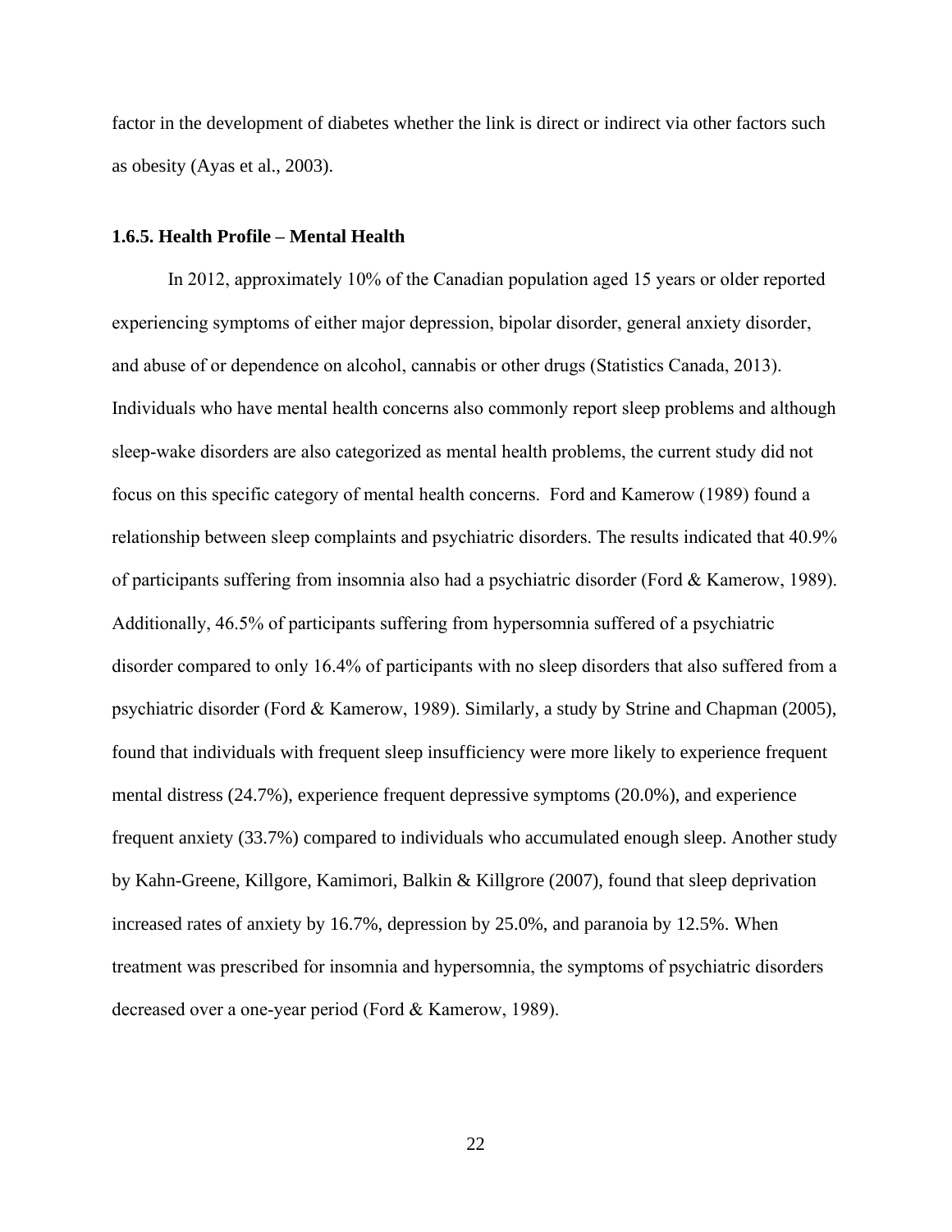factor in the development of diabetes whether the link is direct or indirect via other factors such as obesity (Ayas et al., 2003).

### 1.6.5. Health Profile – Mental Health

In 2012, approximately 10% of the Canadian population aged 15 years or older reported experiencing symptoms of either major depression, bipolar disorder, general anxiety disorder, and abuse of or dependence on alcohol, cannabis or other drugs (Statistics Canada, 2013). Individuals who have mental health concerns also commonly report sleep problems and although sleep-wake disorders are also categorized as mental health problems, the current study did not focus on this specific category of mental health concerns.  Ford and Kamerow (1989) found a relationship between sleep complaints and psychiatric disorders. The results indicated that 40.9% of participants suffering from insomnia also had a psychiatric disorder (Ford & Kamerow, 1989). Additionally, 46.5% of participants suffering from hypersomnia suffered of a psychiatric disorder compared to only 16.4% of participants with no sleep disorders that also suffered from a psychiatric disorder (Ford & Kamerow, 1989). Similarly, a study by Strine and Chapman (2005), found that individuals with frequent sleep insufficiency were more likely to experience frequent mental distress (24.7%), experience frequent depressive symptoms (20.0%), and experience frequent anxiety (33.7%) compared to individuals who accumulated enough sleep. Another study by Kahn-Greene, Killgore, Kamimori, Balkin & Killgrore (2007), found that sleep deprivation increased rates of anxiety by 16.7%, depression by 25.0%, and paranoia by 12.5%. When treatment was prescribed for insomnia and hypersomnia, the symptoms of psychiatric disorders decreased over a one-year period (Ford & Kamerow, 1989).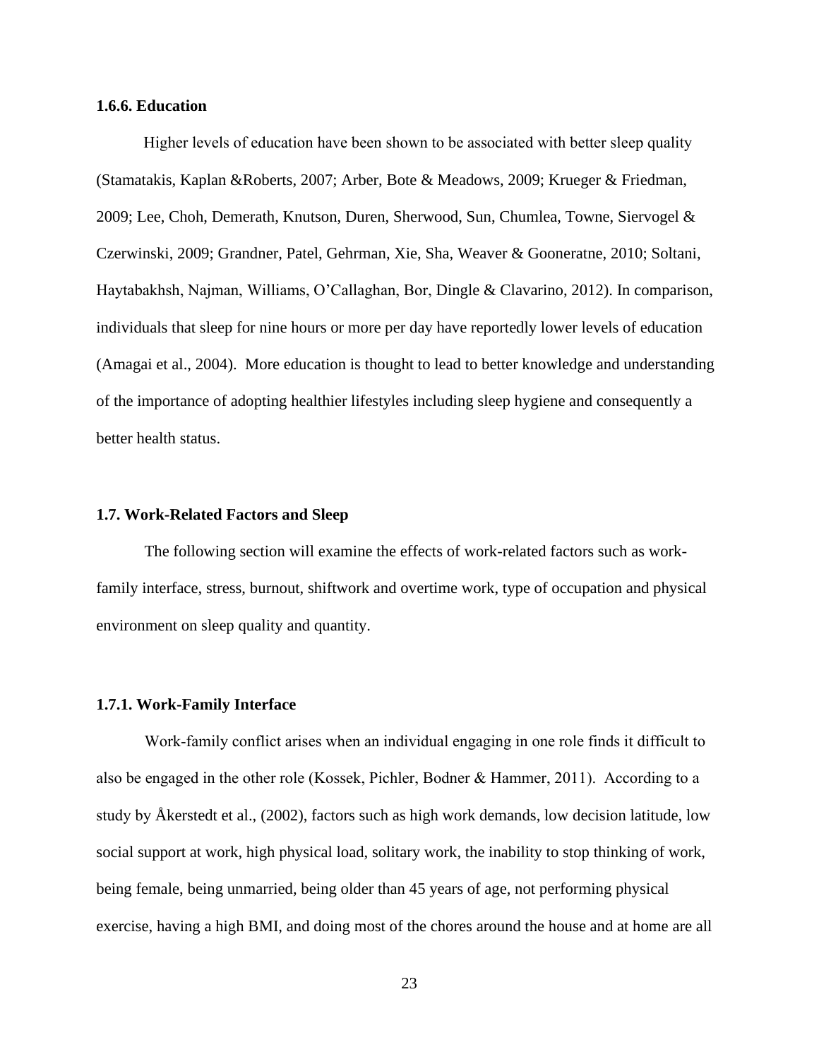### 1.6.6. Education

Higher levels of education have been shown to be associated with better sleep quality (Stamatakis, Kaplan &Roberts, 2007; Arber, Bote & Meadows, 2009; Krueger & Friedman, 2009; Lee, Choh, Demerath, Knutson, Duren, Sherwood, Sun, Chumlea, Towne, Siervogel & Czerwinski, 2009; Grandner, Patel, Gehrman, Xie, Sha, Weaver & Gooneratne, 2010; Soltani, Haytabakhsh, Najman, Williams, O'Callaghan, Bor, Dingle & Clavarino, 2012). In comparison, individuals that sleep for nine hours or more per day have reportedly lower levels of education (Amagai et al., 2004). More education is thought to lead to better knowledge and understanding of the importance of adopting healthier lifestyles including sleep hygiene and consequently a better health status.

## 1.7. Work-Related Factors and Sleep

The following section will examine the effects of work-related factors such as work-family interface, stress, burnout, shiftwork and overtime work, type of occupation and physical environment on sleep quality and quantity.

### 1.7.1. Work-Family Interface

Work-family conflict arises when an individual engaging in one role finds it difficult to also be engaged in the other role (Kossek, Pichler, Bodner & Hammer, 2011). According to a study by Åkerstedt et al., (2002), factors such as high work demands, low decision latitude, low social support at work, high physical load, solitary work, the inability to stop thinking of work, being female, being unmarried, being older than 45 years of age, not performing physical exercise, having a high BMI, and doing most of the chores around the house and at home are all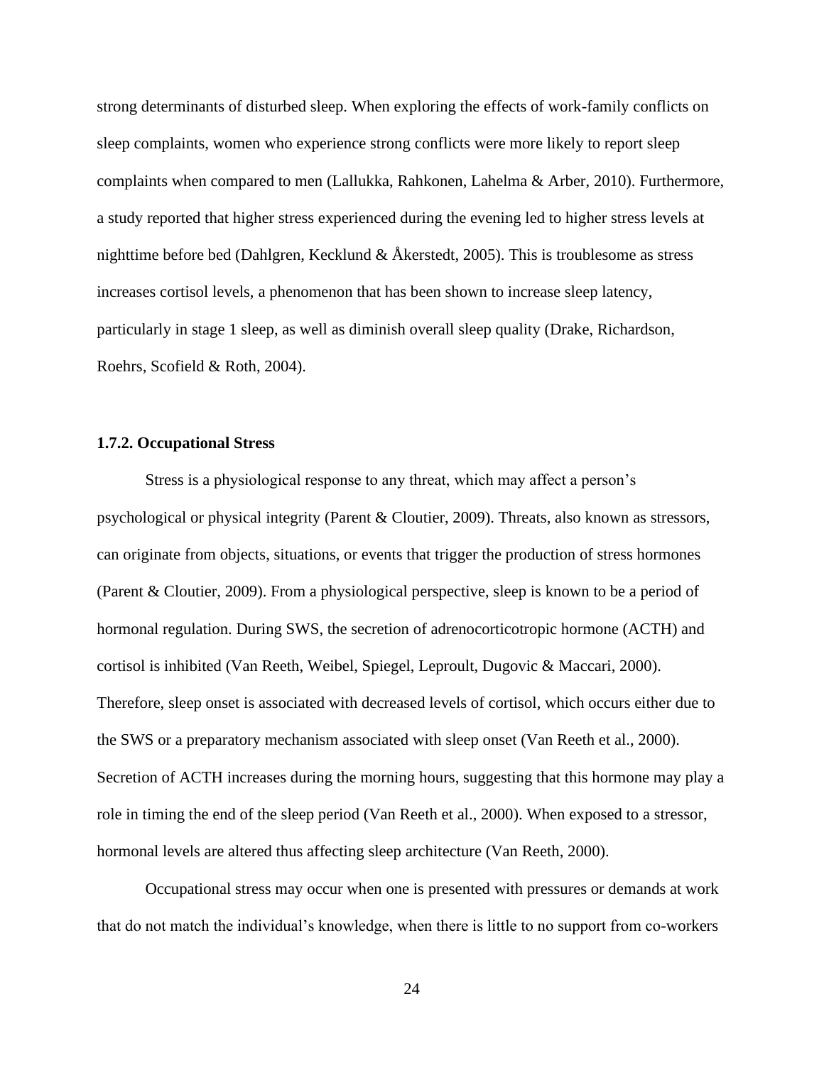strong determinants of disturbed sleep. When exploring the effects of work-family conflicts on sleep complaints, women who experience strong conflicts were more likely to report sleep complaints when compared to men (Lallukka, Rahkonen, Lahelma & Arber, 2010). Furthermore, a study reported that higher stress experienced during the evening led to higher stress levels at nighttime before bed (Dahlgren, Kecklund & Åkerstedt, 2005). This is troublesome as stress increases cortisol levels, a phenomenon that has been shown to increase sleep latency, particularly in stage 1 sleep, as well as diminish overall sleep quality (Drake, Richardson, Roehrs, Scofield & Roth, 2004).

### 1.7.2. Occupational Stress

Stress is a physiological response to any threat, which may affect a person's psychological or physical integrity (Parent & Cloutier, 2009). Threats, also known as stressors, can originate from objects, situations, or events that trigger the production of stress hormones (Parent & Cloutier, 2009). From a physiological perspective, sleep is known to be a period of hormonal regulation. During SWS, the secretion of adrenocorticotropic hormone (ACTH) and cortisol is inhibited (Van Reeth, Weibel, Spiegel, Leproult, Dugovic & Maccari, 2000). Therefore, sleep onset is associated with decreased levels of cortisol, which occurs either due to the SWS or a preparatory mechanism associated with sleep onset (Van Reeth et al., 2000). Secretion of ACTH increases during the morning hours, suggesting that this hormone may play a role in timing the end of the sleep period (Van Reeth et al., 2000). When exposed to a stressor, hormonal levels are altered thus affecting sleep architecture (Van Reeth, 2000).

Occupational stress may occur when one is presented with pressures or demands at work that do not match the individual's knowledge, when there is little to no support from co-workers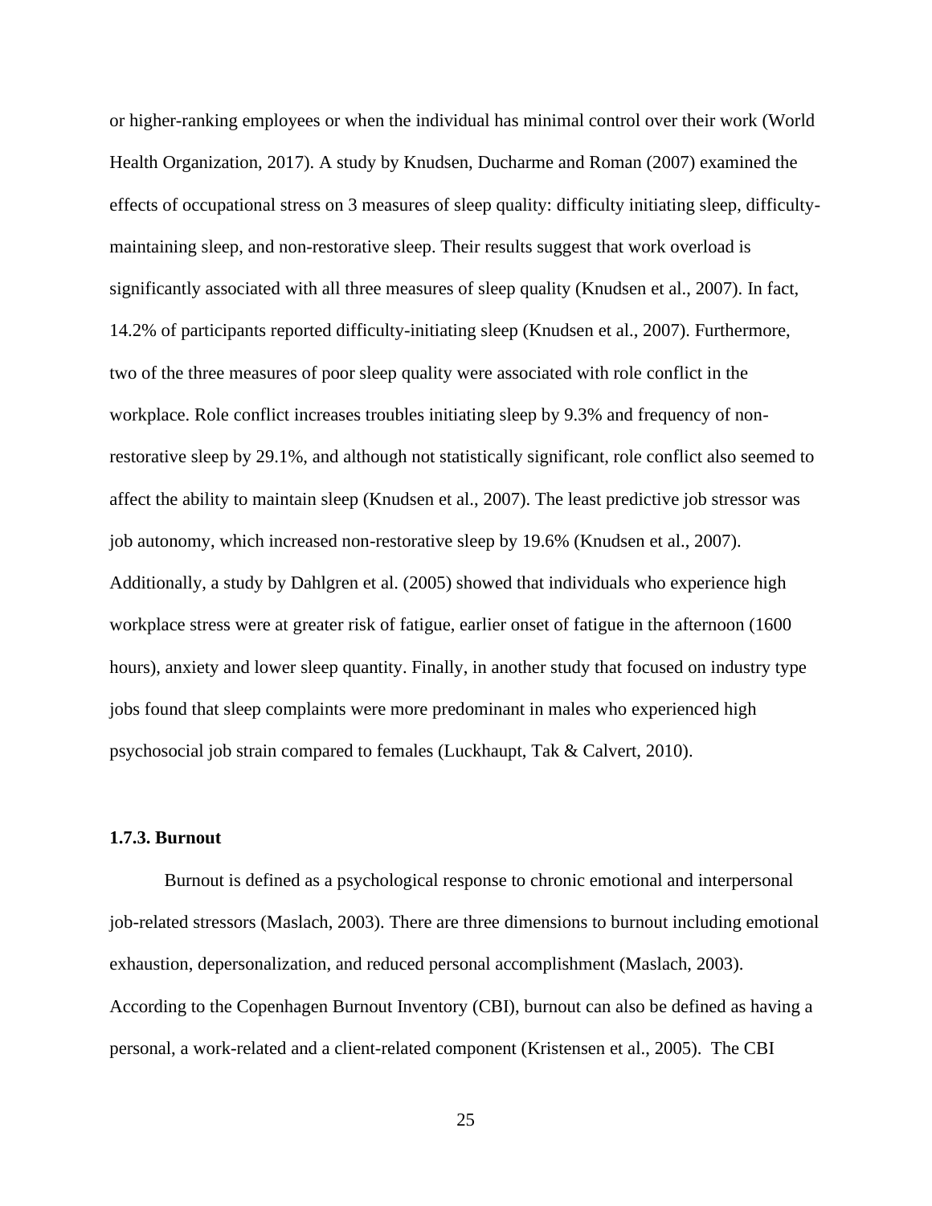or higher-ranking employees or when the individual has minimal control over their work (World Health Organization, 2017). A study by Knudsen, Ducharme and Roman (2007) examined the effects of occupational stress on 3 measures of sleep quality: difficulty initiating sleep, difficulty-maintaining sleep, and non-restorative sleep. Their results suggest that work overload is significantly associated with all three measures of sleep quality (Knudsen et al., 2007). In fact, 14.2% of participants reported difficulty-initiating sleep (Knudsen et al., 2007). Furthermore, two of the three measures of poor sleep quality were associated with role conflict in the workplace. Role conflict increases troubles initiating sleep by 9.3% and frequency of non-restorative sleep by 29.1%, and although not statistically significant, role conflict also seemed to affect the ability to maintain sleep (Knudsen et al., 2007). The least predictive job stressor was job autonomy, which increased non-restorative sleep by 19.6% (Knudsen et al., 2007). Additionally, a study by Dahlgren et al. (2005) showed that individuals who experience high workplace stress were at greater risk of fatigue, earlier onset of fatigue in the afternoon (1600 hours), anxiety and lower sleep quantity. Finally, in another study that focused on industry type jobs found that sleep complaints were more predominant in males who experienced high psychosocial job strain compared to females (Luckhaupt, Tak & Calvert, 2010).

### 1.7.3. Burnout

Burnout is defined as a psychological response to chronic emotional and interpersonal job-related stressors (Maslach, 2003). There are three dimensions to burnout including emotional exhaustion, depersonalization, and reduced personal accomplishment (Maslach, 2003). According to the Copenhagen Burnout Inventory (CBI), burnout can also be defined as having a personal, a work-related and a client-related component (Kristensen et al., 2005). The CBI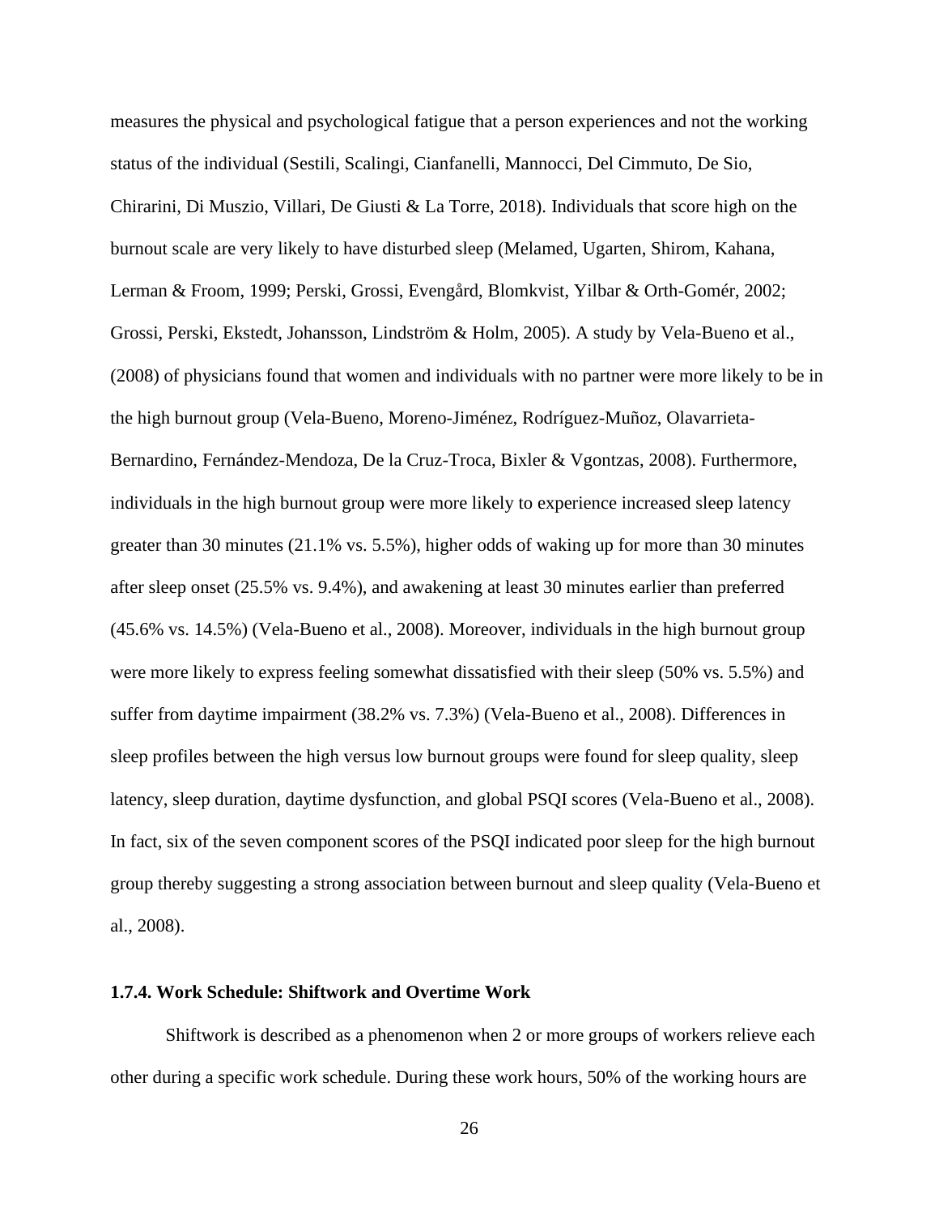measures the physical and psychological fatigue that a person experiences and not the working status of the individual (Sestili, Scalingi, Cianfanelli, Mannocci, Del Cimmuto, De Sio, Chirarini, Di Muszio, Villari, De Giusti & La Torre, 2018). Individuals that score high on the burnout scale are very likely to have disturbed sleep (Melamed, Ugarten, Shirom, Kahana, Lerman & Froom, 1999; Perski, Grossi, Evengård, Blomkvist, Yilbar & Orth-Gomér, 2002; Grossi, Perski, Ekstedt, Johansson, Lindström & Holm, 2005). A study by Vela-Bueno et al., (2008) of physicians found that women and individuals with no partner were more likely to be in the high burnout group (Vela-Bueno, Moreno-Jiménez, Rodríguez-Muñoz, Olavarrieta-Bernardino, Fernández-Mendoza, De la Cruz-Troca, Bixler & Vgontzas, 2008). Furthermore, individuals in the high burnout group were more likely to experience increased sleep latency greater than 30 minutes (21.1% vs. 5.5%), higher odds of waking up for more than 30 minutes after sleep onset (25.5% vs. 9.4%), and awakening at least 30 minutes earlier than preferred (45.6% vs. 14.5%) (Vela-Bueno et al., 2008). Moreover, individuals in the high burnout group were more likely to express feeling somewhat dissatisfied with their sleep (50% vs. 5.5%) and suffer from daytime impairment (38.2% vs. 7.3%) (Vela-Bueno et al., 2008). Differences in sleep profiles between the high versus low burnout groups were found for sleep quality, sleep latency, sleep duration, daytime dysfunction, and global PSQI scores (Vela-Bueno et al., 2008). In fact, six of the seven component scores of the PSQI indicated poor sleep for the high burnout group thereby suggesting a strong association between burnout and sleep quality (Vela-Bueno et al., 2008).

### 1.7.4. Work Schedule: Shiftwork and Overtime Work

Shiftwork is described as a phenomenon when 2 or more groups of workers relieve each other during a specific work schedule. During these work hours, 50% of the working hours are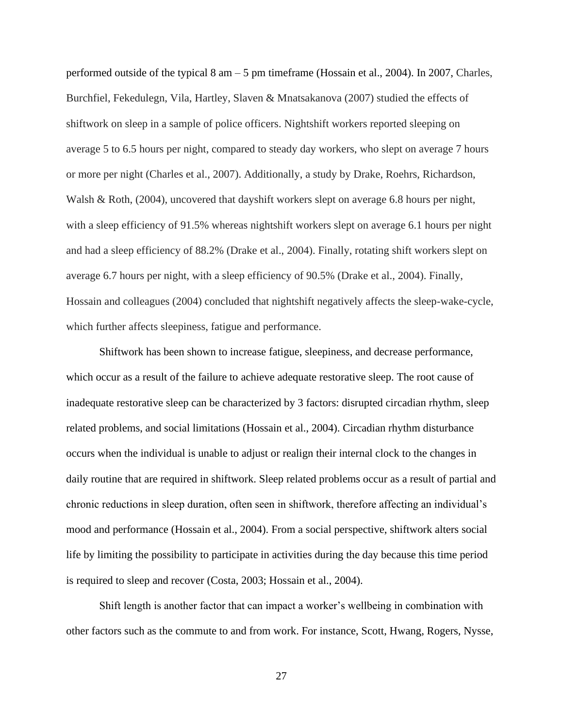performed outside of the typical 8 am – 5 pm timeframe (Hossain et al., 2004). In 2007, Charles, Burchfiel, Fekedulegn, Vila, Hartley, Slaven & Mnatsakanova (2007) studied the effects of shiftwork on sleep in a sample of police officers. Nightshift workers reported sleeping on average 5 to 6.5 hours per night, compared to steady day workers, who slept on average 7 hours or more per night (Charles et al., 2007). Additionally, a study by Drake, Roehrs, Richardson, Walsh & Roth, (2004), uncovered that dayshift workers slept on average 6.8 hours per night, with a sleep efficiency of 91.5% whereas nightshift workers slept on average 6.1 hours per night and had a sleep efficiency of 88.2% (Drake et al., 2004). Finally, rotating shift workers slept on average 6.7 hours per night, with a sleep efficiency of 90.5% (Drake et al., 2004). Finally, Hossain and colleagues (2004) concluded that nightshift negatively affects the sleep-wake-cycle, which further affects sleepiness, fatigue and performance.

Shiftwork has been shown to increase fatigue, sleepiness, and decrease performance, which occur as a result of the failure to achieve adequate restorative sleep. The root cause of inadequate restorative sleep can be characterized by 3 factors: disrupted circadian rhythm, sleep related problems, and social limitations (Hossain et al., 2004). Circadian rhythm disturbance occurs when the individual is unable to adjust or realign their internal clock to the changes in daily routine that are required in shiftwork. Sleep related problems occur as a result of partial and chronic reductions in sleep duration, often seen in shiftwork, therefore affecting an individual's mood and performance (Hossain et al., 2004). From a social perspective, shiftwork alters social life by limiting the possibility to participate in activities during the day because this time period is required to sleep and recover (Costa, 2003; Hossain et al., 2004).

Shift length is another factor that can impact a worker's wellbeing in combination with other factors such as the commute to and from work. For instance, Scott, Hwang, Rogers, Nysse,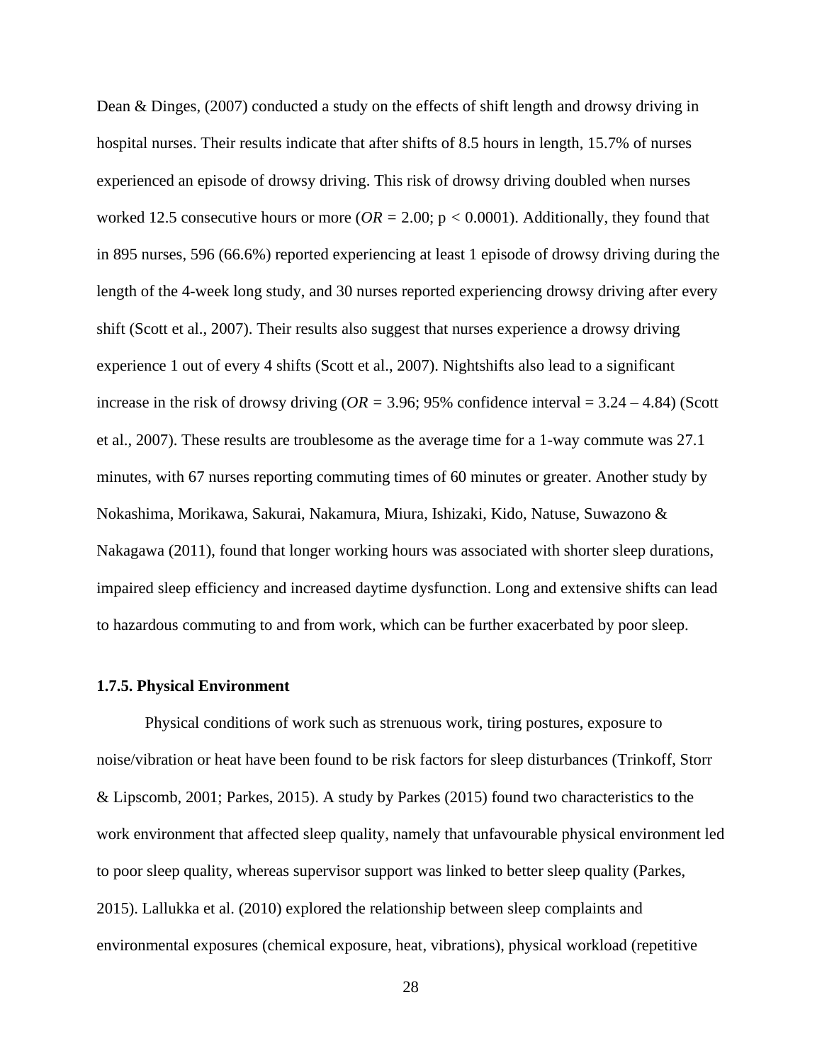Dean & Dinges, (2007) conducted a study on the effects of shift length and drowsy driving in hospital nurses. Their results indicate that after shifts of 8.5 hours in length, 15.7% of nurses experienced an episode of drowsy driving. This risk of drowsy driving doubled when nurses worked 12.5 consecutive hours or more (*OR* = 2.00; $p < 0.0001$). Additionally, they found that in 895 nurses, 596 (66.6%) reported experiencing at least 1 episode of drowsy driving during the length of the 4-week long study, and 30 nurses reported experiencing drowsy driving after every shift (Scott et al., 2007). Their results also suggest that nurses experience a drowsy driving experience 1 out of every 4 shifts (Scott et al., 2007). Nightshifts also lead to a significant increase in the risk of drowsy driving (*OR* = 3.96; 95% confidence interval = 3.24 – 4.84) (Scott et al., 2007). These results are troublesome as the average time for a 1-way commute was 27.1 minutes, with 67 nurses reporting commuting times of 60 minutes or greater. Another study by Nokashima, Morikawa, Sakurai, Nakamura, Miura, Ishizaki, Kido, Natuse, Suwazono & Nakagawa (2011), found that longer working hours was associated with shorter sleep durations, impaired sleep efficiency and increased daytime dysfunction. Long and extensive shifts can lead to hazardous commuting to and from work, which can be further exacerbated by poor sleep.

### 1.7.5. Physical Environment

Physical conditions of work such as strenuous work, tiring postures, exposure to noise/vibration or heat have been found to be risk factors for sleep disturbances (Trinkoff, Storr & Lipscomb, 2001; Parkes, 2015). A study by Parkes (2015) found two characteristics to the work environment that affected sleep quality, namely that unfavourable physical environment led to poor sleep quality, whereas supervisor support was linked to better sleep quality (Parkes, 2015). Lallukka et al. (2010) explored the relationship between sleep complaints and environmental exposures (chemical exposure, heat, vibrations), physical workload (repetitive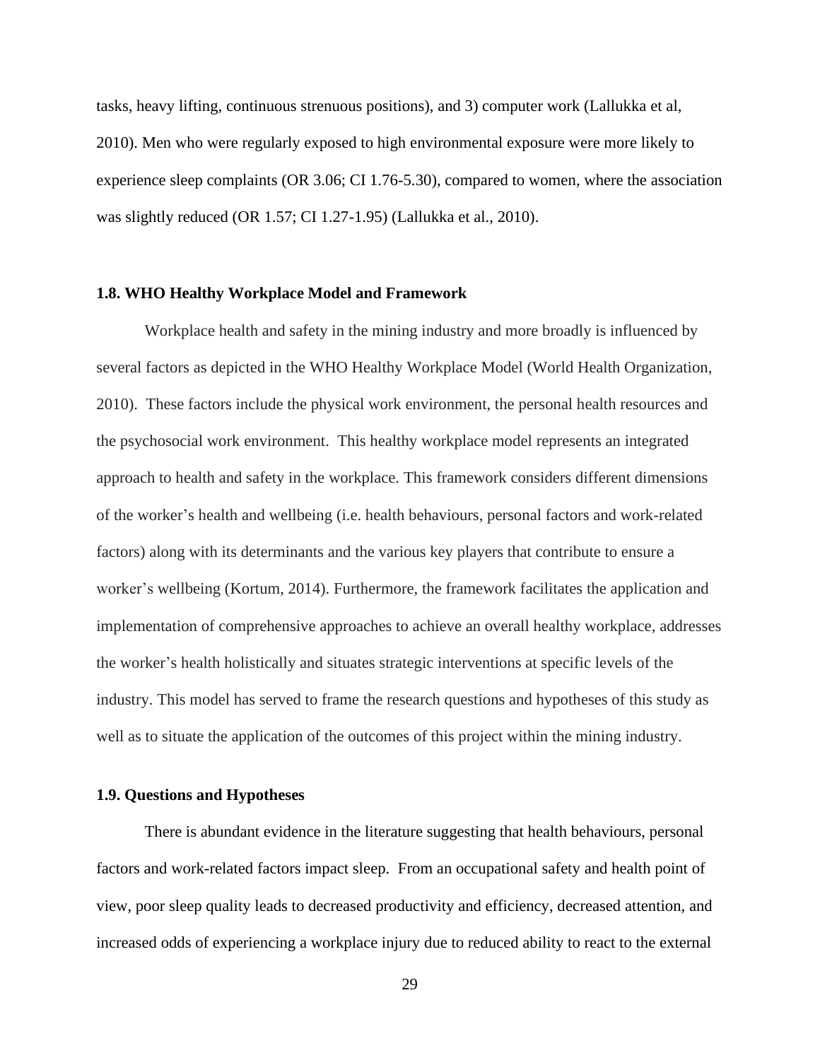tasks, heavy lifting, continuous strenuous positions), and 3) computer work (Lallukka et al, 2010). Men who were regularly exposed to high environmental exposure were more likely to experience sleep complaints (OR 3.06; CI 1.76-5.30), compared to women, where the association was slightly reduced (OR 1.57; CI 1.27-1.95) (Lallukka et al., 2010).

### 1.8. WHO Healthy Workplace Model and Framework

Workplace health and safety in the mining industry and more broadly is influenced by several factors as depicted in the WHO Healthy Workplace Model (World Health Organization, 2010). These factors include the physical work environment, the personal health resources and the psychosocial work environment. This healthy workplace model represents an integrated approach to health and safety in the workplace. This framework considers different dimensions of the worker's health and wellbeing (i.e. health behaviours, personal factors and work-related factors) along with its determinants and the various key players that contribute to ensure a worker's wellbeing (Kortum, 2014). Furthermore, the framework facilitates the application and implementation of comprehensive approaches to achieve an overall healthy workplace, addresses the worker's health holistically and situates strategic interventions at specific levels of the industry. This model has served to frame the research questions and hypotheses of this study as well as to situate the application of the outcomes of this project within the mining industry.

### 1.9. Questions and Hypotheses

There is abundant evidence in the literature suggesting that health behaviours, personal factors and work-related factors impact sleep. From an occupational safety and health point of view, poor sleep quality leads to decreased productivity and efficiency, decreased attention, and increased odds of experiencing a workplace injury due to reduced ability to react to the external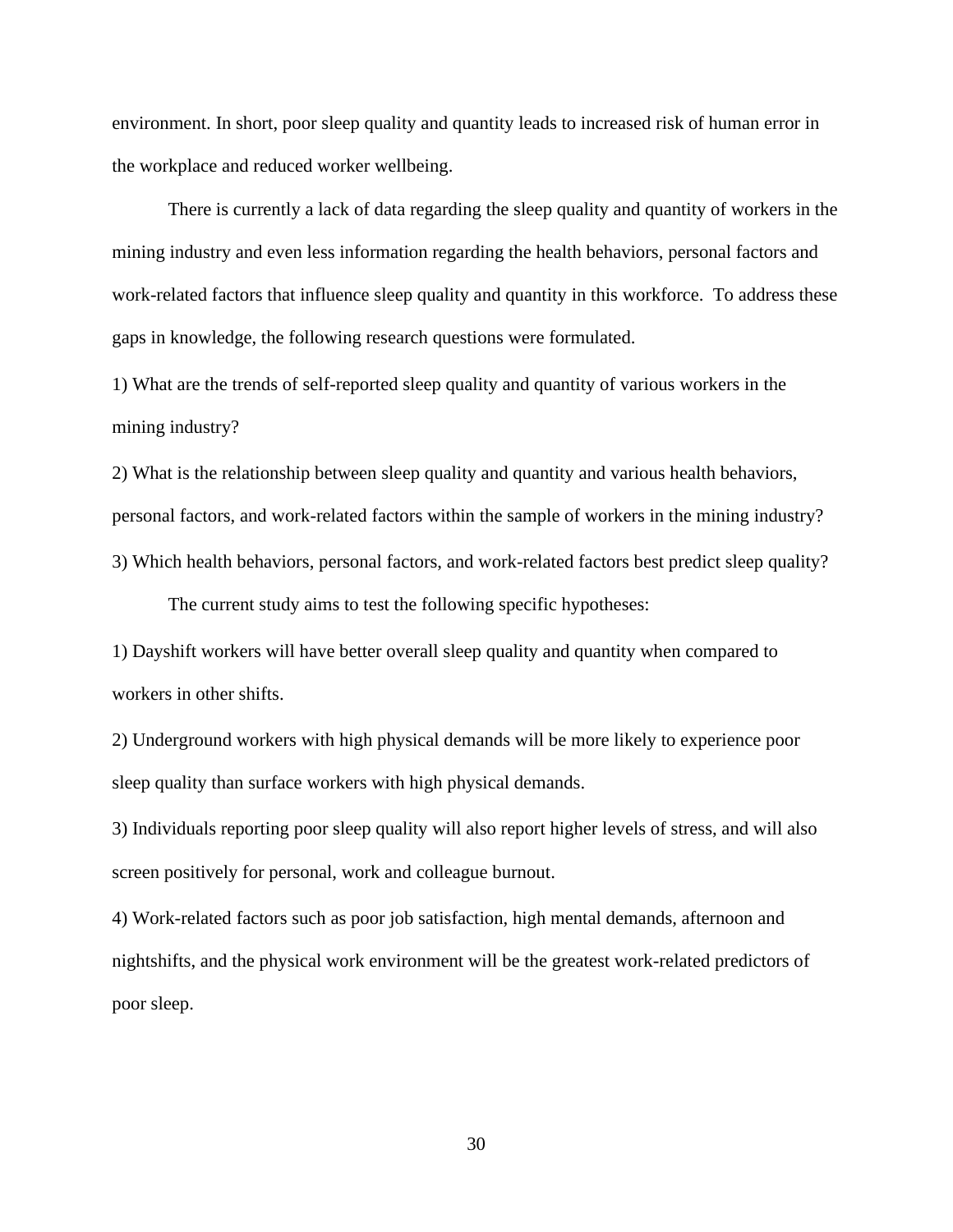environment. In short, poor sleep quality and quantity leads to increased risk of human error in the workplace and reduced worker wellbeing.

There is currently a lack of data regarding the sleep quality and quantity of workers in the mining industry and even less information regarding the health behaviors, personal factors and work-related factors that influence sleep quality and quantity in this workforce. To address these gaps in knowledge, the following research questions were formulated.

1) What are the trends of self-reported sleep quality and quantity of various workers in the mining industry?

2) What is the relationship between sleep quality and quantity and various health behaviors, personal factors, and work-related factors within the sample of workers in the mining industry?

3) Which health behaviors, personal factors, and work-related factors best predict sleep quality?

The current study aims to test the following specific hypotheses:

1) Dayshift workers will have better overall sleep quality and quantity when compared to workers in other shifts.

2) Underground workers with high physical demands will be more likely to experience poor sleep quality than surface workers with high physical demands.

3) Individuals reporting poor sleep quality will also report higher levels of stress, and will also screen positively for personal, work and colleague burnout.

4) Work-related factors such as poor job satisfaction, high mental demands, afternoon and nightshifts, and the physical work environment will be the greatest work-related predictors of poor sleep.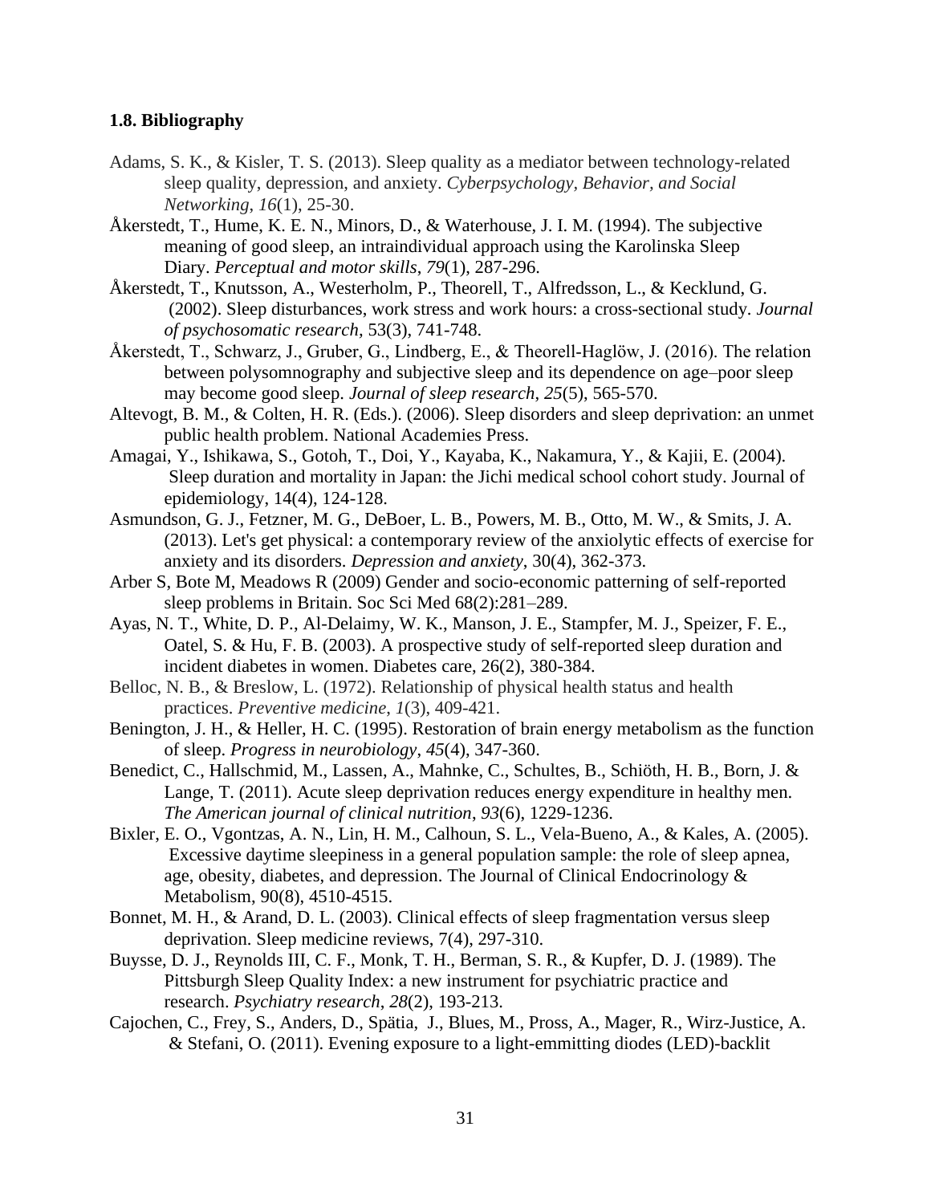### 1.8. Bibliography

Adams, S. K., & Kisler, T. S. (2013). Sleep quality as a mediator between technology-related sleep quality, depression, and anxiety. *Cyberpsychology, Behavior, and Social Networking*, *16*(1), 25-30.

Åkerstedt, T., Hume, K. E. N., Minors, D., & Waterhouse, J. I. M. (1994). The subjective meaning of good sleep, an intraindividual approach using the Karolinska Sleep Diary. *Perceptual and motor skills*, *79*(1), 287-296.

Åkerstedt, T., Knutsson, A., Westerholm, P., Theorell, T., Alfredsson, L., & Kecklund, G. (2002). Sleep disturbances, work stress and work hours: a cross-sectional study. *Journal of psychosomatic research*, 53(3), 741-748.

Åkerstedt, T., Schwarz, J., Gruber, G., Lindberg, E., & Theorell-Haglöw, J. (2016). The relation between polysomnography and subjective sleep and its dependence on age–poor sleep may become good sleep. *Journal of sleep research*, *25*(5), 565-570.

Altevogt, B. M., & Colten, H. R. (Eds.). (2006). Sleep disorders and sleep deprivation: an unmet public health problem. National Academies Press.

Amagai, Y., Ishikawa, S., Gotoh, T., Doi, Y., Kayaba, K., Nakamura, Y., & Kajii, E. (2004). Sleep duration and mortality in Japan: the Jichi medical school cohort study. Journal of epidemiology, 14(4), 124-128.

Asmundson, G. J., Fetzner, M. G., DeBoer, L. B., Powers, M. B., Otto, M. W., & Smits, J. A. (2013). Let's get physical: a contemporary review of the anxiolytic effects of exercise for anxiety and its disorders. *Depression and anxiety*, 30(4), 362-373.

Arber S, Bote M, Meadows R (2009) Gender and socio-economic patterning of self-reported sleep problems in Britain. Soc Sci Med 68(2):281–289.

Ayas, N. T., White, D. P., Al-Delaimy, W. K., Manson, J. E., Stampfer, M. J., Speizer, F. E., Oatel, S. & Hu, F. B. (2003). A prospective study of self-reported sleep duration and incident diabetes in women. Diabetes care, 26(2), 380-384.

Belloc, N. B., & Breslow, L. (1972). Relationship of physical health status and health practices. *Preventive medicine*, *1*(3), 409-421.

Benington, J. H., & Heller, H. C. (1995). Restoration of brain energy metabolism as the function of sleep. *Progress in neurobiology*, *45*(4), 347-360.

Benedict, C., Hallschmid, M., Lassen, A., Mahnke, C., Schultes, B., Schiöth, H. B., Born, J. & Lange, T. (2011). Acute sleep deprivation reduces energy expenditure in healthy men. *The American journal of clinical nutrition*, *93*(6), 1229-1236.

Bixler, E. O., Vgontzas, A. N., Lin, H. M., Calhoun, S. L., Vela-Bueno, A., & Kales, A. (2005). Excessive daytime sleepiness in a general population sample: the role of sleep apnea, age, obesity, diabetes, and depression. The Journal of Clinical Endocrinology & Metabolism, 90(8), 4510-4515.

Bonnet, M. H., & Arand, D. L. (2003). Clinical effects of sleep fragmentation versus sleep deprivation. Sleep medicine reviews, 7(4), 297-310.

Buysse, D. J., Reynolds III, C. F., Monk, T. H., Berman, S. R., & Kupfer, D. J. (1989). The Pittsburgh Sleep Quality Index: a new instrument for psychiatric practice and research. *Psychiatry research*, *28*(2), 193-213.

Cajochen, C., Frey, S., Anders, D., Spätia, J., Blues, M., Pross, A., Mager, R., Wirz-Justice, A. & Stefani, O. (2011). Evening exposure to a light-emmitting diodes (LED)-backlit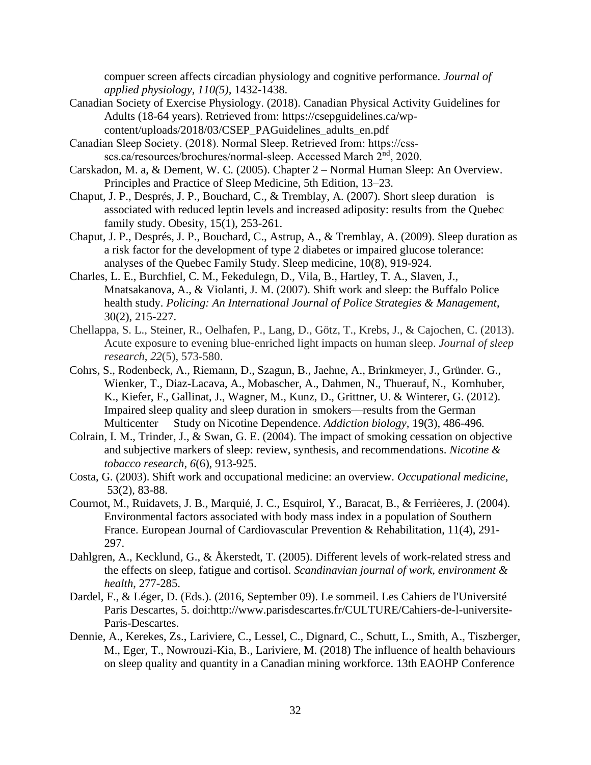compuer screen affects circadian physiology and cognitive performance. *Journal of applied physiology, 110(5)*, 1432-1438.

Canadian Society of Exercise Physiology. (2018). Canadian Physical Activity Guidelines for Adults (18-64 years). Retrieved from: https://csepguidelines.ca/wp-content/uploads/2018/03/CSEP_PAGuidelines_adults_en.pdf

Canadian Sleep Society. (2018). Normal Sleep. Retrieved from: https://css-scs.ca/resources/brochures/normal-sleep. Accessed March 2nd, 2020.

Carskadon, M. a, & Dement, W. C. (2005). Chapter 2 – Normal Human Sleep: An Overview. Principles and Practice of Sleep Medicine, 5th Edition, 13–23.

Chaput, J. P., Després, J. P., Bouchard, C., & Tremblay, A. (2007). Short sleep duration is associated with reduced leptin levels and increased adiposity: results from the Quebec family study. Obesity, 15(1), 253-261.

Chaput, J. P., Després, J. P., Bouchard, C., Astrup, A., & Tremblay, A. (2009). Sleep duration as a risk factor for the development of type 2 diabetes or impaired glucose tolerance: analyses of the Quebec Family Study. Sleep medicine, 10(8), 919-924.

Charles, L. E., Burchfiel, C. M., Fekedulegn, D., Vila, B., Hartley, T. A., Slaven, J., Mnatsakanova, A., & Violanti, J. M. (2007). Shift work and sleep: the Buffalo Police health study. *Policing: An International Journal of Police Strategies & Management*, 30(2), 215-227.

Chellappa, S. L., Steiner, R., Oelhafen, P., Lang, D., Götz, T., Krebs, J., & Cajochen, C. (2013). Acute exposure to evening blue‐enriched light impacts on human sleep. *Journal of sleep research*, *22*(5), 573-580.

Cohrs, S., Rodenbeck, A., Riemann, D., Szagun, B., Jaehne, A., Brinkmeyer, J., Gründer. G., Wienker, T., Diaz-Lacava, A., Mobascher, A., Dahmen, N., Thuerauf, N., Kornhuber, K., Kiefer, F., Gallinat, J., Wagner, M., Kunz, D., Grittner, U. & Winterer, G. (2012). Impaired sleep quality and sleep duration in smokers—results from the German Multicenter Study on Nicotine Dependence. *Addiction biology,* 19(3), 486-496.

Colrain, I. M., Trinder, J., & Swan, G. E. (2004). The impact of smoking cessation on objective and subjective markers of sleep: review, synthesis, and recommendations. *Nicotine & tobacco research*, *6*(6), 913-925.

Costa, G. (2003). Shift work and occupational medicine: an overview. *Occupational medicine*, 53(2), 83-88.

Cournot, M., Ruidavets, J. B., Marquié, J. C., Esquirol, Y., Baracat, B., & Ferrièeres, J. (2004). Environmental factors associated with body mass index in a population of Southern France. European Journal of Cardiovascular Prevention & Rehabilitation, 11(4), 291-297.

Dahlgren, A., Kecklund, G., & Åkerstedt, T. (2005). Different levels of work-related stress and the effects on sleep, fatigue and cortisol. *Scandinavian journal of work, environment & health*, 277-285.

Dardel, F., & Léger, D. (Eds.). (2016, September 09). Le sommeil. Les Cahiers de l'Université Paris Descartes, 5. doi:http://www.parisdescartes.fr/CULTURE/Cahiers-de-l-universite-Paris-Descartes.

Dennie, A., Kerekes, Zs., Lariviere, C., Lessel, C., Dignard, C., Schutt, L., Smith, A., Tiszberger, M., Eger, T., Nowrouzi-Kia, B., Lariviere, M. (2018) The influence of health behaviours on sleep quality and quantity in a Canadian mining workforce. 13th EAOHP Conference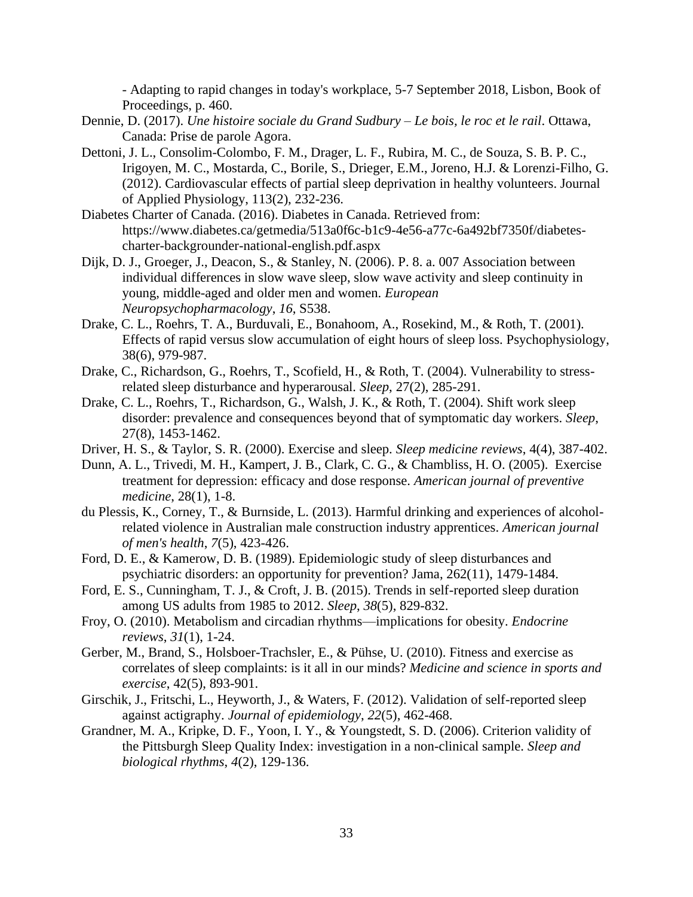- Adapting to rapid changes in today's workplace, 5-7 September 2018, Lisbon, Book of Proceedings, p. 460.

Dennie, D. (2017). *Une histoire sociale du Grand Sudbury – Le bois, le roc et le rail*. Ottawa, Canada: Prise de parole Agora.

Dettoni, J. L., Consolim-Colombo, F. M., Drager, L. F., Rubira, M. C., de Souza, S. B. P. C., Irigoyen, M. C., Mostarda, C., Borile, S., Drieger, E.M., Joreno, H.J. & Lorenzi-Filho, G. (2012). Cardiovascular effects of partial sleep deprivation in healthy volunteers. Journal of Applied Physiology, 113(2), 232-236.

Diabetes Charter of Canada. (2016). Diabetes in Canada. Retrieved from: https://www.diabetes.ca/getmedia/513a0f6c-b1c9-4e56-a77c-6a492bf7350f/diabetes-charter-backgrounder-national-english.pdf.aspx

Dijk, D. J., Groeger, J., Deacon, S., & Stanley, N. (2006). P. 8. a. 007 Association between individual differences in slow wave sleep, slow wave activity and sleep continuity in young, middle-aged and older men and women. *European Neuropsychopharmacology*, *16*, S538.

Drake, C. L., Roehrs, T. A., Burduvali, E., Bonahoom, A., Rosekind, M., & Roth, T. (2001). Effects of rapid versus slow accumulation of eight hours of sleep loss. Psychophysiology, 38(6), 979-987.

Drake, C., Richardson, G., Roehrs, T., Scofield, H., & Roth, T. (2004). Vulnerability to stress-related sleep disturbance and hyperarousal. *Sleep*, 27(2), 285-291.

Drake, C. L., Roehrs, T., Richardson, G., Walsh, J. K., & Roth, T. (2004). Shift work sleep disorder: prevalence and consequences beyond that of symptomatic day workers. *Sleep*, 27(8), 1453-1462.

Driver, H. S., & Taylor, S. R. (2000). Exercise and sleep. *Sleep medicine reviews*, 4(4), 387-402.

Dunn, A. L., Trivedi, M. H., Kampert, J. B., Clark, C. G., & Chambliss, H. O. (2005). Exercise treatment for depression: efficacy and dose response. *American journal of preventive medicine*, 28(1), 1-8.

du Plessis, K., Corney, T., & Burnside, L. (2013). Harmful drinking and experiences of alcohol-related violence in Australian male construction industry apprentices. *American journal of men's health*, *7*(5), 423-426.

Ford, D. E., & Kamerow, D. B. (1989). Epidemiologic study of sleep disturbances and psychiatric disorders: an opportunity for prevention? Jama, 262(11), 1479-1484.

Ford, E. S., Cunningham, T. J., & Croft, J. B. (2015). Trends in self-reported sleep duration among US adults from 1985 to 2012. *Sleep*, *38*(5), 829-832.

Froy, O. (2010). Metabolism and circadian rhythms—implications for obesity. *Endocrine reviews*, *31*(1), 1-24.

Gerber, M., Brand, S., Holsboer-Trachsler, E., & Pühse, U. (2010). Fitness and exercise as correlates of sleep complaints: is it all in our minds? *Medicine and science in sports and exercise*, 42(5), 893-901.

Girschik, J., Fritschi, L., Heyworth, J., & Waters, F. (2012). Validation of self-reported sleep against actigraphy. *Journal of epidemiology*, *22*(5), 462-468.

Grandner, M. A., Kripke, D. F., Yoon, I. Y., & Youngstedt, S. D. (2006). Criterion validity of the Pittsburgh Sleep Quality Index: investigation in a non-clinical sample. *Sleep and biological rhythms*, *4*(2), 129-136.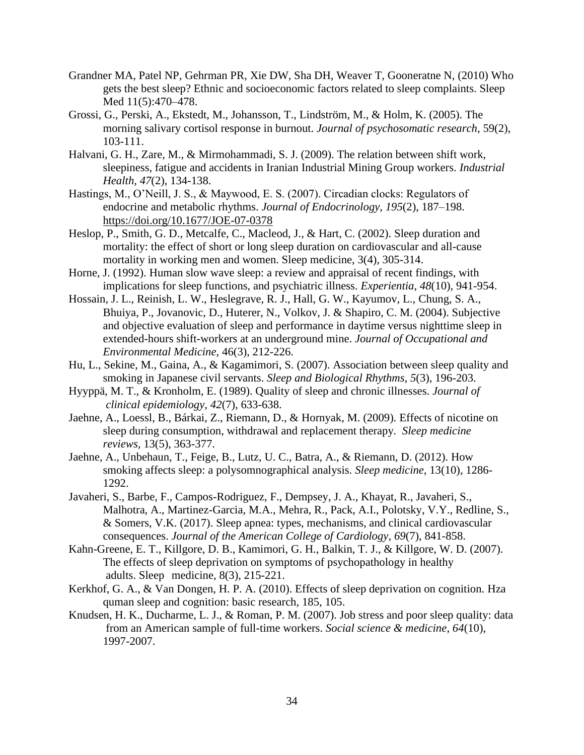Grandner MA, Patel NP, Gehrman PR, Xie DW, Sha DH, Weaver T, Gooneratne N, (2010) Who gets the best sleep? Ethnic and socioeconomic factors related to sleep complaints. Sleep Med 11(5):470–478.

Grossi, G., Perski, A., Ekstedt, M., Johansson, T., Lindström, M., & Holm, K. (2005). The morning salivary cortisol response in burnout. *Journal of psychosomatic research*, 59(2), 103-111.

Halvani, G. H., Zare, M., & Mirmohammadi, S. J. (2009). The relation between shift work, sleepiness, fatigue and accidents in Iranian Industrial Mining Group workers. *Industrial Health*, *47*(2), 134-138.

Hastings, M., O'Neill, J. S., & Maywood, E. S. (2007). Circadian clocks: Regulators of endocrine and metabolic rhythms. *Journal of Endocrinology*, *195*(2), 187–198. https://doi.org/10.1677/JOE-07-0378

Heslop, P., Smith, G. D., Metcalfe, C., Macleod, J., & Hart, C. (2002). Sleep duration and mortality: the effect of short or long sleep duration on cardiovascular and all-cause mortality in working men and women. Sleep medicine, 3(4), 305-314.

Horne, J. (1992). Human slow wave sleep: a review and appraisal of recent findings, with implications for sleep functions, and psychiatric illness. *Experientia*, *48*(10), 941-954.

Hossain, J. L., Reinish, L. W., Heslegrave, R. J., Hall, G. W., Kayumov, L., Chung, S. A., Bhuiya, P., Jovanovic, D., Huterer, N., Volkov, J. & Shapiro, C. M. (2004). Subjective and objective evaluation of sleep and performance in daytime versus nighttime sleep in extended-hours shift-workers at an underground mine. *Journal of Occupational and Environmental Medicine*, 46(3), 212-226.

Hu, L., Sekine, M., Gaina, A., & Kagamimori, S. (2007). Association between sleep quality and smoking in Japanese civil servants. *Sleep and Biological Rhythms*, *5*(3), 196-203.

Hyyppä, M. T., & Kronholm, E. (1989). Quality of sleep and chronic illnesses. *Journal of clinical epidemiology*, *42*(7), 633-638.

Jaehne, A., Loessl, B., Bárkai, Z., Riemann, D., & Hornyak, M. (2009). Effects of nicotine on sleep during consumption, withdrawal and replacement therapy. *Sleep medicine reviews*, 13(5), 363-377.

Jaehne, A., Unbehaun, T., Feige, B., Lutz, U. C., Batra, A., & Riemann, D. (2012). How smoking affects sleep: a polysomnographical analysis. *Sleep medicine*, 13(10), 1286-1292.

Javaheri, S., Barbe, F., Campos-Rodriguez, F., Dempsey, J. A., Khayat, R., Javaheri, S., Malhotra, A., Martinez-Garcia, M.A., Mehra, R., Pack, A.I., Polotsky, V.Y., Redline, S., & Somers, V.K. (2017). Sleep apnea: types, mechanisms, and clinical cardiovascular consequences. *Journal of the American College of Cardiology*, *69*(7), 841-858.

Kahn-Greene, E. T., Killgore, D. B., Kamimori, G. H., Balkin, T. J., & Killgore, W. D. (2007). The effects of sleep deprivation on symptoms of psychopathology in healthy adults. Sleep medicine, 8(3), 215-221.

Kerkhof, G. A., & Van Dongen, H. P. A. (2010). Effects of sleep deprivation on cognition. Hza quman sleep and cognition: basic research, 185, 105.

Knudsen, H. K., Ducharme, L. J., & Roman, P. M. (2007). Job stress and poor sleep quality: data from an American sample of full-time workers. *Social science & medicine*, *64*(10), 1997-2007.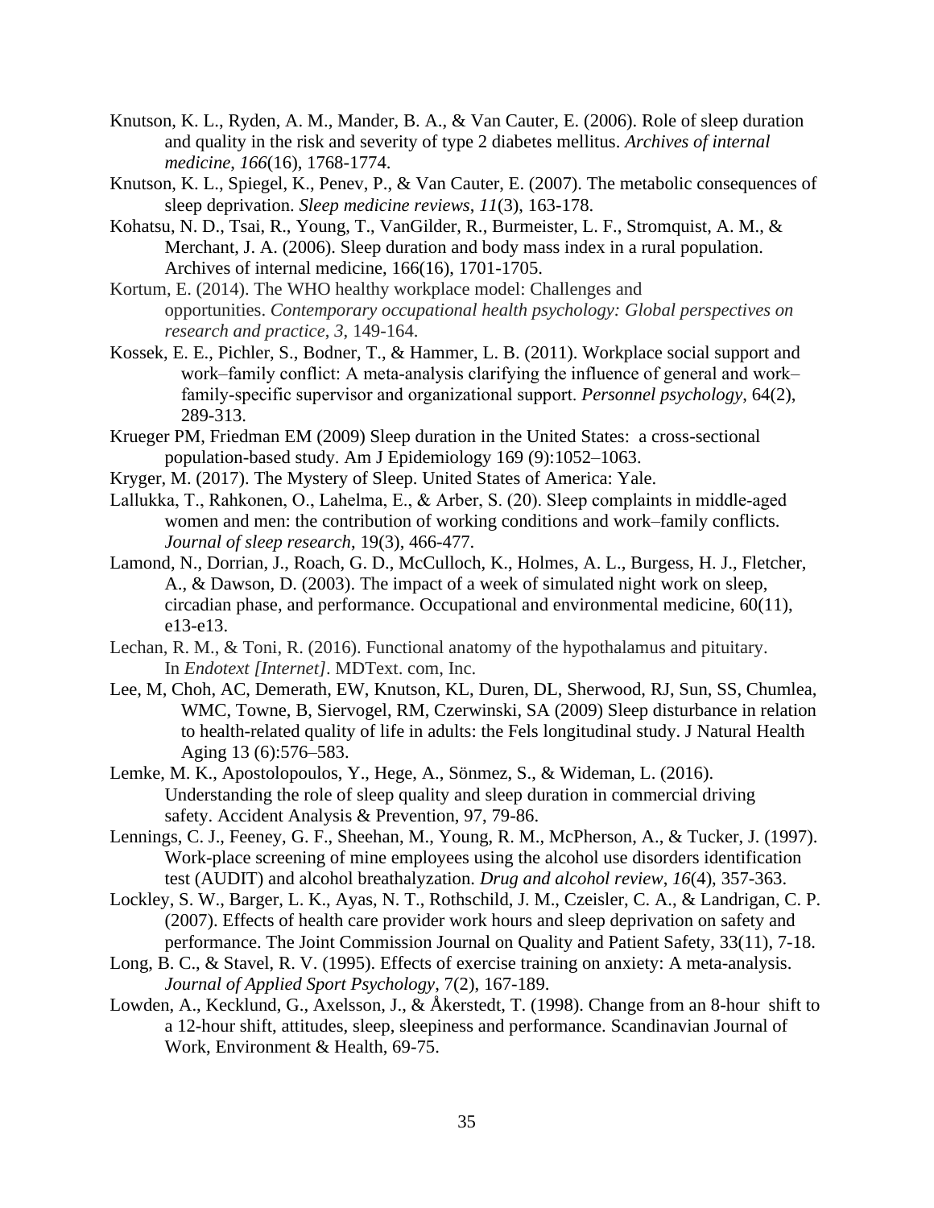Knutson, K. L., Ryden, A. M., Mander, B. A., & Van Cauter, E. (2006). Role of sleep duration and quality in the risk and severity of type 2 diabetes mellitus. *Archives of internal medicine*, *166*(16), 1768-1774.

Knutson, K. L., Spiegel, K., Penev, P., & Van Cauter, E. (2007). The metabolic consequences of sleep deprivation. *Sleep medicine reviews*, *11*(3), 163-178.

Kohatsu, N. D., Tsai, R., Young, T., VanGilder, R., Burmeister, L. F., Stromquist, A. M., & Merchant, J. A. (2006). Sleep duration and body mass index in a rural population. Archives of internal medicine, 166(16), 1701-1705.

Kortum, E. (2014). The WHO healthy workplace model: Challenges and opportunities. *Contemporary occupational health psychology: Global perspectives on research and practice*, *3*, 149-164.

Kossek, E. E., Pichler, S., Bodner, T., & Hammer, L. B. (2011). Workplace social support and work–family conflict: A meta-analysis clarifying the influence of general and work–family-specific supervisor and organizational support. *Personnel psychology*, 64(2), 289-313.

Krueger PM, Friedman EM (2009) Sleep duration in the United States: a cross-sectional population-based study. Am J Epidemiology 169 (9):1052–1063.

Kryger, M. (2017). The Mystery of Sleep. United States of America: Yale.

Lallukka, T., Rahkonen, O., Lahelma, E., & Arber, S. (20). Sleep complaints in middle-aged women and men: the contribution of working conditions and work–family conflicts. *Journal of sleep research*, 19(3), 466-477.

Lamond, N., Dorrian, J., Roach, G. D., McCulloch, K., Holmes, A. L., Burgess, H. J., Fletcher, A., & Dawson, D. (2003). The impact of a week of simulated night work on sleep, circadian phase, and performance. Occupational and environmental medicine, 60(11), e13-e13.

Lechan, R. M., & Toni, R. (2016). Functional anatomy of the hypothalamus and pituitary. In *Endotext [Internet]*. MDText. com, Inc.

Lee, M, Choh, AC, Demerath, EW, Knutson, KL, Duren, DL, Sherwood, RJ, Sun, SS, Chumlea, WMC, Towne, B, Siervogel, RM, Czerwinski, SA (2009) Sleep disturbance in relation to health-related quality of life in adults: the Fels longitudinal study. J Natural Health Aging 13 (6):576–583.

Lemke, M. K., Apostolopoulos, Y., Hege, A., Sönmez, S., & Wideman, L. (2016). Understanding the role of sleep quality and sleep duration in commercial driving safety. Accident Analysis & Prevention, 97, 79-86.

Lennings, C. J., Feeney, G. F., Sheehan, M., Young, R. M., McPherson, A., & Tucker, J. (1997). Work-place screening of mine employees using the alcohol use disorders identification test (AUDIT) and alcohol breathalyzation. *Drug and alcohol review*, *16*(4), 357-363.

Lockley, S. W., Barger, L. K., Ayas, N. T., Rothschild, J. M., Czeisler, C. A., & Landrigan, C. P. (2007). Effects of health care provider work hours and sleep deprivation on safety and performance. The Joint Commission Journal on Quality and Patient Safety, 33(11), 7-18.

Long, B. C., & Stavel, R. V. (1995). Effects of exercise training on anxiety: A meta-analysis. *Journal of Applied Sport Psychology*, 7(2), 167-189.

Lowden, A., Kecklund, G., Axelsson, J., & Åkerstedt, T. (1998). Change from an 8-hour shift to a 12-hour shift, attitudes, sleep, sleepiness and performance. Scandinavian Journal of Work, Environment & Health, 69-75.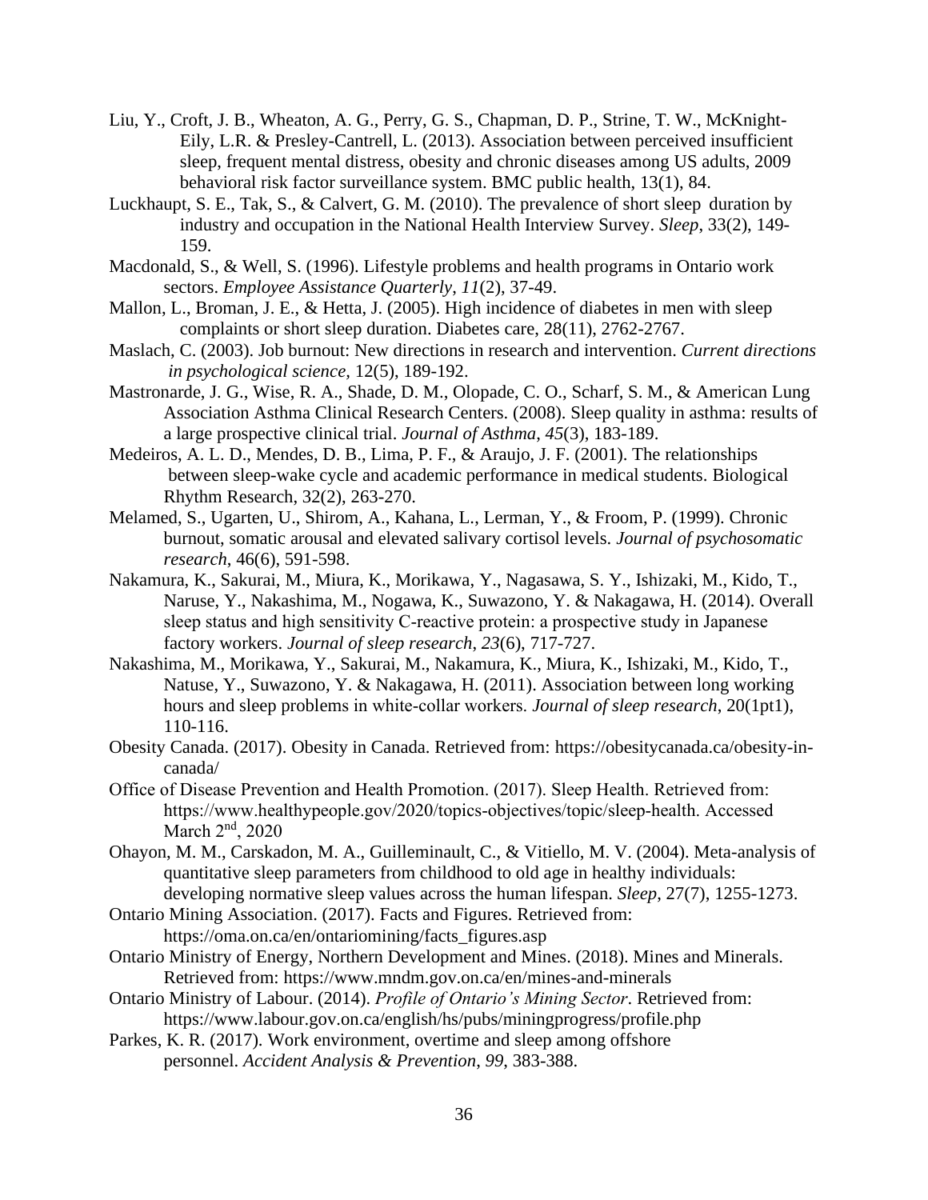Liu, Y., Croft, J. B., Wheaton, A. G., Perry, G. S., Chapman, D. P., Strine, T. W., McKnight-Eily, L.R. & Presley-Cantrell, L. (2013). Association between perceived insufficient sleep, frequent mental distress, obesity and chronic diseases among US adults, 2009 behavioral risk factor surveillance system. BMC public health, 13(1), 84.

Luckhaupt, S. E., Tak, S., & Calvert, G. M. (2010). The prevalence of short sleep duration by industry and occupation in the National Health Interview Survey. *Sleep*, 33(2), 149-159.

Macdonald, S., & Well, S. (1996). Lifestyle problems and health programs in Ontario work sectors. *Employee Assistance Quarterly*, *11*(2), 37-49.

Mallon, L., Broman, J. E., & Hetta, J. (2005). High incidence of diabetes in men with sleep complaints or short sleep duration. Diabetes care, 28(11), 2762-2767.

Maslach, C. (2003). Job burnout: New directions in research and intervention. *Current directions in psychological science*, 12(5), 189-192.

Mastronarde, J. G., Wise, R. A., Shade, D. M., Olopade, C. O., Scharf, S. M., & American Lung Association Asthma Clinical Research Centers. (2008). Sleep quality in asthma: results of a large prospective clinical trial. *Journal of Asthma*, *45*(3), 183-189.

Medeiros, A. L. D., Mendes, D. B., Lima, P. F., & Araujo, J. F. (2001). The relationships between sleep-wake cycle and academic performance in medical students. Biological Rhythm Research, 32(2), 263-270.

Melamed, S., Ugarten, U., Shirom, A., Kahana, L., Lerman, Y., & Froom, P. (1999). Chronic burnout, somatic arousal and elevated salivary cortisol levels. *Journal of psychosomatic research*, 46(6), 591-598.

Nakamura, K., Sakurai, M., Miura, K., Morikawa, Y., Nagasawa, S. Y., Ishizaki, M., Kido, T., Naruse, Y., Nakashima, M., Nogawa, K., Suwazono, Y. & Nakagawa, H. (2014). Overall sleep status and high sensitivity C-reactive protein: a prospective study in Japanese factory workers. *Journal of sleep research*, *23*(6), 717-727.

Nakashima, M., Morikawa, Y., Sakurai, M., Nakamura, K., Miura, K., Ishizaki, M., Kido, T., Natuse, Y., Suwazono, Y. & Nakagawa, H. (2011). Association between long working hours and sleep problems in white-collar workers. *Journal of sleep research*, 20(1pt1), 110-116.

Obesity Canada. (2017). Obesity in Canada. Retrieved from: https://obesitycanada.ca/obesity-in-canada/

Office of Disease Prevention and Health Promotion. (2017). Sleep Health. Retrieved from: https://www.healthypeople.gov/2020/topics-objectives/topic/sleep-health. Accessed March 2nd, 2020

Ohayon, M. M., Carskadon, M. A., Guilleminault, C., & Vitiello, M. V. (2004). Meta-analysis of quantitative sleep parameters from childhood to old age in healthy individuals: developing normative sleep values across the human lifespan. *Sleep*, 27(7), 1255-1273.

Ontario Mining Association. (2017). Facts and Figures. Retrieved from: https://oma.on.ca/en/ontariomining/facts_figures.asp

Ontario Ministry of Energy, Northern Development and Mines. (2018). Mines and Minerals. Retrieved from: https://www.mndm.gov.on.ca/en/mines-and-minerals

Ontario Ministry of Labour. (2014). *Profile of Ontario's Mining Sector*. Retrieved from: https://www.labour.gov.on.ca/english/hs/pubs/miningprogress/profile.php

Parkes, K. R. (2017). Work environment, overtime and sleep among offshore personnel. *Accident Analysis & Prevention*, *99*, 383-388.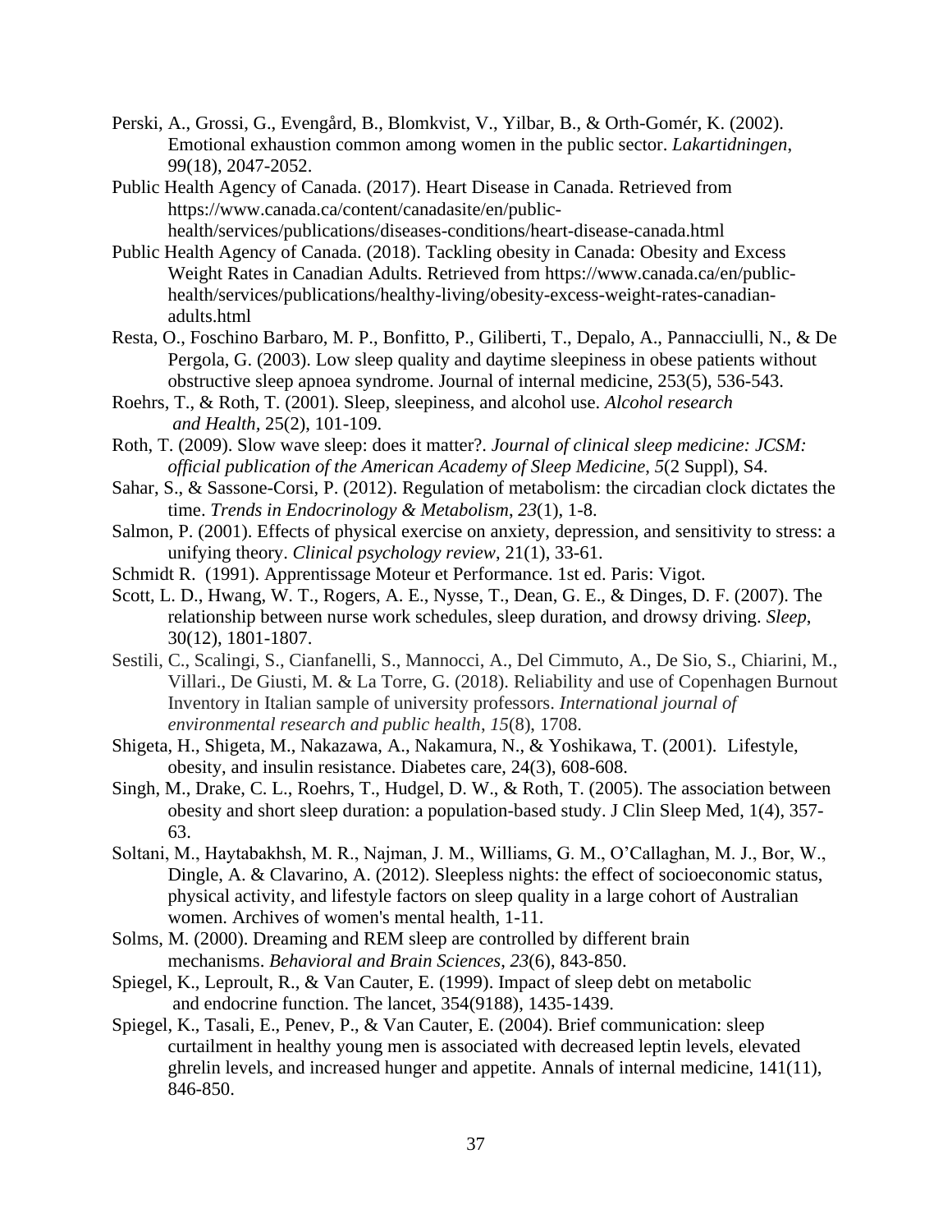Perski, A., Grossi, G., Evengård, B., Blomkvist, V., Yilbar, B., & Orth-Gomér, K. (2002). Emotional exhaustion common among women in the public sector. *Lakartidningen*, 99(18), 2047-2052.

Public Health Agency of Canada. (2017). Heart Disease in Canada. Retrieved from https://www.canada.ca/content/canadasite/en/public-health/services/publications/diseases-conditions/heart-disease-canada.html

Public Health Agency of Canada. (2018). Tackling obesity in Canada: Obesity and Excess Weight Rates in Canadian Adults. Retrieved from https://www.canada.ca/en/public-health/services/publications/healthy-living/obesity-excess-weight-rates-canadian-adults.html

Resta, O., Foschino Barbaro, M. P., Bonfitto, P., Giliberti, T., Depalo, A., Pannacciulli, N., & De Pergola, G. (2003). Low sleep quality and daytime sleepiness in obese patients without obstructive sleep apnoea syndrome. Journal of internal medicine, 253(5), 536-543.

Roehrs, T., & Roth, T. (2001). Sleep, sleepiness, and alcohol use. *Alcohol research and Health*, 25(2), 101-109.

Roth, T. (2009). Slow wave sleep: does it matter?. *Journal of clinical sleep medicine: JCSM: official publication of the American Academy of Sleep Medicine*, *5*(2 Suppl), S4.

Sahar, S., & Sassone-Corsi, P. (2012). Regulation of metabolism: the circadian clock dictates the time. *Trends in Endocrinology & Metabolism*, *23*(1), 1-8.

Salmon, P. (2001). Effects of physical exercise on anxiety, depression, and sensitivity to stress: a unifying theory. *Clinical psychology review*, 21(1), 33-61.

Schmidt R. (1991). Apprentissage Moteur et Performance. 1st ed. Paris: Vigot.

Scott, L. D., Hwang, W. T., Rogers, A. E., Nysse, T., Dean, G. E., & Dinges, D. F. (2007). The relationship between nurse work schedules, sleep duration, and drowsy driving. *Sleep*, 30(12), 1801-1807.

Sestili, C., Scalingi, S., Cianfanelli, S., Mannocci, A., Del Cimmuto, A., De Sio, S., Chiarini, M., Villari., De Giusti, M. & La Torre, G. (2018). Reliability and use of Copenhagen Burnout Inventory in Italian sample of university professors. *International journal of environmental research and public health*, *15*(8), 1708.

Shigeta, H., Shigeta, M., Nakazawa, A., Nakamura, N., & Yoshikawa, T. (2001). Lifestyle, obesity, and insulin resistance. Diabetes care, 24(3), 608-608.

Singh, M., Drake, C. L., Roehrs, T., Hudgel, D. W., & Roth, T. (2005). The association between obesity and short sleep duration: a population-based study. J Clin Sleep Med, 1(4), 357-63.

Soltani, M., Haytabakhsh, M. R., Najman, J. M., Williams, G. M., O'Callaghan, M. J., Bor, W., Dingle, A. & Clavarino, A. (2012). Sleepless nights: the effect of socioeconomic status, physical activity, and lifestyle factors on sleep quality in a large cohort of Australian women. Archives of women's mental health, 1-11.

Solms, M. (2000). Dreaming and REM sleep are controlled by different brain mechanisms. *Behavioral and Brain Sciences*, *23*(6), 843-850.

Spiegel, K., Leproult, R., & Van Cauter, E. (1999). Impact of sleep debt on metabolic and endocrine function. The lancet, 354(9188), 1435-1439.

Spiegel, K., Tasali, E., Penev, P., & Van Cauter, E. (2004). Brief communication: sleep curtailment in healthy young men is associated with decreased leptin levels, elevated ghrelin levels, and increased hunger and appetite. Annals of internal medicine, 141(11), 846-850.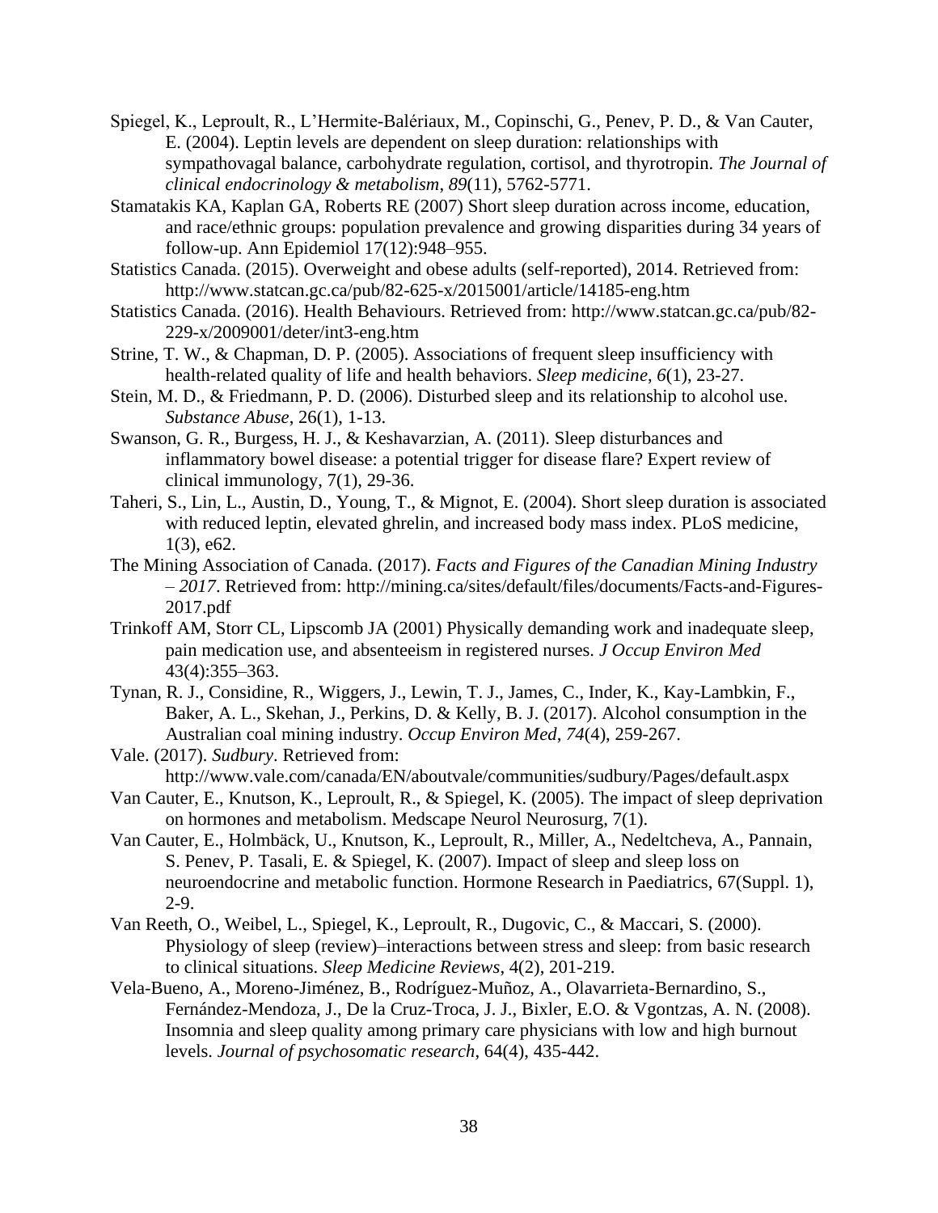Spiegel, K., Leproult, R., L'Hermite-Balériaux, M., Copinschi, G., Penev, P. D., & Van Cauter, E. (2004). Leptin levels are dependent on sleep duration: relationships with sympathovagal balance, carbohydrate regulation, cortisol, and thyrotropin. *The Journal of clinical endocrinology & metabolism*, *89*(11), 5762-5771.

Stamatakis KA, Kaplan GA, Roberts RE (2007) Short sleep duration across income, education, and race/ethnic groups: population prevalence and growing disparities during 34 years of follow-up. Ann Epidemiol 17(12):948–955.

Statistics Canada. (2015). Overweight and obese adults (self-reported), 2014. Retrieved from: http://www.statcan.gc.ca/pub/82-625-x/2015001/article/14185-eng.htm

Statistics Canada. (2016). Health Behaviours. Retrieved from: http://www.statcan.gc.ca/pub/82-229-x/2009001/deter/int3-eng.htm

Strine, T. W., & Chapman, D. P. (2005). Associations of frequent sleep insufficiency with health-related quality of life and health behaviors. *Sleep medicine*, *6*(1), 23-27.

Stein, M. D., & Friedmann, P. D. (2006). Disturbed sleep and its relationship to alcohol use. *Substance Abuse*, 26(1), 1-13.

Swanson, G. R., Burgess, H. J., & Keshavarzian, A. (2011). Sleep disturbances and inflammatory bowel disease: a potential trigger for disease flare? Expert review of clinical immunology, 7(1), 29-36.

Taheri, S., Lin, L., Austin, D., Young, T., & Mignot, E. (2004). Short sleep duration is associated with reduced leptin, elevated ghrelin, and increased body mass index. PLoS medicine, 1(3), e62.

The Mining Association of Canada. (2017). *Facts and Figures of the Canadian Mining Industry – 2017*. Retrieved from: http://mining.ca/sites/default/files/documents/Facts-and-Figures-2017.pdf

Trinkoff AM, Storr CL, Lipscomb JA (2001) Physically demanding work and inadequate sleep, pain medication use, and absenteeism in registered nurses. *J Occup Environ Med* 43(4):355–363.

Tynan, R. J., Considine, R., Wiggers, J., Lewin, T. J., James, C., Inder, K., Kay-Lambkin, F., Baker, A. L., Skehan, J., Perkins, D. & Kelly, B. J. (2017). Alcohol consumption in the Australian coal mining industry. *Occup Environ Med*, *74*(4), 259-267.

Vale. (2017). *Sudbury*. Retrieved from: http://www.vale.com/canada/EN/aboutvale/communities/sudbury/Pages/default.aspx

Van Cauter, E., Knutson, K., Leproult, R., & Spiegel, K. (2005). The impact of sleep deprivation on hormones and metabolism. Medscape Neurol Neurosurg, 7(1).

Van Cauter, E., Holmbäck, U., Knutson, K., Leproult, R., Miller, A., Nedeltcheva, A., Pannain, S. Penev, P. Tasali, E. & Spiegel, K. (2007). Impact of sleep and sleep loss on neuroendocrine and metabolic function. Hormone Research in Paediatrics, 67(Suppl. 1), 2-9.

Van Reeth, O., Weibel, L., Spiegel, K., Leproult, R., Dugovic, C., & Maccari, S. (2000). Physiology of sleep (review)–interactions between stress and sleep: from basic research to clinical situations. *Sleep Medicine Reviews*, 4(2), 201-219.

Vela-Bueno, A., Moreno-Jiménez, B., Rodríguez-Muñoz, A., Olavarrieta-Bernardino, S., Fernández-Mendoza, J., De la Cruz-Troca, J. J., Bixler, E.O. & Vgontzas, A. N. (2008). Insomnia and sleep quality among primary care physicians with low and high burnout levels. *Journal of psychosomatic research*, 64(4), 435-442.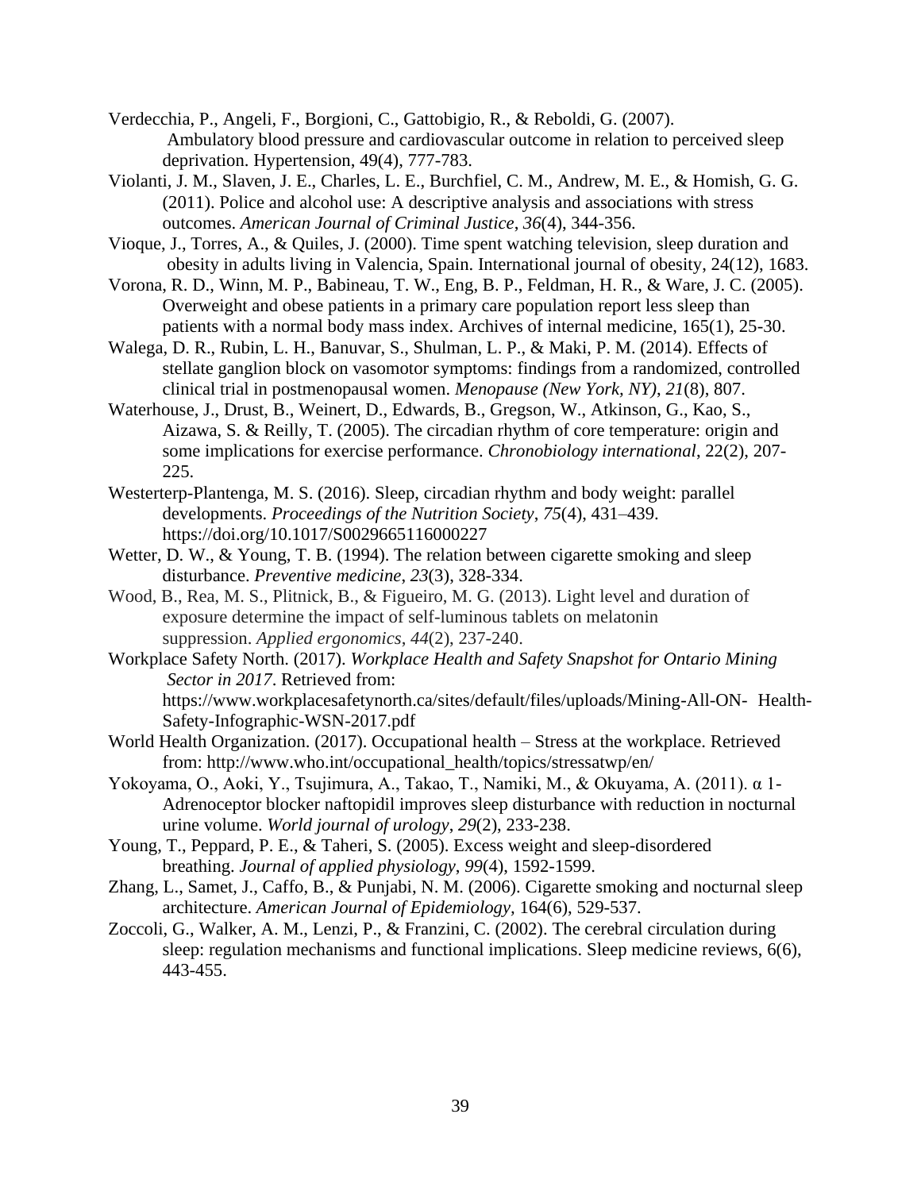Verdecchia, P., Angeli, F., Borgioni, C., Gattobigio, R., & Reboldi, G. (2007). Ambulatory blood pressure and cardiovascular outcome in relation to perceived sleep deprivation. Hypertension, 49(4), 777-783.

Violanti, J. M., Slaven, J. E., Charles, L. E., Burchfiel, C. M., Andrew, M. E., & Homish, G. G. (2011). Police and alcohol use: A descriptive analysis and associations with stress outcomes. *American Journal of Criminal Justice*, *36*(4), 344-356.

Vioque, J., Torres, A., & Quiles, J. (2000). Time spent watching television, sleep duration and obesity in adults living in Valencia, Spain. International journal of obesity, 24(12), 1683.

Vorona, R. D., Winn, M. P., Babineau, T. W., Eng, B. P., Feldman, H. R., & Ware, J. C. (2005). Overweight and obese patients in a primary care population report less sleep than patients with a normal body mass index. Archives of internal medicine, 165(1), 25-30.

Walega, D. R., Rubin, L. H., Banuvar, S., Shulman, L. P., & Maki, P. M. (2014). Effects of stellate ganglion block on vasomotor symptoms: findings from a randomized, controlled clinical trial in postmenopausal women. *Menopause (New York, NY)*, *21*(8), 807.

Waterhouse, J., Drust, B., Weinert, D., Edwards, B., Gregson, W., Atkinson, G., Kao, S., Aizawa, S. & Reilly, T. (2005). The circadian rhythm of core temperature: origin and some implications for exercise performance. *Chronobiology international*, 22(2), 207-225.

Westerterp-Plantenga, M. S. (2016). Sleep, circadian rhythm and body weight: parallel developments. *Proceedings of the Nutrition Society*, *75*(4), 431–439. https://doi.org/10.1017/S0029665116000227

Wetter, D. W., & Young, T. B. (1994). The relation between cigarette smoking and sleep disturbance. *Preventive medicine*, *23*(3), 328-334.

Wood, B., Rea, M. S., Plitnick, B., & Figueiro, M. G. (2013). Light level and duration of exposure determine the impact of self-luminous tablets on melatonin suppression. *Applied ergonomics*, *44*(2), 237-240.

Workplace Safety North. (2017). *Workplace Health and Safety Snapshot for Ontario Mining Sector in 2017*. Retrieved from: https://www.workplacesafetynorth.ca/sites/default/files/uploads/Mining-All-ON- Health-Safety-Infographic-WSN-2017.pdf

World Health Organization. (2017). Occupational health – Stress at the workplace. Retrieved from: http://www.who.int/occupational_health/topics/stressatwp/en/

Yokoyama, O., Aoki, Y., Tsujimura, A., Takao, T., Namiki, M., & Okuyama, A. (2011). α 1-Adrenoceptor blocker naftopidil improves sleep disturbance with reduction in nocturnal urine volume. *World journal of urology*, *29*(2), 233-238.

Young, T., Peppard, P. E., & Taheri, S. (2005). Excess weight and sleep-disordered breathing. *Journal of applied physiology*, *99*(4), 1592-1599.

Zhang, L., Samet, J., Caffo, B., & Punjabi, N. M. (2006). Cigarette smoking and nocturnal sleep architecture. *American Journal of Epidemiology*, 164(6), 529-537.

Zoccoli, G., Walker, A. M., Lenzi, P., & Franzini, C. (2002). The cerebral circulation during sleep: regulation mechanisms and functional implications. Sleep medicine reviews, 6(6), 443-455.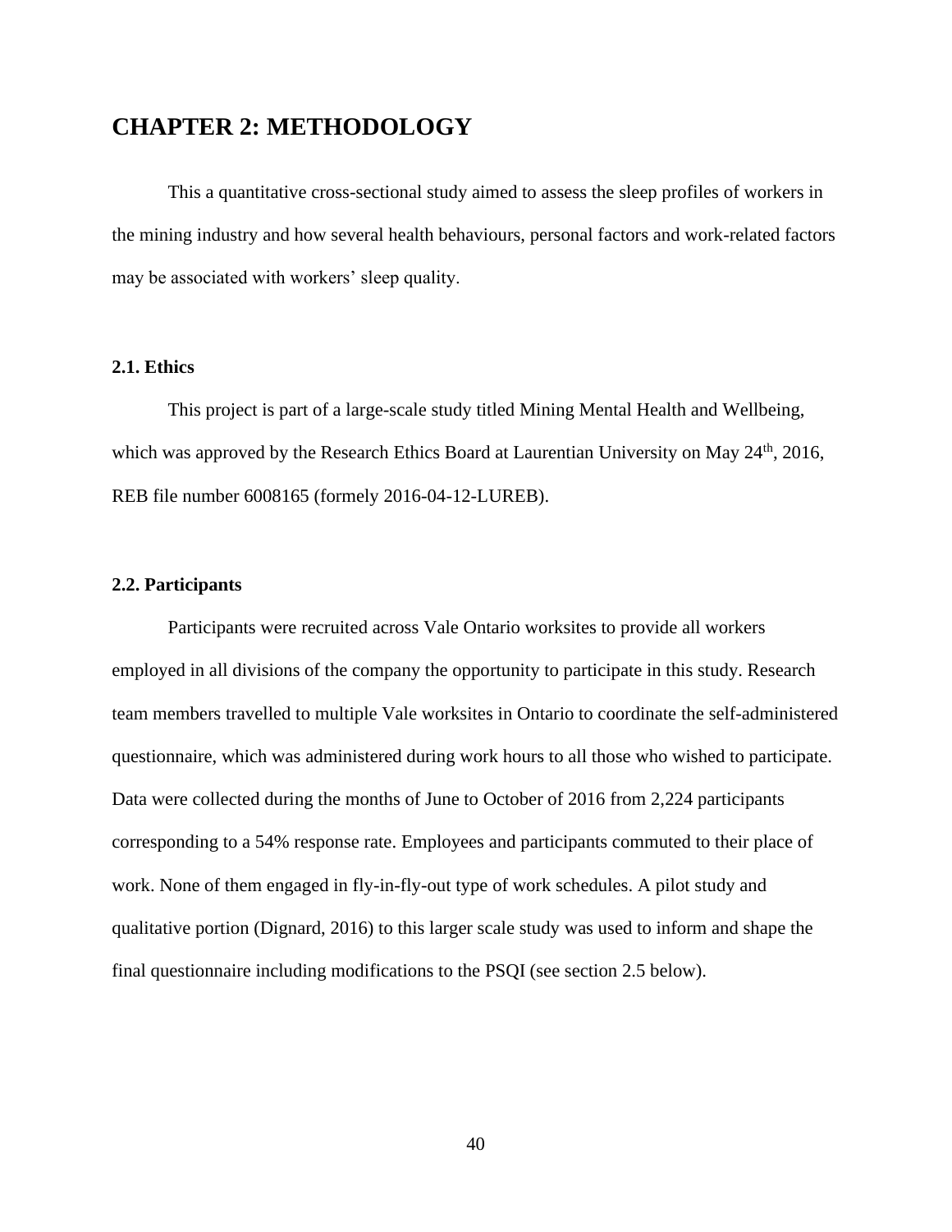# CHAPTER 2: METHODOLOGY

This a quantitative cross-sectional study aimed to assess the sleep profiles of workers in the mining industry and how several health behaviours, personal factors and work-related factors may be associated with workers' sleep quality.

### 2.1. Ethics

This project is part of a large-scale study titled Mining Mental Health and Wellbeing, which was approved by the Research Ethics Board at Laurentian University on May 24th, 2016, REB file number 6008165 (formely 2016-04-12-LUREB).

### 2.2. Participants

Participants were recruited across Vale Ontario worksites to provide all workers employed in all divisions of the company the opportunity to participate in this study. Research team members travelled to multiple Vale worksites in Ontario to coordinate the self-administered questionnaire, which was administered during work hours to all those who wished to participate. Data were collected during the months of June to October of 2016 from 2,224 participants corresponding to a 54% response rate. Employees and participants commuted to their place of work. None of them engaged in fly-in-fly-out type of work schedules. A pilot study and qualitative portion (Dignard, 2016) to this larger scale study was used to inform and shape the final questionnaire including modifications to the PSQI (see section 2.5 below).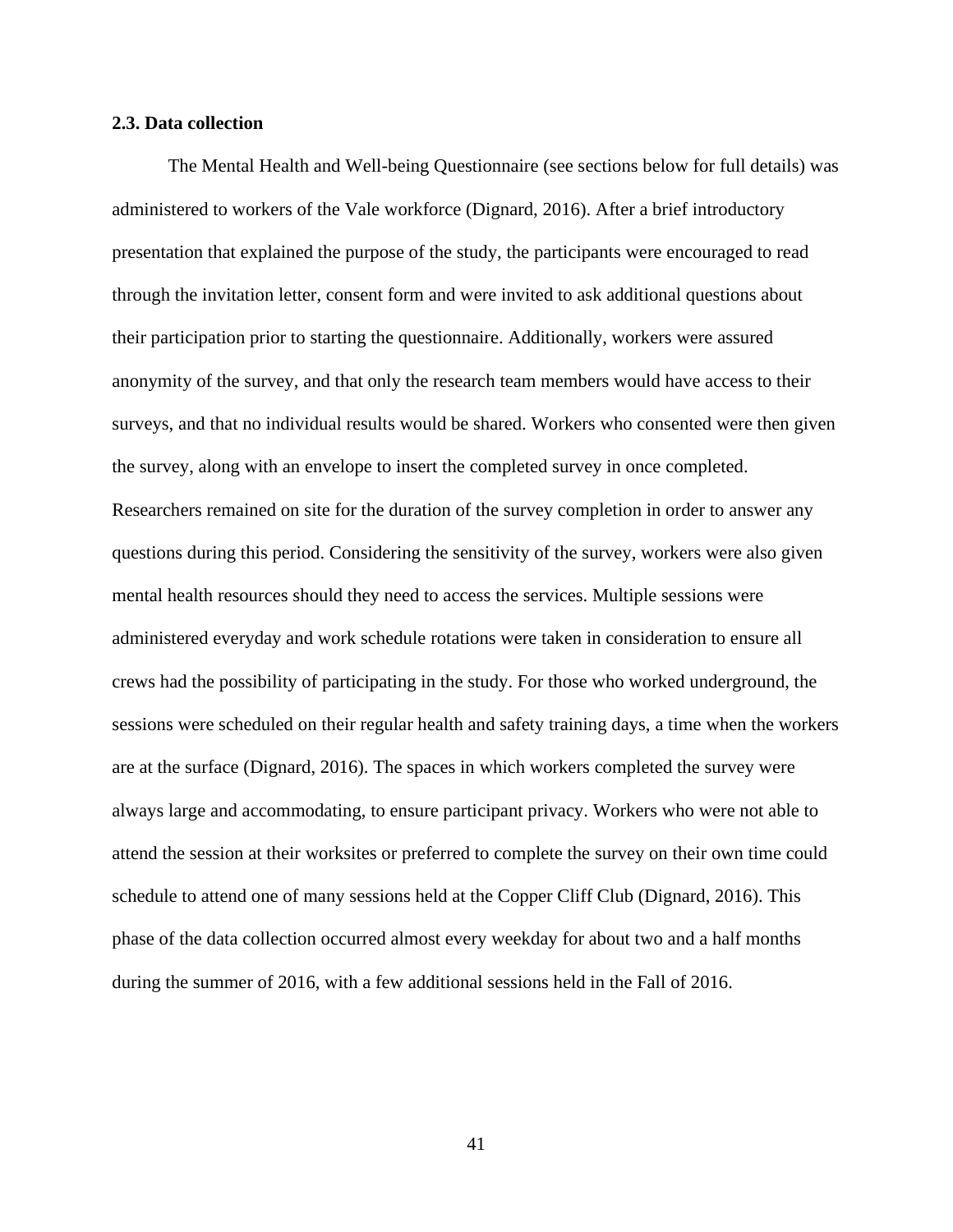### 2.3. Data collection

The Mental Health and Well-being Questionnaire (see sections below for full details) was administered to workers of the Vale workforce (Dignard, 2016). After a brief introductory presentation that explained the purpose of the study, the participants were encouraged to read through the invitation letter, consent form and were invited to ask additional questions about their participation prior to starting the questionnaire. Additionally, workers were assured anonymity of the survey, and that only the research team members would have access to their surveys, and that no individual results would be shared. Workers who consented were then given the survey, along with an envelope to insert the completed survey in once completed. Researchers remained on site for the duration of the survey completion in order to answer any questions during this period. Considering the sensitivity of the survey, workers were also given mental health resources should they need to access the services. Multiple sessions were administered everyday and work schedule rotations were taken in consideration to ensure all crews had the possibility of participating in the study. For those who worked underground, the sessions were scheduled on their regular health and safety training days, a time when the workers are at the surface (Dignard, 2016). The spaces in which workers completed the survey were always large and accommodating, to ensure participant privacy. Workers who were not able to attend the session at their worksites or preferred to complete the survey on their own time could schedule to attend one of many sessions held at the Copper Cliff Club (Dignard, 2016). This phase of the data collection occurred almost every weekday for about two and a half months during the summer of 2016, with a few additional sessions held in the Fall of 2016.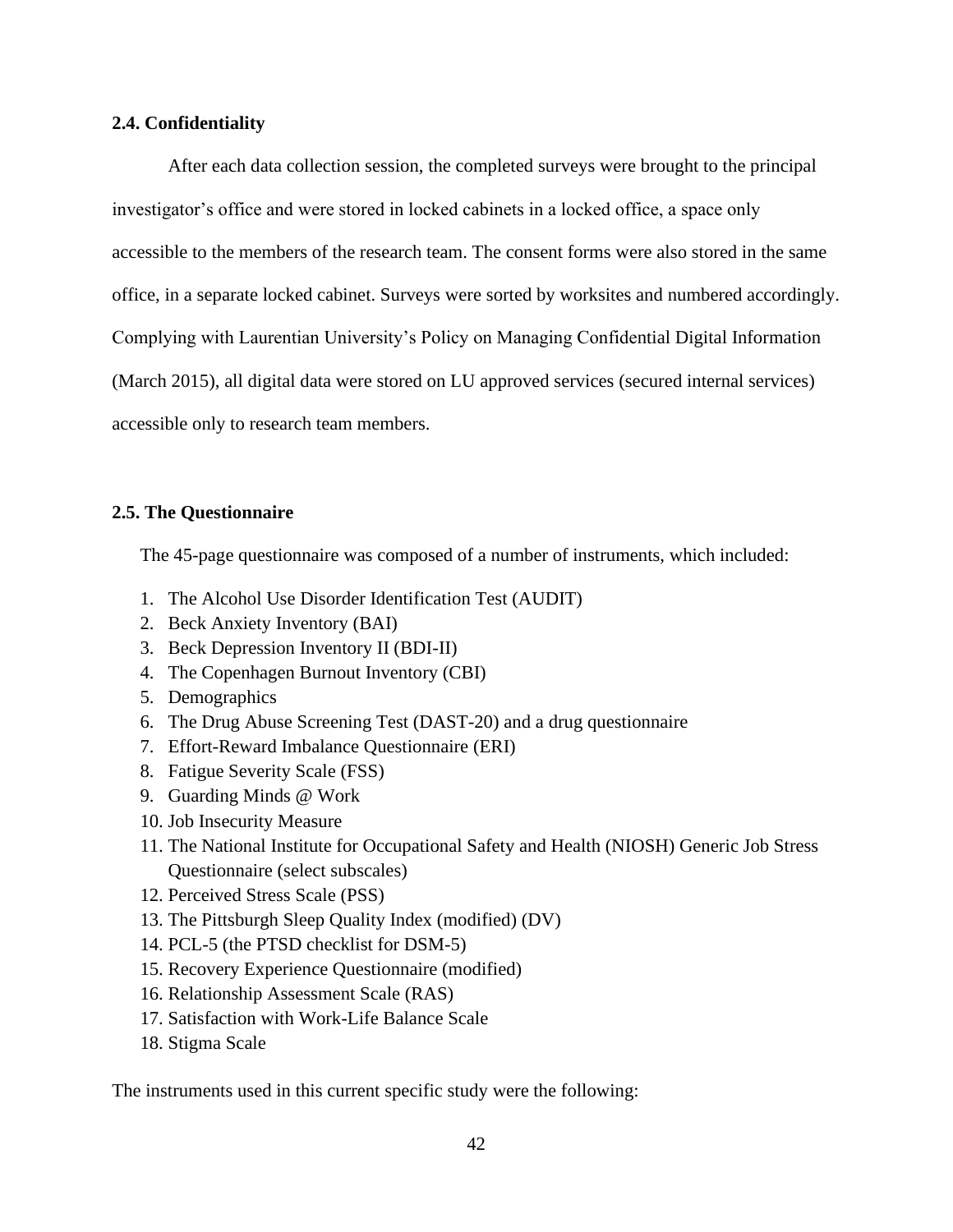### 2.4. Confidentiality

After each data collection session, the completed surveys were brought to the principal investigator's office and were stored in locked cabinets in a locked office, a space only accessible to the members of the research team. The consent forms were also stored in the same office, in a separate locked cabinet. Surveys were sorted by worksites and numbered accordingly. Complying with Laurentian University's Policy on Managing Confidential Digital Information (March 2015), all digital data were stored on LU approved services (secured internal services) accessible only to research team members.

### 2.5. The Questionnaire

The 45-page questionnaire was composed of a number of instruments, which included:

1. The Alcohol Use Disorder Identification Test (AUDIT)
2. Beck Anxiety Inventory (BAI)
3. Beck Depression Inventory II (BDI-II)
4. The Copenhagen Burnout Inventory (CBI)
5. Demographics
6. The Drug Abuse Screening Test (DAST-20) and a drug questionnaire
7. Effort-Reward Imbalance Questionnaire (ERI)
8. Fatigue Severity Scale (FSS)
9. Guarding Minds @ Work
10. Job Insecurity Measure
11. The National Institute for Occupational Safety and Health (NIOSH) Generic Job Stress Questionnaire (select subscales)
12. Perceived Stress Scale (PSS)
13. The Pittsburgh Sleep Quality Index (modified) (DV)
14. PCL-5 (the PTSD checklist for DSM-5)
15. Recovery Experience Questionnaire (modified)
16. Relationship Assessment Scale (RAS)
17. Satisfaction with Work-Life Balance Scale
18. Stigma Scale

The instruments used in this current specific study were the following: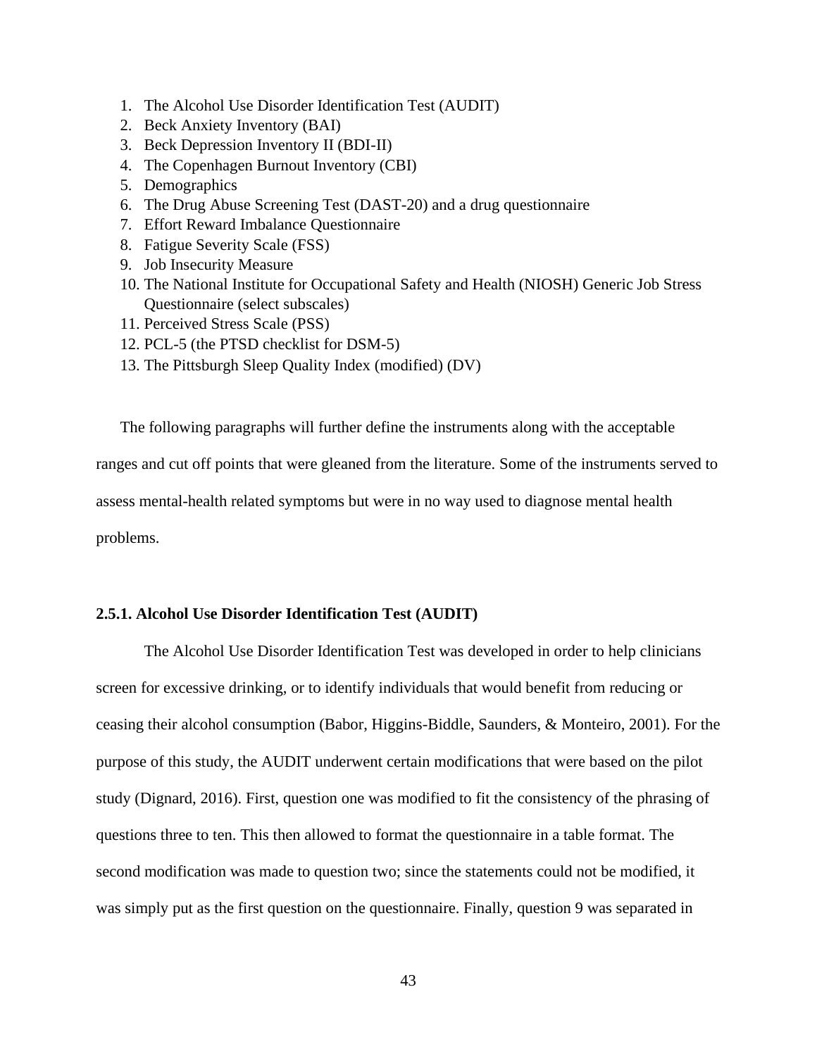1. The Alcohol Use Disorder Identification Test (AUDIT)
2. Beck Anxiety Inventory (BAI)
3. Beck Depression Inventory II (BDI-II)
4. The Copenhagen Burnout Inventory (CBI)
5. Demographics
6. The Drug Abuse Screening Test (DAST-20) and a drug questionnaire
7. Effort Reward Imbalance Questionnaire
8. Fatigue Severity Scale (FSS)
9. Job Insecurity Measure
10. The National Institute for Occupational Safety and Health (NIOSH) Generic Job Stress Questionnaire (select subscales)
11. Perceived Stress Scale (PSS)
12. PCL-5 (the PTSD checklist for DSM-5)
13. The Pittsburgh Sleep Quality Index (modified) (DV)

The following paragraphs will further define the instruments along with the acceptable ranges and cut off points that were gleaned from the literature. Some of the instruments served to assess mental-health related symptoms but were in no way used to diagnose mental health problems.

### 2.5.1. Alcohol Use Disorder Identification Test (AUDIT)

The Alcohol Use Disorder Identification Test was developed in order to help clinicians screen for excessive drinking, or to identify individuals that would benefit from reducing or ceasing their alcohol consumption (Babor, Higgins-Biddle, Saunders, & Monteiro, 2001). For the purpose of this study, the AUDIT underwent certain modifications that were based on the pilot study (Dignard, 2016). First, question one was modified to fit the consistency of the phrasing of questions three to ten. This then allowed to format the questionnaire in a table format. The second modification was made to question two; since the statements could not be modified, it was simply put as the first question on the questionnaire. Finally, question 9 was separated in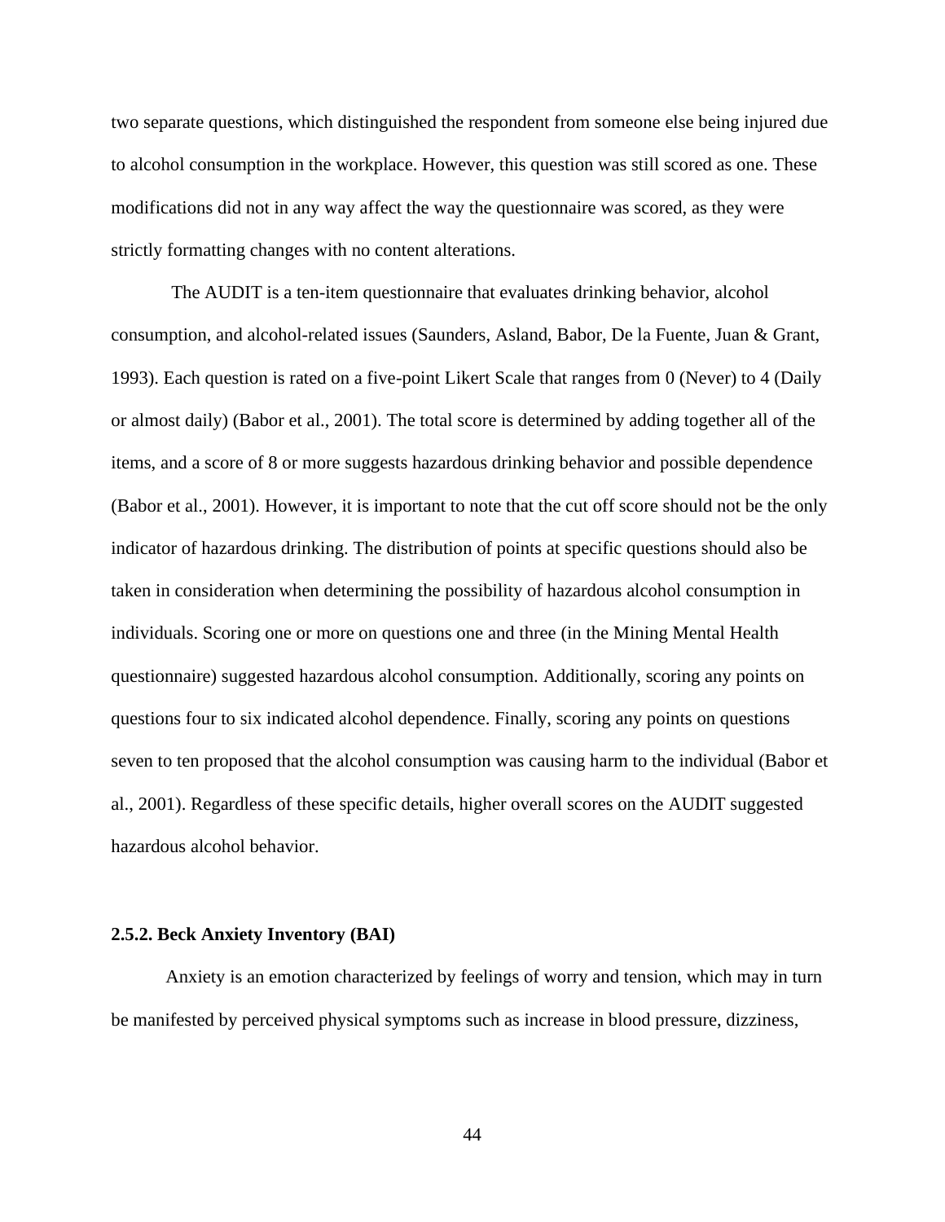two separate questions, which distinguished the respondent from someone else being injured due to alcohol consumption in the workplace. However, this question was still scored as one. These modifications did not in any way affect the way the questionnaire was scored, as they were strictly formatting changes with no content alterations.

The AUDIT is a ten-item questionnaire that evaluates drinking behavior, alcohol consumption, and alcohol-related issues (Saunders, Asland, Babor, De la Fuente, Juan & Grant, 1993). Each question is rated on a five-point Likert Scale that ranges from 0 (Never) to 4 (Daily or almost daily) (Babor et al., 2001). The total score is determined by adding together all of the items, and a score of 8 or more suggests hazardous drinking behavior and possible dependence (Babor et al., 2001). However, it is important to note that the cut off score should not be the only indicator of hazardous drinking. The distribution of points at specific questions should also be taken in consideration when determining the possibility of hazardous alcohol consumption in individuals. Scoring one or more on questions one and three (in the Mining Mental Health questionnaire) suggested hazardous alcohol consumption. Additionally, scoring any points on questions four to six indicated alcohol dependence. Finally, scoring any points on questions seven to ten proposed that the alcohol consumption was causing harm to the individual (Babor et al., 2001). Regardless of these specific details, higher overall scores on the AUDIT suggested hazardous alcohol behavior.

### 2.5.2. Beck Anxiety Inventory (BAI)

Anxiety is an emotion characterized by feelings of worry and tension, which may in turn be manifested by perceived physical symptoms such as increase in blood pressure, dizziness,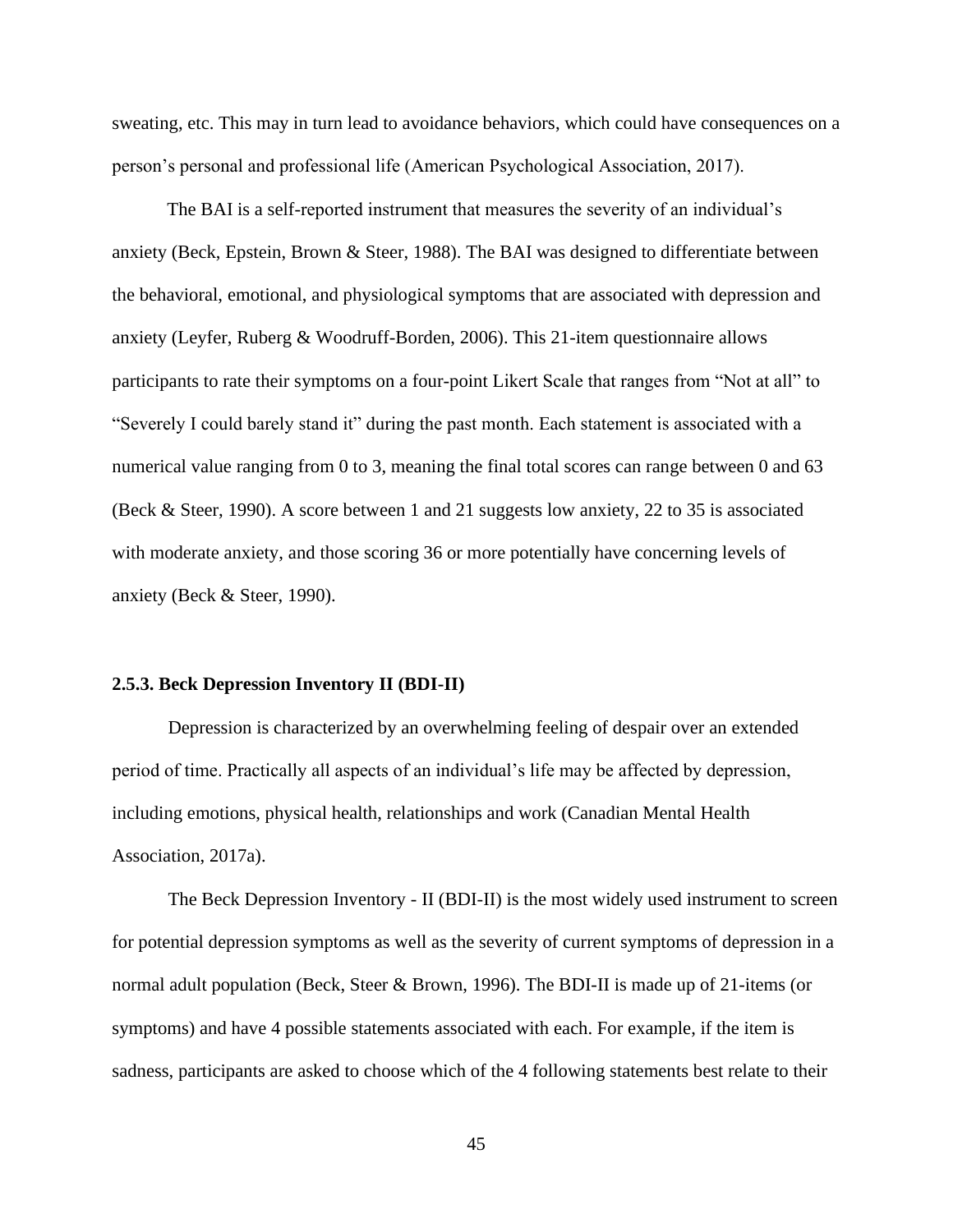sweating, etc. This may in turn lead to avoidance behaviors, which could have consequences on a person's personal and professional life (American Psychological Association, 2017).

The BAI is a self-reported instrument that measures the severity of an individual's anxiety (Beck, Epstein, Brown & Steer, 1988). The BAI was designed to differentiate between the behavioral, emotional, and physiological symptoms that are associated with depression and anxiety (Leyfer, Ruberg & Woodruff-Borden, 2006). This 21-item questionnaire allows participants to rate their symptoms on a four-point Likert Scale that ranges from "Not at all" to "Severely I could barely stand it" during the past month. Each statement is associated with a numerical value ranging from 0 to 3, meaning the final total scores can range between 0 and 63 (Beck & Steer, 1990). A score between 1 and 21 suggests low anxiety, 22 to 35 is associated with moderate anxiety, and those scoring 36 or more potentially have concerning levels of anxiety (Beck & Steer, 1990).

### 2.5.3. Beck Depression Inventory II (BDI-II)

Depression is characterized by an overwhelming feeling of despair over an extended period of time. Practically all aspects of an individual's life may be affected by depression, including emotions, physical health, relationships and work (Canadian Mental Health Association, 2017a).

The Beck Depression Inventory - II (BDI-II) is the most widely used instrument to screen for potential depression symptoms as well as the severity of current symptoms of depression in a normal adult population (Beck, Steer & Brown, 1996). The BDI-II is made up of 21-items (or symptoms) and have 4 possible statements associated with each. For example, if the item is sadness, participants are asked to choose which of the 4 following statements best relate to their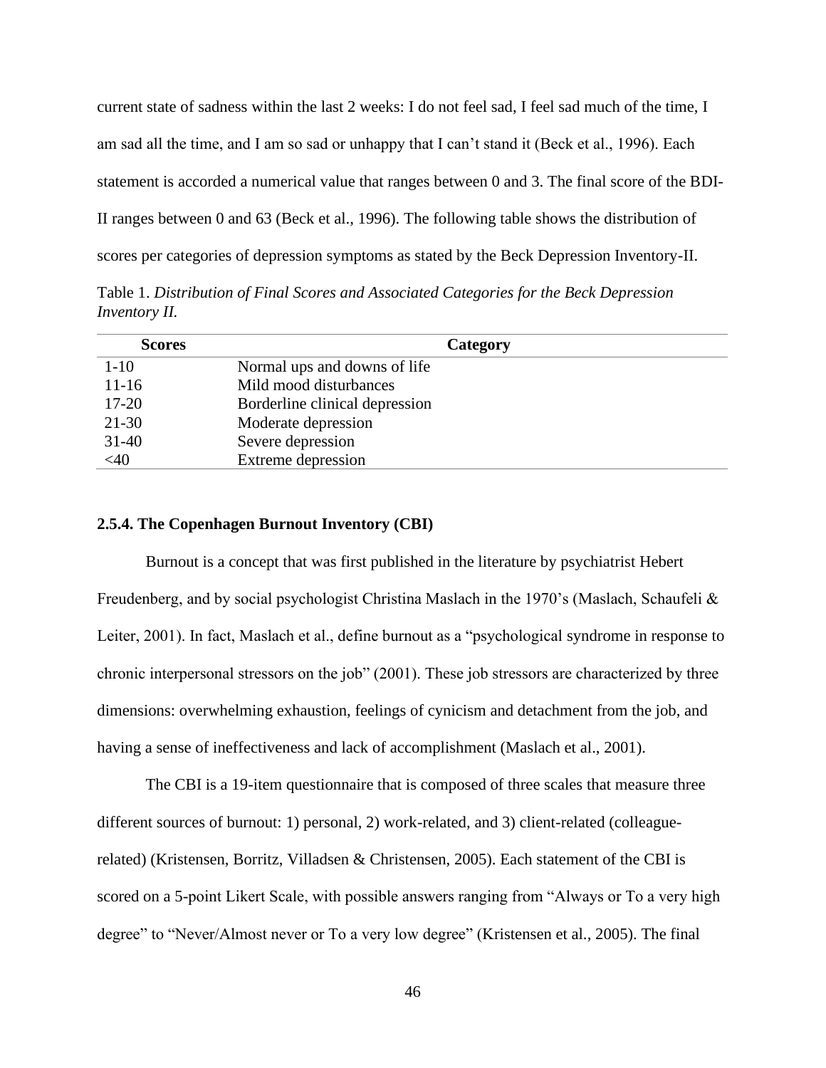current state of sadness within the last 2 weeks: I do not feel sad, I feel sad much of the time, I am sad all the time, and I am so sad or unhappy that I can't stand it (Beck et al., 1996). Each statement is accorded a numerical value that ranges between 0 and 3. The final score of the BDI-II ranges between 0 and 63 (Beck et al., 1996). The following table shows the distribution of scores per categories of depression symptoms as stated by the Beck Depression Inventory-II.

Table 1. *Distribution of Final Scores and Associated Categories for the Beck Depression Inventory II.*

| Scores | Category |
|---|---|
| 1-10 | Normal ups and downs of life |
| 11-16 | Mild mood disturbances |
| 17-20 | Borderline clinical depression |
| 21-30 | Moderate depression |
| 31-40 | Severe depression |
| <40 | Extreme depression |

### 2.5.4. The Copenhagen Burnout Inventory (CBI)

Burnout is a concept that was first published in the literature by psychiatrist Hebert Freudenberg, and by social psychologist Christina Maslach in the 1970's (Maslach, Schaufeli & Leiter, 2001). In fact, Maslach et al., define burnout as a "psychological syndrome in response to chronic interpersonal stressors on the job" (2001). These job stressors are characterized by three dimensions: overwhelming exhaustion, feelings of cynicism and detachment from the job, and having a sense of ineffectiveness and lack of accomplishment (Maslach et al., 2001).

The CBI is a 19-item questionnaire that is composed of three scales that measure three different sources of burnout: 1) personal, 2) work-related, and 3) client-related (colleague-related) (Kristensen, Borritz, Villadsen & Christensen, 2005). Each statement of the CBI is scored on a 5-point Likert Scale, with possible answers ranging from "Always or To a very high degree" to "Never/Almost never or To a very low degree" (Kristensen et al., 2005). The final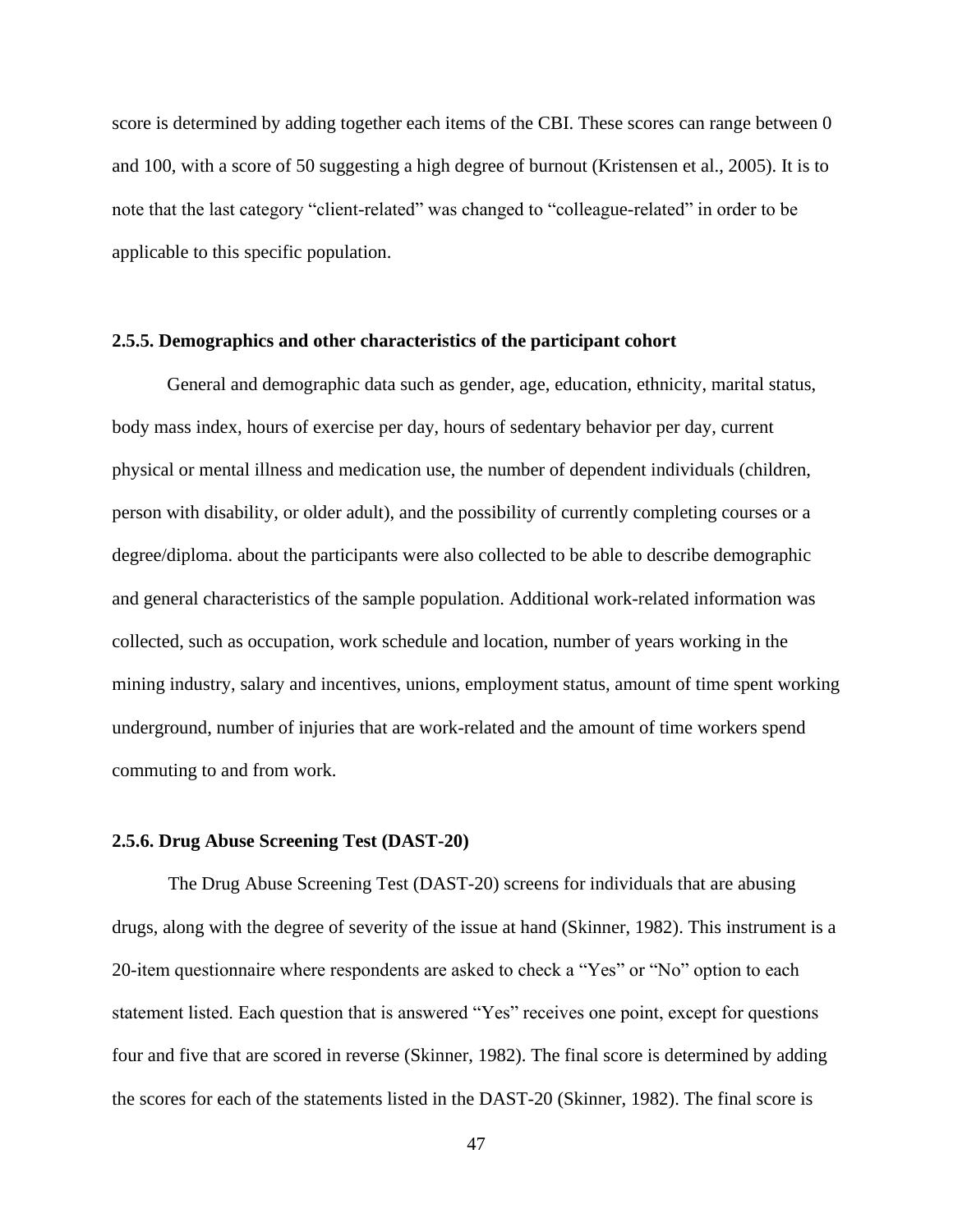score is determined by adding together each items of the CBI. These scores can range between 0 and 100, with a score of 50 suggesting a high degree of burnout (Kristensen et al., 2005). It is to note that the last category "client-related" was changed to "colleague-related" in order to be applicable to this specific population.

### 2.5.5. Demographics and other characteristics of the participant cohort

General and demographic data such as gender, age, education, ethnicity, marital status, body mass index, hours of exercise per day, hours of sedentary behavior per day, current physical or mental illness and medication use, the number of dependent individuals (children, person with disability, or older adult), and the possibility of currently completing courses or a degree/diploma. about the participants were also collected to be able to describe demographic and general characteristics of the sample population. Additional work-related information was collected, such as occupation, work schedule and location, number of years working in the mining industry, salary and incentives, unions, employment status, amount of time spent working underground, number of injuries that are work-related and the amount of time workers spend commuting to and from work.

### 2.5.6. Drug Abuse Screening Test (DAST-20)

The Drug Abuse Screening Test (DAST-20) screens for individuals that are abusing drugs, along with the degree of severity of the issue at hand (Skinner, 1982). This instrument is a 20-item questionnaire where respondents are asked to check a "Yes" or "No" option to each statement listed. Each question that is answered "Yes" receives one point, except for questions four and five that are scored in reverse (Skinner, 1982). The final score is determined by adding the scores for each of the statements listed in the DAST-20 (Skinner, 1982). The final score is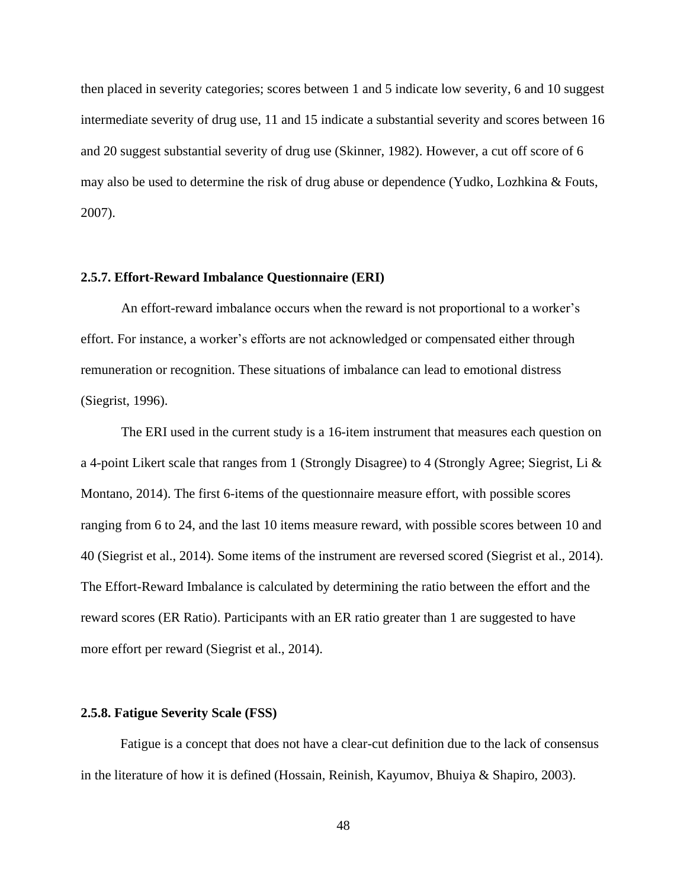then placed in severity categories; scores between 1 and 5 indicate low severity, 6 and 10 suggest intermediate severity of drug use, 11 and 15 indicate a substantial severity and scores between 16 and 20 suggest substantial severity of drug use (Skinner, 1982). However, a cut off score of 6 may also be used to determine the risk of drug abuse or dependence (Yudko, Lozhkina & Fouts, 2007).

### 2.5.7. Effort-Reward Imbalance Questionnaire (ERI)

An effort-reward imbalance occurs when the reward is not proportional to a worker's effort. For instance, a worker's efforts are not acknowledged or compensated either through remuneration or recognition. These situations of imbalance can lead to emotional distress (Siegrist, 1996).

The ERI used in the current study is a 16-item instrument that measures each question on a 4-point Likert scale that ranges from 1 (Strongly Disagree) to 4 (Strongly Agree; Siegrist, Li & Montano, 2014). The first 6-items of the questionnaire measure effort, with possible scores ranging from 6 to 24, and the last 10 items measure reward, with possible scores between 10 and 40 (Siegrist et al., 2014). Some items of the instrument are reversed scored (Siegrist et al., 2014). The Effort-Reward Imbalance is calculated by determining the ratio between the effort and the reward scores (ER Ratio). Participants with an ER ratio greater than 1 are suggested to have more effort per reward (Siegrist et al., 2014).

### 2.5.8. Fatigue Severity Scale (FSS)

Fatigue is a concept that does not have a clear-cut definition due to the lack of consensus in the literature of how it is defined (Hossain, Reinish, Kayumov, Bhuiya & Shapiro, 2003).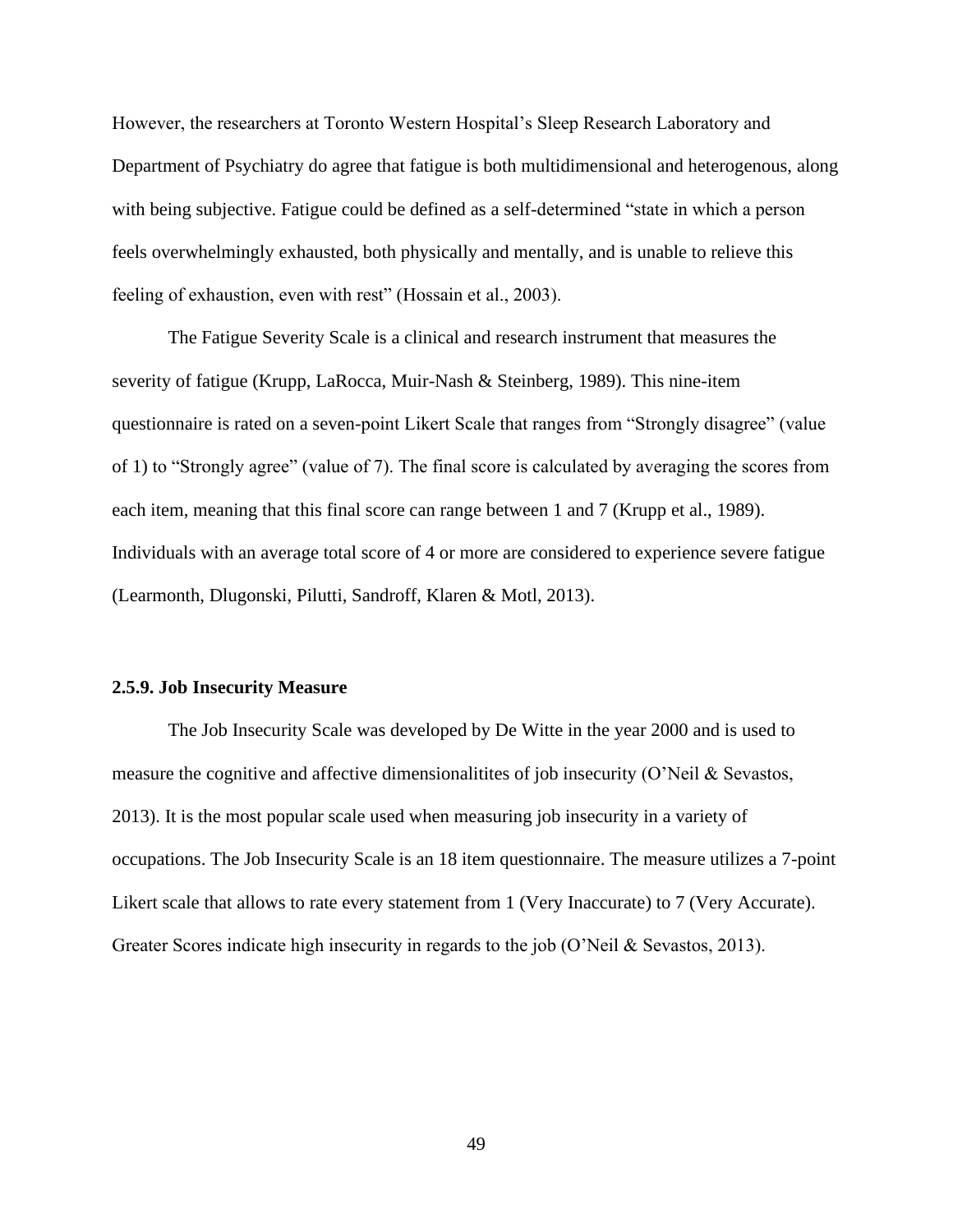However, the researchers at Toronto Western Hospital's Sleep Research Laboratory and Department of Psychiatry do agree that fatigue is both multidimensional and heterogenous, along with being subjective. Fatigue could be defined as a self-determined "state in which a person feels overwhelmingly exhausted, both physically and mentally, and is unable to relieve this feeling of exhaustion, even with rest" (Hossain et al., 2003).

The Fatigue Severity Scale is a clinical and research instrument that measures the severity of fatigue (Krupp, LaRocca, Muir-Nash & Steinberg, 1989). This nine-item questionnaire is rated on a seven-point Likert Scale that ranges from "Strongly disagree" (value of 1) to "Strongly agree" (value of 7). The final score is calculated by averaging the scores from each item, meaning that this final score can range between 1 and 7 (Krupp et al., 1989). Individuals with an average total score of 4 or more are considered to experience severe fatigue (Learmonth, Dlugonski, Pilutti, Sandroff, Klaren & Motl, 2013).

### 2.5.9. Job Insecurity Measure

The Job Insecurity Scale was developed by De Witte in the year 2000 and is used to measure the cognitive and affective dimensionalitites of job insecurity (O'Neil & Sevastos, 2013). It is the most popular scale used when measuring job insecurity in a variety of occupations. The Job Insecurity Scale is an 18 item questionnaire. The measure utilizes a 7-point Likert scale that allows to rate every statement from 1 (Very Inaccurate) to 7 (Very Accurate). Greater Scores indicate high insecurity in regards to the job (O'Neil & Sevastos, 2013).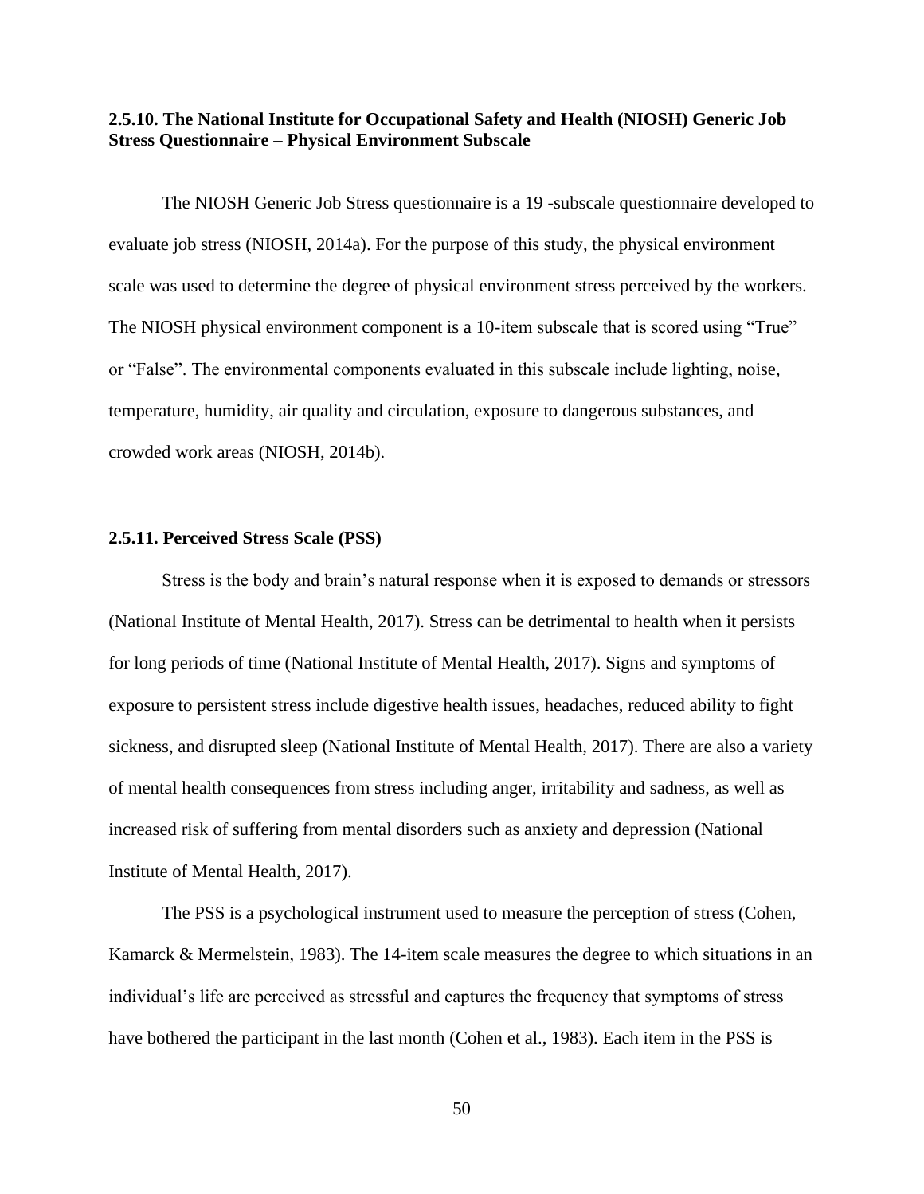### 2.5.10. The National Institute for Occupational Safety and Health (NIOSH) Generic Job Stress Questionnaire – Physical Environment Subscale

The NIOSH Generic Job Stress questionnaire is a 19 -subscale questionnaire developed to evaluate job stress (NIOSH, 2014a). For the purpose of this study, the physical environment scale was used to determine the degree of physical environment stress perceived by the workers. The NIOSH physical environment component is a 10-item subscale that is scored using "True" or "False". The environmental components evaluated in this subscale include lighting, noise, temperature, humidity, air quality and circulation, exposure to dangerous substances, and crowded work areas (NIOSH, 2014b).

### 2.5.11. Perceived Stress Scale (PSS)

Stress is the body and brain's natural response when it is exposed to demands or stressors (National Institute of Mental Health, 2017). Stress can be detrimental to health when it persists for long periods of time (National Institute of Mental Health, 2017). Signs and symptoms of exposure to persistent stress include digestive health issues, headaches, reduced ability to fight sickness, and disrupted sleep (National Institute of Mental Health, 2017). There are also a variety of mental health consequences from stress including anger, irritability and sadness, as well as increased risk of suffering from mental disorders such as anxiety and depression (National Institute of Mental Health, 2017).

The PSS is a psychological instrument used to measure the perception of stress (Cohen, Kamarck & Mermelstein, 1983). The 14-item scale measures the degree to which situations in an individual's life are perceived as stressful and captures the frequency that symptoms of stress have bothered the participant in the last month (Cohen et al., 1983). Each item in the PSS is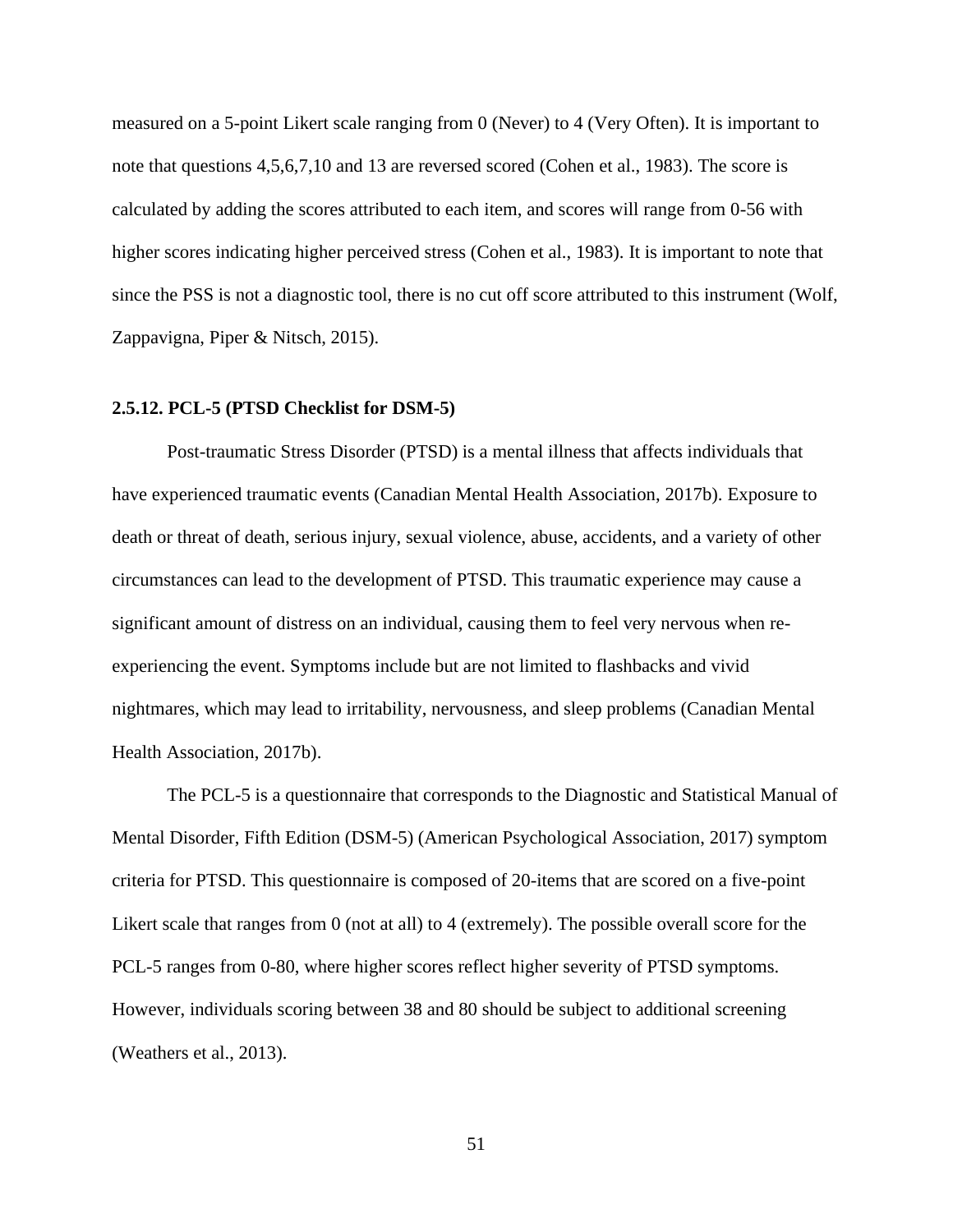measured on a 5-point Likert scale ranging from 0 (Never) to 4 (Very Often). It is important to note that questions 4,5,6,7,10 and 13 are reversed scored (Cohen et al., 1983). The score is calculated by adding the scores attributed to each item, and scores will range from 0-56 with higher scores indicating higher perceived stress (Cohen et al., 1983). It is important to note that since the PSS is not a diagnostic tool, there is no cut off score attributed to this instrument (Wolf, Zappavigna, Piper & Nitsch, 2015).

### 2.5.12. PCL-5 (PTSD Checklist for DSM-5)

Post-traumatic Stress Disorder (PTSD) is a mental illness that affects individuals that have experienced traumatic events (Canadian Mental Health Association, 2017b). Exposure to death or threat of death, serious injury, sexual violence, abuse, accidents, and a variety of other circumstances can lead to the development of PTSD. This traumatic experience may cause a significant amount of distress on an individual, causing them to feel very nervous when re-experiencing the event. Symptoms include but are not limited to flashbacks and vivid nightmares, which may lead to irritability, nervousness, and sleep problems (Canadian Mental Health Association, 2017b).

The PCL-5 is a questionnaire that corresponds to the Diagnostic and Statistical Manual of Mental Disorder, Fifth Edition (DSM-5) (American Psychological Association, 2017) symptom criteria for PTSD. This questionnaire is composed of 20-items that are scored on a five-point Likert scale that ranges from 0 (not at all) to 4 (extremely). The possible overall score for the PCL-5 ranges from 0-80, where higher scores reflect higher severity of PTSD symptoms. However, individuals scoring between 38 and 80 should be subject to additional screening (Weathers et al., 2013).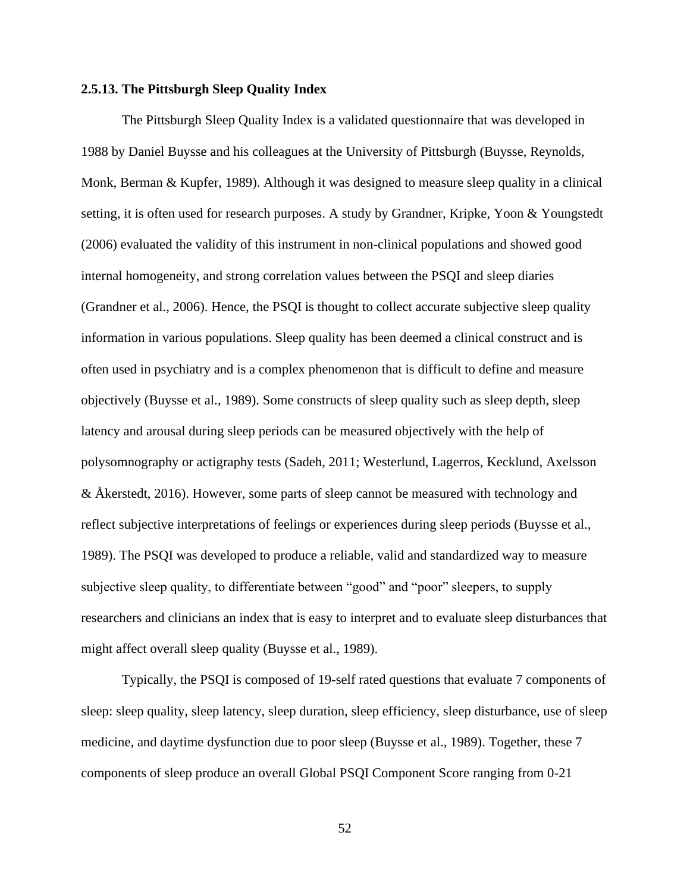### 2.5.13. The Pittsburgh Sleep Quality Index

The Pittsburgh Sleep Quality Index is a validated questionnaire that was developed in 1988 by Daniel Buysse and his colleagues at the University of Pittsburgh (Buysse, Reynolds, Monk, Berman & Kupfer, 1989). Although it was designed to measure sleep quality in a clinical setting, it is often used for research purposes. A study by Grandner, Kripke, Yoon & Youngstedt (2006) evaluated the validity of this instrument in non-clinical populations and showed good internal homogeneity, and strong correlation values between the PSQI and sleep diaries (Grandner et al., 2006). Hence, the PSQI is thought to collect accurate subjective sleep quality information in various populations. Sleep quality has been deemed a clinical construct and is often used in psychiatry and is a complex phenomenon that is difficult to define and measure objectively (Buysse et al., 1989). Some constructs of sleep quality such as sleep depth, sleep latency and arousal during sleep periods can be measured objectively with the help of polysomnography or actigraphy tests (Sadeh, 2011; Westerlund, Lagerros, Kecklund, Axelsson & Åkerstedt, 2016). However, some parts of sleep cannot be measured with technology and reflect subjective interpretations of feelings or experiences during sleep periods (Buysse et al., 1989). The PSQI was developed to produce a reliable, valid and standardized way to measure subjective sleep quality, to differentiate between "good" and "poor" sleepers, to supply researchers and clinicians an index that is easy to interpret and to evaluate sleep disturbances that might affect overall sleep quality (Buysse et al., 1989).

Typically, the PSQI is composed of 19-self rated questions that evaluate 7 components of sleep: sleep quality, sleep latency, sleep duration, sleep efficiency, sleep disturbance, use of sleep medicine, and daytime dysfunction due to poor sleep (Buysse et al., 1989). Together, these 7 components of sleep produce an overall Global PSQI Component Score ranging from 0-21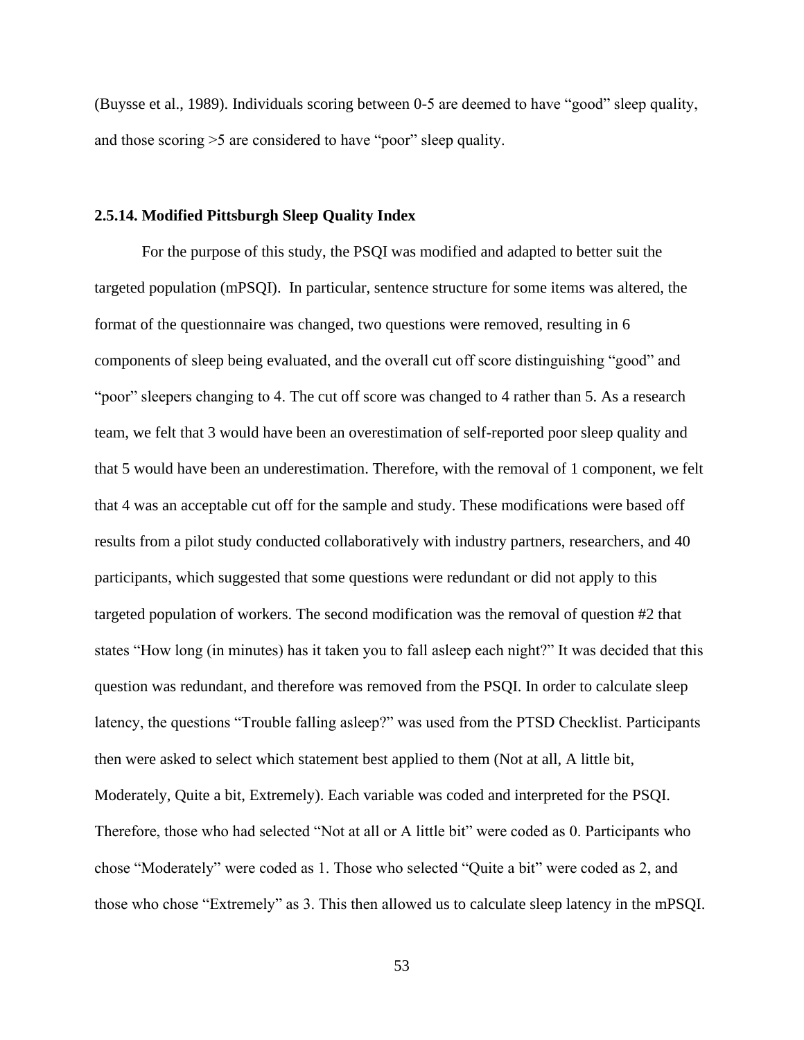(Buysse et al., 1989). Individuals scoring between 0-5 are deemed to have "good" sleep quality, and those scoring >5 are considered to have "poor" sleep quality.

### 2.5.14. Modified Pittsburgh Sleep Quality Index

For the purpose of this study, the PSQI was modified and adapted to better suit the targeted population (mPSQI). In particular, sentence structure for some items was altered, the format of the questionnaire was changed, two questions were removed, resulting in 6 components of sleep being evaluated, and the overall cut off score distinguishing "good" and "poor" sleepers changing to 4. The cut off score was changed to 4 rather than 5. As a research team, we felt that 3 would have been an overestimation of self-reported poor sleep quality and that 5 would have been an underestimation. Therefore, with the removal of 1 component, we felt that 4 was an acceptable cut off for the sample and study. These modifications were based off results from a pilot study conducted collaboratively with industry partners, researchers, and 40 participants, which suggested that some questions were redundant or did not apply to this targeted population of workers. The second modification was the removal of question #2 that states "How long (in minutes) has it taken you to fall asleep each night?" It was decided that this question was redundant, and therefore was removed from the PSQI. In order to calculate sleep latency, the questions "Trouble falling asleep?" was used from the PTSD Checklist. Participants then were asked to select which statement best applied to them (Not at all, A little bit, Moderately, Quite a bit, Extremely). Each variable was coded and interpreted for the PSQI. Therefore, those who had selected "Not at all or A little bit" were coded as 0. Participants who chose "Moderately" were coded as 1. Those who selected "Quite a bit" were coded as 2, and those who chose "Extremely" as 3. This then allowed us to calculate sleep latency in the mPSQI.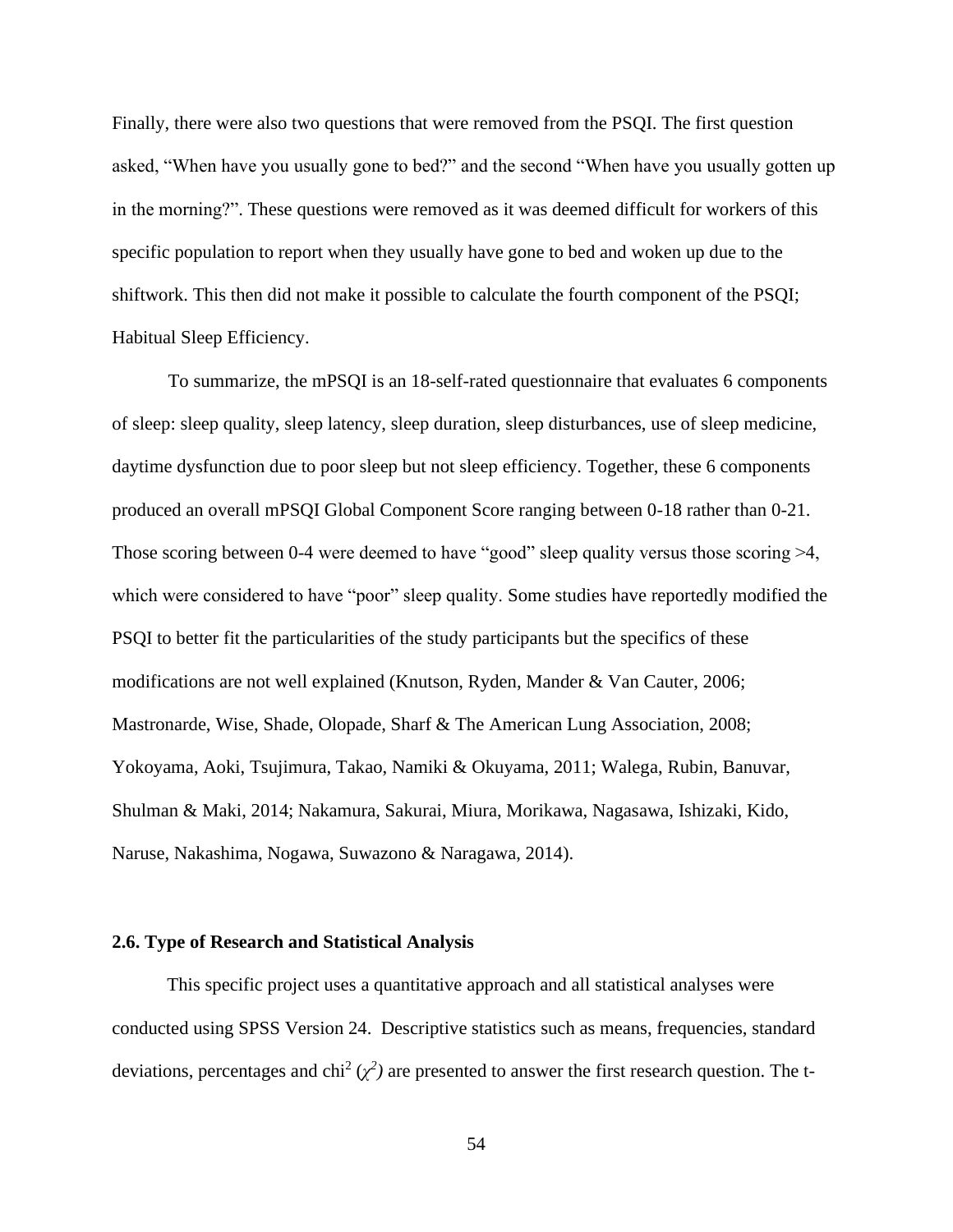Finally, there were also two questions that were removed from the PSQI. The first question asked, "When have you usually gone to bed?" and the second "When have you usually gotten up in the morning?". These questions were removed as it was deemed difficult for workers of this specific population to report when they usually have gone to bed and woken up due to the shiftwork. This then did not make it possible to calculate the fourth component of the PSQI; Habitual Sleep Efficiency.

To summarize, the mPSQI is an 18-self-rated questionnaire that evaluates 6 components of sleep: sleep quality, sleep latency, sleep duration, sleep disturbances, use of sleep medicine, daytime dysfunction due to poor sleep but not sleep efficiency. Together, these 6 components produced an overall mPSQI Global Component Score ranging between 0-18 rather than 0-21. Those scoring between 0-4 were deemed to have "good" sleep quality versus those scoring >4, which were considered to have "poor" sleep quality. Some studies have reportedly modified the PSQI to better fit the particularities of the study participants but the specifics of these modifications are not well explained (Knutson, Ryden, Mander & Van Cauter, 2006; Mastronarde, Wise, Shade, Olopade, Sharf & The American Lung Association, 2008; Yokoyama, Aoki, Tsujimura, Takao, Namiki & Okuyama, 2011; Walega, Rubin, Banuvar, Shulman & Maki, 2014; Nakamura, Sakurai, Miura, Morikawa, Nagasawa, Ishizaki, Kido, Naruse, Nakashima, Nogawa, Suwazono & Naragawa, 2014).

### 2.6. Type of Research and Statistical Analysis

This specific project uses a quantitative approach and all statistical analyses were conducted using SPSS Version 24. Descriptive statistics such as means, frequencies, standard deviations, percentages and chi$^2$ ($\chi^2$) are presented to answer the first research question. The t-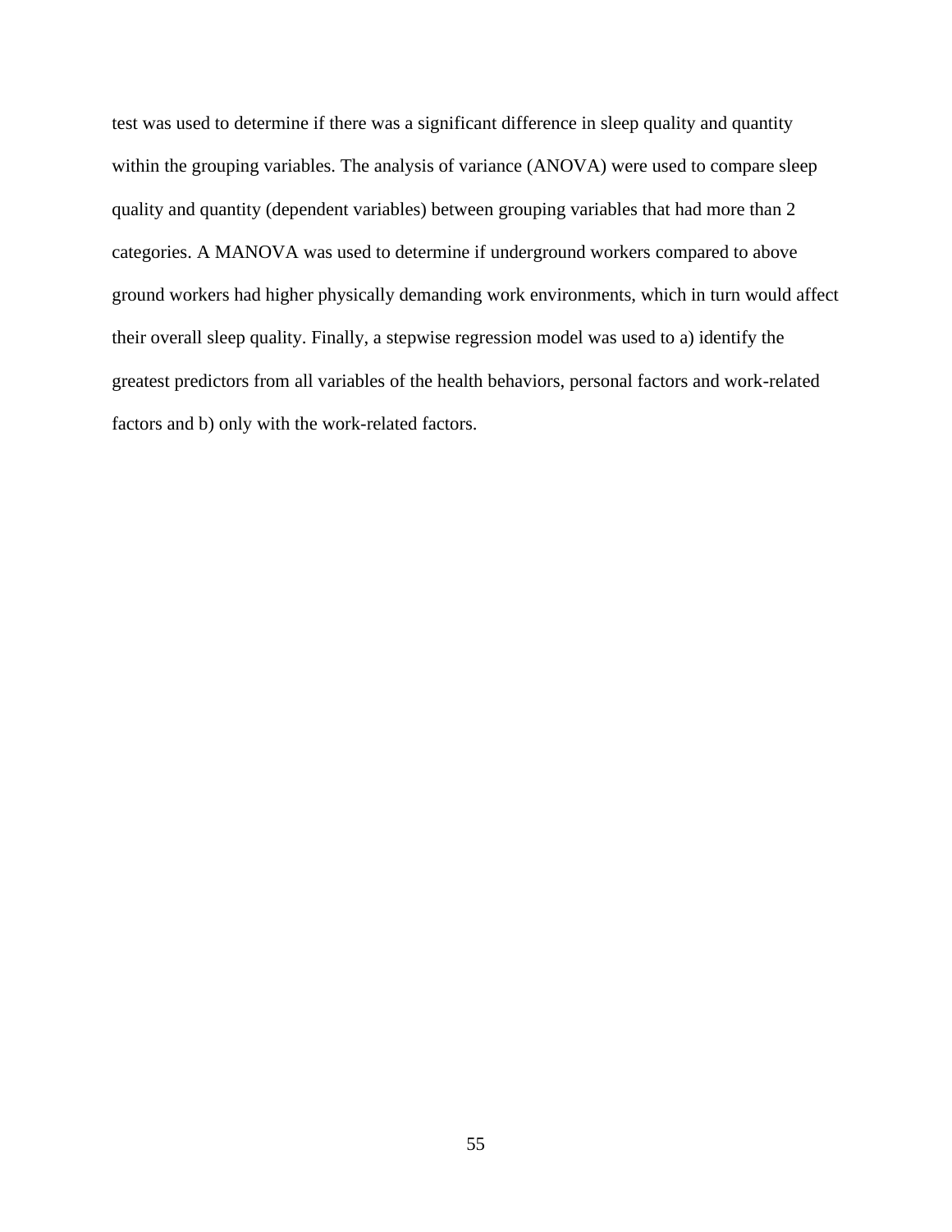test was used to determine if there was a significant difference in sleep quality and quantity within the grouping variables. The analysis of variance (ANOVA) were used to compare sleep quality and quantity (dependent variables) between grouping variables that had more than 2 categories. A MANOVA was used to determine if underground workers compared to above ground workers had higher physically demanding work environments, which in turn would affect their overall sleep quality. Finally, a stepwise regression model was used to a) identify the greatest predictors from all variables of the health behaviors, personal factors and work-related factors and b) only with the work-related factors.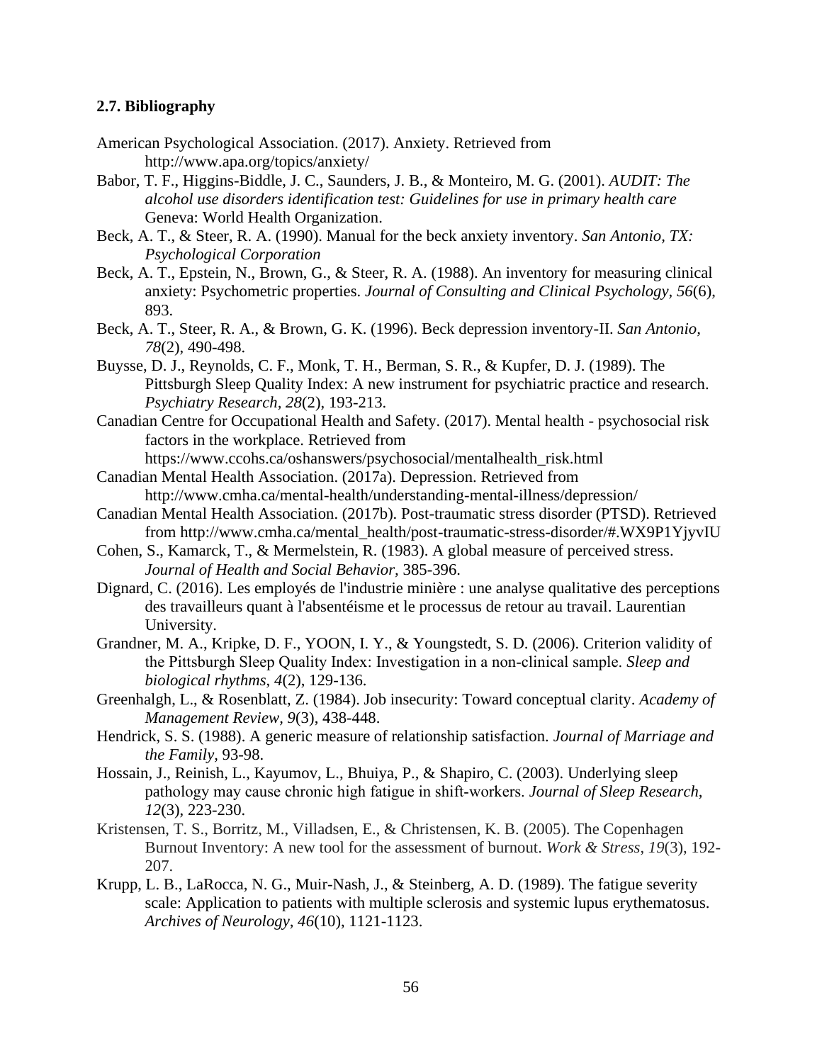### 2.7. Bibliography

American Psychological Association. (2017). Anxiety. Retrieved from http://www.apa.org/topics/anxiety/

Babor, T. F., Higgins-Biddle, J. C., Saunders, J. B., & Monteiro, M. G. (2001). *AUDIT: The alcohol use disorders identification test: Guidelines for use in primary health care* Geneva: World Health Organization.

Beck, A. T., & Steer, R. A. (1990). Manual for the beck anxiety inventory. *San Antonio, TX: Psychological Corporation*

Beck, A. T., Epstein, N., Brown, G., & Steer, R. A. (1988). An inventory for measuring clinical anxiety: Psychometric properties. *Journal of Consulting and Clinical Psychology*, *56*(6), 893.

Beck, A. T., Steer, R. A., & Brown, G. K. (1996). Beck depression inventory-II. *San Antonio*, *78*(2), 490-498.

Buysse, D. J., Reynolds, C. F., Monk, T. H., Berman, S. R., & Kupfer, D. J. (1989). The Pittsburgh Sleep Quality Index: A new instrument for psychiatric practice and research. *Psychiatry Research*, *28*(2), 193-213.

Canadian Centre for Occupational Health and Safety. (2017). Mental health - psychosocial risk factors in the workplace. Retrieved from https://www.ccohs.ca/oshanswers/psychosocial/mentalhealth_risk.html

Canadian Mental Health Association. (2017a). Depression. Retrieved from http://www.cmha.ca/mental-health/understanding-mental-illness/depression/

Canadian Mental Health Association. (2017b). Post-traumatic stress disorder (PTSD). Retrieved from http://www.cmha.ca/mental_health/post-traumatic-stress-disorder/#.WX9P1YjyvIU

Cohen, S., Kamarck, T., & Mermelstein, R. (1983). A global measure of perceived stress. *Journal of Health and Social Behavior*, 385-396.

Dignard, C. (2016). Les employés de l'industrie minière : une analyse qualitative des perceptions des travailleurs quant à l'absentéisme et le processus de retour au travail. Laurentian University.

Grandner, M. A., Kripke, D. F., YOON, I. Y., & Youngstedt, S. D. (2006). Criterion validity of the Pittsburgh Sleep Quality Index: Investigation in a non-clinical sample. *Sleep and biological rhythms*, *4*(2), 129-136.

Greenhalgh, L., & Rosenblatt, Z. (1984). Job insecurity: Toward conceptual clarity. *Academy of Management Review*, *9*(3), 438-448.

Hendrick, S. S. (1988). A generic measure of relationship satisfaction. *Journal of Marriage and the Family*, 93-98.

Hossain, J., Reinish, L., Kayumov, L., Bhuiya, P., & Shapiro, C. (2003). Underlying sleep pathology may cause chronic high fatigue in shift-workers. *Journal of Sleep Research, 12*(3), 223-230.

Kristensen, T. S., Borritz, M., Villadsen, E., & Christensen, K. B. (2005). The Copenhagen Burnout Inventory: A new tool for the assessment of burnout. *Work & Stress*, *19*(3), 192-207.

Krupp, L. B., LaRocca, N. G., Muir-Nash, J., & Steinberg, A. D. (1989). The fatigue severity scale: Application to patients with multiple sclerosis and systemic lupus erythematosus. *Archives of Neurology, 46*(10), 1121-1123.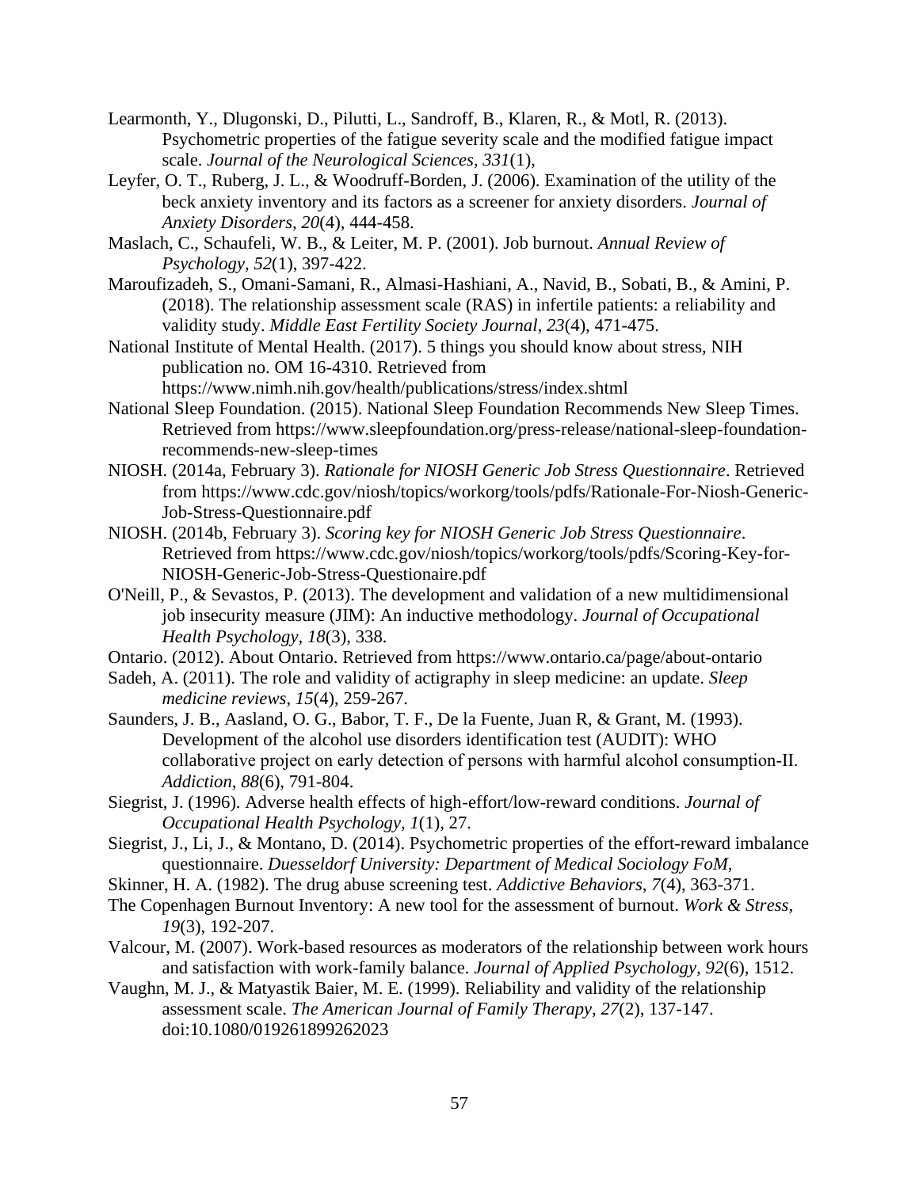Learmonth, Y., Dlugonski, D., Pilutti, L., Sandroff, B., Klaren, R., & Motl, R. (2013). Psychometric properties of the fatigue severity scale and the modified fatigue impact scale. *Journal of the Neurological Sciences, 331*(1),

Leyfer, O. T., Ruberg, J. L., & Woodruff-Borden, J. (2006). Examination of the utility of the beck anxiety inventory and its factors as a screener for anxiety disorders. *Journal of Anxiety Disorders, 20*(4), 444-458.

Maslach, C., Schaufeli, W. B., & Leiter, M. P. (2001). Job burnout. *Annual Review of Psychology, 52*(1), 397-422.

Maroufizadeh, S., Omani-Samani, R., Almasi-Hashiani, A., Navid, B., Sobati, B., & Amini, P. (2018). The relationship assessment scale (RAS) in infertile patients: a reliability and validity study. *Middle East Fertility Society Journal, 23*(4), 471-475.

National Institute of Mental Health. (2017). 5 things you should know about stress, NIH publication no. OM 16-4310. Retrieved from https://www.nimh.nih.gov/health/publications/stress/index.shtml

National Sleep Foundation. (2015). National Sleep Foundation Recommends New Sleep Times. Retrieved from https://www.sleepfoundation.org/press-release/national-sleep-foundation-recommends-new-sleep-times

NIOSH. (2014a, February 3). *Rationale for NIOSH Generic Job Stress Questionnaire*. Retrieved from https://www.cdc.gov/niosh/topics/workorg/tools/pdfs/Rationale-For-Niosh-Generic-Job-Stress-Questionnaire.pdf

NIOSH. (2014b, February 3). *Scoring key for NIOSH Generic Job Stress Questionnaire*. Retrieved from https://www.cdc.gov/niosh/topics/workorg/tools/pdfs/Scoring-Key-for-NIOSH-Generic-Job-Stress-Questionaire.pdf

O'Neill, P., & Sevastos, P. (2013). The development and validation of a new multidimensional job insecurity measure (JIM): An inductive methodology. *Journal of Occupational Health Psychology, 18*(3), 338.

Ontario. (2012). About Ontario. Retrieved from https://www.ontario.ca/page/about-ontario

Sadeh, A. (2011). The role and validity of actigraphy in sleep medicine: an update. *Sleep medicine reviews, 15*(4), 259-267.

Saunders, J. B., Aasland, O. G., Babor, T. F., De la Fuente, Juan R, & Grant, M. (1993). Development of the alcohol use disorders identification test (AUDIT): WHO collaborative project on early detection of persons with harmful alcohol consumption-II. *Addiction, 88*(6), 791-804.

Siegrist, J. (1996). Adverse health effects of high-effort/low-reward conditions. *Journal of Occupational Health Psychology, 1*(1), 27.

Siegrist, J., Li, J., & Montano, D. (2014). Psychometric properties of the effort-reward imbalance questionnaire. *Duesseldorf University: Department of Medical Sociology FoM,*

Skinner, H. A. (1982). The drug abuse screening test. *Addictive Behaviors, 7*(4), 363-371.

The Copenhagen Burnout Inventory: A new tool for the assessment of burnout. *Work & Stress, 19*(3), 192-207.

Valcour, M. (2007). Work-based resources as moderators of the relationship between work hours and satisfaction with work-family balance. *Journal of Applied Psychology, 92*(6), 1512.

Vaughn, M. J., & Matyastik Baier, M. E. (1999). Reliability and validity of the relationship assessment scale. *The American Journal of Family Therapy, 27*(2), 137-147. doi:10.1080/019261899262023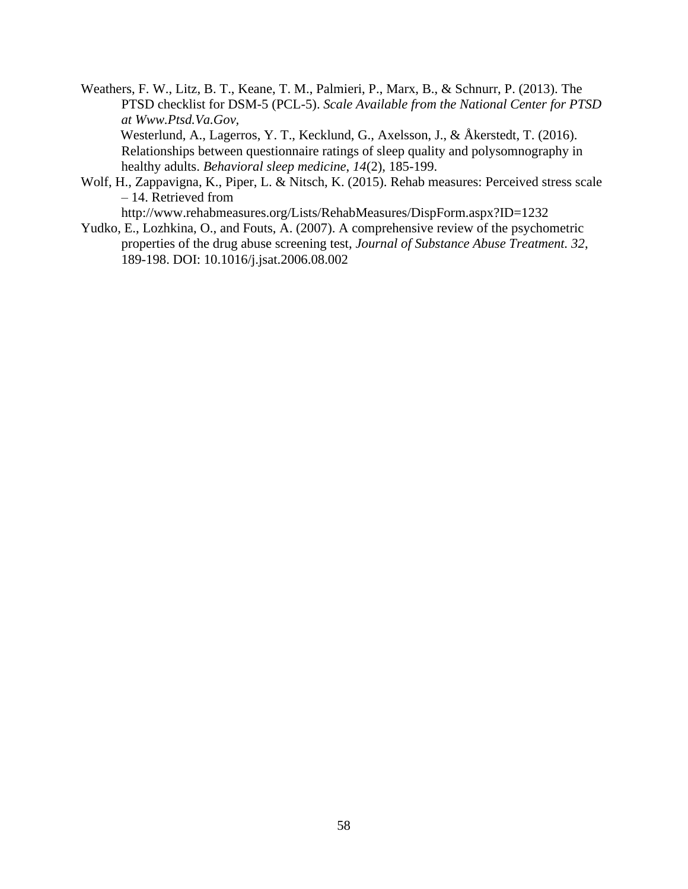Weathers, F. W., Litz, B. T., Keane, T. M., Palmieri, P., Marx, B., & Schnurr, P. (2013). The PTSD checklist for DSM-5 (PCL-5). *Scale Available from the National Center for PTSD at Www.Ptsd.Va.Gov*,

Westerlund, A., Lagerros, Y. T., Kecklund, G., Axelsson, J., & Åkerstedt, T. (2016). Relationships between questionnaire ratings of sleep quality and polysomnography in healthy adults. *Behavioral sleep medicine*, *14*(2), 185-199.

Wolf, H., Zappavigna, K., Piper, L. & Nitsch, K. (2015). Rehab measures: Perceived stress scale – 14. Retrieved from http://www.rehabmeasures.org/Lists/RehabMeasures/DispForm.aspx?ID=1232

Yudko, E., Lozhkina, O., and Fouts, A. (2007). A comprehensive review of the psychometric properties of the drug abuse screening test, *Journal of Substance Abuse Treatment. 32*, 189-198. DOI: 10.1016/j.jsat.2006.08.002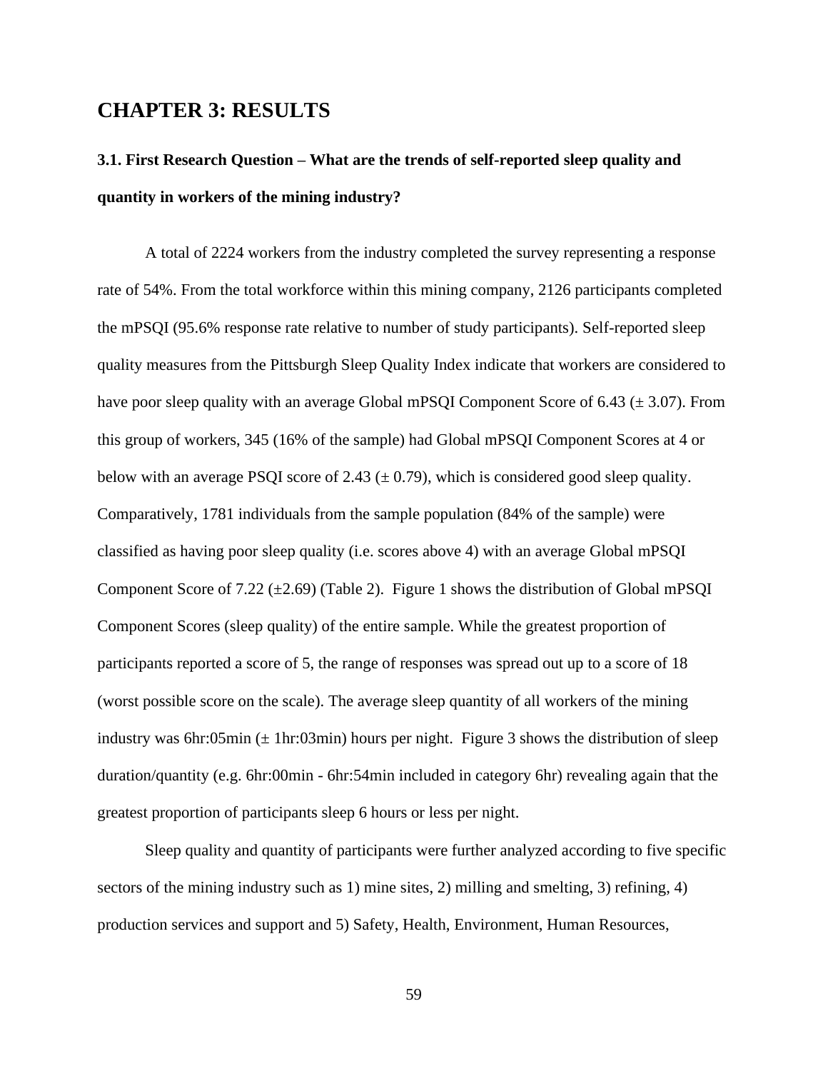# CHAPTER 3: RESULTS

## 3.1. First Research Question – What are the trends of self-reported sleep quality and quantity in workers of the mining industry?

A total of 2224 workers from the industry completed the survey representing a response rate of 54%. From the total workforce within this mining company, 2126 participants completed the mPSQI (95.6% response rate relative to number of study participants). Self-reported sleep quality measures from the Pittsburgh Sleep Quality Index indicate that workers are considered to have poor sleep quality with an average Global mPSQI Component Score of 6.43 (± 3.07). From this group of workers, 345 (16% of the sample) had Global mPSQI Component Scores at 4 or below with an average PSQI score of 2.43 (± 0.79), which is considered good sleep quality. Comparatively, 1781 individuals from the sample population (84% of the sample) were classified as having poor sleep quality (i.e. scores above 4) with an average Global mPSQI Component Score of 7.22 (±2.69) (Table 2). Figure 1 shows the distribution of Global mPSQI Component Scores (sleep quality) of the entire sample. While the greatest proportion of participants reported a score of 5, the range of responses was spread out up to a score of 18 (worst possible score on the scale). The average sleep quantity of all workers of the mining industry was 6hr:05min (± 1hr:03min) hours per night. Figure 3 shows the distribution of sleep duration/quantity (e.g. 6hr:00min - 6hr:54min included in category 6hr) revealing again that the greatest proportion of participants sleep 6 hours or less per night.

Sleep quality and quantity of participants were further analyzed according to five specific sectors of the mining industry such as 1) mine sites, 2) milling and smelting, 3) refining, 4) production services and support and 5) Safety, Health, Environment, Human Resources,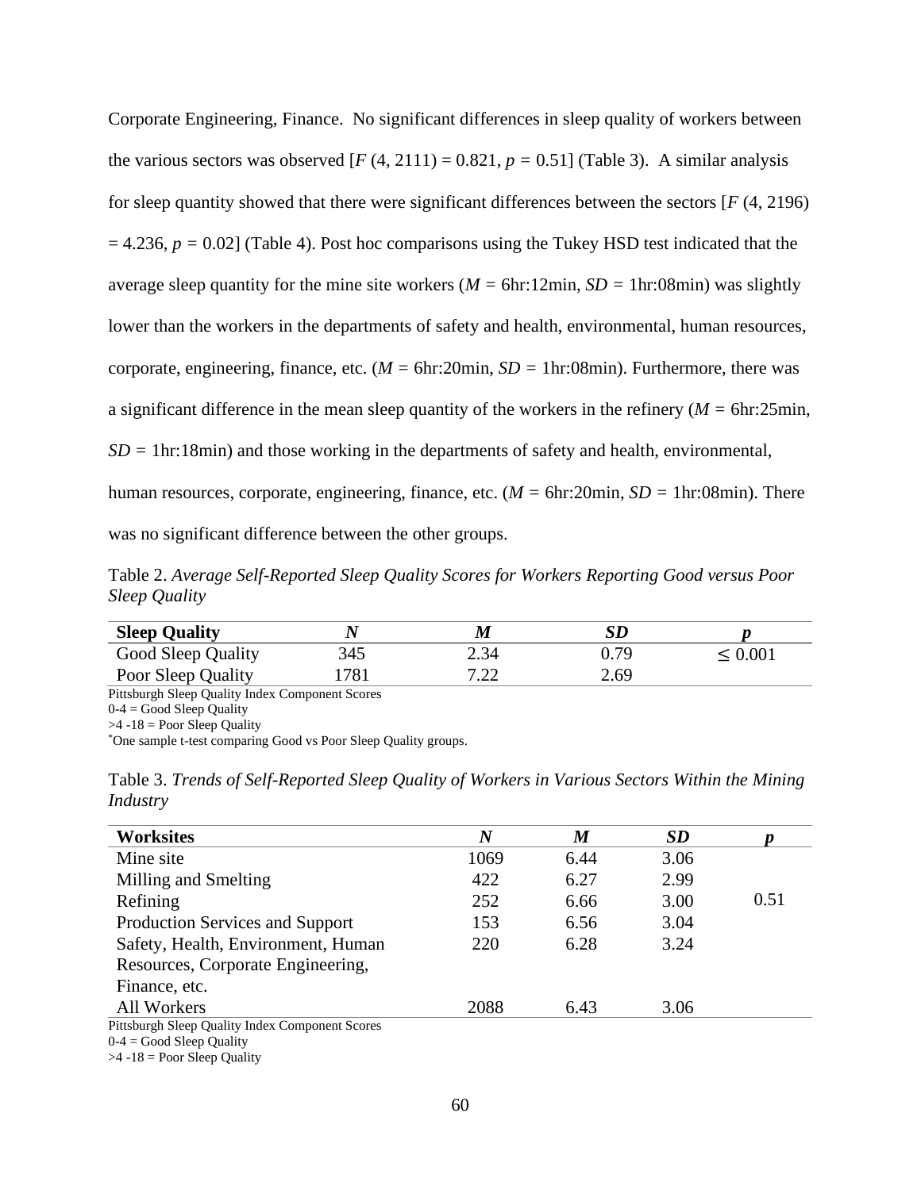Corporate Engineering, Finance. No significant differences in sleep quality of workers between the various sectors was observed [$F$ (4, 2111) = 0.821, $p$ = 0.51] (Table 3). A similar analysis for sleep quantity showed that there were significant differences between the sectors [$F$ (4, 2196) = 4.236, $p$ = 0.02] (Table 4). Post hoc comparisons using the Tukey HSD test indicated that the average sleep quantity for the mine site workers ($M$ = 6hr:12min, $SD$ = 1hr:08min) was slightly lower than the workers in the departments of safety and health, environmental, human resources, corporate, engineering, finance, etc. ($M$ = 6hr:20min, $SD$ = 1hr:08min). Furthermore, there was a significant difference in the mean sleep quantity of the workers in the refinery ($M$ = 6hr:25min, $SD$ = 1hr:18min) and those working in the departments of safety and health, environmental, human resources, corporate, engineering, finance, etc. ($M$ = 6hr:20min, $SD$ = 1hr:08min). There was no significant difference between the other groups.

Table 2. *Average Self-Reported Sleep Quality Scores for Workers Reporting Good versus Poor Sleep Quality*

| **Sleep Quality** | ***N*** | ***M*** | ***SD*** | ***p*** |
|---|---|---|---|---|
| Good Sleep Quality | 345 | 2.34 | 0.79 | $\leq$ 0.001 |
| Poor Sleep Quality | 1781 | 7.22 | 2.69 | |

Pittsburgh Sleep Quality Index Component Scores
0-4 = Good Sleep Quality
>4 -18 = Poor Sleep Quality
*One sample t-test comparing Good vs Poor Sleep Quality groups.

Table 3. *Trends of Self-Reported Sleep Quality of Workers in Various Sectors Within the Mining Industry*

| **Worksites** | ***N*** | ***M*** | ***SD*** | ***p*** |
|---|---|---|---|---|
| Mine site | 1069 | 6.44 | 3.06 | |
| Milling and Smelting | 422 | 6.27 | 2.99 | |
| Refining | 252 | 6.66 | 3.00 | 0.51 |
| Production Services and Support | 153 | 6.56 | 3.04 | |
| Safety, Health, Environment, Human Resources, Corporate Engineering, Finance, etc. | 220 | 6.28 | 3.24 | |
| All Workers | 2088 | 6.43 | 3.06 | |

Pittsburgh Sleep Quality Index Component Scores
0-4 = Good Sleep Quality
>4 -18 = Poor Sleep Quality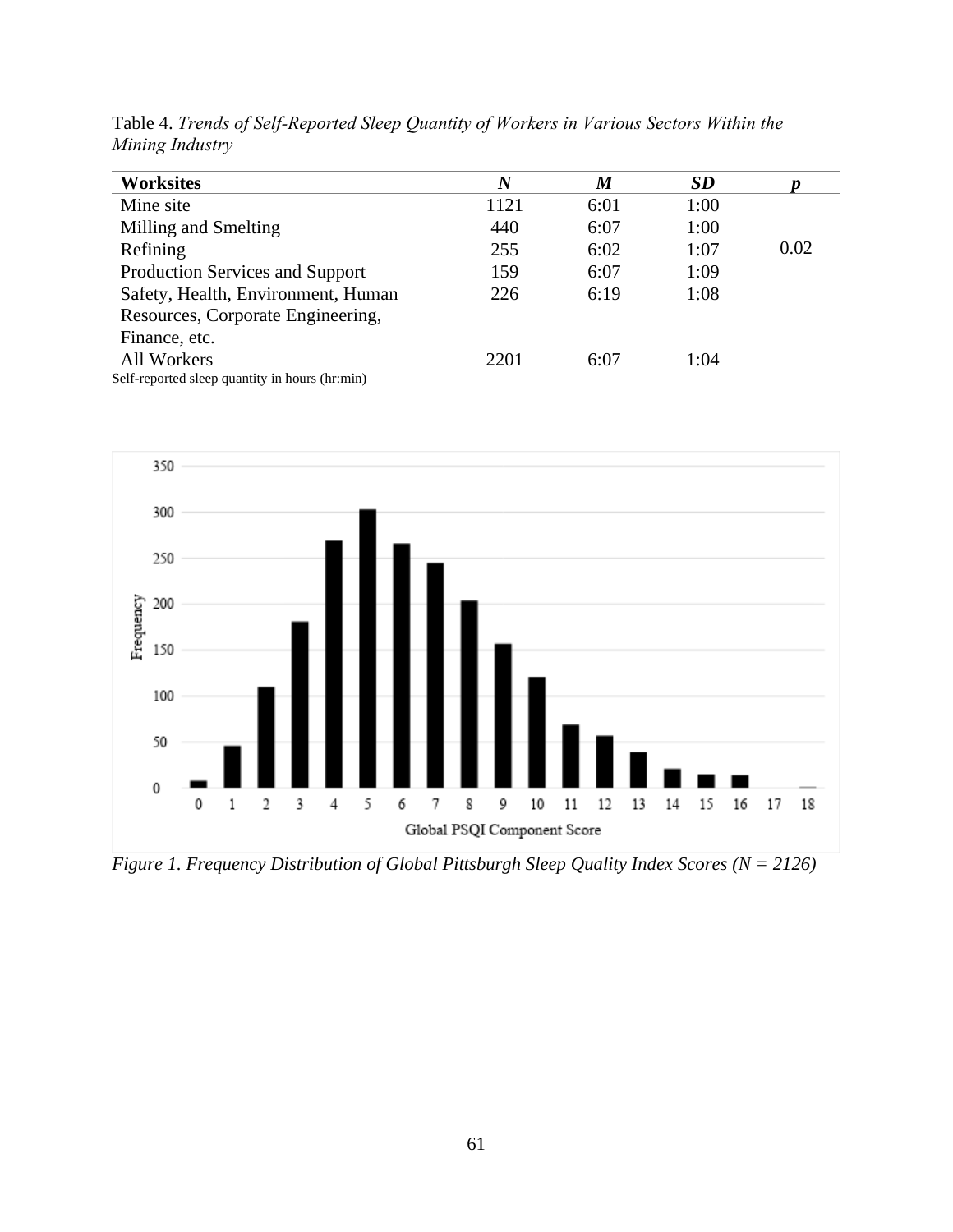Table 4. *Trends of Self-Reported Sleep Quantity of Workers in Various Sectors Within the Mining Industry*

| Worksites | *N* | *M* | *SD* | *p* |
|---|---|---|---|---|
| Mine site | 1121 | 6:01 | 1:00 | |
| Milling and Smelting | 440 | 6:07 | 1:00 | |
| Refining | 255 | 6:02 | 1:07 | 0.02 |
| Production Services and Support | 159 | 6:07 | 1:09 | |
| Safety, Health, Environment, Human Resources, Corporate Engineering, Finance, etc. | 226 | 6:19 | 1:08 | |
| All Workers | 2201 | 6:07 | 1:04 | |

Self-reported sleep quantity in hours (hr:min)

*Figure 1. Frequency Distribution of Global Pittsburgh Sleep Quality Index Scores (N = 2126)*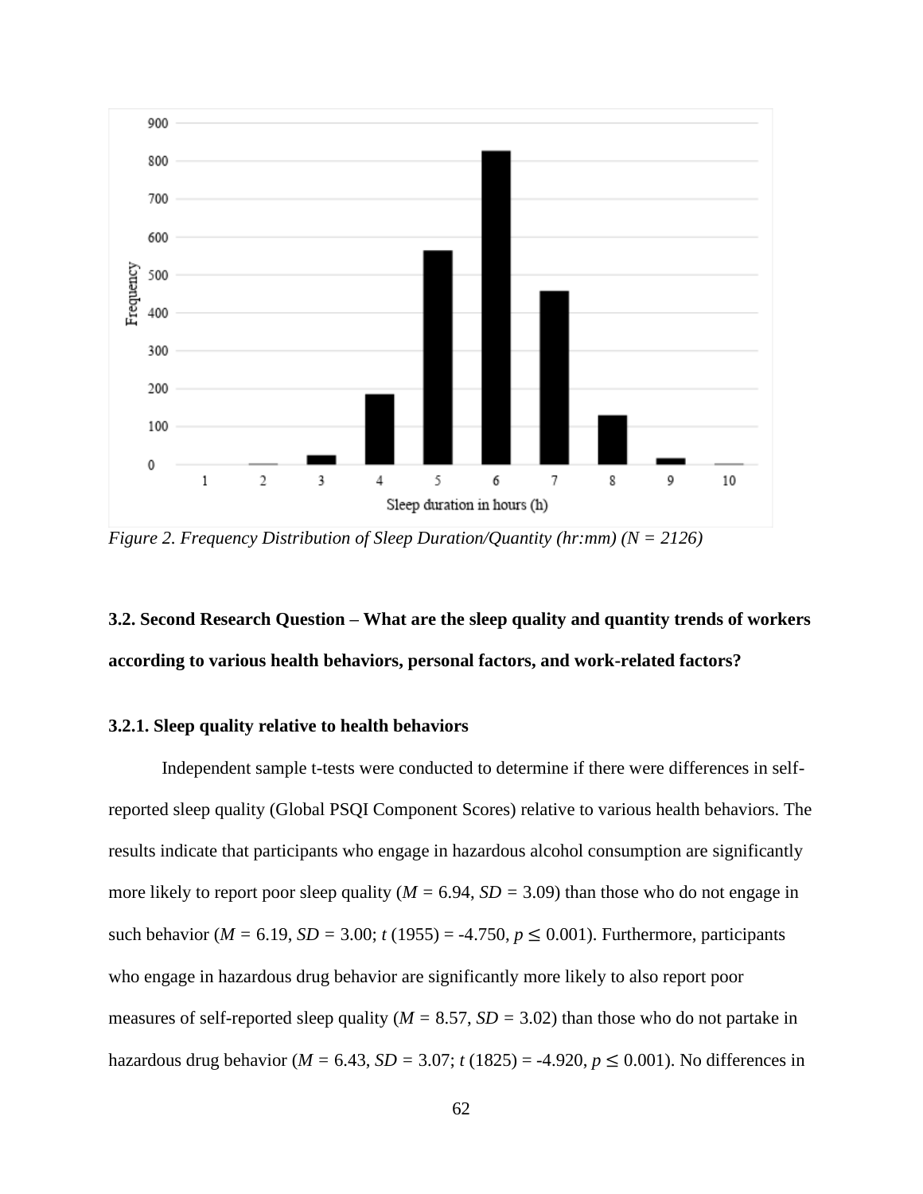*Figure 2. Frequency Distribution of Sleep Duration/Quantity (hr:mm) (N = 2126)*

### 3.2. Second Research Question – What are the sleep quality and quantity trends of workers according to various health behaviors, personal factors, and work-related factors?

#### 3.2.1. Sleep quality relative to health behaviors

Independent sample t-tests were conducted to determine if there were differences in self-reported sleep quality (Global PSQI Component Scores) relative to various health behaviors. The results indicate that participants who engage in hazardous alcohol consumption are significantly more likely to report poor sleep quality ($M$ = 6.94, $SD$ = 3.09) than those who do not engage in such behavior ($M$ = 6.19, $SD$ = 3.00; $t$ (1955) = -4.750, $p \leq 0.001$). Furthermore, participants who engage in hazardous drug behavior are significantly more likely to also report poor measures of self-reported sleep quality ($M$ = 8.57, $SD$ = 3.02) than those who do not partake in hazardous drug behavior ($M$ = 6.43, $SD$ = 3.07; $t$ (1825) = -4.920, $p \leq 0.001$). No differences in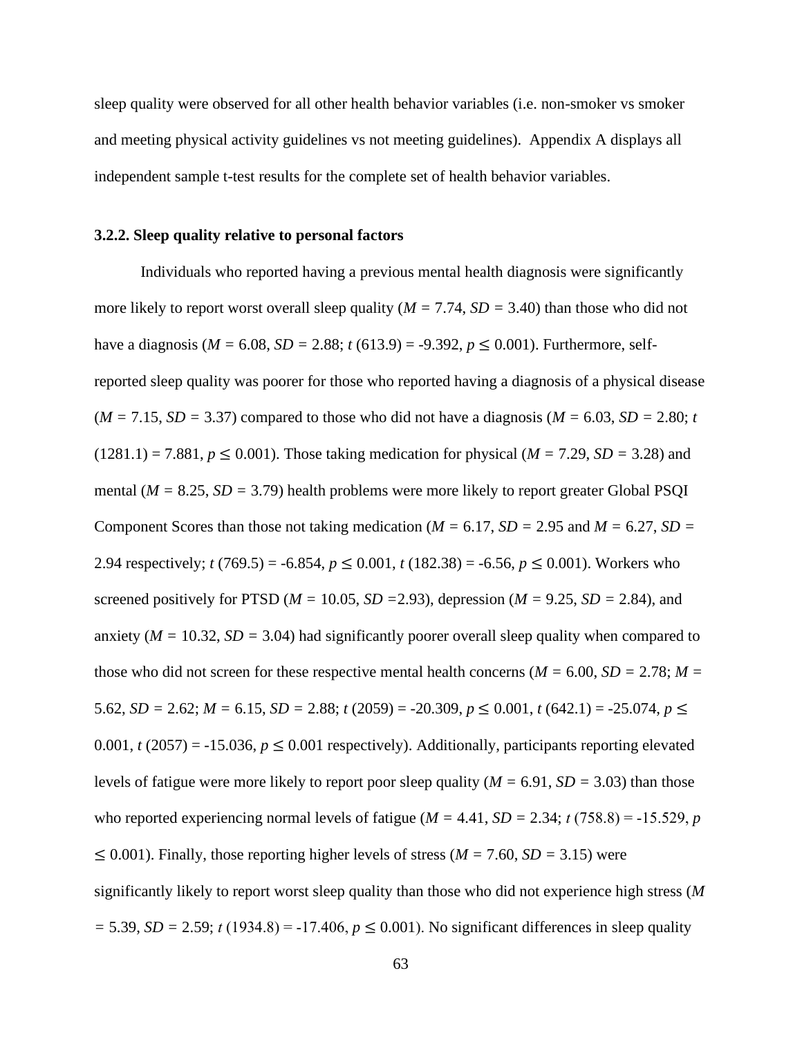sleep quality were observed for all other health behavior variables (i.e. non-smoker vs smoker and meeting physical activity guidelines vs not meeting guidelines). Appendix A displays all independent sample t-test results for the complete set of health behavior variables.

### 3.2.2. Sleep quality relative to personal factors

Individuals who reported having a previous mental health diagnosis were significantly more likely to report worst overall sleep quality ($M$ = 7.74, $SD$ = 3.40) than those who did not have a diagnosis ($M$ = 6.08, $SD$ = 2.88; $t$ (613.9) = -9.392, $p \leq 0.001$). Furthermore, self-reported sleep quality was poorer for those who reported having a diagnosis of a physical disease ($M$ = 7.15, $SD$ = 3.37) compared to those who did not have a diagnosis ($M$ = 6.03, $SD$ = 2.80; $t$ (1281.1) = 7.881, $p \leq 0.001$). Those taking medication for physical ($M$ = 7.29, $SD$ = 3.28) and mental ($M$ = 8.25, $SD$ = 3.79) health problems were more likely to report greater Global PSQI Component Scores than those not taking medication ($M$ = 6.17, $SD$ = 2.95 and $M$ = 6.27, $SD$ = 2.94 respectively; $t$ (769.5) = -6.854, $p \leq 0.001$, $t$ (182.38) = -6.56, $p \leq 0.001$). Workers who screened positively for PTSD ($M$ = 10.05, $SD$ =2.93), depression ($M$ = 9.25, $SD$ = 2.84), and anxiety ($M$ = 10.32, $SD$ = 3.04) had significantly poorer overall sleep quality when compared to those who did not screen for these respective mental health concerns ($M$ = 6.00, $SD$ = 2.78; $M$ = 5.62, $SD$ = 2.62; $M$ = 6.15, $SD$ = 2.88; $t$ (2059) = -20.309, $p \leq 0.001$, $t$ (642.1) = -25.074, $p \leq 0.001$, $t$ (2057) = -15.036, $p \leq 0.001$ respectively). Additionally, participants reporting elevated levels of fatigue were more likely to report poor sleep quality ($M$ = 6.91, $SD$ = 3.03) than those who reported experiencing normal levels of fatigue ($M$ = 4.41, $SD$ = 2.34; $t$ (758.8) = -15.529, $p \leq 0.001$). Finally, those reporting higher levels of stress ($M$ = 7.60, $SD$ = 3.15) were significantly likely to report worst sleep quality than those who did not experience high stress ($M$ = 5.39, $SD$ = 2.59; $t$ (1934.8) = -17.406, $p \leq 0.001$). No significant differences in sleep quality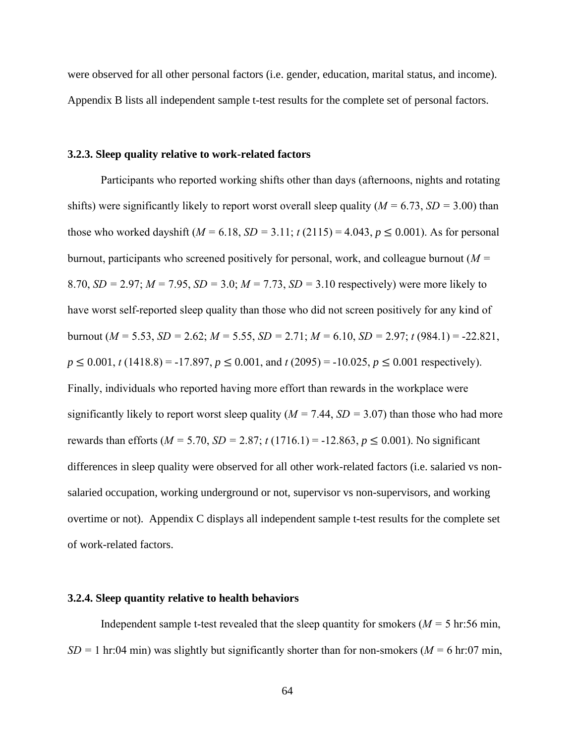were observed for all other personal factors (i.e. gender, education, marital status, and income). Appendix B lists all independent sample t-test results for the complete set of personal factors.

### 3.2.3. Sleep quality relative to work-related factors

Participants who reported working shifts other than days (afternoons, nights and rotating shifts) were significantly likely to report worst overall sleep quality ($M$ = 6.73, $SD$ = 3.00) than those who worked dayshift ($M$ = 6.18, $SD$ = 3.11; $t$ (2115) = 4.043, $p \leq 0.001$). As for personal burnout, participants who screened positively for personal, work, and colleague burnout ($M$ = 8.70, $SD$ = 2.97; $M$ = 7.95, $SD$ = 3.0; $M$ = 7.73, $SD$ = 3.10 respectively) were more likely to have worst self-reported sleep quality than those who did not screen positively for any kind of burnout ($M$ = 5.53, $SD$ = 2.62; $M$ = 5.55, $SD$ = 2.71; $M$ = 6.10, $SD$ = 2.97; $t$ (984.1) = -22.821, $p \leq 0.001$, $t$ (1418.8) = -17.897, $p \leq 0.001$, and $t$ (2095) = -10.025, $p \leq 0.001$ respectively). Finally, individuals who reported having more effort than rewards in the workplace were significantly likely to report worst sleep quality ($M$ = 7.44, $SD$ = 3.07) than those who had more rewards than efforts ($M$ = 5.70, $SD$ = 2.87; $t$ (1716.1) = -12.863, $p \leq 0.001$). No significant differences in sleep quality were observed for all other work-related factors (i.e. salaried vs non-salaried occupation, working underground or not, supervisor vs non-supervisors, and working overtime or not). Appendix C displays all independent sample t-test results for the complete set of work-related factors.

### 3.2.4. Sleep quantity relative to health behaviors

Independent sample t-test revealed that the sleep quantity for smokers ($M$ = 5 hr:56 min, $SD$ = 1 hr:04 min) was slightly but significantly shorter than for non-smokers ($M$ = 6 hr:07 min,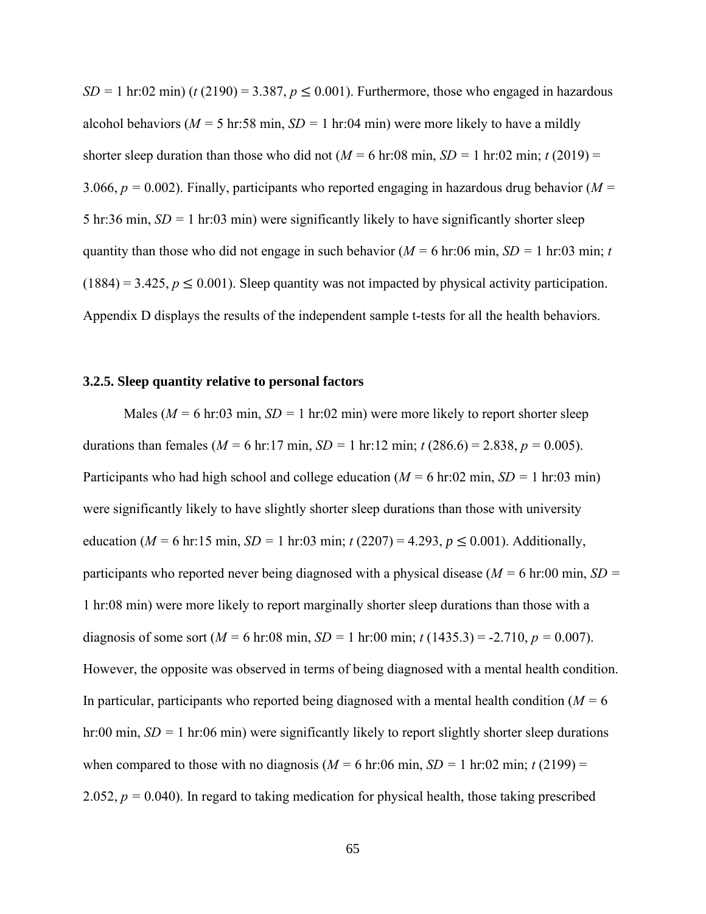$SD$ = 1 hr:02 min) ($t$ (2190) = 3.387, $p \leq 0.001$). Furthermore, those who engaged in hazardous alcohol behaviors ($M$ = 5 hr:58 min, $SD$ = 1 hr:04 min) were more likely to have a mildly shorter sleep duration than those who did not ($M$ = 6 hr:08 min, $SD$ = 1 hr:02 min; $t$ (2019) = 3.066, $p = 0.002$). Finally, participants who reported engaging in hazardous drug behavior ($M$ = 5 hr:36 min, $SD$ = 1 hr:03 min) were significantly likely to have significantly shorter sleep quantity than those who did not engage in such behavior ($M$ = 6 hr:06 min, $SD$ = 1 hr:03 min; $t$ (1884) = 3.425, $p \leq 0.001$). Sleep quantity was not impacted by physical activity participation. Appendix D displays the results of the independent sample t-tests for all the health behaviors.

### 3.2.5. Sleep quantity relative to personal factors

Males ($M$ = 6 hr:03 min, $SD$ = 1 hr:02 min) were more likely to report shorter sleep durations than females ($M$ = 6 hr:17 min, $SD$ = 1 hr:12 min; $t$ (286.6) = 2.838, $p = 0.005$). Participants who had high school and college education ($M$ = 6 hr:02 min, $SD$ = 1 hr:03 min) were significantly likely to have slightly shorter sleep durations than those with university education ($M$ = 6 hr:15 min, $SD$ = 1 hr:03 min; $t$ (2207) = 4.293, $p \leq 0.001$). Additionally, participants who reported never being diagnosed with a physical disease ($M$ = 6 hr:00 min, $SD$ = 1 hr:08 min) were more likely to report marginally shorter sleep durations than those with a diagnosis of some sort ($M$ = 6 hr:08 min, $SD$ = 1 hr:00 min; $t$ (1435.3) = -2.710, $p = 0.007$). However, the opposite was observed in terms of being diagnosed with a mental health condition. In particular, participants who reported being diagnosed with a mental health condition ($M$ = 6 hr:00 min, $SD$ = 1 hr:06 min) were significantly likely to report slightly shorter sleep durations when compared to those with no diagnosis ($M$ = 6 hr:06 min, $SD$ = 1 hr:02 min; $t$ (2199) = 2.052, $p = 0.040$). In regard to taking medication for physical health, those taking prescribed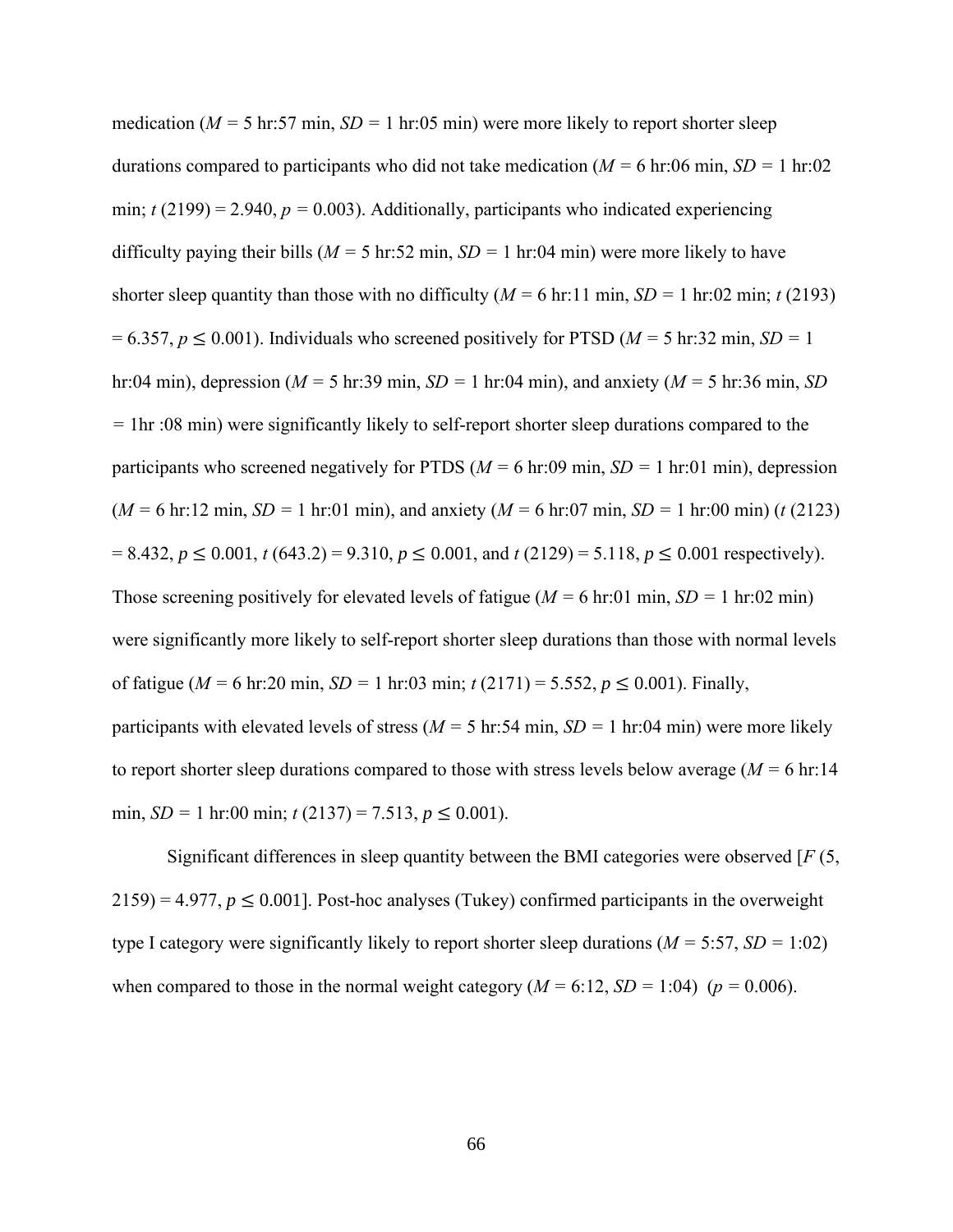medication ($M$ = 5 hr:57 min, $SD$ = 1 hr:05 min) were more likely to report shorter sleep durations compared to participants who did not take medication ($M$ = 6 hr:06 min, $SD$ = 1 hr:02 min; $t$ (2199) = 2.940, $p$ = 0.003). Additionally, participants who indicated experiencing difficulty paying their bills ($M$ = 5 hr:52 min, $SD$ = 1 hr:04 min) were more likely to have shorter sleep quantity than those with no difficulty ($M$ = 6 hr:11 min, $SD$ = 1 hr:02 min; $t$ (2193) = 6.357, $p \leq 0.001$). Individuals who screened positively for PTSD ($M$ = 5 hr:32 min, $SD$ = 1 hr:04 min), depression ($M$ = 5 hr:39 min, $SD$ = 1 hr:04 min), and anxiety ($M$ = 5 hr:36 min, $SD$ = 1hr :08 min) were significantly likely to self-report shorter sleep durations compared to the participants who screened negatively for PTDS ($M$ = 6 hr:09 min, $SD$ = 1 hr:01 min), depression ($M$ = 6 hr:12 min, $SD$ = 1 hr:01 min), and anxiety ($M$ = 6 hr:07 min, $SD$ = 1 hr:00 min) ($t$ (2123) = 8.432, $p \leq 0.001$, $t$ (643.2) = 9.310, $p \leq 0.001$, and $t$ (2129) = 5.118, $p \leq 0.001$ respectively). Those screening positively for elevated levels of fatigue ($M$ = 6 hr:01 min, $SD$ = 1 hr:02 min) were significantly more likely to self-report shorter sleep durations than those with normal levels of fatigue ($M$ = 6 hr:20 min, $SD$ = 1 hr:03 min; $t$ (2171) = 5.552, $p \leq 0.001$). Finally, participants with elevated levels of stress ($M$ = 5 hr:54 min, $SD$ = 1 hr:04 min) were more likely to report shorter sleep durations compared to those with stress levels below average ($M$ = 6 hr:14 min, $SD$ = 1 hr:00 min; $t$ (2137) = 7.513, $p \leq 0.001$).

Significant differences in sleep quantity between the BMI categories were observed [$F$ (5, 2159) = 4.977, $p \leq 0.001$]. Post-hoc analyses (Tukey) confirmed participants in the overweight type I category were significantly likely to report shorter sleep durations ($M$ = 5:57, $SD$ = 1:02) when compared to those in the normal weight category ($M$ = 6:12, $SD$ = 1:04) ($p$ = 0.006).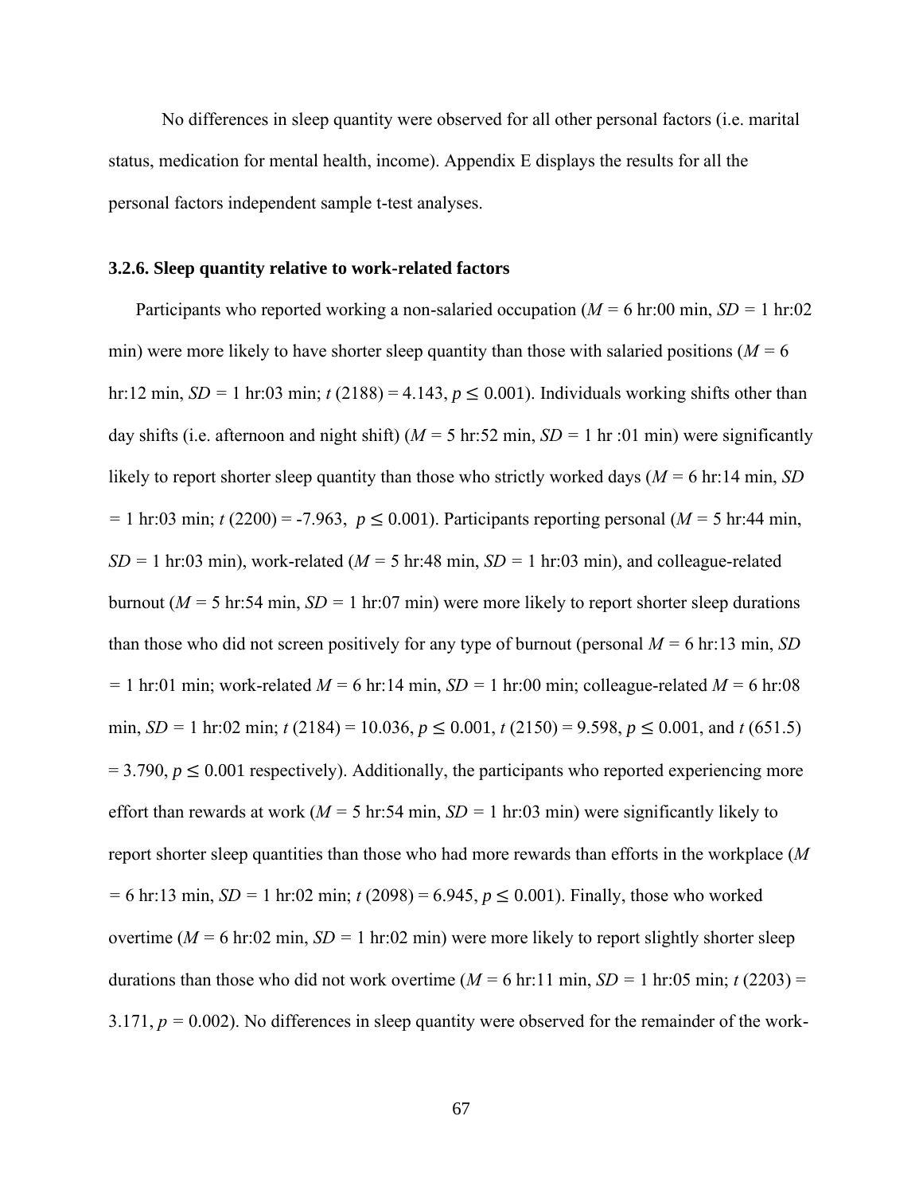No differences in sleep quantity were observed for all other personal factors (i.e. marital status, medication for mental health, income). Appendix E displays the results for all the personal factors independent sample t-test analyses.

### 3.2.6. Sleep quantity relative to work-related factors

Participants who reported working a non-salaried occupation (*M* = 6 hr:00 min, *SD* = 1 hr:02 min) were more likely to have shorter sleep quantity than those with salaried positions (*M* = 6 hr:12 min, *SD* = 1 hr:03 min; $t$ (2188) = 4.143, $p \leq 0.001$). Individuals working shifts other than day shifts (i.e. afternoon and night shift) (*M* = 5 hr:52 min, *SD* = 1 hr :01 min) were significantly likely to report shorter sleep quantity than those who strictly worked days (*M* = 6 hr:14 min, *SD* = 1 hr:03 min; $t$ (2200) = -7.963, $p \leq 0.001$). Participants reporting personal (*M* = 5 hr:44 min, *SD* = 1 hr:03 min), work-related (*M* = 5 hr:48 min, *SD* = 1 hr:03 min), and colleague-related burnout (*M* = 5 hr:54 min, *SD* = 1 hr:07 min) were more likely to report shorter sleep durations than those who did not screen positively for any type of burnout (personal *M* = 6 hr:13 min, *SD* = 1 hr:01 min; work-related *M* = 6 hr:14 min, *SD* = 1 hr:00 min; colleague-related *M* = 6 hr:08 min, *SD* = 1 hr:02 min; $t$ (2184) = 10.036, $p \leq 0.001$, $t$ (2150) = 9.598, $p \leq 0.001$, and $t$ (651.5) = 3.790, $p \leq 0.001$ respectively). Additionally, the participants who reported experiencing more effort than rewards at work (*M* = 5 hr:54 min, *SD* = 1 hr:03 min) were significantly likely to report shorter sleep quantities than those who had more rewards than efforts in the workplace (*M* = 6 hr:13 min, *SD* = 1 hr:02 min; $t$ (2098) = 6.945, $p \leq 0.001$). Finally, those who worked overtime (*M* = 6 hr:02 min, *SD* = 1 hr:02 min) were more likely to report slightly shorter sleep durations than those who did not work overtime (*M* = 6 hr:11 min, *SD* = 1 hr:05 min; $t$ (2203) = 3.171, $p$ = 0.002). No differences in sleep quantity were observed for the remainder of the work-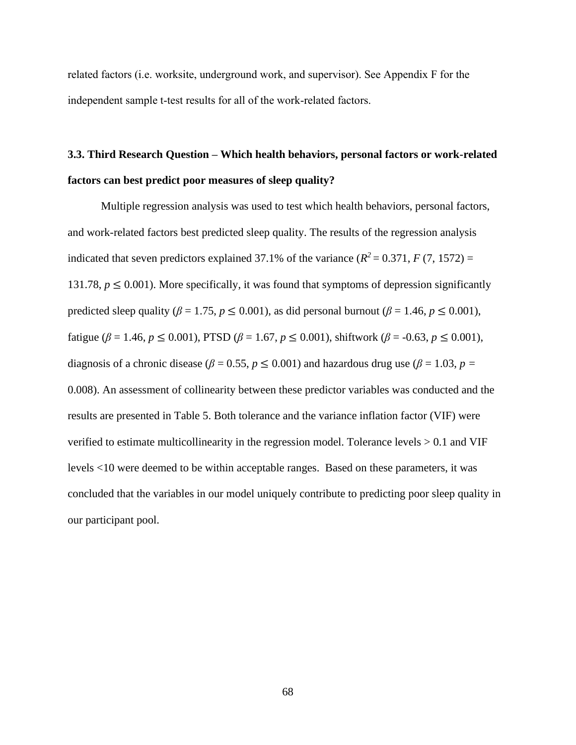related factors (i.e. worksite, underground work, and supervisor). See Appendix F for the independent sample t-test results for all of the work-related factors.

### 3.3. Third Research Question – Which health behaviors, personal factors or work-related factors can best predict poor measures of sleep quality?

Multiple regression analysis was used to test which health behaviors, personal factors, and work-related factors best predicted sleep quality. The results of the regression analysis indicated that seven predictors explained 37.1% of the variance ($R^2 = 0.371$, $F(7, 1572) = 131.78$, $p \leq 0.001$). More specifically, it was found that symptoms of depression significantly predicted sleep quality ($\beta = 1.75$, $p \leq 0.001$), as did personal burnout ($\beta = 1.46$, $p \leq 0.001$), fatigue ($\beta = 1.46$, $p \leq 0.001$), PTSD ($\beta = 1.67$, $p \leq 0.001$), shiftwork ($\beta = -0.63$, $p \leq 0.001$), diagnosis of a chronic disease ($\beta = 0.55$, $p \leq 0.001$) and hazardous drug use ($\beta = 1.03$, $p = 0.008$). An assessment of collinearity between these predictor variables was conducted and the results are presented in Table 5. Both tolerance and the variance inflation factor (VIF) were verified to estimate multicollinearity in the regression model. Tolerance levels > 0.1 and VIF levels <10 were deemed to be within acceptable ranges. Based on these parameters, it was concluded that the variables in our model uniquely contribute to predicting poor sleep quality in our participant pool.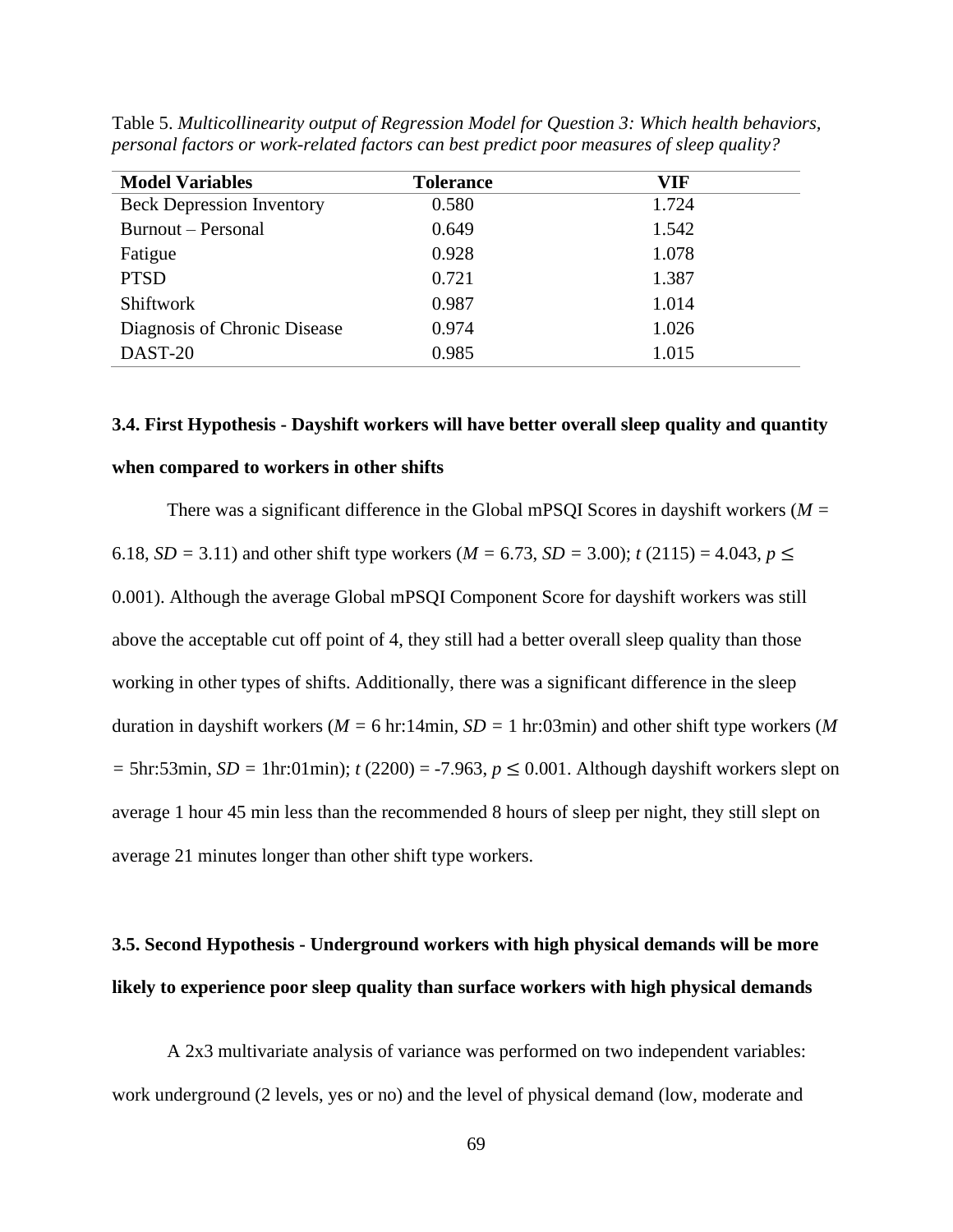Table 5. *Multicollinearity output of Regression Model for Question 3: Which health behaviors, personal factors or work-related factors can best predict poor measures of sleep quality?*

| Model Variables | Tolerance | VIF |
|---|---|---|
| Beck Depression Inventory | 0.580 | 1.724 |
| Burnout – Personal | 0.649 | 1.542 |
| Fatigue | 0.928 | 1.078 |
| PTSD | 0.721 | 1.387 |
| Shiftwork | 0.987 | 1.014 |
| Diagnosis of Chronic Disease | 0.974 | 1.026 |
| DAST-20 | 0.985 | 1.015 |

### 3.4. First Hypothesis - Dayshift workers will have better overall sleep quality and quantity when compared to workers in other shifts

There was a significant difference in the Global mPSQI Scores in dayshift workers ($M$ = 6.18, $SD$ = 3.11) and other shift type workers ($M$ = 6.73, $SD$ = 3.00); $t$ (2115) = 4.043, $p \leq$ 0.001). Although the average Global mPSQI Component Score for dayshift workers was still above the acceptable cut off point of 4, they still had a better overall sleep quality than those working in other types of shifts. Additionally, there was a significant difference in the sleep duration in dayshift workers ($M$ = 6 hr:14min, $SD$ = 1 hr:03min) and other shift type workers ($M$ = 5hr:53min, $SD$ = 1hr:01min); $t$ (2200) = -7.963, $p \leq$ 0.001. Although dayshift workers slept on average 1 hour 45 min less than the recommended 8 hours of sleep per night, they still slept on average 21 minutes longer than other shift type workers.

### 3.5. Second Hypothesis - Underground workers with high physical demands will be more likely to experience poor sleep quality than surface workers with high physical demands

A 2x3 multivariate analysis of variance was performed on two independent variables: work underground (2 levels, yes or no) and the level of physical demand (low, moderate and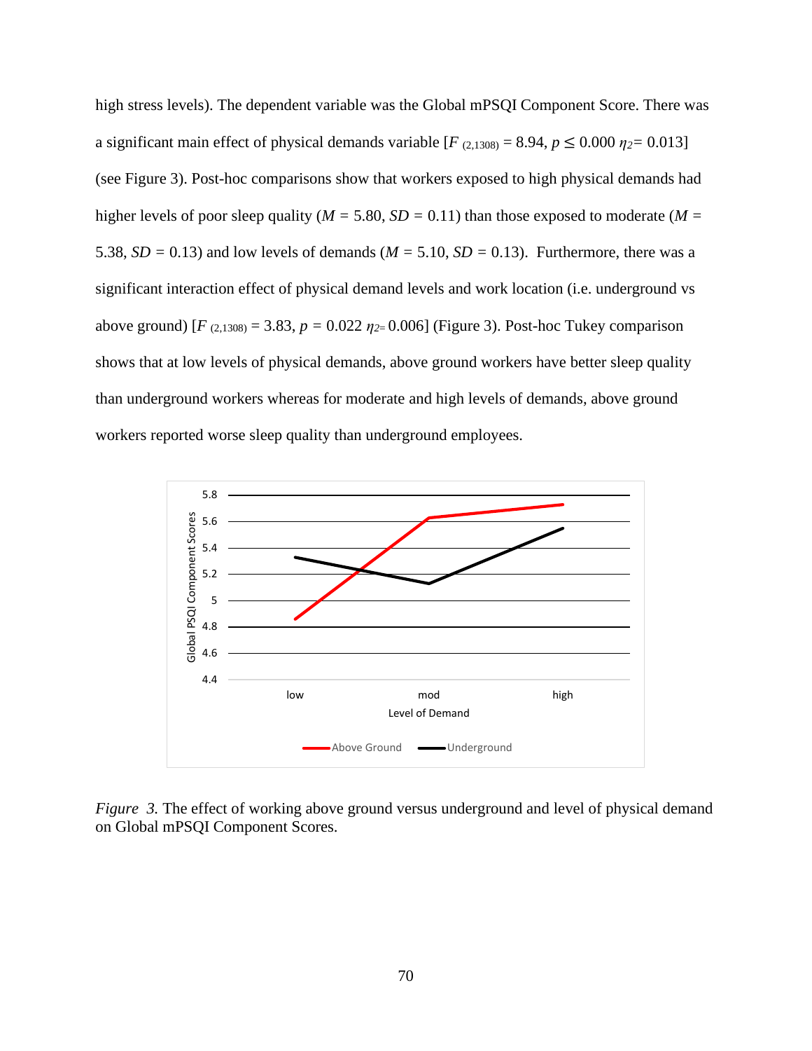high stress levels). The dependent variable was the Global mPSQI Component Score. There was a significant main effect of physical demands variable [$F_{(2,1308)} = 8.94$, $p \leq 0.000$ $\eta_2 = 0.013$] (see Figure 3). Post-hoc comparisons show that workers exposed to high physical demands had higher levels of poor sleep quality ($M$ = 5.80, $SD$ = 0.11) than those exposed to moderate ($M$ = 5.38, $SD$ = 0.13) and low levels of demands ($M$ = 5.10, $SD$ = 0.13). Furthermore, there was a significant interaction effect of physical demand levels and work location (i.e. underground vs above ground) [$F_{(2,1308)} = 3.83$, $p = 0.022$ $\eta_2 = 0.006$] (Figure 3). Post-hoc Tukey comparison shows that at low levels of physical demands, above ground workers have better sleep quality than underground workers whereas for moderate and high levels of demands, above ground workers reported worse sleep quality than underground employees.

*Figure 3.* The effect of working above ground versus underground and level of physical demand on Global mPSQI Component Scores.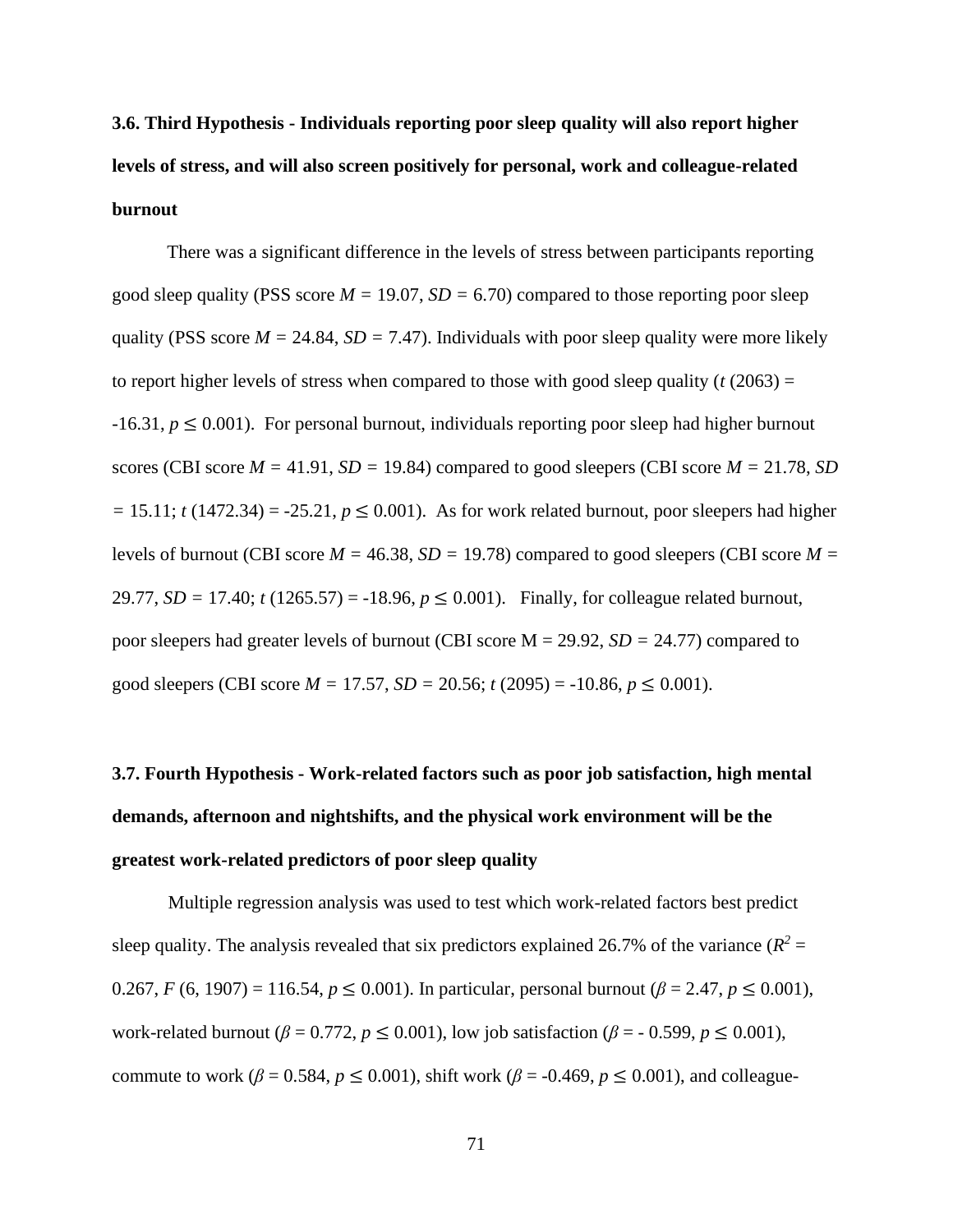### 3.6. Third Hypothesis - Individuals reporting poor sleep quality will also report higher levels of stress, and will also screen positively for personal, work and colleague-related burnout

There was a significant difference in the levels of stress between participants reporting good sleep quality (PSS score $M = 19.07$, $SD = 6.70$) compared to those reporting poor sleep quality (PSS score $M = 24.84$, $SD = 7.47$). Individuals with poor sleep quality were more likely to report higher levels of stress when compared to those with good sleep quality ($t\,(2063) = -16.31$, $p \leq 0.001$). For personal burnout, individuals reporting poor sleep had higher burnout scores (CBI score $M = 41.91$, $SD = 19.84$) compared to good sleepers (CBI score $M = 21.78$, $SD = 15.11$; $t\,(1472.34) = -25.21$, $p \leq 0.001$). As for work related burnout, poor sleepers had higher levels of burnout (CBI score $M = 46.38$, $SD = 19.78$) compared to good sleepers (CBI score $M = 29.77$, $SD = 17.40$; $t\,(1265.57) = -18.96$, $p \leq 0.001$). Finally, for colleague related burnout, poor sleepers had greater levels of burnout (CBI score M = 29.92, $SD = 24.77$) compared to good sleepers (CBI score $M = 17.57$, $SD = 20.56$; $t\,(2095) = -10.86$, $p \leq 0.001$).

### 3.7. Fourth Hypothesis - Work-related factors such as poor job satisfaction, high mental demands, afternoon and nightshifts, and the physical work environment will be the greatest work-related predictors of poor sleep quality

Multiple regression analysis was used to test which work-related factors best predict sleep quality. The analysis revealed that six predictors explained 26.7% of the variance ($R^2 = 0.267$, $F\,(6, 1907) = 116.54$, $p \leq 0.001$). In particular, personal burnout ($\beta = 2.47$, $p \leq 0.001$), work-related burnout ($\beta = 0.772$, $p \leq 0.001$), low job satisfaction ($\beta = -0.599$, $p \leq 0.001$), commute to work ($\beta = 0.584$, $p \leq 0.001$), shift work ($\beta = -0.469$, $p \leq 0.001$), and colleague-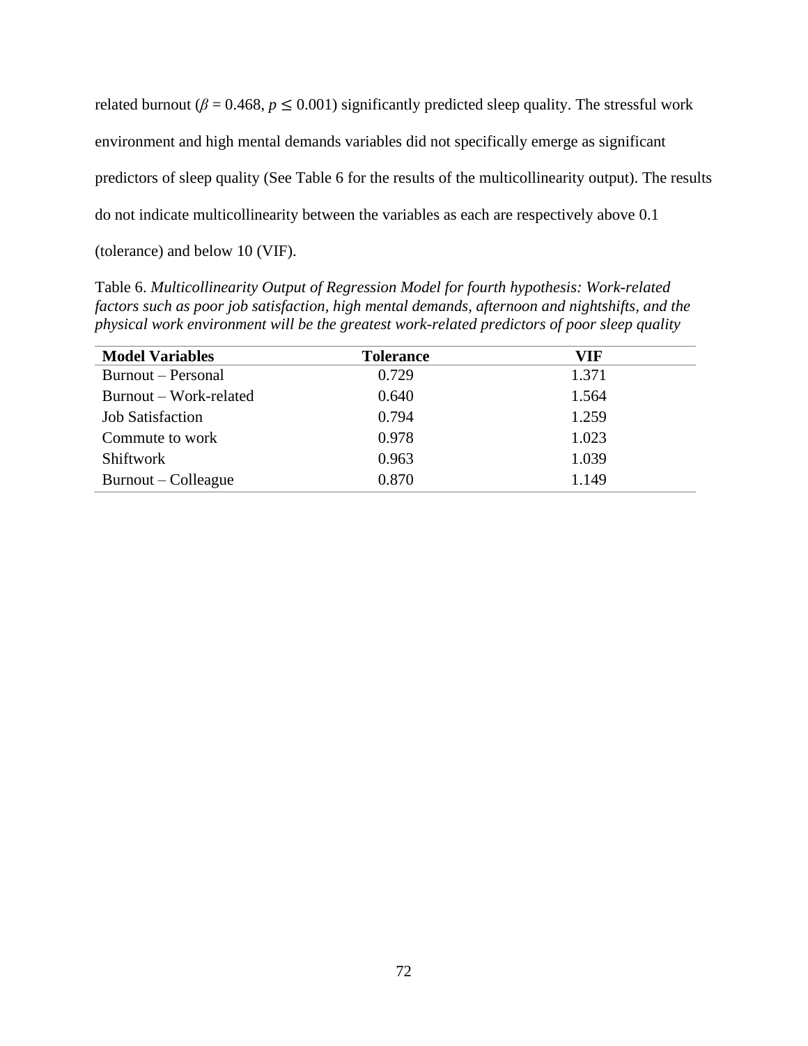related burnout ($\beta = 0.468$, $p \leq 0.001$) significantly predicted sleep quality. The stressful work environment and high mental demands variables did not specifically emerge as significant predictors of sleep quality (See Table 6 for the results of the multicollinearity output). The results do not indicate multicollinearity between the variables as each are respectively above 0.1 (tolerance) and below 10 (VIF).

Table 6. *Multicollinearity Output of Regression Model for fourth hypothesis: Work-related factors such as poor job satisfaction, high mental demands, afternoon and nightshifts, and the physical work environment will be the greatest work-related predictors of poor sleep quality*

| **Model Variables** | **Tolerance** | **VIF** |
|---|---|---|
| Burnout – Personal | 0.729 | 1.371 |
| Burnout – Work-related | 0.640 | 1.564 |
| Job Satisfaction | 0.794 | 1.259 |
| Commute to work | 0.978 | 1.023 |
| Shiftwork | 0.963 | 1.039 |
| Burnout – Colleague | 0.870 | 1.149 |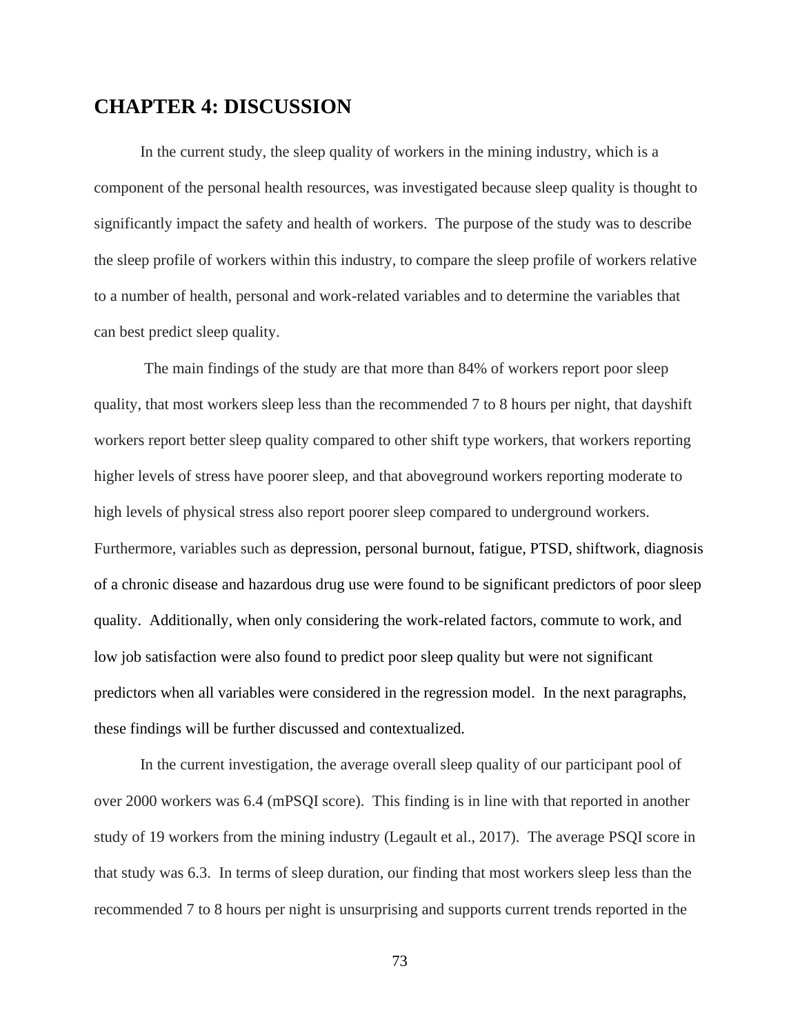# CHAPTER 4: DISCUSSION

In the current study, the sleep quality of workers in the mining industry, which is a component of the personal health resources, was investigated because sleep quality is thought to significantly impact the safety and health of workers. The purpose of the study was to describe the sleep profile of workers within this industry, to compare the sleep profile of workers relative to a number of health, personal and work-related variables and to determine the variables that can best predict sleep quality.

The main findings of the study are that more than 84% of workers report poor sleep quality, that most workers sleep less than the recommended 7 to 8 hours per night, that dayshift workers report better sleep quality compared to other shift type workers, that workers reporting higher levels of stress have poorer sleep, and that aboveground workers reporting moderate to high levels of physical stress also report poorer sleep compared to underground workers. Furthermore, variables such as depression, personal burnout, fatigue, PTSD, shiftwork, diagnosis of a chronic disease and hazardous drug use were found to be significant predictors of poor sleep quality. Additionally, when only considering the work-related factors, commute to work, and low job satisfaction were also found to predict poor sleep quality but were not significant predictors when all variables were considered in the regression model. In the next paragraphs, these findings will be further discussed and contextualized.

In the current investigation, the average overall sleep quality of our participant pool of over 2000 workers was 6.4 (mPSQI score). This finding is in line with that reported in another study of 19 workers from the mining industry (Legault et al., 2017). The average PSQI score in that study was 6.3. In terms of sleep duration, our finding that most workers sleep less than the recommended 7 to 8 hours per night is unsurprising and supports current trends reported in the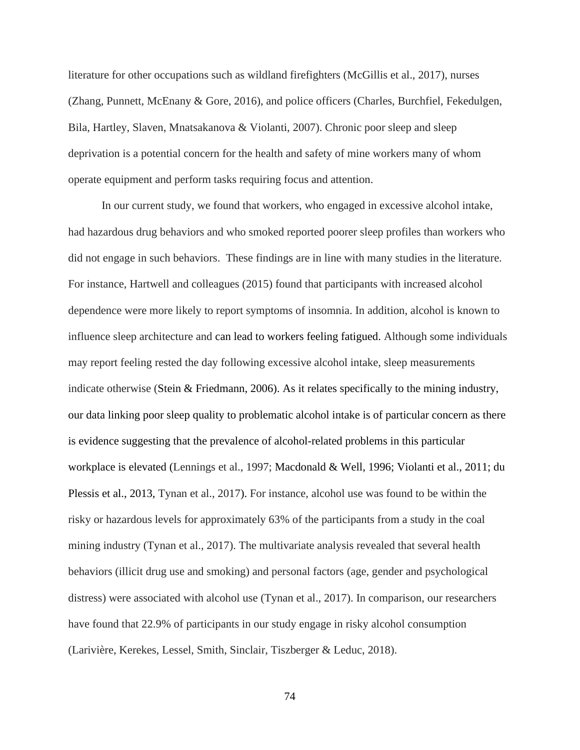literature for other occupations such as wildland firefighters (McGillis et al., 2017), nurses (Zhang, Punnett, McEnany & Gore, 2016), and police officers (Charles, Burchfiel, Fekedulgen, Bila, Hartley, Slaven, Mnatsakanova & Violanti, 2007). Chronic poor sleep and sleep deprivation is a potential concern for the health and safety of mine workers many of whom operate equipment and perform tasks requiring focus and attention.

In our current study, we found that workers, who engaged in excessive alcohol intake, had hazardous drug behaviors and who smoked reported poorer sleep profiles than workers who did not engage in such behaviors. These findings are in line with many studies in the literature. For instance, Hartwell and colleagues (2015) found that participants with increased alcohol dependence were more likely to report symptoms of insomnia. In addition, alcohol is known to influence sleep architecture and can lead to workers feeling fatigued. Although some individuals may report feeling rested the day following excessive alcohol intake, sleep measurements indicate otherwise (Stein & Friedmann, 2006). As it relates specifically to the mining industry, our data linking poor sleep quality to problematic alcohol intake is of particular concern as there is evidence suggesting that the prevalence of alcohol-related problems in this particular workplace is elevated (Lennings et al., 1997; Macdonald & Well, 1996; Violanti et al., 2011; du Plessis et al., 2013, Tynan et al., 2017). For instance, alcohol use was found to be within the risky or hazardous levels for approximately 63% of the participants from a study in the coal mining industry (Tynan et al., 2017). The multivariate analysis revealed that several health behaviors (illicit drug use and smoking) and personal factors (age, gender and psychological distress) were associated with alcohol use (Tynan et al., 2017). In comparison, our researchers have found that 22.9% of participants in our study engage in risky alcohol consumption (Larivière, Kerekes, Lessel, Smith, Sinclair, Tiszberger & Leduc, 2018).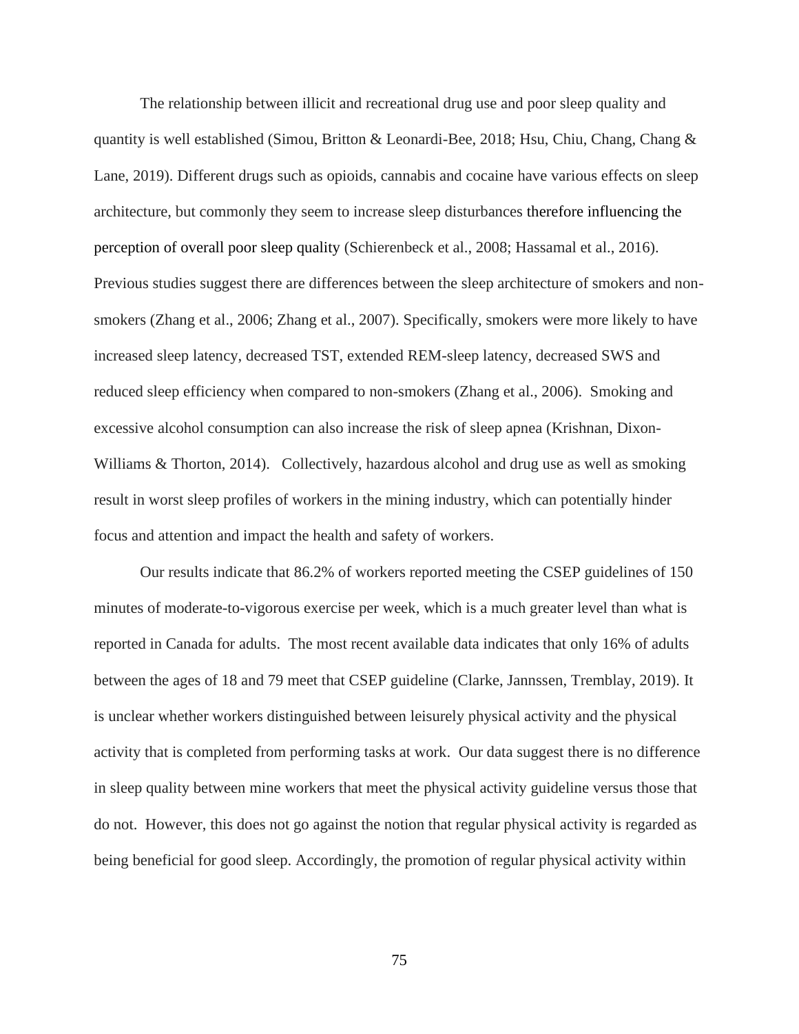The relationship between illicit and recreational drug use and poor sleep quality and quantity is well established (Simou, Britton & Leonardi-Bee, 2018; Hsu, Chiu, Chang, Chang & Lane, 2019). Different drugs such as opioids, cannabis and cocaine have various effects on sleep architecture, but commonly they seem to increase sleep disturbances therefore influencing the perception of overall poor sleep quality (Schierenbeck et al., 2008; Hassamal et al., 2016). Previous studies suggest there are differences between the sleep architecture of smokers and non-smokers (Zhang et al., 2006; Zhang et al., 2007). Specifically, smokers were more likely to have increased sleep latency, decreased TST, extended REM-sleep latency, decreased SWS and reduced sleep efficiency when compared to non-smokers (Zhang et al., 2006). Smoking and excessive alcohol consumption can also increase the risk of sleep apnea (Krishnan, Dixon-Williams & Thorton, 2014). Collectively, hazardous alcohol and drug use as well as smoking result in worst sleep profiles of workers in the mining industry, which can potentially hinder focus and attention and impact the health and safety of workers.

Our results indicate that 86.2% of workers reported meeting the CSEP guidelines of 150 minutes of moderate-to-vigorous exercise per week, which is a much greater level than what is reported in Canada for adults. The most recent available data indicates that only 16% of adults between the ages of 18 and 79 meet that CSEP guideline (Clarke, Jannssen, Tremblay, 2019). It is unclear whether workers distinguished between leisurely physical activity and the physical activity that is completed from performing tasks at work. Our data suggest there is no difference in sleep quality between mine workers that meet the physical activity guideline versus those that do not. However, this does not go against the notion that regular physical activity is regarded as being beneficial for good sleep. Accordingly, the promotion of regular physical activity within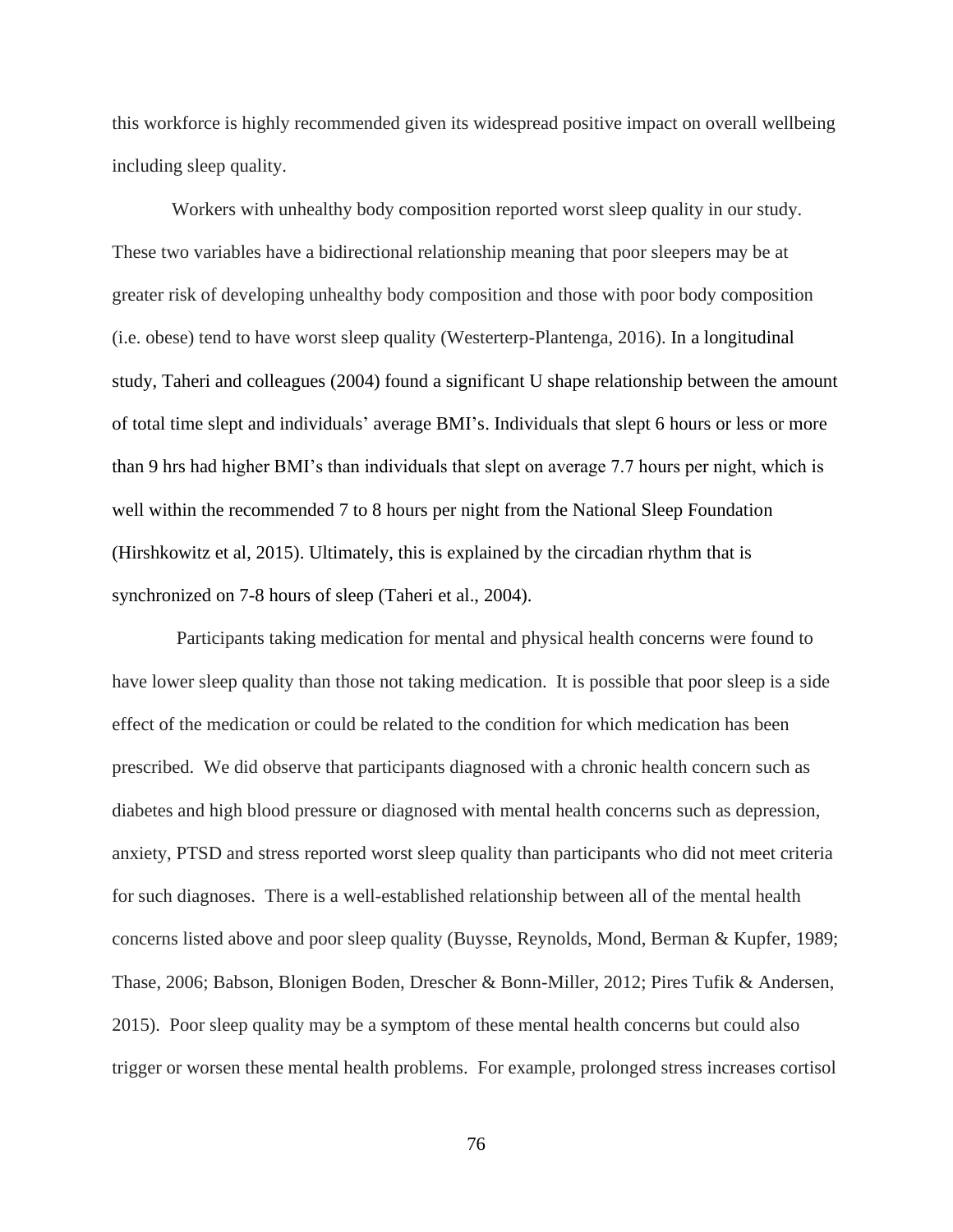this workforce is highly recommended given its widespread positive impact on overall wellbeing including sleep quality.

Workers with unhealthy body composition reported worst sleep quality in our study. These two variables have a bidirectional relationship meaning that poor sleepers may be at greater risk of developing unhealthy body composition and those with poor body composition (i.e. obese) tend to have worst sleep quality (Westerterp-Plantenga, 2016). In a longitudinal study, Taheri and colleagues (2004) found a significant U shape relationship between the amount of total time slept and individuals' average BMI's. Individuals that slept 6 hours or less or more than 9 hrs had higher BMI's than individuals that slept on average 7.7 hours per night, which is well within the recommended 7 to 8 hours per night from the National Sleep Foundation (Hirshkowitz et al, 2015). Ultimately, this is explained by the circadian rhythm that is synchronized on 7-8 hours of sleep (Taheri et al., 2004).

Participants taking medication for mental and physical health concerns were found to have lower sleep quality than those not taking medication. It is possible that poor sleep is a side effect of the medication or could be related to the condition for which medication has been prescribed. We did observe that participants diagnosed with a chronic health concern such as diabetes and high blood pressure or diagnosed with mental health concerns such as depression, anxiety, PTSD and stress reported worst sleep quality than participants who did not meet criteria for such diagnoses. There is a well-established relationship between all of the mental health concerns listed above and poor sleep quality (Buysse, Reynolds, Mond, Berman & Kupfer, 1989; Thase, 2006; Babson, Blonigen Boden, Drescher & Bonn-Miller, 2012; Pires Tufik & Andersen, 2015). Poor sleep quality may be a symptom of these mental health concerns but could also trigger or worsen these mental health problems. For example, prolonged stress increases cortisol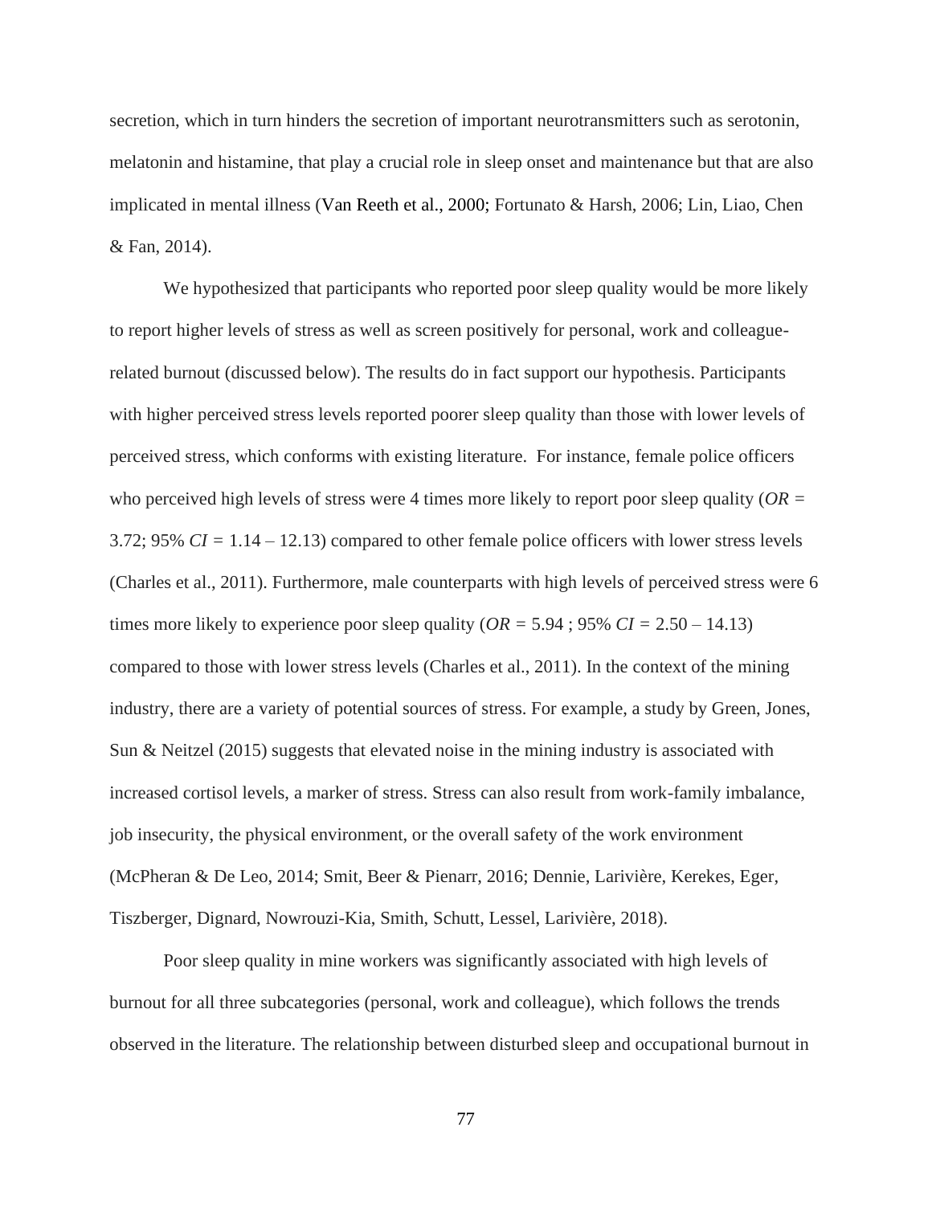secretion, which in turn hinders the secretion of important neurotransmitters such as serotonin, melatonin and histamine, that play a crucial role in sleep onset and maintenance but that are also implicated in mental illness (Van Reeth et al., 2000; Fortunato & Harsh, 2006; Lin, Liao, Chen & Fan, 2014).

We hypothesized that participants who reported poor sleep quality would be more likely to report higher levels of stress as well as screen positively for personal, work and colleague-related burnout (discussed below). The results do in fact support our hypothesis. Participants with higher perceived stress levels reported poorer sleep quality than those with lower levels of perceived stress, which conforms with existing literature. For instance, female police officers who perceived high levels of stress were 4 times more likely to report poor sleep quality (*OR* = 3.72; 95% *CI* = 1.14 – 12.13) compared to other female police officers with lower stress levels (Charles et al., 2011). Furthermore, male counterparts with high levels of perceived stress were 6 times more likely to experience poor sleep quality (*OR* = 5.94 ; 95% *CI* = 2.50 – 14.13) compared to those with lower stress levels (Charles et al., 2011). In the context of the mining industry, there are a variety of potential sources of stress. For example, a study by Green, Jones, Sun & Neitzel (2015) suggests that elevated noise in the mining industry is associated with increased cortisol levels, a marker of stress. Stress can also result from work-family imbalance, job insecurity, the physical environment, or the overall safety of the work environment (McPheran & De Leo, 2014; Smit, Beer & Pienarr, 2016; Dennie, Larivière, Kerekes, Eger, Tiszberger, Dignard, Nowrouzi-Kia, Smith, Schutt, Lessel, Larivière, 2018).

Poor sleep quality in mine workers was significantly associated with high levels of burnout for all three subcategories (personal, work and colleague), which follows the trends observed in the literature. The relationship between disturbed sleep and occupational burnout in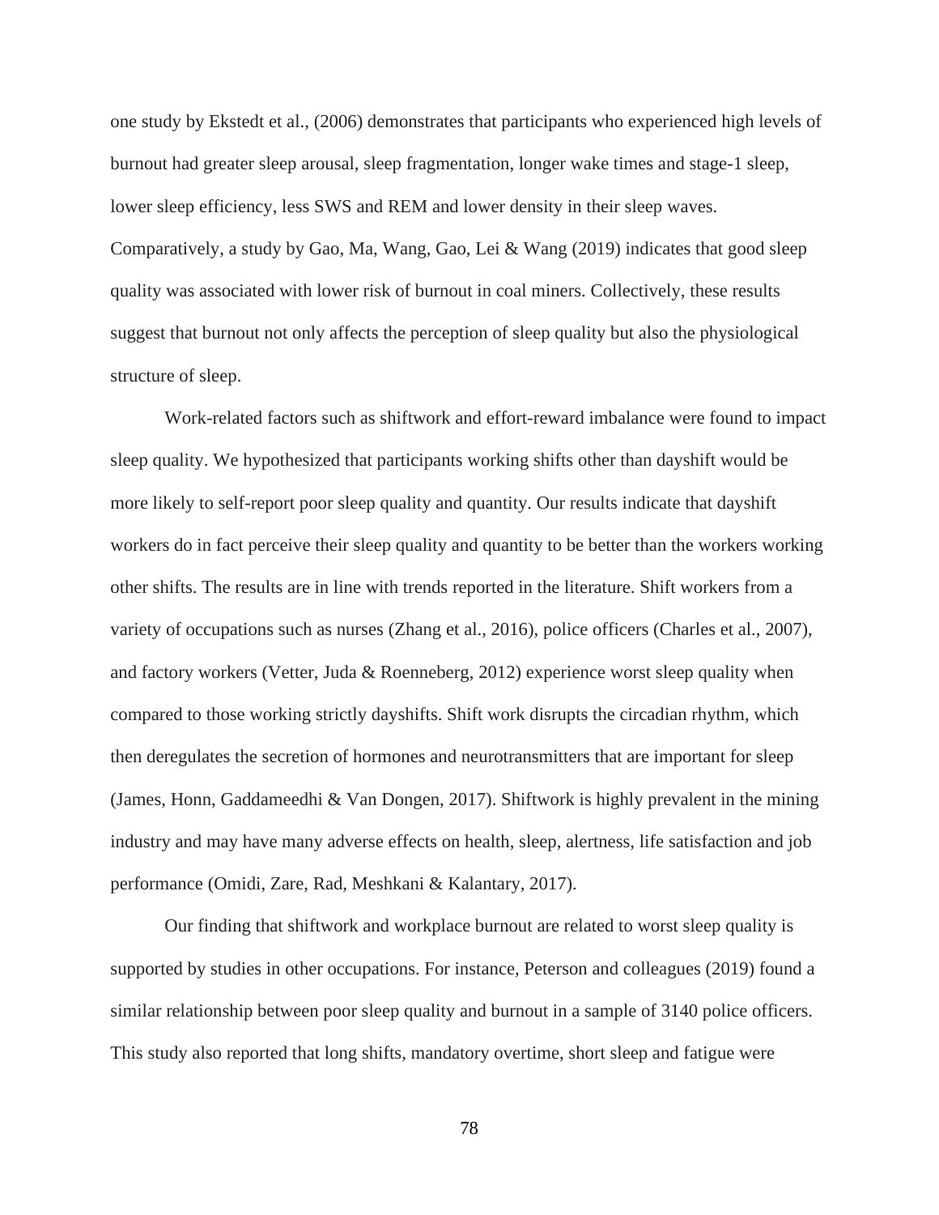one study by Ekstedt et al., (2006) demonstrates that participants who experienced high levels of burnout had greater sleep arousal, sleep fragmentation, longer wake times and stage-1 sleep, lower sleep efficiency, less SWS and REM and lower density in their sleep waves. Comparatively, a study by Gao, Ma, Wang, Gao, Lei & Wang (2019) indicates that good sleep quality was associated with lower risk of burnout in coal miners. Collectively, these results suggest that burnout not only affects the perception of sleep quality but also the physiological structure of sleep.

Work-related factors such as shiftwork and effort-reward imbalance were found to impact sleep quality. We hypothesized that participants working shifts other than dayshift would be more likely to self-report poor sleep quality and quantity. Our results indicate that dayshift workers do in fact perceive their sleep quality and quantity to be better than the workers working other shifts. The results are in line with trends reported in the literature. Shift workers from a variety of occupations such as nurses (Zhang et al., 2016), police officers (Charles et al., 2007), and factory workers (Vetter, Juda & Roenneberg, 2012) experience worst sleep quality when compared to those working strictly dayshifts. Shift work disrupts the circadian rhythm, which then deregulates the secretion of hormones and neurotransmitters that are important for sleep (James, Honn, Gaddameedhi & Van Dongen, 2017). Shiftwork is highly prevalent in the mining industry and may have many adverse effects on health, sleep, alertness, life satisfaction and job performance (Omidi, Zare, Rad, Meshkani & Kalantary, 2017).

Our finding that shiftwork and workplace burnout are related to worst sleep quality is supported by studies in other occupations. For instance, Peterson and colleagues (2019) found a similar relationship between poor sleep quality and burnout in a sample of 3140 police officers. This study also reported that long shifts, mandatory overtime, short sleep and fatigue were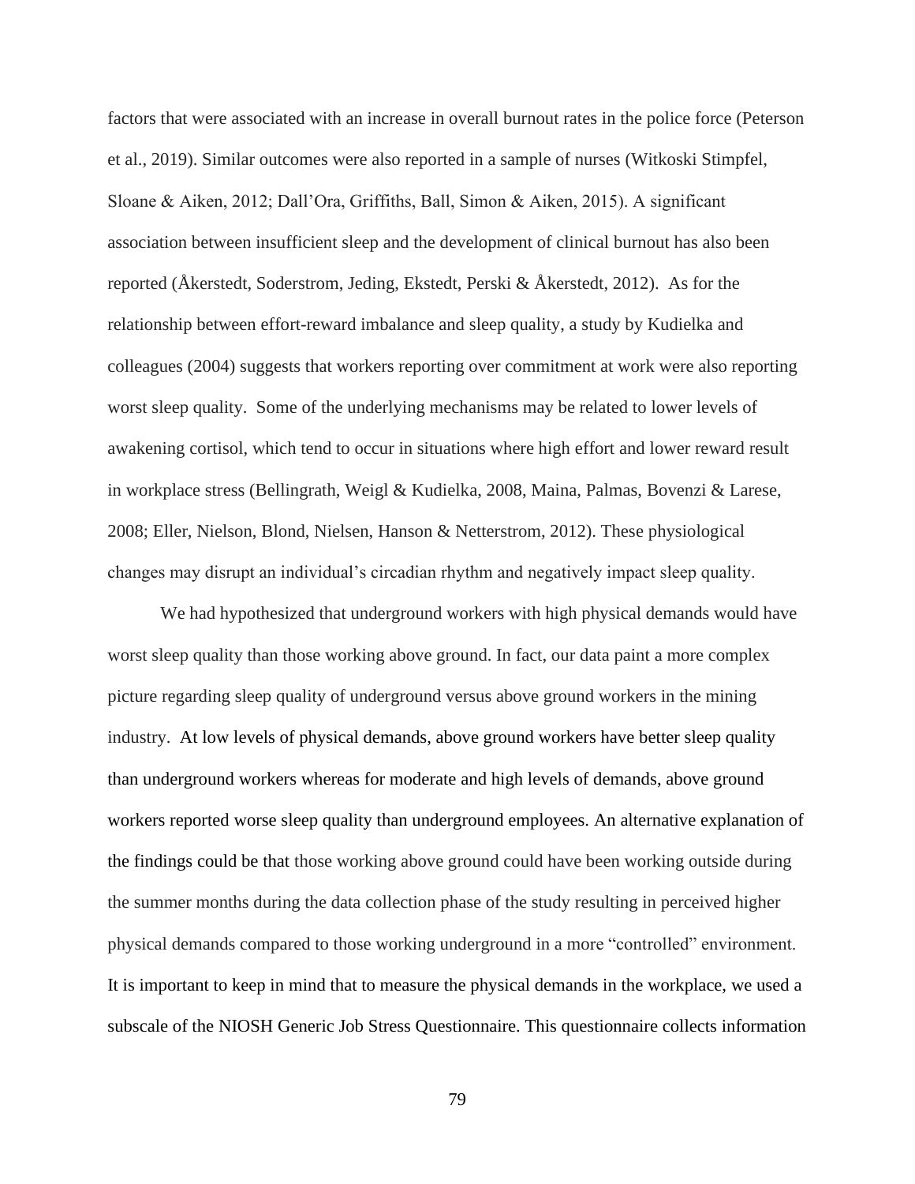factors that were associated with an increase in overall burnout rates in the police force (Peterson et al., 2019). Similar outcomes were also reported in a sample of nurses (Witkoski Stimpfel, Sloane & Aiken, 2012; Dall'Ora, Griffiths, Ball, Simon & Aiken, 2015). A significant association between insufficient sleep and the development of clinical burnout has also been reported (Åkerstedt, Soderstrom, Jeding, Ekstedt, Perski & Åkerstedt, 2012). As for the relationship between effort-reward imbalance and sleep quality, a study by Kudielka and colleagues (2004) suggests that workers reporting over commitment at work were also reporting worst sleep quality. Some of the underlying mechanisms may be related to lower levels of awakening cortisol, which tend to occur in situations where high effort and lower reward result in workplace stress (Bellingrath, Weigl & Kudielka, 2008, Maina, Palmas, Bovenzi & Larese, 2008; Eller, Nielson, Blond, Nielsen, Hanson & Netterstrom, 2012). These physiological changes may disrupt an individual's circadian rhythm and negatively impact sleep quality.

We had hypothesized that underground workers with high physical demands would have worst sleep quality than those working above ground. In fact, our data paint a more complex picture regarding sleep quality of underground versus above ground workers in the mining industry. At low levels of physical demands, above ground workers have better sleep quality than underground workers whereas for moderate and high levels of demands, above ground workers reported worse sleep quality than underground employees. An alternative explanation of the findings could be that those working above ground could have been working outside during the summer months during the data collection phase of the study resulting in perceived higher physical demands compared to those working underground in a more "controlled" environment. It is important to keep in mind that to measure the physical demands in the workplace, we used a subscale of the NIOSH Generic Job Stress Questionnaire. This questionnaire collects information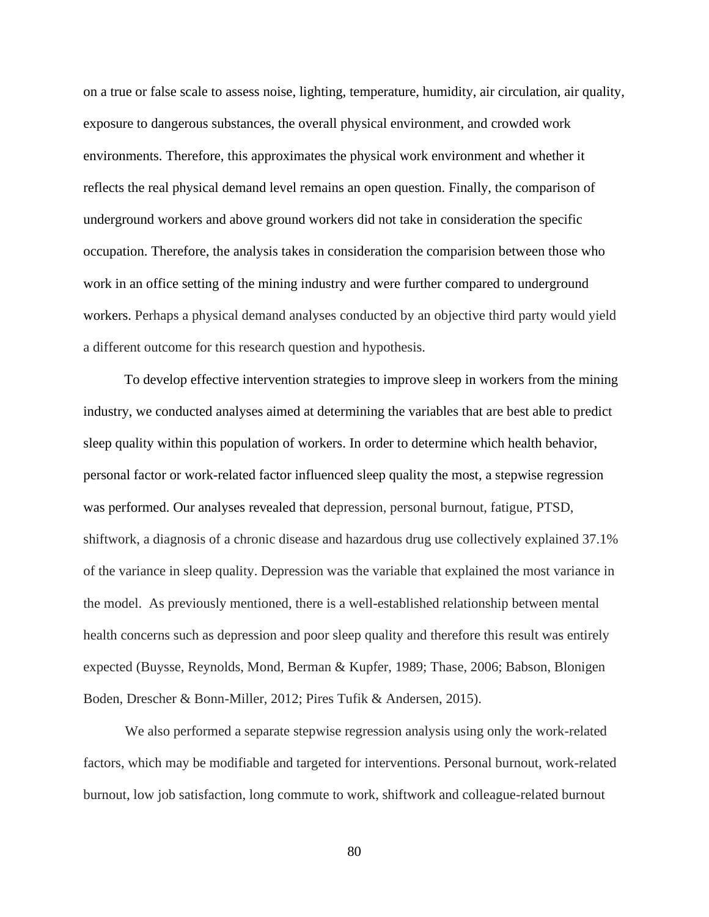on a true or false scale to assess noise, lighting, temperature, humidity, air circulation, air quality, exposure to dangerous substances, the overall physical environment, and crowded work environments. Therefore, this approximates the physical work environment and whether it reflects the real physical demand level remains an open question. Finally, the comparison of underground workers and above ground workers did not take in consideration the specific occupation. Therefore, the analysis takes in consideration the comparision between those who work in an office setting of the mining industry and were further compared to underground workers. Perhaps a physical demand analyses conducted by an objective third party would yield a different outcome for this research question and hypothesis.

To develop effective intervention strategies to improve sleep in workers from the mining industry, we conducted analyses aimed at determining the variables that are best able to predict sleep quality within this population of workers. In order to determine which health behavior, personal factor or work-related factor influenced sleep quality the most, a stepwise regression was performed. Our analyses revealed that depression, personal burnout, fatigue, PTSD, shiftwork, a diagnosis of a chronic disease and hazardous drug use collectively explained 37.1% of the variance in sleep quality. Depression was the variable that explained the most variance in the model. As previously mentioned, there is a well-established relationship between mental health concerns such as depression and poor sleep quality and therefore this result was entirely expected (Buysse, Reynolds, Mond, Berman & Kupfer, 1989; Thase, 2006; Babson, Blonigen Boden, Drescher & Bonn-Miller, 2012; Pires Tufik & Andersen, 2015).

We also performed a separate stepwise regression analysis using only the work-related factors, which may be modifiable and targeted for interventions. Personal burnout, work-related burnout, low job satisfaction, long commute to work, shiftwork and colleague-related burnout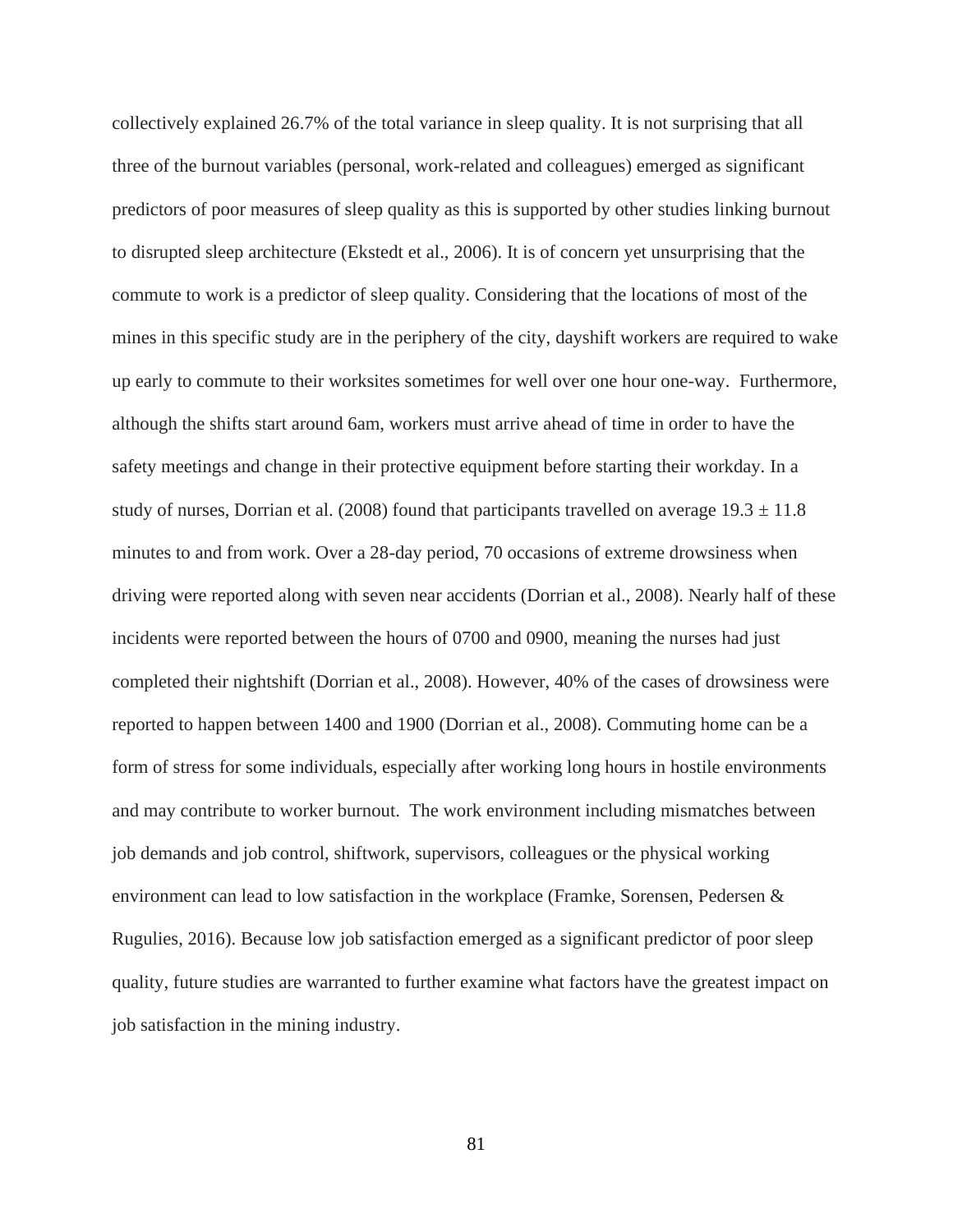collectively explained 26.7% of the total variance in sleep quality. It is not surprising that all three of the burnout variables (personal, work-related and colleagues) emerged as significant predictors of poor measures of sleep quality as this is supported by other studies linking burnout to disrupted sleep architecture (Ekstedt et al., 2006). It is of concern yet unsurprising that the commute to work is a predictor of sleep quality. Considering that the locations of most of the mines in this specific study are in the periphery of the city, dayshift workers are required to wake up early to commute to their worksites sometimes for well over one hour one-way. Furthermore, although the shifts start around 6am, workers must arrive ahead of time in order to have the safety meetings and change in their protective equipment before starting their workday. In a study of nurses, Dorrian et al. (2008) found that participants travelled on average $19.3 \pm 11.8$ minutes to and from work. Over a 28-day period, 70 occasions of extreme drowsiness when driving were reported along with seven near accidents (Dorrian et al., 2008). Nearly half of these incidents were reported between the hours of 0700 and 0900, meaning the nurses had just completed their nightshift (Dorrian et al., 2008). However, 40% of the cases of drowsiness were reported to happen between 1400 and 1900 (Dorrian et al., 2008). Commuting home can be a form of stress for some individuals, especially after working long hours in hostile environments and may contribute to worker burnout. The work environment including mismatches between job demands and job control, shiftwork, supervisors, colleagues or the physical working environment can lead to low satisfaction in the workplace (Framke, Sorensen, Pedersen & Rugulies, 2016). Because low job satisfaction emerged as a significant predictor of poor sleep quality, future studies are warranted to further examine what factors have the greatest impact on job satisfaction in the mining industry.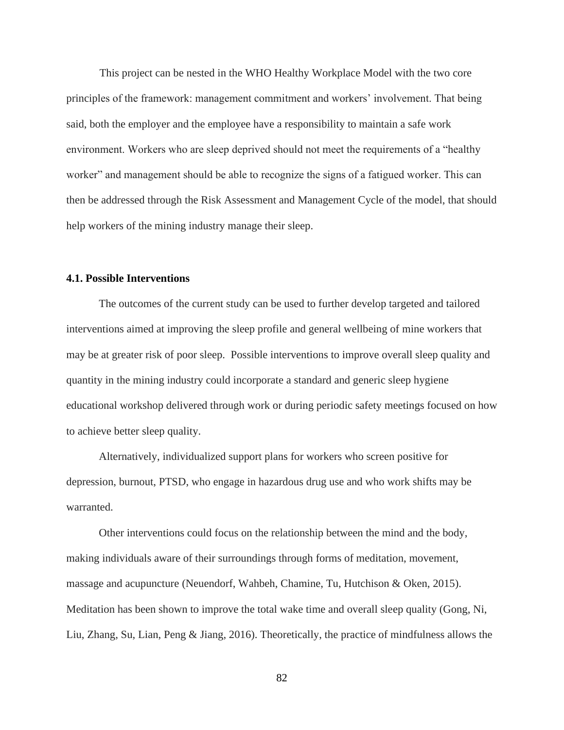This project can be nested in the WHO Healthy Workplace Model with the two core principles of the framework: management commitment and workers' involvement. That being said, both the employer and the employee have a responsibility to maintain a safe work environment. Workers who are sleep deprived should not meet the requirements of a "healthy worker" and management should be able to recognize the signs of a fatigued worker. This can then be addressed through the Risk Assessment and Management Cycle of the model, that should help workers of the mining industry manage their sleep.

### 4.1. Possible Interventions

The outcomes of the current study can be used to further develop targeted and tailored interventions aimed at improving the sleep profile and general wellbeing of mine workers that may be at greater risk of poor sleep. Possible interventions to improve overall sleep quality and quantity in the mining industry could incorporate a standard and generic sleep hygiene educational workshop delivered through work or during periodic safety meetings focused on how to achieve better sleep quality.

Alternatively, individualized support plans for workers who screen positive for depression, burnout, PTSD, who engage in hazardous drug use and who work shifts may be warranted.

Other interventions could focus on the relationship between the mind and the body, making individuals aware of their surroundings through forms of meditation, movement, massage and acupuncture (Neuendorf, Wahbeh, Chamine, Tu, Hutchison & Oken, 2015). Meditation has been shown to improve the total wake time and overall sleep quality (Gong, Ni, Liu, Zhang, Su, Lian, Peng & Jiang, 2016). Theoretically, the practice of mindfulness allows the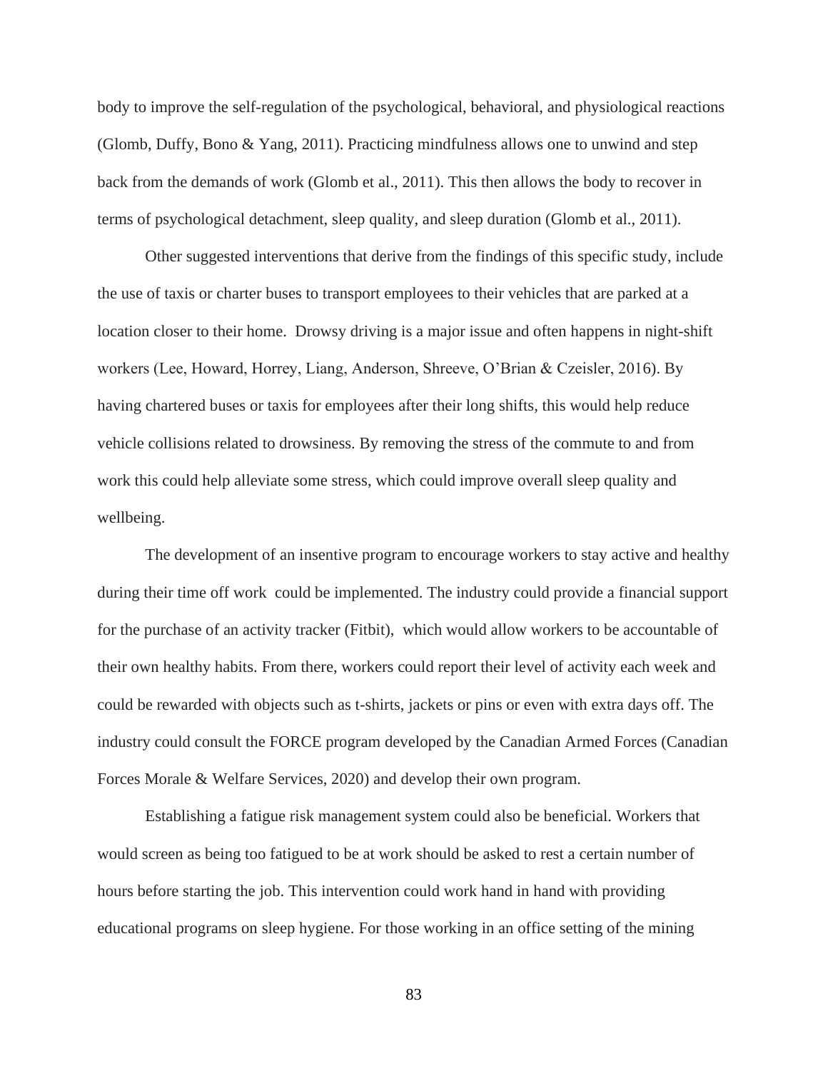body to improve the self-regulation of the psychological, behavioral, and physiological reactions (Glomb, Duffy, Bono & Yang, 2011). Practicing mindfulness allows one to unwind and step back from the demands of work (Glomb et al., 2011). This then allows the body to recover in terms of psychological detachment, sleep quality, and sleep duration (Glomb et al., 2011).

Other suggested interventions that derive from the findings of this specific study, include the use of taxis or charter buses to transport employees to their vehicles that are parked at a location closer to their home. Drowsy driving is a major issue and often happens in night-shift workers (Lee, Howard, Horrey, Liang, Anderson, Shreeve, O'Brian & Czeisler, 2016). By having chartered buses or taxis for employees after their long shifts, this would help reduce vehicle collisions related to drowsiness. By removing the stress of the commute to and from work this could help alleviate some stress, which could improve overall sleep quality and wellbeing.

The development of an insentive program to encourage workers to stay active and healthy during their time off work could be implemented. The industry could provide a financial support for the purchase of an activity tracker (Fitbit), which would allow workers to be accountable of their own healthy habits. From there, workers could report their level of activity each week and could be rewarded with objects such as t-shirts, jackets or pins or even with extra days off. The industry could consult the FORCE program developed by the Canadian Armed Forces (Canadian Forces Morale & Welfare Services, 2020) and develop their own program.

Establishing a fatigue risk management system could also be beneficial. Workers that would screen as being too fatigued to be at work should be asked to rest a certain number of hours before starting the job. This intervention could work hand in hand with providing educational programs on sleep hygiene. For those working in an office setting of the mining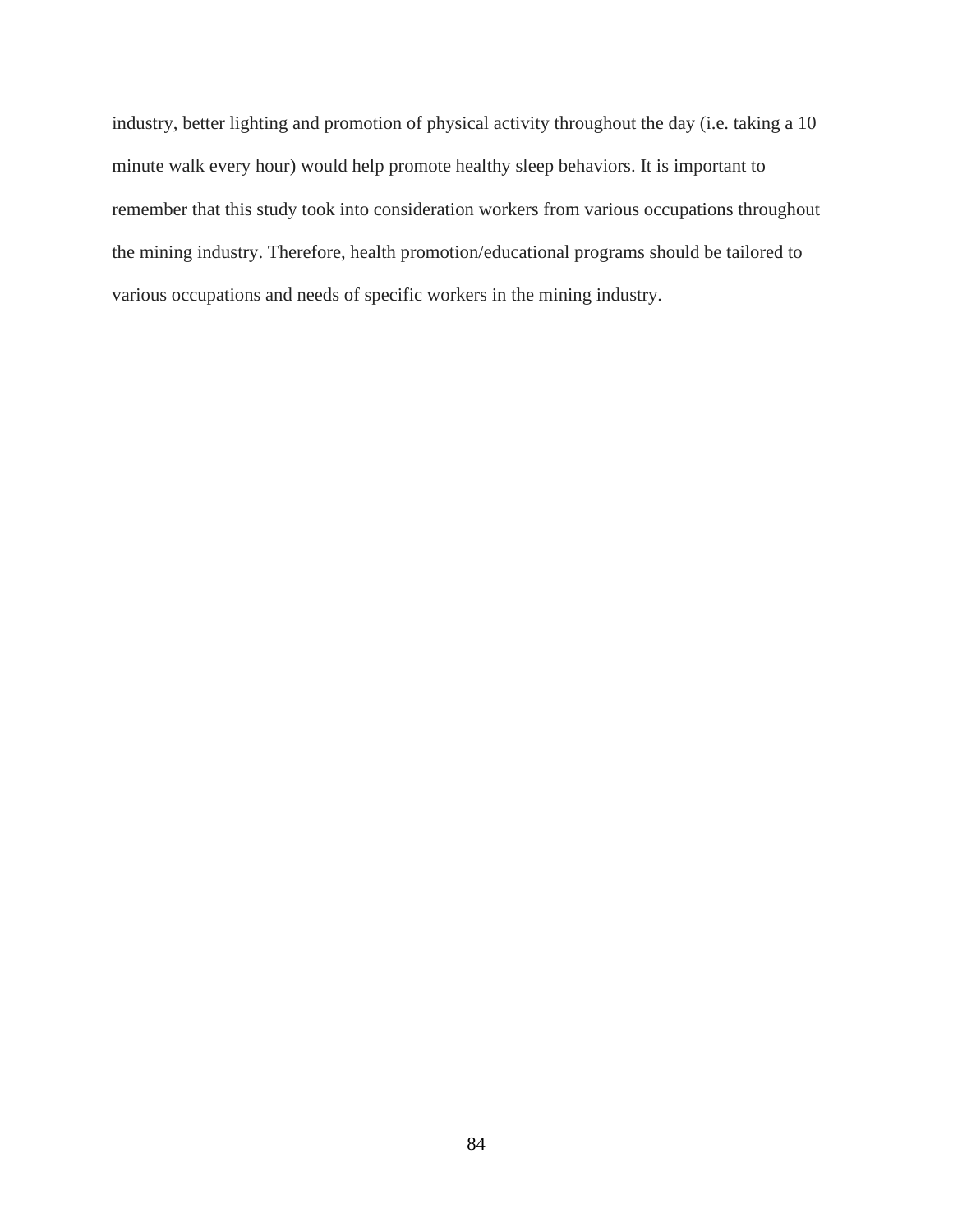industry, better lighting and promotion of physical activity throughout the day (i.e. taking a 10 minute walk every hour) would help promote healthy sleep behaviors. It is important to remember that this study took into consideration workers from various occupations throughout the mining industry. Therefore, health promotion/educational programs should be tailored to various occupations and needs of specific workers in the mining industry.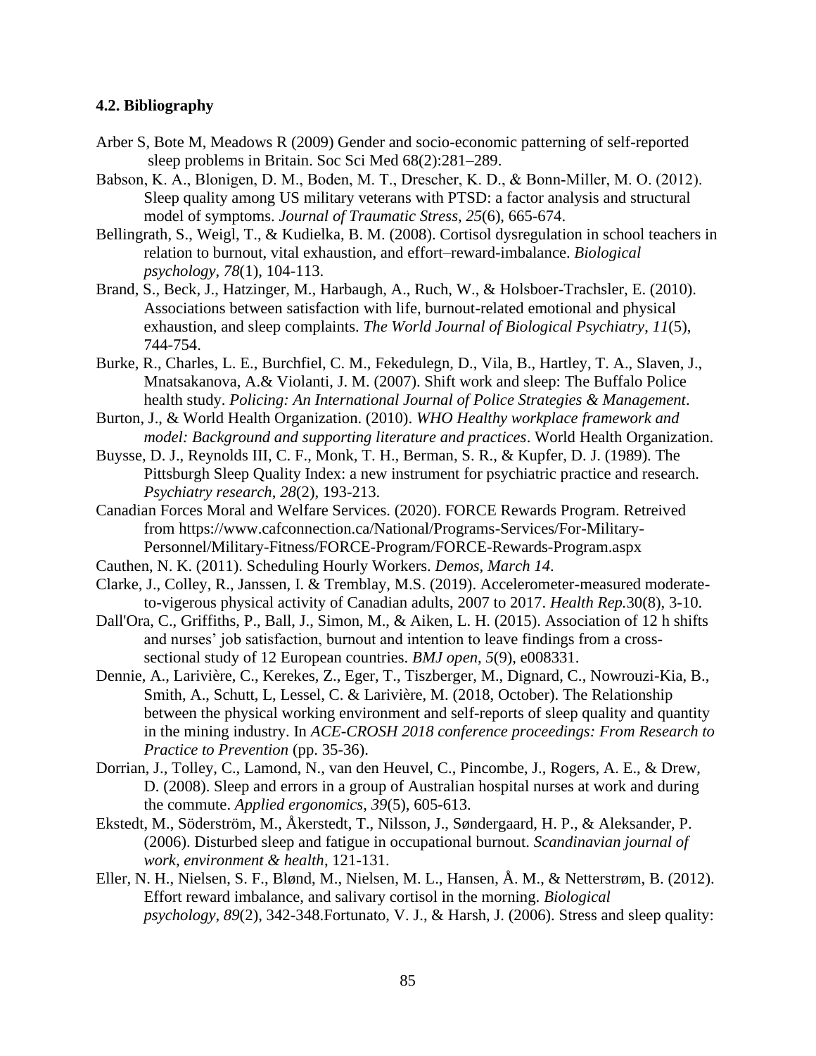### 4.2. Bibliography

Arber S, Bote M, Meadows R (2009) Gender and socio-economic patterning of self-reported sleep problems in Britain. Soc Sci Med 68(2):281–289.

Babson, K. A., Blonigen, D. M., Boden, M. T., Drescher, K. D., & Bonn-Miller, M. O. (2012). Sleep quality among US military veterans with PTSD: a factor analysis and structural model of symptoms. *Journal of Traumatic Stress*, *25*(6), 665-674.

Bellingrath, S., Weigl, T., & Kudielka, B. M. (2008). Cortisol dysregulation in school teachers in relation to burnout, vital exhaustion, and effort–reward-imbalance. *Biological psychology*, *78*(1), 104-113.

Brand, S., Beck, J., Hatzinger, M., Harbaugh, A., Ruch, W., & Holsboer-Trachsler, E. (2010). Associations between satisfaction with life, burnout-related emotional and physical exhaustion, and sleep complaints. *The World Journal of Biological Psychiatry*, *11*(5), 744-754.

Burke, R., Charles, L. E., Burchfiel, C. M., Fekedulegn, D., Vila, B., Hartley, T. A., Slaven, J., Mnatsakanova, A.& Violanti, J. M. (2007). Shift work and sleep: The Buffalo Police health study. *Policing: An International Journal of Police Strategies & Management*.

Burton, J., & World Health Organization. (2010). *WHO Healthy workplace framework and model: Background and supporting literature and practices*. World Health Organization.

Buysse, D. J., Reynolds III, C. F., Monk, T. H., Berman, S. R., & Kupfer, D. J. (1989). The Pittsburgh Sleep Quality Index: a new instrument for psychiatric practice and research. *Psychiatry research*, *28*(2), 193-213.

Canadian Forces Moral and Welfare Services. (2020). FORCE Rewards Program. Retreived from https://www.cafconnection.ca/National/Programs-Services/For-Military-Personnel/Military-Fitness/FORCE-Program/FORCE-Rewards-Program.aspx

Cauthen, N. K. (2011). Scheduling Hourly Workers. *Demos, March 14*.

Clarke, J., Colley, R., Janssen, I. & Tremblay, M.S. (2019). Accelerometer-measured moderate-to-vigorous physical activity of Canadian adults, 2007 to 2017. *Health Rep.*30(8), 3-10.

Dall'Ora, C., Griffiths, P., Ball, J., Simon, M., & Aiken, L. H. (2015). Association of 12 h shifts and nurses' job satisfaction, burnout and intention to leave findings from a cross-sectional study of 12 European countries. *BMJ open*, *5*(9), e008331.

Dennie, A., Larivière, C., Kerekes, Z., Eger, T., Tiszberger, M., Dignard, C., Nowrouzi-Kia, B., Smith, A., Schutt, L, Lessel, C. & Larivière, M. (2018, October). The Relationship between the physical working environment and self-reports of sleep quality and quantity in the mining industry. In *ACE-CROSH 2018 conference proceedings: From Research to Practice to Prevention* (pp. 35-36).

Dorrian, J., Tolley, C., Lamond, N., van den Heuvel, C., Pincombe, J., Rogers, A. E., & Drew, D. (2008). Sleep and errors in a group of Australian hospital nurses at work and during the commute. *Applied ergonomics*, *39*(5), 605-613.

Ekstedt, M., Söderström, M., Åkerstedt, T., Nilsson, J., Søndergaard, H. P., & Aleksander, P. (2006). Disturbed sleep and fatigue in occupational burnout. *Scandinavian journal of work, environment & health*, 121-131.

Eller, N. H., Nielsen, S. F., Blønd, M., Nielsen, M. L., Hansen, Å. M., & Netterstrøm, B. (2012). Effort reward imbalance, and salivary cortisol in the morning. *Biological psychology*, *89*(2), 342-348.Fortunato, V. J., & Harsh, J. (2006). Stress and sleep quality: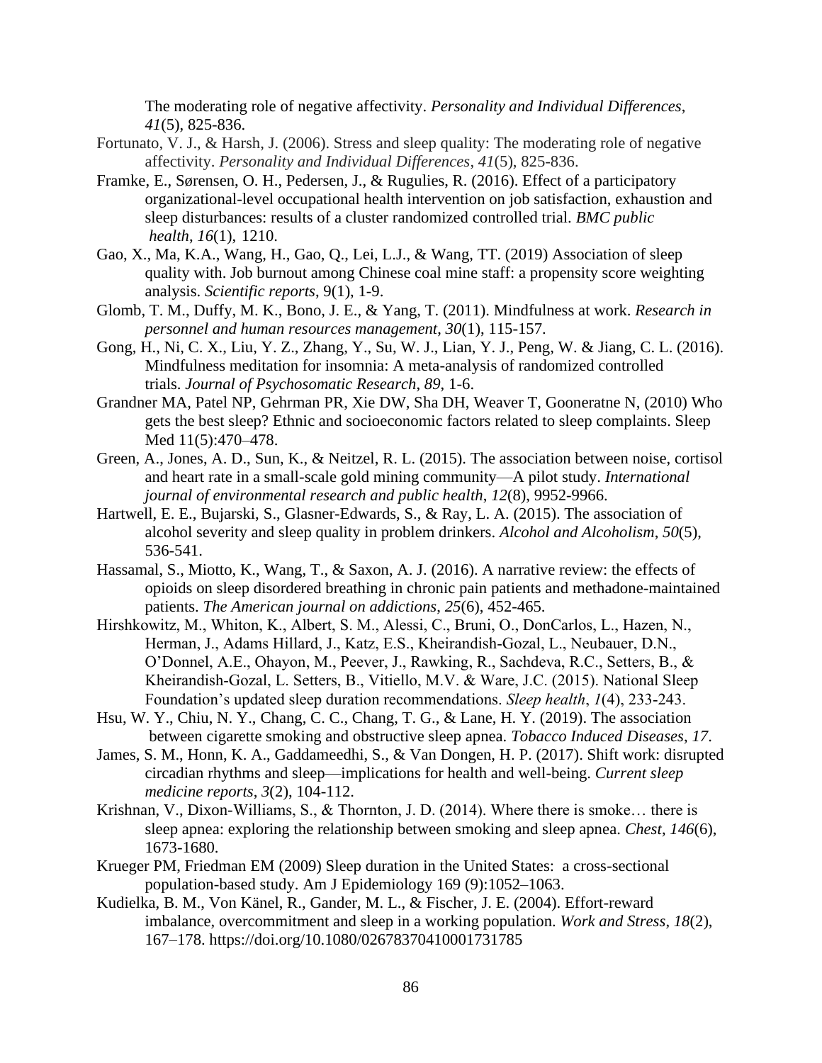The moderating role of negative affectivity. *Personality and Individual Differences*, *41*(5), 825-836.

Fortunato, V. J., & Harsh, J. (2006). Stress and sleep quality: The moderating role of negative affectivity. *Personality and Individual Differences*, *41*(5), 825-836.

Framke, E., Sørensen, O. H., Pedersen, J., & Rugulies, R. (2016). Effect of a participatory organizational-level occupational health intervention on job satisfaction, exhaustion and sleep disturbances: results of a cluster randomized controlled trial. *BMC public health*, *16*(1), 1210.

Gao, X., Ma, K.A., Wang, H., Gao, Q., Lei, L.J., & Wang, TT. (2019) Association of sleep quality with. Job burnout among Chinese coal mine staff: a propensity score weighting analysis. *Scientific reports*, 9(1), 1-9.

Glomb, T. M., Duffy, M. K., Bono, J. E., & Yang, T. (2011). Mindfulness at work. *Research in personnel and human resources management*, *30*(1), 115-157.

Gong, H., Ni, C. X., Liu, Y. Z., Zhang, Y., Su, W. J., Lian, Y. J., Peng, W. & Jiang, C. L. (2016). Mindfulness meditation for insomnia: A meta-analysis of randomized controlled trials. *Journal of Psychosomatic Research*, *89*, 1-6.

Grandner MA, Patel NP, Gehrman PR, Xie DW, Sha DH, Weaver T, Gooneratne N, (2010) Who gets the best sleep? Ethnic and socioeconomic factors related to sleep complaints. Sleep Med 11(5):470–478.

Green, A., Jones, A. D., Sun, K., & Neitzel, R. L. (2015). The association between noise, cortisol and heart rate in a small-scale gold mining community—A pilot study. *International journal of environmental research and public health*, *12*(8), 9952-9966.

Hartwell, E. E., Bujarski, S., Glasner-Edwards, S., & Ray, L. A. (2015). The association of alcohol severity and sleep quality in problem drinkers. *Alcohol and Alcoholism*, *50*(5), 536-541.

Hassamal, S., Miotto, K., Wang, T., & Saxon, A. J. (2016). A narrative review: the effects of opioids on sleep disordered breathing in chronic pain patients and methadone-maintained patients. *The American journal on addictions*, *25*(6), 452-465.

Hirshkowitz, M., Whiton, K., Albert, S. M., Alessi, C., Bruni, O., DonCarlos, L., Hazen, N., Herman, J., Adams Hillard, J., Katz, E.S., Kheirandish-Gozal, L., Neubauer, D.N., O'Donnel, A.E., Ohayon, M., Peever, J., Rawking, R., Sachdeva, R.C., Setters, B., & Kheirandish-Gozal, L. Setters, B., Vitiello, M.V. & Ware, J.C. (2015). National Sleep Foundation's updated sleep duration recommendations. *Sleep health*, *1*(4), 233-243.

Hsu, W. Y., Chiu, N. Y., Chang, C. C., Chang, T. G., & Lane, H. Y. (2019). The association between cigarette smoking and obstructive sleep apnea. *Tobacco Induced Diseases*, *17*.

James, S. M., Honn, K. A., Gaddameedhi, S., & Van Dongen, H. P. (2017). Shift work: disrupted circadian rhythms and sleep—implications for health and well-being. *Current sleep medicine reports*, *3*(2), 104-112.

Krishnan, V., Dixon-Williams, S., & Thornton, J. D. (2014). Where there is smoke… there is sleep apnea: exploring the relationship between smoking and sleep apnea. *Chest*, *146*(6), 1673-1680.

Krueger PM, Friedman EM (2009) Sleep duration in the United States: a cross-sectional population-based study. Am J Epidemiology 169 (9):1052–1063.

Kudielka, B. M., Von Känel, R., Gander, M. L., & Fischer, J. E. (2004). Effort-reward imbalance, overcommitment and sleep in a working population. *Work and Stress*, *18*(2), 167–178. https://doi.org/10.1080/02678370410001731785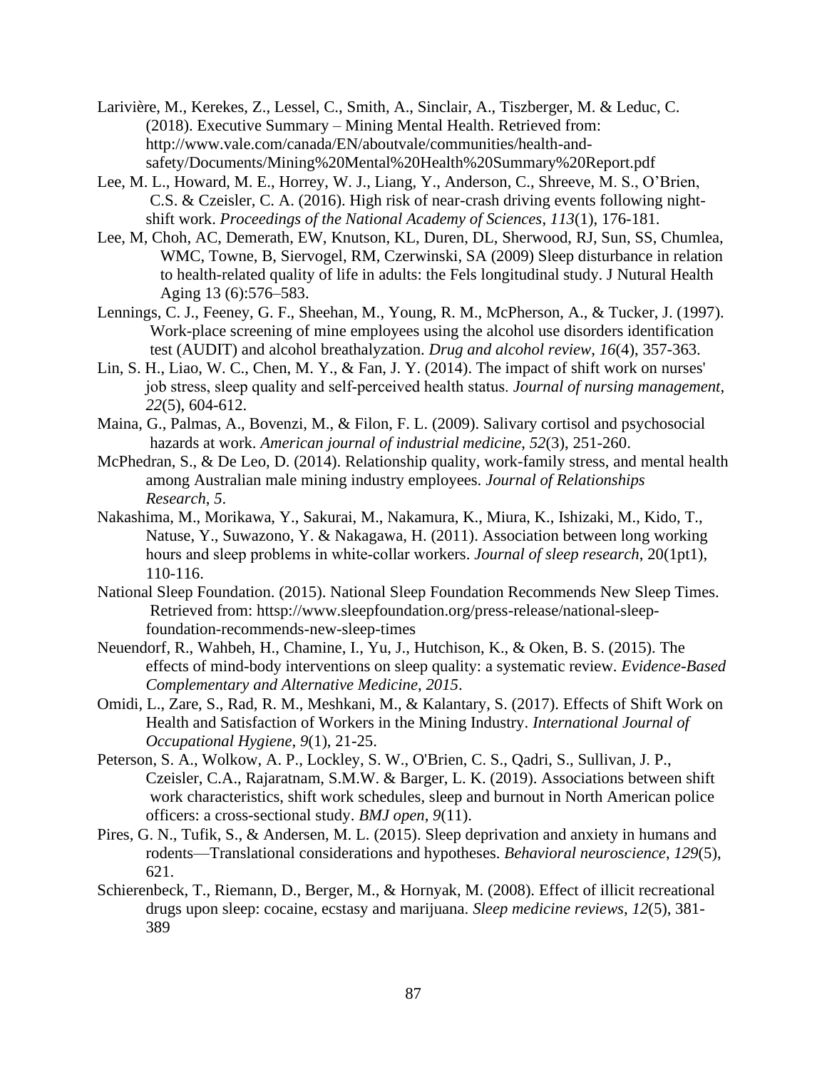Larivière, M., Kerekes, Z., Lessel, C., Smith, A., Sinclair, A., Tiszberger, M. & Leduc, C. (2018). Executive Summary – Mining Mental Health. Retrieved from: http://www.vale.com/canada/EN/aboutvale/communities/health-and-safety/Documents/Mining%20Mental%20Health%20Summary%20Report.pdf

Lee, M. L., Howard, M. E., Horrey, W. J., Liang, Y., Anderson, C., Shreeve, M. S., O'Brien, C.S. & Czeisler, C. A. (2016). High risk of near-crash driving events following night-shift work. *Proceedings of the National Academy of Sciences*, *113*(1), 176-181.

Lee, M, Choh, AC, Demerath, EW, Knutson, KL, Duren, DL, Sherwood, RJ, Sun, SS, Chumlea, WMC, Towne, B, Siervogel, RM, Czerwinski, SA (2009) Sleep disturbance in relation to health-related quality of life in adults: the Fels longitudinal study. J Nutural Health Aging 13 (6):576–583.

Lennings, C. J., Feeney, G. F., Sheehan, M., Young, R. M., McPherson, A., & Tucker, J. (1997). Work-place screening of mine employees using the alcohol use disorders identification test (AUDIT) and alcohol breathalyzation. *Drug and alcohol review*, *16*(4), 357-363.

Lin, S. H., Liao, W. C., Chen, M. Y., & Fan, J. Y. (2014). The impact of shift work on nurses' job stress, sleep quality and self-perceived health status. *Journal of nursing management*, *22*(5), 604-612.

Maina, G., Palmas, A., Bovenzi, M., & Filon, F. L. (2009). Salivary cortisol and psychosocial hazards at work. *American journal of industrial medicine*, *52*(3), 251-260.

McPhedran, S., & De Leo, D. (2014). Relationship quality, work-family stress, and mental health among Australian male mining industry employees. *Journal of Relationships Research*, *5*.

Nakashima, M., Morikawa, Y., Sakurai, M., Nakamura, K., Miura, K., Ishizaki, M., Kido, T., Natuse, Y., Suwazono, Y. & Nakagawa, H. (2011). Association between long working hours and sleep problems in white-collar workers. *Journal of sleep research*, 20(1pt1), 110-116.

National Sleep Foundation. (2015). National Sleep Foundation Recommends New Sleep Times. Retrieved from: httsp://www.sleepfoundation.org/press-release/national-sleep-foundation-recommends-new-sleep-times

Neuendorf, R., Wahbeh, H., Chamine, I., Yu, J., Hutchison, K., & Oken, B. S. (2015). The effects of mind-body interventions on sleep quality: a systematic review. *Evidence-Based Complementary and Alternative Medicine*, *2015*.

Omidi, L., Zare, S., Rad, R. M., Meshkani, M., & Kalantary, S. (2017). Effects of Shift Work on Health and Satisfaction of Workers in the Mining Industry. *International Journal of Occupational Hygiene*, *9*(1), 21-25.

Peterson, S. A., Wolkow, A. P., Lockley, S. W., O'Brien, C. S., Qadri, S., Sullivan, J. P., Czeisler, C.A., Rajaratnam, S.M.W. & Barger, L. K. (2019). Associations between shift work characteristics, shift work schedules, sleep and burnout in North American police officers: a cross-sectional study. *BMJ open*, *9*(11).

Pires, G. N., Tufik, S., & Andersen, M. L. (2015). Sleep deprivation and anxiety in humans and rodents—Translational considerations and hypotheses. *Behavioral neuroscience*, *129*(5), 621.

Schierenbeck, T., Riemann, D., Berger, M., & Hornyak, M. (2008). Effect of illicit recreational drugs upon sleep: cocaine, ecstasy and marijuana. *Sleep medicine reviews*, *12*(5), 381-389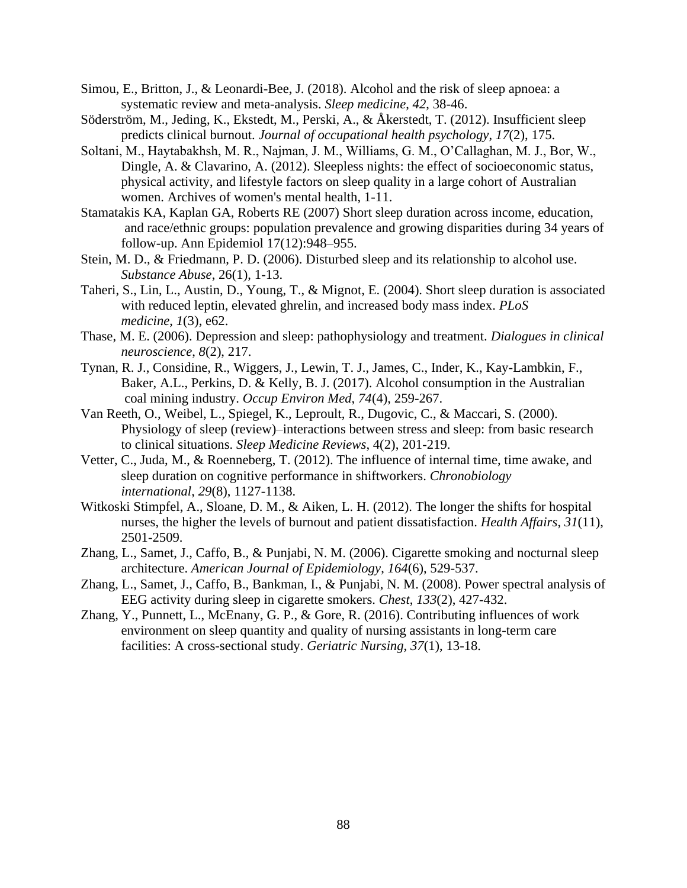Simou, E., Britton, J., & Leonardi-Bee, J. (2018). Alcohol and the risk of sleep apnoea: a systematic review and meta-analysis. *Sleep medicine*, *42*, 38-46.

Söderström, M., Jeding, K., Ekstedt, M., Perski, A., & Åkerstedt, T. (2012). Insufficient sleep predicts clinical burnout. *Journal of occupational health psychology*, *17*(2), 175.

Soltani, M., Haytabakhsh, M. R., Najman, J. M., Williams, G. M., O'Callaghan, M. J., Bor, W., Dingle, A. & Clavarino, A. (2012). Sleepless nights: the effect of socioeconomic status, physical activity, and lifestyle factors on sleep quality in a large cohort of Australian women. Archives of women's mental health, 1-11.

Stamatakis KA, Kaplan GA, Roberts RE (2007) Short sleep duration across income, education, and race/ethnic groups: population prevalence and growing disparities during 34 years of follow-up. Ann Epidemiol 17(12):948–955.

Stein, M. D., & Friedmann, P. D. (2006). Disturbed sleep and its relationship to alcohol use. *Substance Abuse*, 26(1), 1-13.

Taheri, S., Lin, L., Austin, D., Young, T., & Mignot, E. (2004). Short sleep duration is associated with reduced leptin, elevated ghrelin, and increased body mass index. *PLoS medicine*, *1*(3), e62.

Thase, M. E. (2006). Depression and sleep: pathophysiology and treatment. *Dialogues in clinical neuroscience*, *8*(2), 217.

Tynan, R. J., Considine, R., Wiggers, J., Lewin, T. J., James, C., Inder, K., Kay-Lambkin, F., Baker, A.L., Perkins, D. & Kelly, B. J. (2017). Alcohol consumption in the Australian coal mining industry. *Occup Environ Med*, *74*(4), 259-267.

Van Reeth, O., Weibel, L., Spiegel, K., Leproult, R., Dugovic, C., & Maccari, S. (2000). Physiology of sleep (review)–interactions between stress and sleep: from basic research to clinical situations. *Sleep Medicine Reviews*, 4(2), 201-219.

Vetter, C., Juda, M., & Roenneberg, T. (2012). The influence of internal time, time awake, and sleep duration on cognitive performance in shiftworkers. *Chronobiology international*, *29*(8), 1127-1138.

Witkoski Stimpfel, A., Sloane, D. M., & Aiken, L. H. (2012). The longer the shifts for hospital nurses, the higher the levels of burnout and patient dissatisfaction. *Health Affairs*, *31*(11), 2501-2509.

Zhang, L., Samet, J., Caffo, B., & Punjabi, N. M. (2006). Cigarette smoking and nocturnal sleep architecture. *American Journal of Epidemiology*, *164*(6), 529-537.

Zhang, L., Samet, J., Caffo, B., Bankman, I., & Punjabi, N. M. (2008). Power spectral analysis of EEG activity during sleep in cigarette smokers. *Chest*, *133*(2), 427-432.

Zhang, Y., Punnett, L., McEnany, G. P., & Gore, R. (2016). Contributing influences of work environment on sleep quantity and quality of nursing assistants in long-term care facilities: A cross-sectional study. *Geriatric Nursing*, *37*(1), 13-18.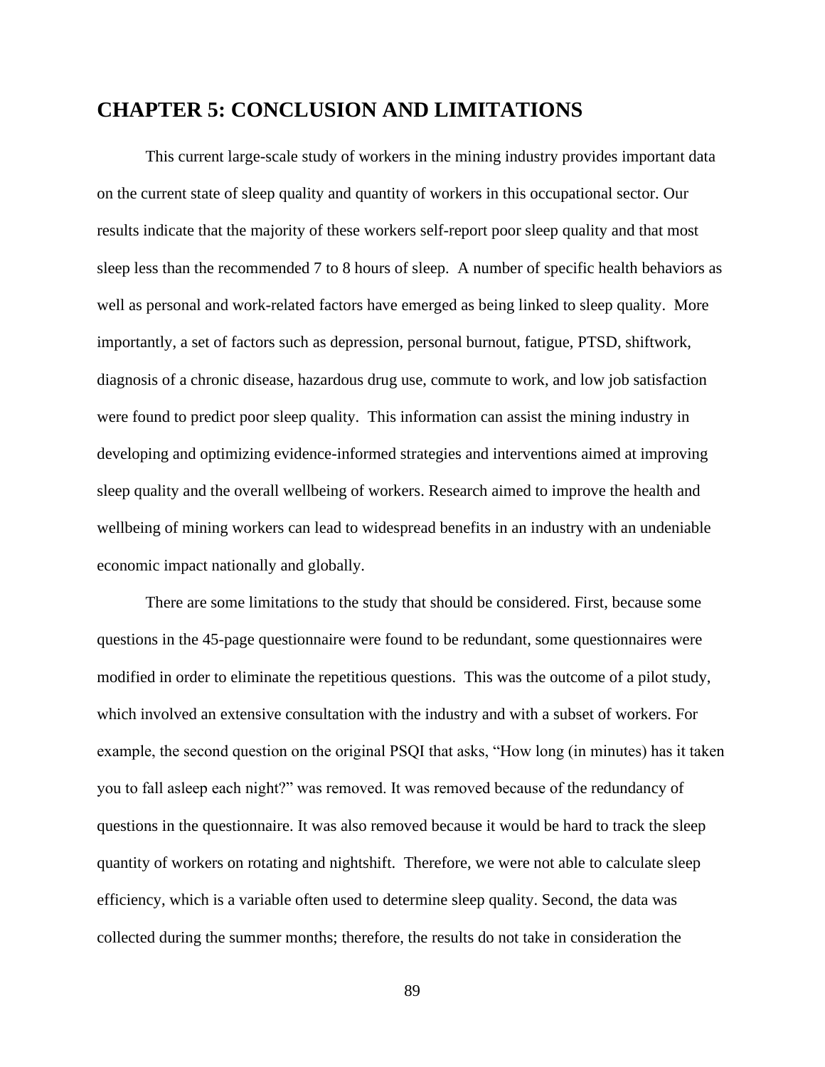# CHAPTER 5: CONCLUSION AND LIMITATIONS

This current large-scale study of workers in the mining industry provides important data on the current state of sleep quality and quantity of workers in this occupational sector. Our results indicate that the majority of these workers self-report poor sleep quality and that most sleep less than the recommended 7 to 8 hours of sleep. A number of specific health behaviors as well as personal and work-related factors have emerged as being linked to sleep quality. More importantly, a set of factors such as depression, personal burnout, fatigue, PTSD, shiftwork, diagnosis of a chronic disease, hazardous drug use, commute to work, and low job satisfaction were found to predict poor sleep quality. This information can assist the mining industry in developing and optimizing evidence-informed strategies and interventions aimed at improving sleep quality and the overall wellbeing of workers. Research aimed to improve the health and wellbeing of mining workers can lead to widespread benefits in an industry with an undeniable economic impact nationally and globally.

There are some limitations to the study that should be considered. First, because some questions in the 45-page questionnaire were found to be redundant, some questionnaires were modified in order to eliminate the repetitious questions. This was the outcome of a pilot study, which involved an extensive consultation with the industry and with a subset of workers. For example, the second question on the original PSQI that asks, "How long (in minutes) has it taken you to fall asleep each night?" was removed. It was removed because of the redundancy of questions in the questionnaire. It was also removed because it would be hard to track the sleep quantity of workers on rotating and nightshift. Therefore, we were not able to calculate sleep efficiency, which is a variable often used to determine sleep quality. Second, the data was collected during the summer months; therefore, the results do not take in consideration the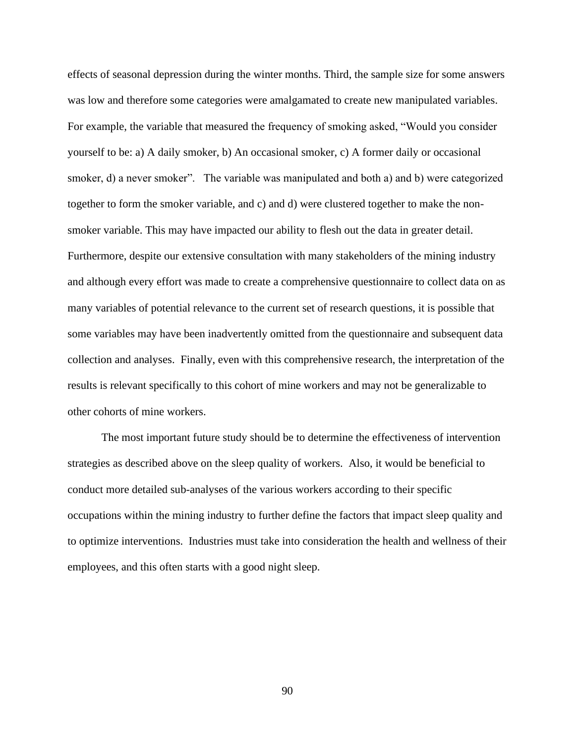effects of seasonal depression during the winter months. Third, the sample size for some answers was low and therefore some categories were amalgamated to create new manipulated variables. For example, the variable that measured the frequency of smoking asked, “Would you consider yourself to be: a) A daily smoker, b) An occasional smoker, c) A former daily or occasional smoker, d) a never smoker”. The variable was manipulated and both a) and b) were categorized together to form the smoker variable, and c) and d) were clustered together to make the non-smoker variable. This may have impacted our ability to flesh out the data in greater detail. Furthermore, despite our extensive consultation with many stakeholders of the mining industry and although every effort was made to create a comprehensive questionnaire to collect data on as many variables of potential relevance to the current set of research questions, it is possible that some variables may have been inadvertently omitted from the questionnaire and subsequent data collection and analyses. Finally, even with this comprehensive research, the interpretation of the results is relevant specifically to this cohort of mine workers and may not be generalizable to other cohorts of mine workers.

The most important future study should be to determine the effectiveness of intervention strategies as described above on the sleep quality of workers. Also, it would be beneficial to conduct more detailed sub-analyses of the various workers according to their specific occupations within the mining industry to further define the factors that impact sleep quality and to optimize interventions. Industries must take into consideration the health and wellness of their employees, and this often starts with a good night sleep.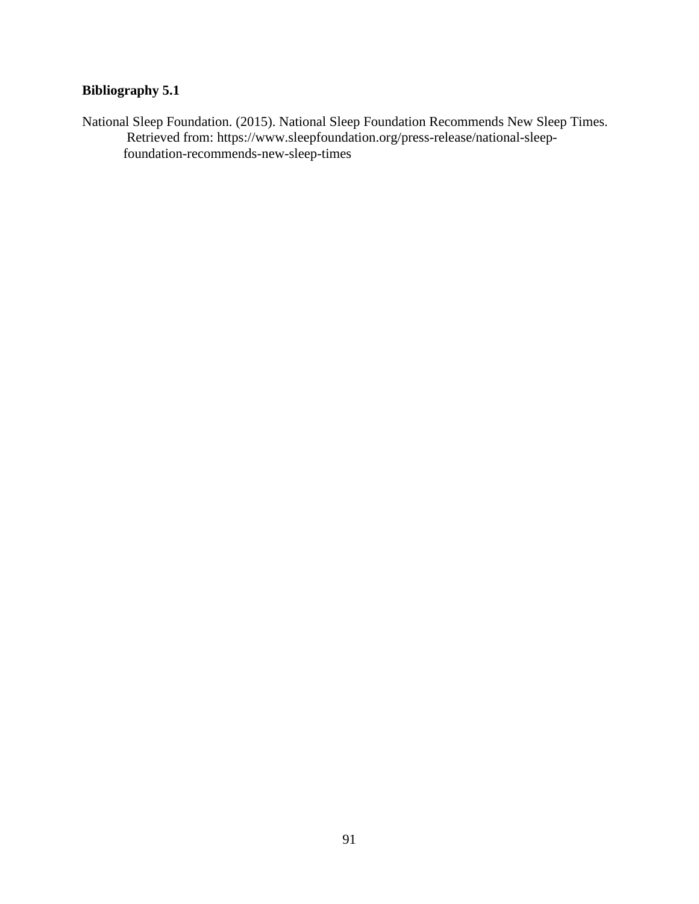**Bibliography 5.1**

National Sleep Foundation. (2015). National Sleep Foundation Recommends New Sleep Times. Retrieved from: https://www.sleepfoundation.org/press-release/national-sleep-foundation-recommends-new-sleep-times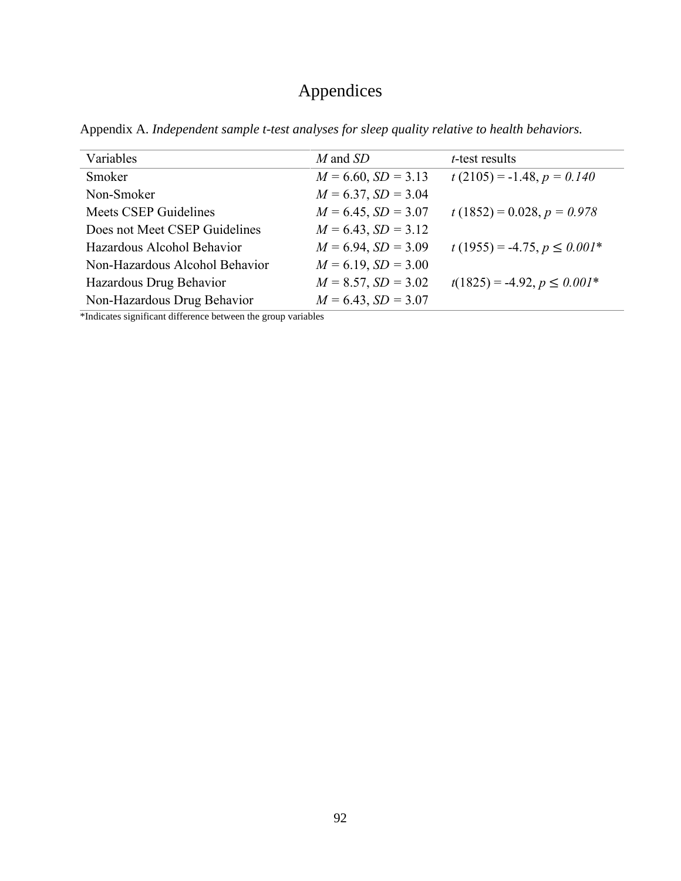# Appendices

Appendix A. *Independent sample t-test analyses for sleep quality relative to health behaviors.*

| Variables | *M* and *SD* | *t*-test results |
|---|---|---|
| Smoker | $M = 6.60$, $SD = 3.13$ | $t\,(2105) = -1.48$, $p = 0.140$ |
| Non-Smoker | $M = 6.37$, $SD = 3.04$ | |
| Meets CSEP Guidelines | $M = 6.45$, $SD = 3.07$ | $t\,(1852) = 0.028$, $p = 0.978$ |
| Does not Meet CSEP Guidelines | $M = 6.43$, $SD = 3.12$ | |
| Hazardous Alcohol Behavior | $M = 6.94$, $SD = 3.09$ | $t\,(1955) = -4.75$, $p \leq 0.001$* |
| Non-Hazardous Alcohol Behavior | $M = 6.19$, $SD = 3.00$ | |
| Hazardous Drug Behavior | $M = 8.57$, $SD = 3.02$ | $t(1825) = -4.92$, $p \leq 0.001$* |
| Non-Hazardous Drug Behavior | $M = 6.43$, $SD = 3.07$ | |

*Indicates significant difference between the group variables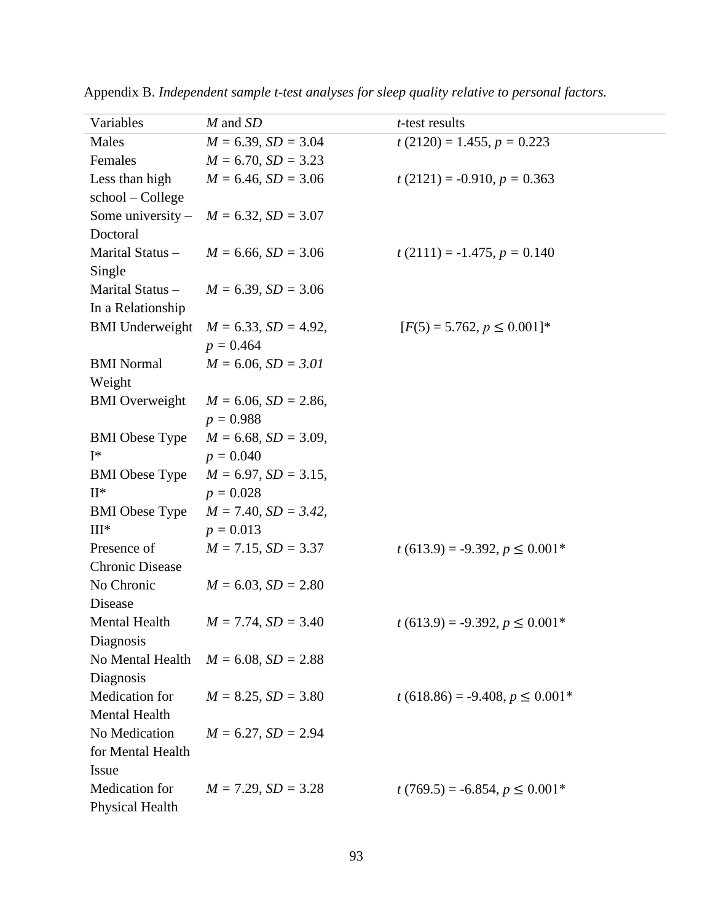Appendix B. *Independent sample t-test analyses for sleep quality relative to personal factors.*

| Variables | $M$ and $SD$ | $t$-test results |
|---|---|---|
| Males | $M$ = 6.39, $SD$ = 3.04 | $t$ (2120) = 1.455, $p$ = 0.223 |
| Females | $M$ = 6.70, $SD$ = 3.23 | |
| Less than high school – College | $M$ = 6.46, $SD$ = 3.06 | $t$ (2121) = -0.910, $p$ = 0.363 |
| Some university – Doctoral | $M$ = 6.32, $SD$ = 3.07 | |
| Marital Status – Single | $M$ = 6.66, $SD$ = 3.06 | $t$ (2111) = -1.475, $p$ = 0.140 |
| Marital Status – In a Relationship | $M$ = 6.39, $SD$ = 3.06 | |
| BMI Underweight | $M$ = 6.33, $SD$ = 4.92, $p$ = 0.464 | [$F$(5) = 5.762, $p \leq 0.001$]* |
| BMI Normal Weight | $M$ = 6.06, $SD$ = *3.01* | |
| BMI Overweight | $M$ = 6.06, $SD$ = 2.86, $p$ = 0.988 | |
| BMI Obese Type I* | $M$ = 6.68, $SD$ = 3.09, $p$ = 0.040 | |
| BMI Obese Type II* | $M$ = 6.97, $SD$ = 3.15, $p$ = 0.028 | |
| BMI Obese Type III* | $M$ = 7.40, $SD$ = *3.42,* $p$ = 0.013 | |
| Presence of Chronic Disease | $M$ = 7.15, $SD$ = 3.37 | $t$ (613.9) = -9.392, $p \leq 0.001$* |
| No Chronic Disease | $M$ = 6.03, $SD$ = 2.80 | |
| Mental Health Diagnosis | $M$ = 7.74, $SD$ = 3.40 | $t$ (613.9) = -9.392, $p \leq 0.001$* |
| No Mental Health Diagnosis | $M$ = 6.08, $SD$ = 2.88 | |
| Medication for Mental Health | $M$ = 8.25, $SD$ = 3.80 | $t$ (618.86) = -9.408, $p \leq 0.001$* |
| No Medication for Mental Health Issue | $M$ = 6.27, $SD$ = 2.94 | |
| Medication for Physical Health | $M$ = 7.29, $SD$ = 3.28 | $t$ (769.5) = -6.854, $p \leq 0.001$* |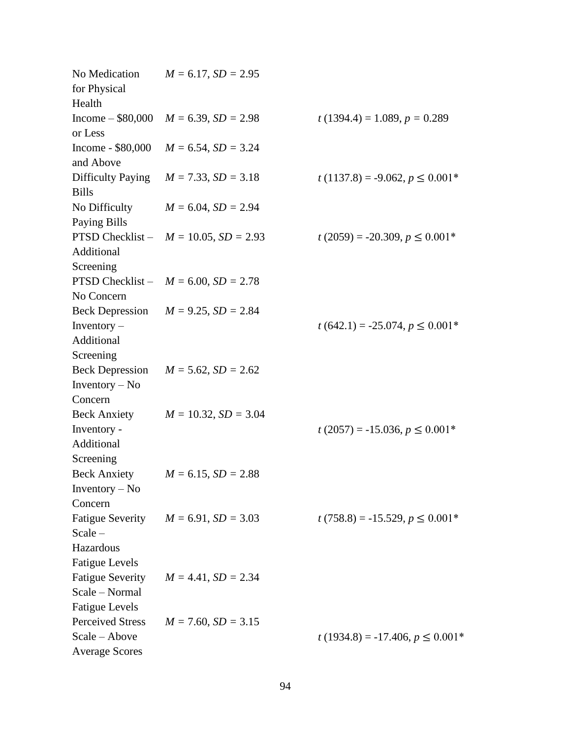| | | |
|---|---|---|
| No Medication for Physical Health | $M$ = 6.17, $SD$ = 2.95 | |
| Income – $80,000 or Less | $M$ = 6.39, $SD$ = 2.98 | $t$ (1394.4) = 1.089, $p$ = 0.289 |
| Income - $80,000 and Above | $M$ = 6.54, $SD$ = 3.24 | |
| Difficulty Paying Bills | $M$ = 7.33, $SD$ = 3.18 | $t$ (1137.8) = -9.062, $p \leq 0.001$* |
| No Difficulty Paying Bills | $M$ = 6.04, $SD$ = 2.94 | |
| PTSD Checklist – Additional Screening | $M$ = 10.05, $SD$ = 2.93 | $t$ (2059) = -20.309, $p \leq 0.001$* |
| PTSD Checklist – No Concern | $M$ = 6.00, $SD$ = 2.78 | |
| Beck Depression Inventory – Additional Screening | $M$ = 9.25, $SD$ = 2.84 | $t$ (642.1) = -25.074, $p \leq 0.001$* |
| Beck Depression Inventory – No Concern | $M$ = 5.62, $SD$ = 2.62 | |
| Beck Anxiety Inventory - Additional Screening | $M$ = 10.32, $SD$ = 3.04 | $t$ (2057) = -15.036, $p \leq 0.001$* |
| Beck Anxiety Inventory – No Concern | $M$ = 6.15, $SD$ = 2.88 | |
| Fatigue Severity Scale – Hazardous Fatigue Levels | $M$ = 6.91, $SD$ = 3.03 | $t$ (758.8) = -15.529, $p \leq 0.001$* |
| Fatigue Severity Scale – Normal Fatigue Levels | $M$ = 4.41, $SD$ = 2.34 | |
| Perceived Stress Scale – Above Average Scores | $M$ = 7.60, $SD$ = 3.15 | $t$ (1934.8) = -17.406, $p \leq 0.001$* |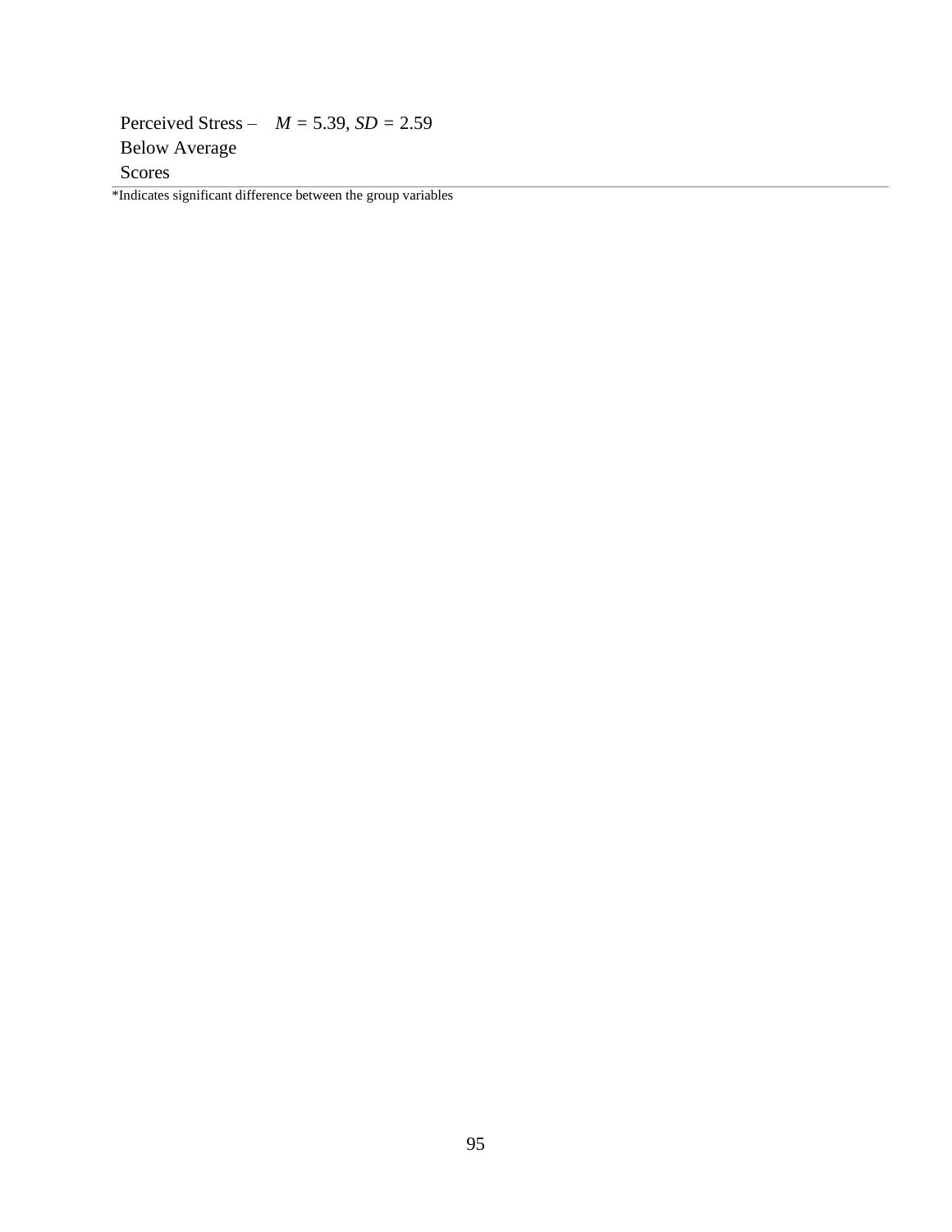| | |
|---|---|
| Perceived Stress – Below Average Scores | $M = 5.39$, $SD = 2.59$ |

*Indicates significant difference between the group variables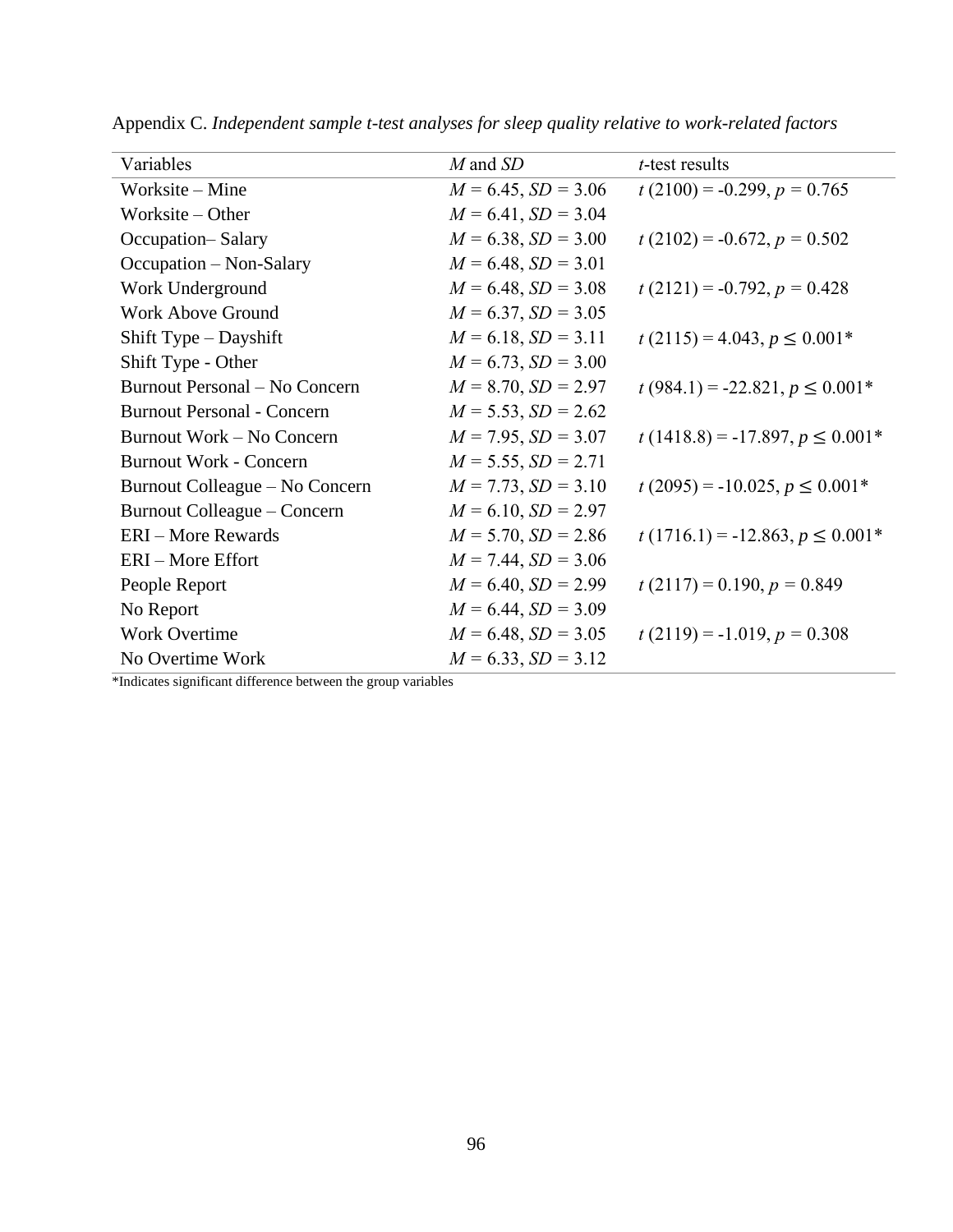Appendix C. *Independent sample t-test analyses for sleep quality relative to work-related factors*

| Variables | $M$ and $SD$ | $t$-test results |
|---|---|---|
| Worksite – Mine | $M = 6.45$, $SD = 3.06$ | $t\,(2100) = -0.299$, $p = 0.765$ |
| Worksite – Other | $M = 6.41$, $SD = 3.04$ | |
| Occupation– Salary | $M = 6.38$, $SD = 3.00$ | $t\,(2102) = -0.672$, $p = 0.502$ |
| Occupation – Non-Salary | $M = 6.48$, $SD = 3.01$ | |
| Work Underground | $M = 6.48$, $SD = 3.08$ | $t\,(2121) = -0.792$, $p = 0.428$ |
| Work Above Ground | $M = 6.37$, $SD = 3.05$ | |
| Shift Type – Dayshift | $M = 6.18$, $SD = 3.11$ | $t\,(2115) = 4.043$, $p \leq 0.001$* |
| Shift Type - Other | $M = 6.73$, $SD = 3.00$ | |
| Burnout Personal – No Concern | $M = 8.70$, $SD = 2.97$ | $t\,(984.1) = -22.821$, $p \leq 0.001$* |
| Burnout Personal - Concern | $M = 5.53$, $SD = 2.62$ | |
| Burnout Work – No Concern | $M = 7.95$, $SD = 3.07$ | $t\,(1418.8) = -17.897$, $p \leq 0.001$* |
| Burnout Work - Concern | $M = 5.55$, $SD = 2.71$ | |
| Burnout Colleague – No Concern | $M = 7.73$, $SD = 3.10$ | $t\,(2095) = -10.025$, $p \leq 0.001$* |
| Burnout Colleague – Concern | $M = 6.10$, $SD = 2.97$ | |
| ERI – More Rewards | $M = 5.70$, $SD = 2.86$ | $t\,(1716.1) = -12.863$, $p \leq 0.001$* |
| ERI – More Effort | $M = 7.44$, $SD = 3.06$ | |
| People Report | $M = 6.40$, $SD = 2.99$ | $t\,(2117) = 0.190$, $p = 0.849$ |
| No Report | $M = 6.44$, $SD = 3.09$ | |
| Work Overtime | $M = 6.48$, $SD = 3.05$ | $t\,(2119) = -1.019$, $p = 0.308$ |
| No Overtime Work | $M = 6.33$, $SD = 3.12$ | |

*Indicates significant difference between the group variables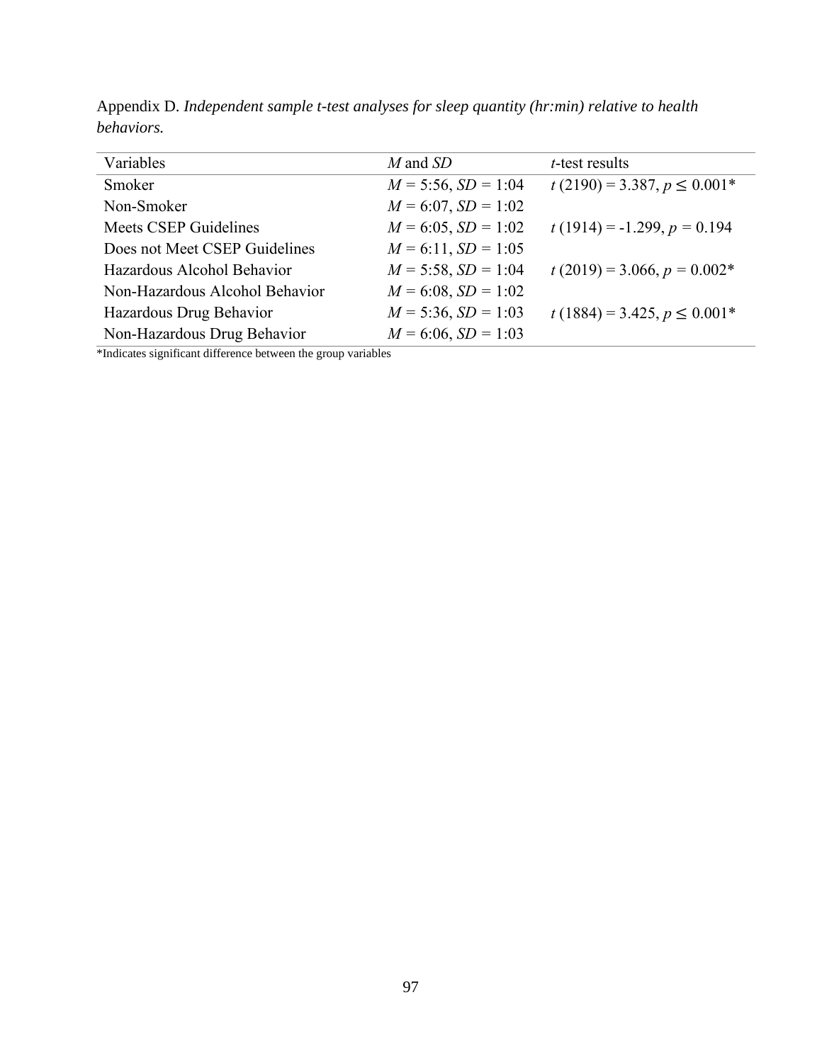Appendix D. *Independent sample t-test analyses for sleep quantity (hr:min) relative to health behaviors.*

| Variables | *M* and *SD* | *t*-test results |
|---|---|---|
| Smoker | $M$ = 5:56, $SD$ = 1:04 | $t\,(2190) = 3.387$, $p \leq 0.001$* |
| Non-Smoker | $M$ = 6:07, $SD$ = 1:02 | |
| Meets CSEP Guidelines | $M$ = 6:05, $SD$ = 1:02 | $t\,(1914) = -1.299$, $p = 0.194$ |
| Does not Meet CSEP Guidelines | $M$ = 6:11, $SD$ = 1:05 | |
| Hazardous Alcohol Behavior | $M$ = 5:58, $SD$ = 1:04 | $t\,(2019) = 3.066$, $p = 0.002$* |
| Non-Hazardous Alcohol Behavior | $M$ = 6:08, $SD$ = 1:02 | |
| Hazardous Drug Behavior | $M$ = 5:36, $SD$ = 1:03 | $t\,(1884) = 3.425$, $p \leq 0.001$* |
| Non-Hazardous Drug Behavior | $M$ = 6:06, $SD$ = 1:03 | |

*Indicates significant difference between the group variables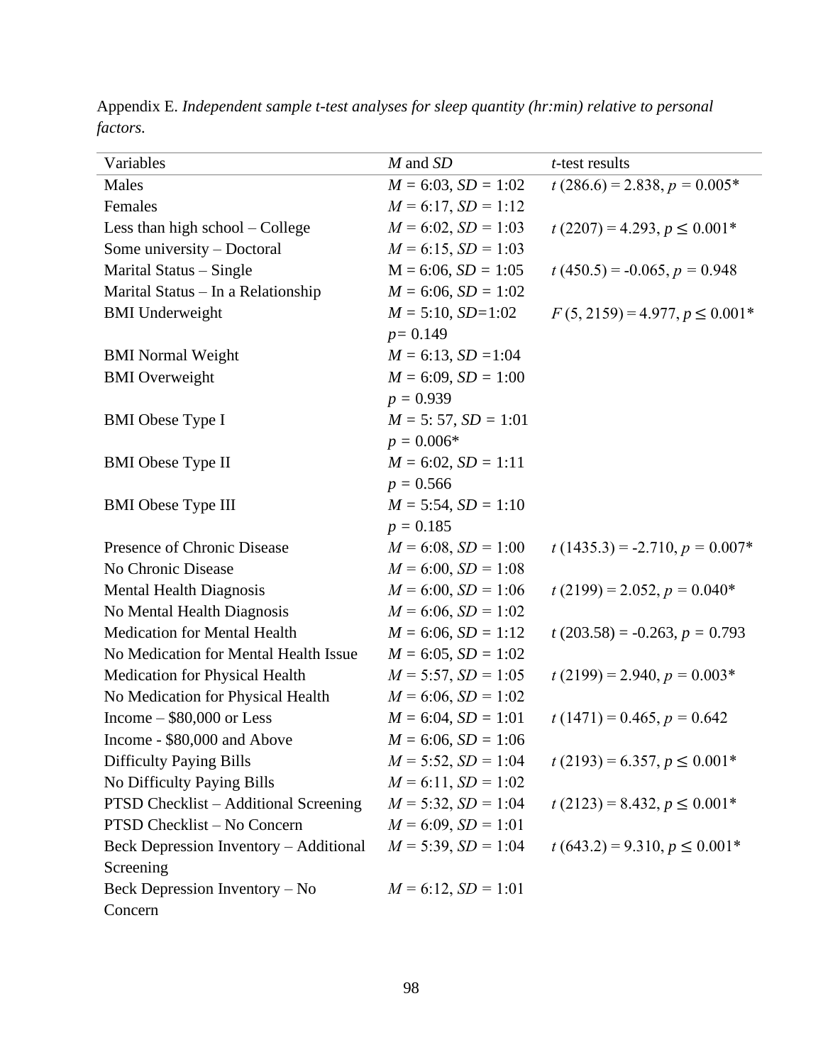Appendix E. *Independent sample t-test analyses for sleep quantity (hr:min) relative to personal factors.*

| Variables | *M* and *SD* | *t*-test results |
|---|---|---|
| Males | $M$ = 6:03, $SD$ = 1:02 | $t$ (286.6) = 2.838, $p$ = 0.005* |
| Females | $M$ = 6:17, $SD$ = 1:12 | |
| Less than high school – College | $M$ = 6:02, $SD$ = 1:03 | $t$ (2207) = 4.293, $p \leq 0.001$* |
| Some university – Doctoral | $M$ = 6:15, $SD$ = 1:03 | |
| Marital Status – Single | M = 6:06, $SD$ = 1:05 | $t$ (450.5) = -0.065, $p$ = 0.948 |
| Marital Status – In a Relationship | $M$ = 6:06, $SD$ = 1:02 | |
| BMI Underweight | $M$ = 5:10, $SD$=1:02 $p$= 0.149 | $F$ (5, 2159) = 4.977, $p \leq 0.001$* |
| BMI Normal Weight | $M$ = 6:13, $SD$ =1:04 | |
| BMI Overweight | $M$ = 6:09, $SD$ = 1:00 $p$ = 0.939 | |
| BMI Obese Type I | $M$ = 5: 57, $SD$ = 1:01 $p$ = 0.006* | |
| BMI Obese Type II | $M$ = 6:02, $SD$ = 1:11 $p$ = 0.566 | |
| BMI Obese Type III | $M$ = 5:54, $SD$ = 1:10 $p$ = 0.185 | |
| Presence of Chronic Disease | $M$ = 6:08, $SD$ = 1:00 | $t$ (1435.3) = -2.710, $p$ = 0.007* |
| No Chronic Disease | $M$ = 6:00, $SD$ = 1:08 | |
| Mental Health Diagnosis | $M$ = 6:00, $SD$ = 1:06 | $t$ (2199) = 2.052, $p$ = 0.040* |
| No Mental Health Diagnosis | $M$ = 6:06, $SD$ = 1:02 | |
| Medication for Mental Health | $M$ = 6:06, $SD$ = 1:12 | $t$ (203.58) = -0.263, $p$ = 0.793 |
| No Medication for Mental Health Issue | $M$ = 6:05, $SD$ = 1:02 | |
| Medication for Physical Health | $M$ = 5:57, $SD$ = 1:05 | $t$ (2199) = 2.940, $p$ = 0.003* |
| No Medication for Physical Health | $M$ = 6:06, $SD$ = 1:02 | |
| Income – $80,000 or Less | $M$ = 6:04, $SD$ = 1:01 | $t$ (1471) = 0.465, $p$ = 0.642 |
| Income - $80,000 and Above | $M$ = 6:06, $SD$ = 1:06 | |
| Difficulty Paying Bills | $M$ = 5:52, $SD$ = 1:04 | $t$ (2193) = 6.357, $p \leq 0.001$* |
| No Difficulty Paying Bills | $M$ = 6:11, $SD$ = 1:02 | |
| PTSD Checklist – Additional Screening | $M$ = 5:32, $SD$ = 1:04 | $t$ (2123) = 8.432, $p \leq 0.001$* |
| PTSD Checklist – No Concern | $M$ = 6:09, $SD$ = 1:01 | |
| Beck Depression Inventory – Additional Screening | $M$ = 5:39, $SD$ = 1:04 | $t$ (643.2) = 9.310, $p \leq 0.001$* |
| Beck Depression Inventory – No Concern | $M$ = 6:12, $SD$ = 1:01 | |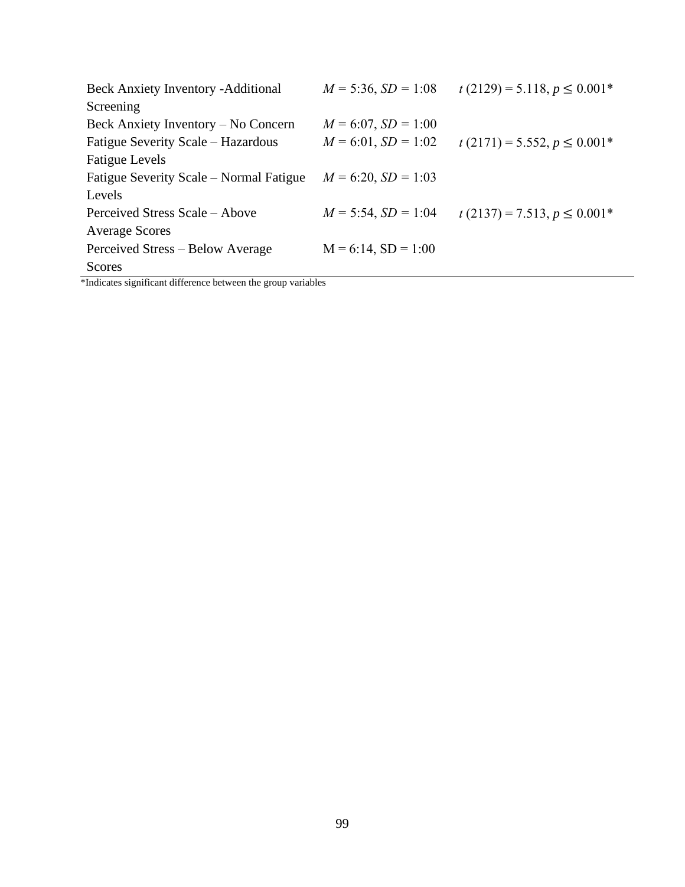| | | |
|---|---|---|
| Beck Anxiety Inventory -Additional Screening | *M* = 5:36, *SD* = 1:08 | *t* (2129) = 5.118, $p \leq 0.001$* |
| Beck Anxiety Inventory – No Concern | *M* = 6:07, *SD* = 1:00 | |
| Fatigue Severity Scale – Hazardous Fatigue Levels | *M* = 6:01, *SD* = 1:02 | *t* (2171) = 5.552, $p \leq 0.001$* |
| Fatigue Severity Scale – Normal Fatigue Levels | *M* = 6:20, *SD* = 1:03 | |
| Perceived Stress Scale – Above Average Scores | *M* = 5:54, *SD* = 1:04 | *t* (2137) = 7.513, $p \leq 0.001$* |
| Perceived Stress – Below Average Scores | M = 6:14, SD = 1:00 | |

*Indicates significant difference between the group variables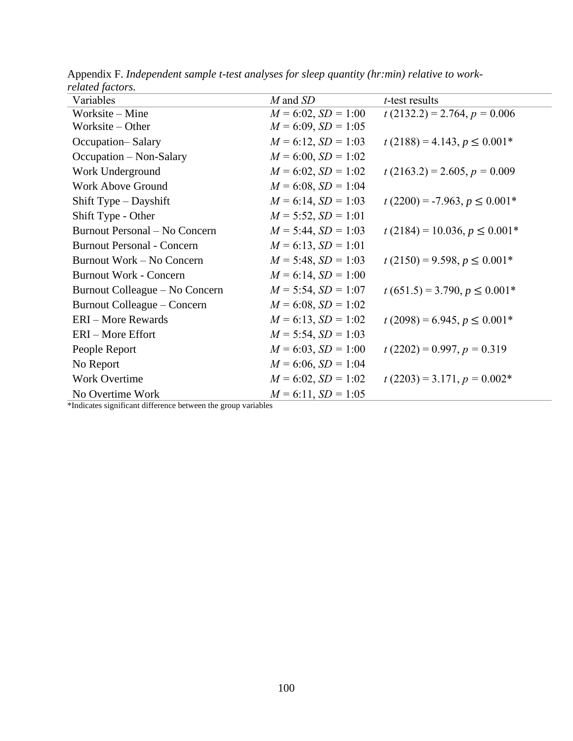Appendix F. *Independent sample t-test analyses for sleep quantity (hr:min) relative to work-related factors.*

| Variables | *M* and *SD* | *t*-test results |
| --- | --- | --- |
| Worksite – Mine | $M$ = 6:02, $SD$ = 1:00 | $t$ (2132.2) = 2.764, $p$ = 0.006 |
| Worksite – Other | $M$ = 6:09, $SD$ = 1:05 | |
| Occupation– Salary | $M$ = 6:12, $SD$ = 1:03 | $t$ (2188) = 4.143, $p \leq 0.001$* |
| Occupation – Non-Salary | $M$ = 6:00, $SD$ = 1:02 | |
| Work Underground | $M$ = 6:02, $SD$ = 1:02 | $t$ (2163.2) = 2.605, $p$ = 0.009 |
| Work Above Ground | $M$ = 6:08, $SD$ = 1:04 | |
| Shift Type – Dayshift | $M$ = 6:14, $SD$ = 1:03 | $t$ (2200) = -7.963, $p \leq 0.001$* |
| Shift Type - Other | $M$ = 5:52, $SD$ = 1:01 | |
| Burnout Personal – No Concern | $M$ = 5:44, $SD$ = 1:03 | $t$ (2184) = 10.036, $p \leq 0.001$* |
| Burnout Personal - Concern | $M$ = 6:13, $SD$ = 1:01 | |
| Burnout Work – No Concern | $M$ = 5:48, $SD$ = 1:03 | $t$ (2150) = 9.598, $p \leq 0.001$* |
| Burnout Work - Concern | $M$ = 6:14, $SD$ = 1:00 | |
| Burnout Colleague – No Concern | $M$ = 5:54, $SD$ = 1:07 | $t$ (651.5) = 3.790, $p \leq 0.001$* |
| Burnout Colleague – Concern | $M$ = 6:08, $SD$ = 1:02 | |
| ERI – More Rewards | $M$ = 6:13, $SD$ = 1:02 | $t$ (2098) = 6.945, $p \leq 0.001$* |
| ERI – More Effort | $M$ = 5:54, $SD$ = 1:03 | |
| People Report | $M$ = 6:03, $SD$ = 1:00 | $t$ (2202) = 0.997, $p$ = 0.319 |
| No Report | $M$ = 6:06, $SD$ = 1:04 | |
| Work Overtime | $M$ = 6:02, $SD$ = 1:02 | $t$ (2203) = 3.171, $p$ = 0.002* |
| No Overtime Work | $M$ = 6:11, $SD$ = 1:05 | |

*Indicates significant difference between the group variables